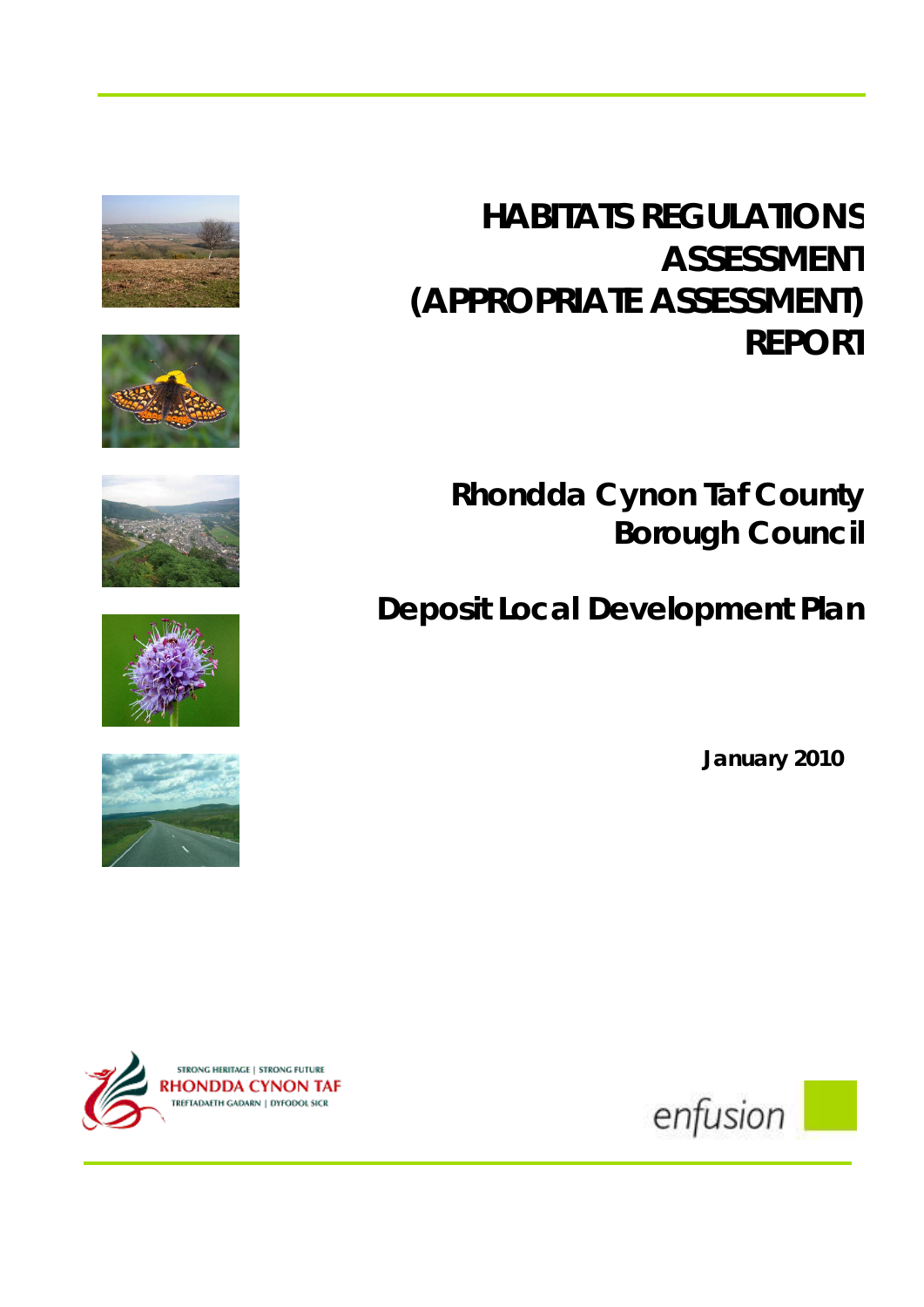# HABITATS REGULATIONS ASSESSMENT (APPROPRIATE ASSESSMENT) REPORT

## Rhondda Cynon Taf County Borough Council

## Deposit Local Development Plan

**January 2010**

STRONG HERITAGE | STRONG FUTURE
RHONDDA CYNON TAF
TREFTADAETH GADARN | DYFODOL SICR

enfusion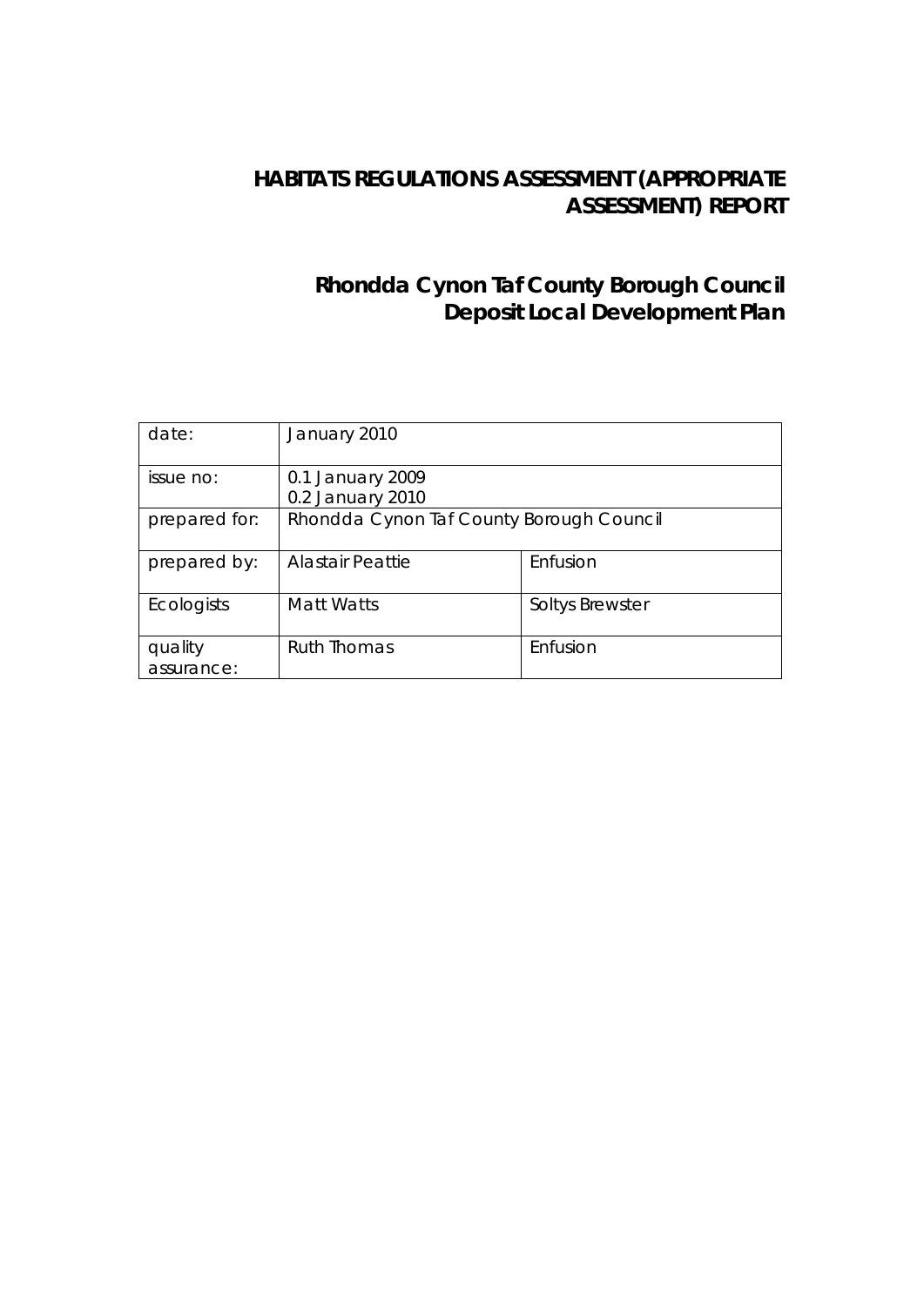# HABITATS REGULATIONS ASSESSMENT (APPROPRIATE ASSESSMENT) REPORT

## Rhondda Cynon Taf County Borough Council Deposit Local Development Plan

| | | |
|---|---|---|
| date: | January 2010 | |
| issue no: | 0.1 January 2009<br>0.2 January 2010 | |
| prepared for: | Rhondda Cynon Taf County Borough Council | |
| prepared by: | Alastair Peattie | Enfusion |
| Ecologists | Matt Watts | Soltys Brewster |
| quality assurance: | Ruth Thomas | Enfusion |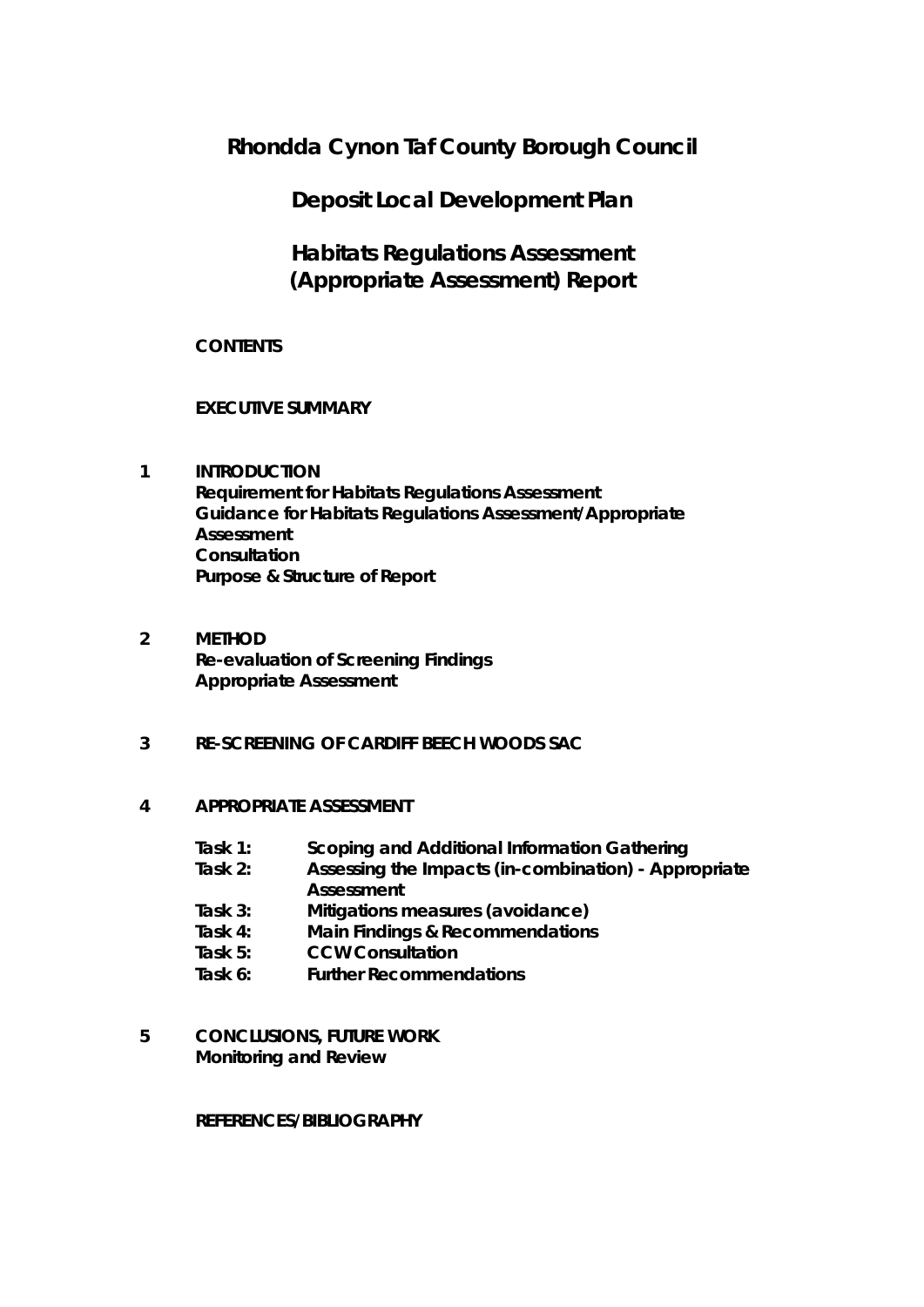# Rhondda Cynon Taf County Borough Council

## Deposit Local Development Plan

## Habitats Regulations Assessment (Appropriate Assessment) Report

**CONTENTS**

**EXECUTIVE SUMMARY**

**1 INTRODUCTION**
**Requirement for Habitats Regulations Assessment**
**Guidance for Habitats Regulations Assessment/Appropriate Assessment**
**Consultation**
**Purpose & Structure of Report**

**2 METHOD**
**Re-evaluation of Screening Findings**
**Appropriate Assessment**

**3 RE-SCREENING OF CARDIFF BEECH WOODS SAC**

**4 APPROPRIATE ASSESSMENT**

| | |
|---|---|
| **Task 1:** | **Scoping and Additional Information Gathering** |
| **Task 2:** | **Assessing the Impacts (in-combination) - Appropriate Assessment** |
| **Task 3:** | **Mitigations measures (avoidance)** |
| **Task 4:** | **Main Findings & Recommendations** |
| **Task 5:** | **CCW Consultation** |
| **Task 6:** | **Further Recommendations** |

**5 CONCLUSIONS, FUTURE WORK**
**Monitoring and Review**

**REFERENCES/BIBLIOGRAPHY**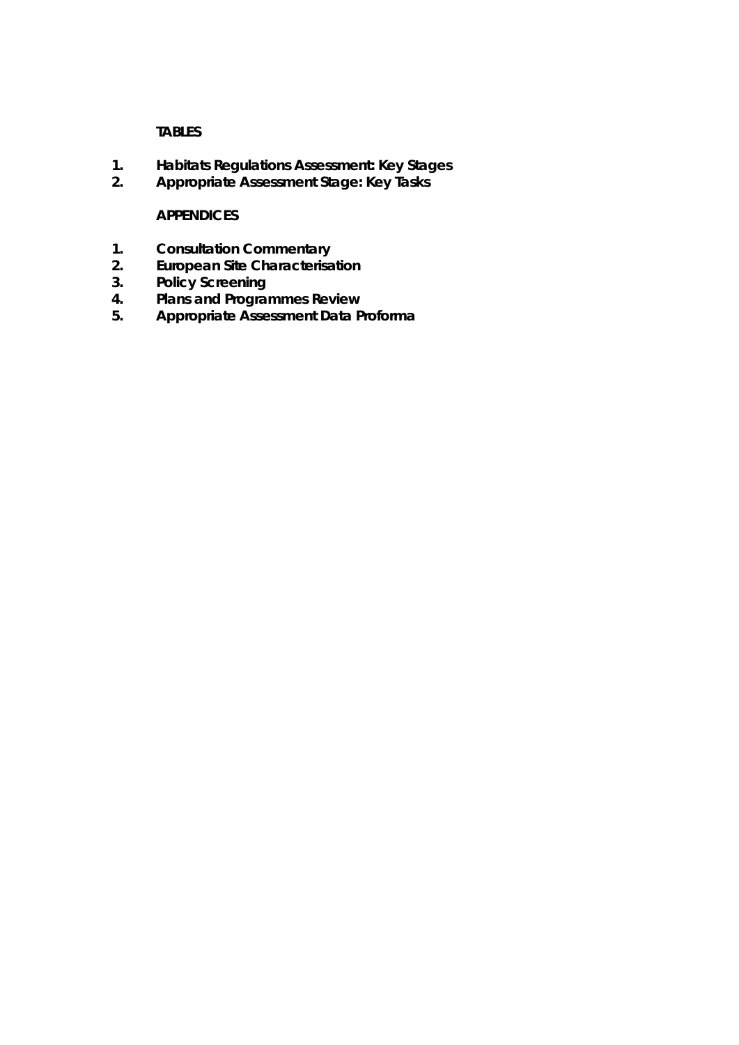**TABLES**

1. **Habitats Regulations Assessment: Key Stages**
2. **Appropriate Assessment Stage: Key Tasks**

**APPENDICES**

1. **Consultation Commentary**
2. **European Site Characterisation**
3. **Policy Screening**
4. **Plans and Programmes Review**
5. **Appropriate Assessment Data Proforma**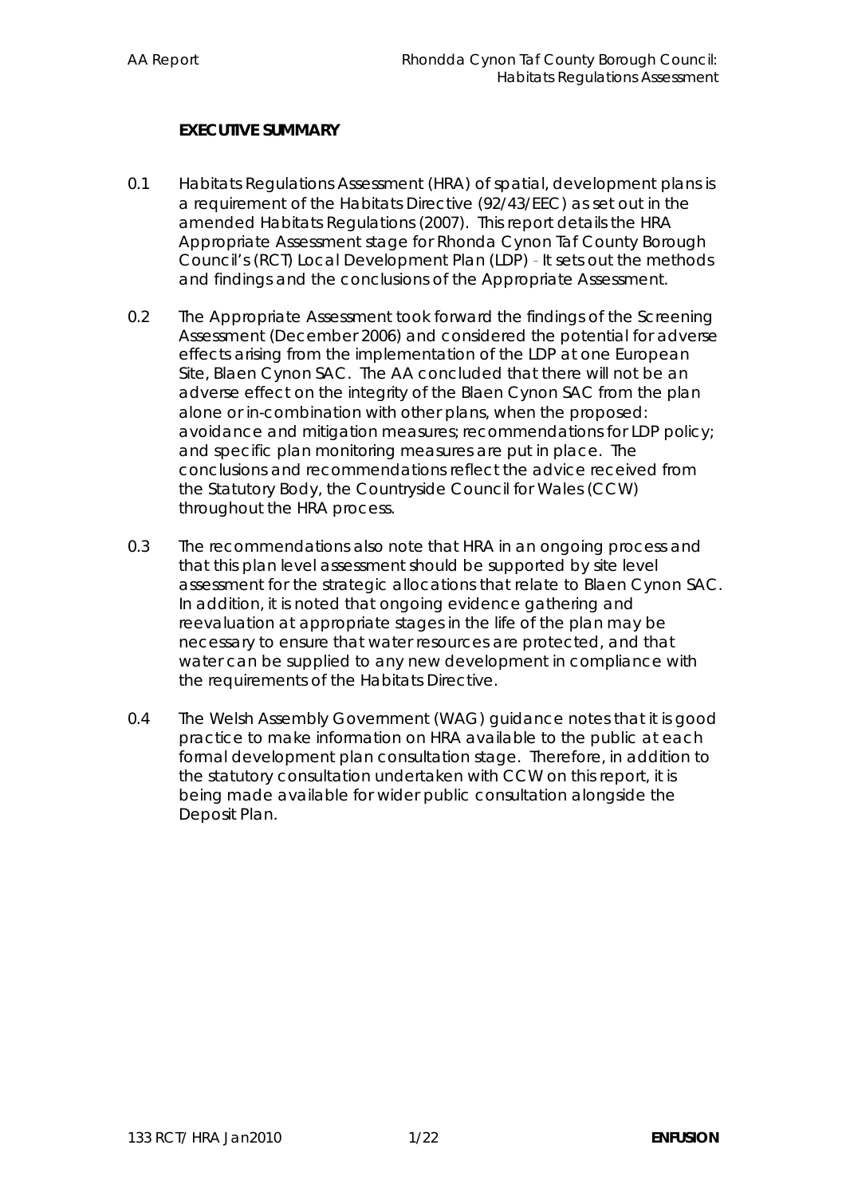**EXECUTIVE SUMMARY**

0.1 Habitats Regulations Assessment (HRA) of spatial, development plans is a requirement of the Habitats Directive (92/43/EEC) as set out in the amended Habitats Regulations (2007). This report details the HRA Appropriate Assessment stage for Rhonda Cynon Taf County Borough Council's (RCT) Local Development Plan (LDP) - It sets out the methods and findings and the conclusions of the Appropriate Assessment.

0.2 The Appropriate Assessment took forward the findings of the Screening Assessment (December 2006) and considered the potential for adverse effects arising from the implementation of the LDP at one European Site, Blaen Cynon SAC. The AA concluded that there will not be an adverse effect on the integrity of the Blaen Cynon SAC from the plan alone or in-combination with other plans, when the proposed: avoidance and mitigation measures; recommendations for LDP policy; and specific plan monitoring measures are put in place. The conclusions and recommendations reflect the advice received from the Statutory Body, the Countryside Council for Wales (CCW) throughout the HRA process.

0.3 The recommendations also note that HRA in an ongoing process and that this plan level assessment should be supported by site level assessment for the strategic allocations that relate to Blaen Cynon SAC. In addition, it is noted that ongoing evidence gathering and reevaluation at appropriate stages in the life of the plan may be necessary to ensure that water resources are protected, and that water can be supplied to any new development in compliance with the requirements of the Habitats Directive.

0.4 The Welsh Assembly Government (WAG) guidance notes that it is good practice to make information on HRA available to the public at each formal development plan consultation stage. Therefore, in addition to the statutory consultation undertaken with CCW on this report, it is being made available for wider public consultation alongside the Deposit Plan.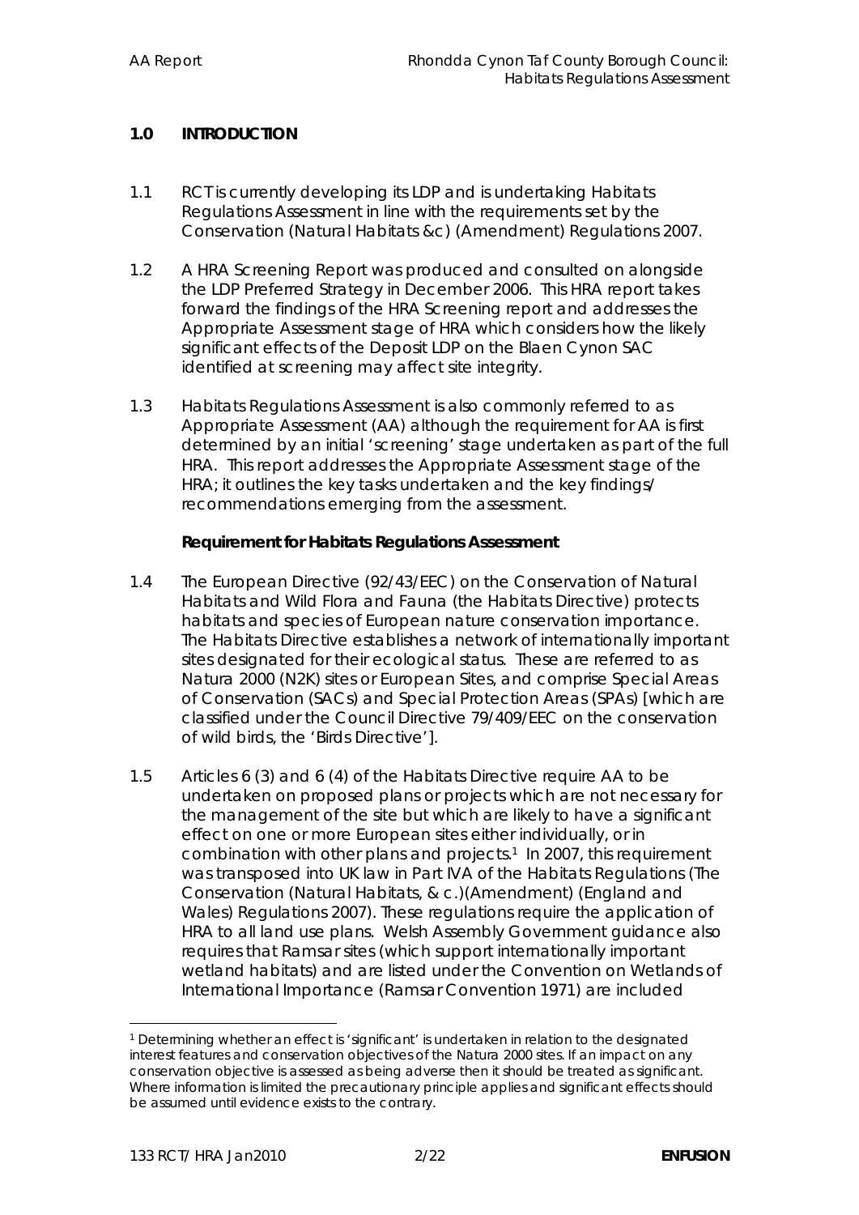## 1.0 INTRODUCTION

1.1 RCT is currently developing its LDP and is undertaking Habitats Regulations Assessment in line with the requirements set by the Conservation (Natural Habitats &c) (Amendment) Regulations 2007.

1.2 A HRA Screening Report was produced and consulted on alongside the LDP Preferred Strategy in December 2006. This HRA report takes forward the findings of the HRA Screening report and addresses the Appropriate Assessment stage of HRA which considers how the likely significant effects of the Deposit LDP on the Blaen Cynon SAC identified at screening may affect site integrity.

1.3 Habitats Regulations Assessment is also commonly referred to as Appropriate Assessment (AA) although the requirement for AA is first determined by an initial 'screening' stage undertaken as part of the full HRA. This report addresses the Appropriate Assessment stage of the HRA; it outlines the key tasks undertaken and the key findings/ recommendations emerging from the assessment.

### Requirement for Habitats Regulations Assessment

1.4 The European Directive (92/43/EEC) on the Conservation of Natural Habitats and Wild Flora and Fauna (the Habitats Directive) protects habitats and species of European nature conservation importance. The Habitats Directive establishes a network of internationally important sites designated for their ecological status. These are referred to as Natura 2000 (N2K) sites or European Sites, and comprise Special Areas of Conservation (SACs) and Special Protection Areas (SPAs) [which are classified under the Council Directive 79/409/EEC on the conservation of wild birds, the 'Birds Directive'].

1.5 Articles 6 (3) and 6 (4) of the Habitats Directive require AA to be undertaken on proposed plans or projects which are not necessary for the management of the site but which are likely to have a significant effect on one or more European sites either individually, or in combination with other plans and projects.[1] In 2007, this requirement was transposed into UK law in Part IVA of the Habitats Regulations (The Conservation (Natural Habitats, & c.)(Amendment) (England and Wales) Regulations 2007). These regulations require the application of HRA to all land use plans. Welsh Assembly Government guidance also requires that Ramsar sites (which support internationally important wetland habitats) and are listed under the Convention on Wetlands of International Importance (Ramsar Convention 1971) are included

---

[1] Determining whether an effect is 'significant' is undertaken in relation to the designated interest features and conservation objectives of the Natura 2000 sites. If an impact on any conservation objective is assessed as being adverse then it should be treated as significant. Where information is limited the precautionary principle applies and significant effects should be assumed until evidence exists to the contrary.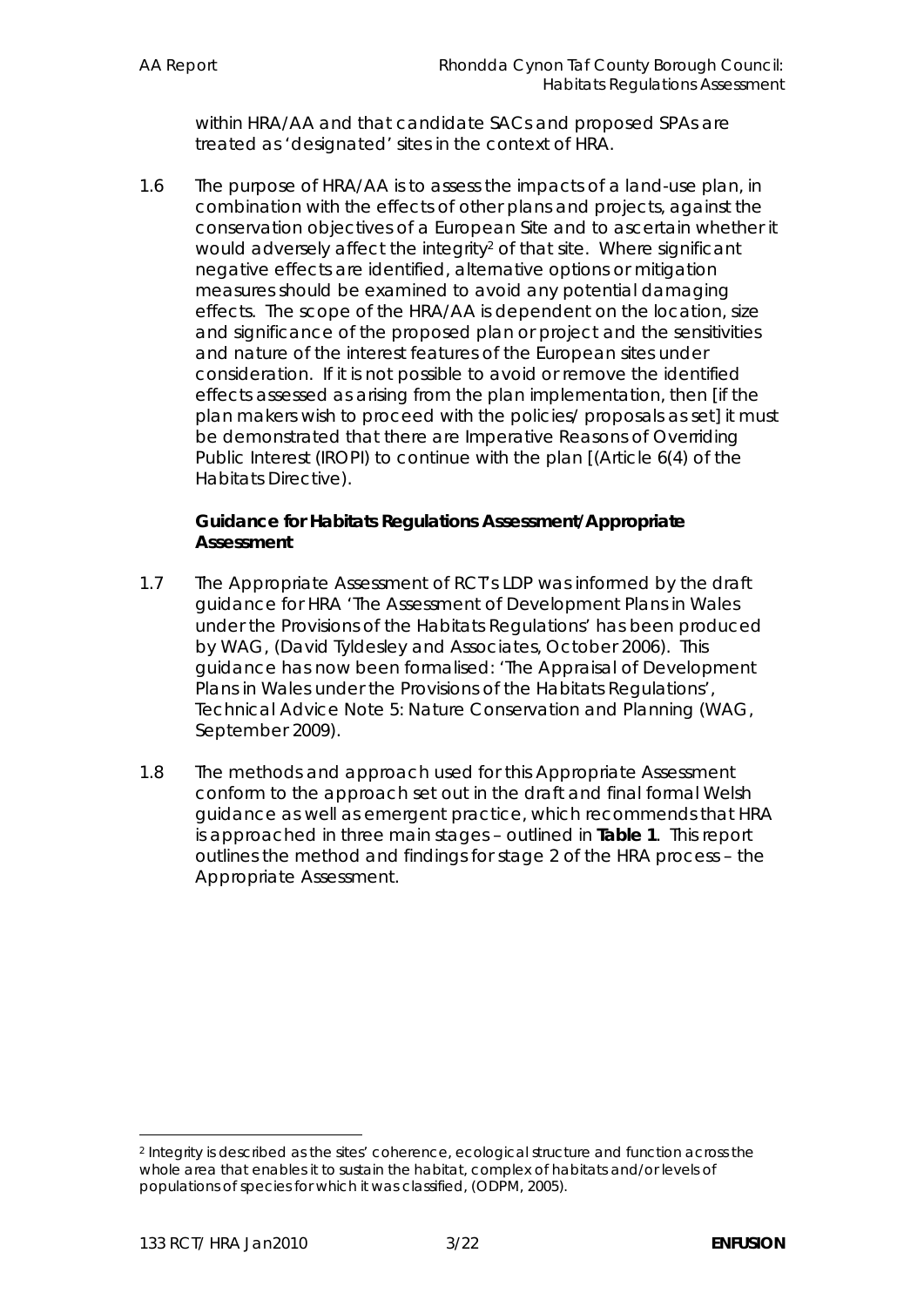within HRA/AA and that candidate SACs and proposed SPAs are treated as 'designated' sites in the context of HRA.

1.6 The purpose of HRA/AA is to assess the impacts of a land-use plan, in combination with the effects of other plans and projects, against the conservation objectives of a European Site and to ascertain whether it would adversely affect the integrity[2] of that site. Where significant negative effects are identified, alternative options or mitigation measures should be examined to avoid any potential damaging effects. The scope of the HRA/AA is dependent on the location, size and significance of the proposed plan or project and the sensitivities and nature of the interest features of the European sites under consideration. If it is not possible to avoid or remove the identified effects assessed as arising from the plan implementation, then [if the plan makers wish to proceed with the policies/ proposals as set] it must be demonstrated that there are Imperative Reasons of Overriding Public Interest (IROPI) to continue with the plan [(Article 6(4) of the Habitats Directive).

**Guidance for Habitats Regulations Assessment/Appropriate Assessment**

1.7 The Appropriate Assessment of RCT's LDP was informed by the draft guidance for HRA 'The Assessment of Development Plans in Wales under the Provisions of the Habitats Regulations' has been produced by WAG, (David Tyldesley and Associates, October 2006). This guidance has now been formalised: 'The Appraisal of Development Plans in Wales under the Provisions of the Habitats Regulations', Technical Advice Note 5: Nature Conservation and Planning (WAG, September 2009).

1.8 The methods and approach used for this Appropriate Assessment conform to the approach set out in the draft and final formal Welsh guidance as well as emergent practice, which recommends that HRA is approached in three main stages – outlined in **Table 1**. This report outlines the method and findings for stage 2 of the HRA process – the Appropriate Assessment.

[2] Integrity is described as the sites' coherence, ecological structure and function across the whole area that enables it to sustain the habitat, complex of habitats and/or levels of populations of species for which it was classified, (ODPM, 2005).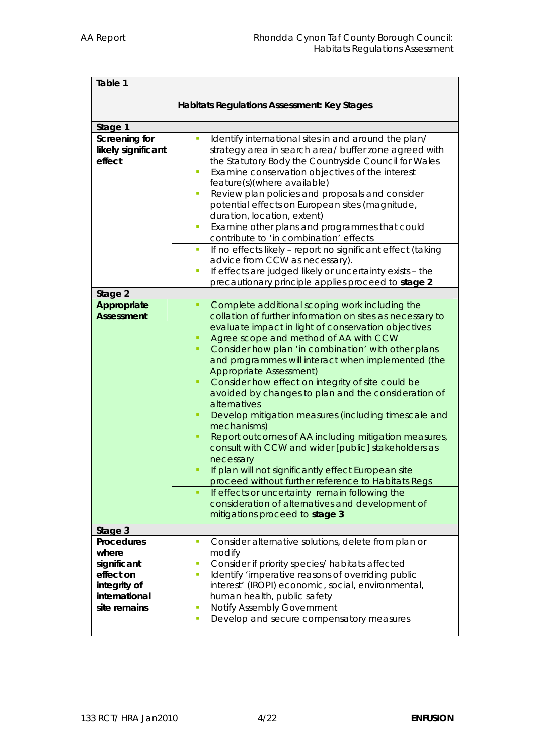**Table 1**

**Habitats Regulations Assessment: Key Stages**

| | |
|---|---|
| **Stage 1** | |
| **Screening for likely significant effect** | ▪ Identify international sites in and around the plan/ strategy area in search area/ buffer zone agreed with the Statutory Body the Countryside Council for Wales<br>▪ Examine conservation objectives of the interest feature(s)(where available)<br>▪ Review plan policies and proposals and consider potential effects on European sites (magnitude, duration, location, extent)<br>▪ Examine other plans and programmes that could contribute to 'in combination' effects |
| | ▪ If no effects likely – report no significant effect (taking advice from CCW as necessary).<br>▪ If effects are judged likely or uncertainty exists – the precautionary principle applies proceed to **stage 2** |
| **Stage 2** | |
| **Appropriate Assessment** | ▪ Complete additional scoping work including the collation of further information on sites as necessary to evaluate impact in light of conservation objectives<br>▪ Agree scope and method of AA with CCW<br>▪ Consider how plan 'in combination' with other plans and programmes will interact when implemented (the Appropriate Assessment)<br>▪ Consider how effect on integrity of site could be avoided by changes to plan and the consideration of alternatives<br>▪ Develop mitigation measures (including timescale and mechanisms)<br>▪ Report outcomes of AA including mitigation measures, consult with CCW and wider [public] stakeholders as necessary<br>▪ If plan will not significantly effect European site proceed without further reference to Habitats Regs |
| | ▪ If effects or uncertainty remain following the consideration of alternatives and development of mitigations proceed to **stage 3** |
| **Stage 3** | |
| **Procedures where significant effect on integrity of international site remains** | ▪ Consider alternative solutions, delete from plan or modify<br>▪ Consider if priority species/ habitats affected<br>▪ Identify 'imperative reasons of overriding public interest' (IROPI) economic, social, environmental, human health, public safety<br>▪ Notify Assembly Government<br>▪ Develop and secure compensatory measures |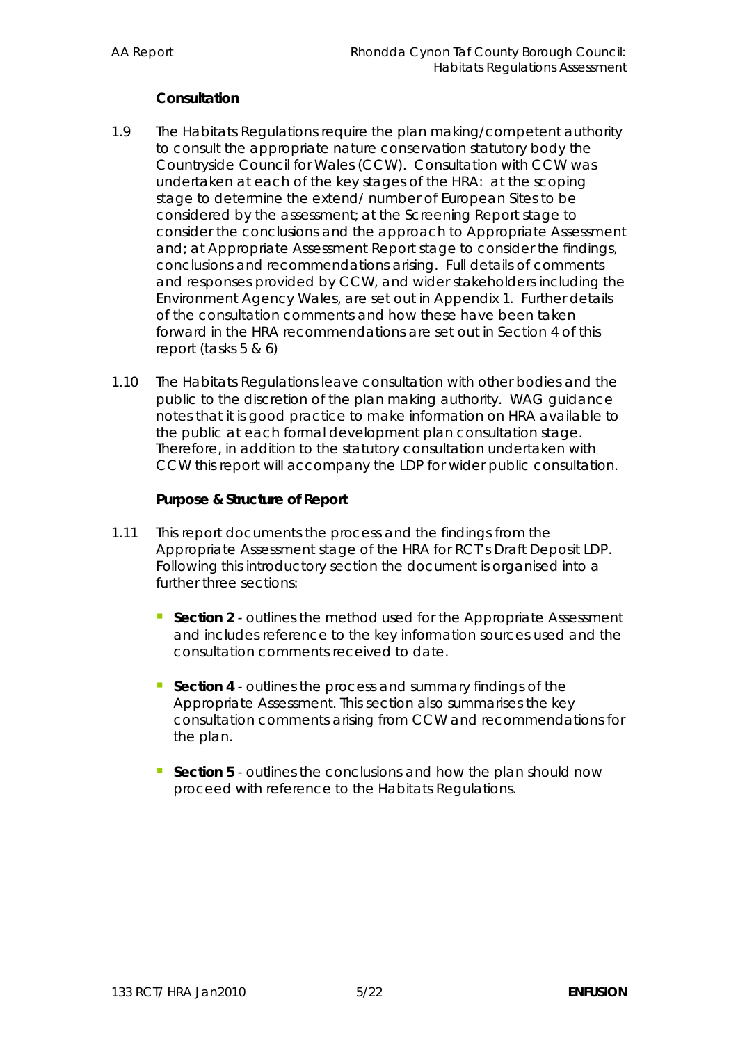### Consultation

1.9 The Habitats Regulations require the plan making/competent authority to consult the appropriate nature conservation statutory body the Countryside Council for Wales (CCW). Consultation with CCW was undertaken at each of the key stages of the HRA: at the scoping stage to determine the extend/ number of European Sites to be considered by the assessment; at the Screening Report stage to consider the conclusions and the approach to Appropriate Assessment and; at Appropriate Assessment Report stage to consider the findings, conclusions and recommendations arising. Full details of comments and responses provided by CCW, and wider stakeholders including the Environment Agency Wales, are set out in Appendix 1. Further details of the consultation comments and how these have been taken forward in the HRA recommendations are set out in Section 4 of this report (tasks 5 & 6)

1.10 The Habitats Regulations leave consultation with other bodies and the public to the discretion of the plan making authority. WAG guidance notes that it is good practice to make information on HRA available to the public at each formal development plan consultation stage. Therefore, in addition to the statutory consultation undertaken with CCW this report will accompany the LDP for wider public consultation.

### Purpose & Structure of Report

1.11 This report documents the process and the findings from the Appropriate Assessment stage of the HRA for RCT's Draft Deposit LDP. Following this introductory section the document is organised into a further three sections:

- **Section 2** - outlines the method used for the Appropriate Assessment and includes reference to the key information sources used and the consultation comments received to date.
- **Section 4** - outlines the process and summary findings of the Appropriate Assessment. This section also summarises the key consultation comments arising from CCW and recommendations for the plan.
- **Section 5** - outlines the conclusions and how the plan should now proceed with reference to the Habitats Regulations.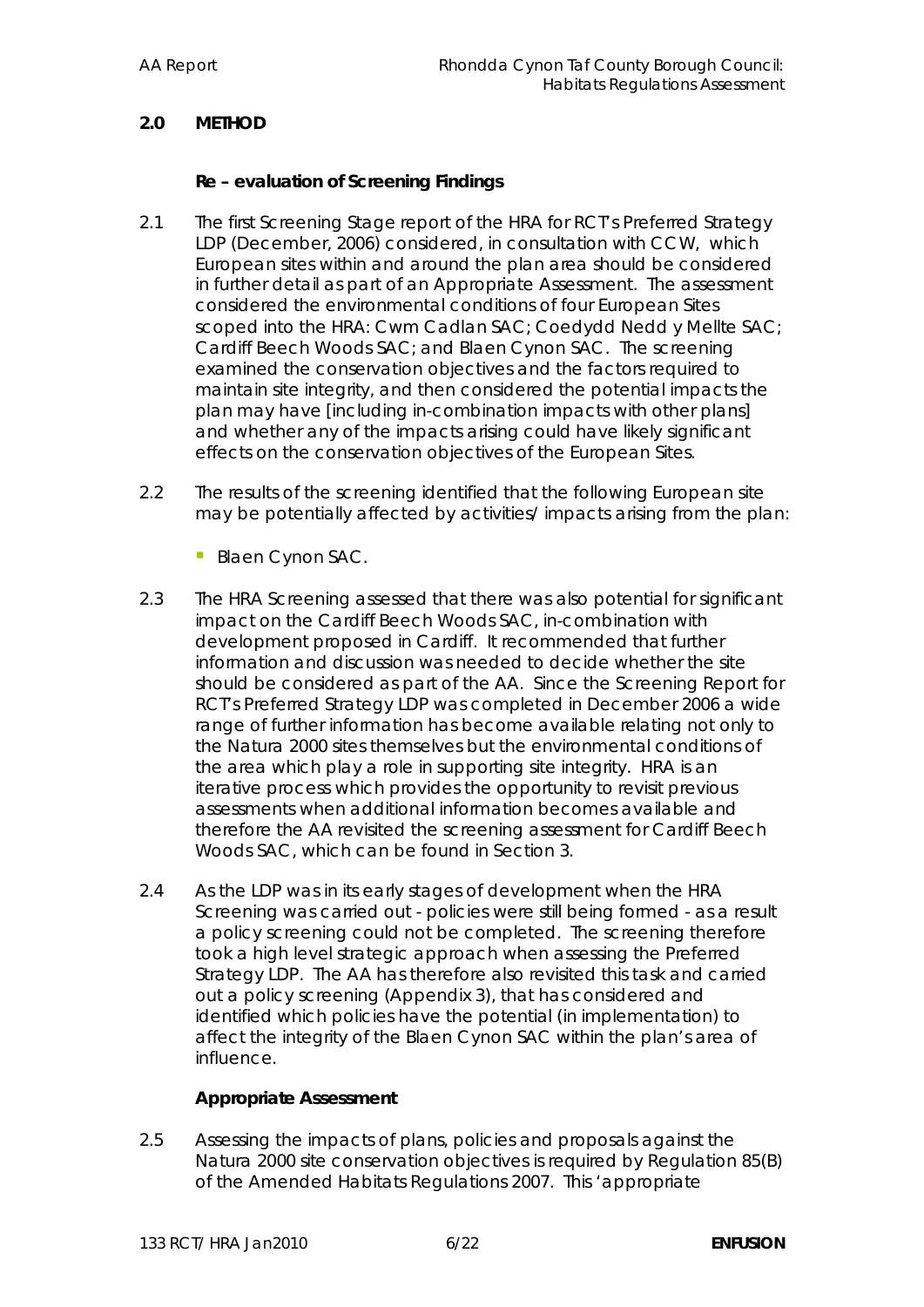## 2.0 METHOD

### Re – evaluation of Screening Findings

2.1 The first Screening Stage report of the HRA for RCT's Preferred Strategy LDP (December, 2006) considered, in consultation with CCW, which European sites within and around the plan area should be considered in further detail as part of an Appropriate Assessment. The assessment considered the environmental conditions of four European Sites scoped into the HRA: Cwm Cadlan SAC; Coedydd Nedd y Mellte SAC; Cardiff Beech Woods SAC; and Blaen Cynon SAC. The screening examined the conservation objectives and the factors required to maintain site integrity, and then considered the potential impacts the plan may have [including in-combination impacts with other plans] and whether any of the impacts arising could have likely significant effects on the conservation objectives of the European Sites.

2.2 The results of the screening identified that the following European site may be potentially affected by activities/ impacts arising from the plan:

- Blaen Cynon SAC.

2.3 The HRA Screening assessed that there was also potential for significant impact on the Cardiff Beech Woods SAC, in-combination with development proposed in Cardiff. It recommended that further information and discussion was needed to decide whether the site should be considered as part of the AA. Since the Screening Report for RCT's Preferred Strategy LDP was completed in December 2006 a wide range of further information has become available relating not only to the Natura 2000 sites themselves but the environmental conditions of the area which play a role in supporting site integrity. HRA is an iterative process which provides the opportunity to revisit previous assessments when additional information becomes available and therefore the AA revisited the screening assessment for Cardiff Beech Woods SAC, which can be found in Section 3.

2.4 As the LDP was in its early stages of development when the HRA Screening was carried out - policies were still being formed - as a result a policy screening could not be completed. The screening therefore took a high level strategic approach when assessing the Preferred Strategy LDP. The AA has therefore also revisited this task and carried out a policy screening (Appendix 3), that has considered and identified which policies have the potential (in implementation) to affect the integrity of the Blaen Cynon SAC within the plan's area of influence.

### Appropriate Assessment

2.5 Assessing the impacts of plans, policies and proposals against the Natura 2000 site conservation objectives is required by Regulation 85(B) of the Amended Habitats Regulations 2007. This 'appropriate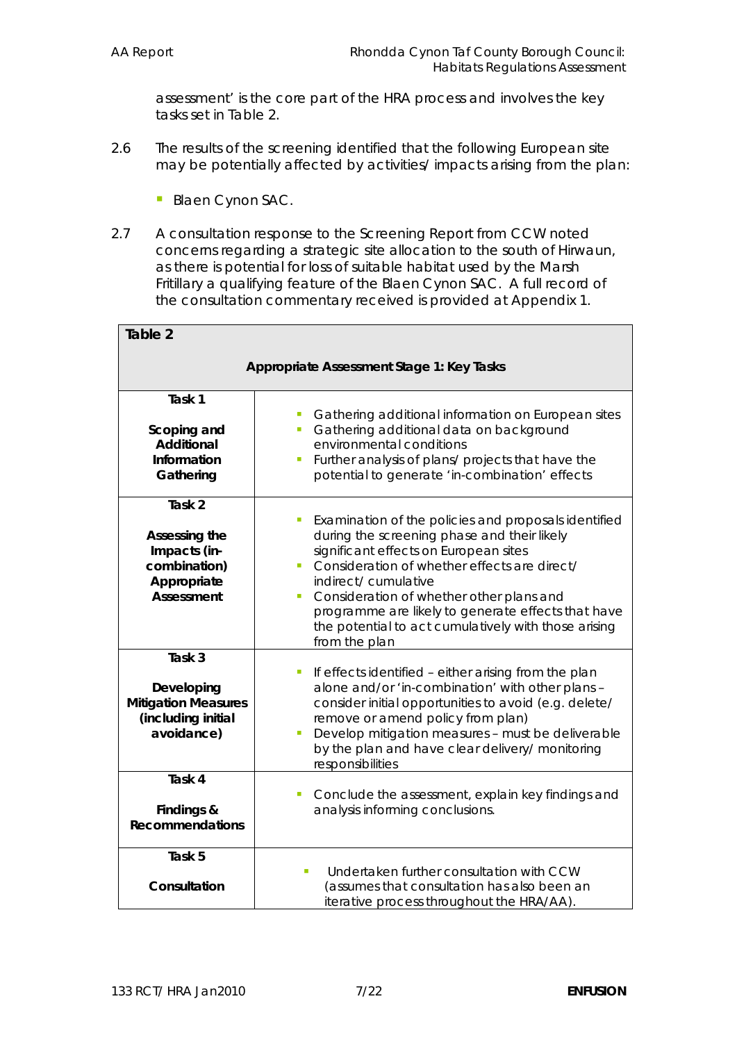assessment' is the core part of the HRA process and involves the key tasks set in Table 2.

2.6 The results of the screening identified that the following European site may be potentially affected by activities/ impacts arising from the plan:

- Blaen Cynon SAC.

2.7 A consultation response to the Screening Report from CCW noted concerns regarding a strategic site allocation to the south of Hirwaun, as there is potential for loss of suitable habitat used by the Marsh Fritillary a qualifying feature of the Blaen Cynon SAC. A full record of the consultation commentary received is provided at Appendix 1.

**Table 2**

**Appropriate Assessment Stage 1: Key Tasks**

| | |
|---|---|
| **Task 1**<br><br>**Scoping and Additional Information Gathering** | - Gathering additional information on European sites<br>- Gathering additional data on background environmental conditions<br>- Further analysis of plans/ projects that have the potential to generate 'in-combination' effects |
| **Task 2**<br><br>**Assessing the Impacts (in-combination) Appropriate Assessment** | - Examination of the policies and proposals identified during the screening phase and their likely significant effects on European sites<br>- Consideration of whether effects are direct/ indirect/ cumulative<br>- Consideration of whether other plans and programme are likely to generate effects that have the potential to act cumulatively with those arising from the plan |
| **Task 3**<br><br>**Developing Mitigation Measures (including initial avoidance)** | - If effects identified – either arising from the plan alone and/or 'in-combination' with other plans – consider initial opportunities to avoid (e.g. delete/ remove or amend policy from plan)<br>- Develop mitigation measures – must be deliverable by the plan and have clear delivery/ monitoring responsibilities |
| **Task 4**<br><br>**Findings & Recommendations** | - Conclude the assessment, explain key findings and analysis informing conclusions. |
| **Task 5**<br><br>**Consultation** | - Undertaken further consultation with CCW (assumes that consultation has also been an iterative process throughout the HRA/AA). |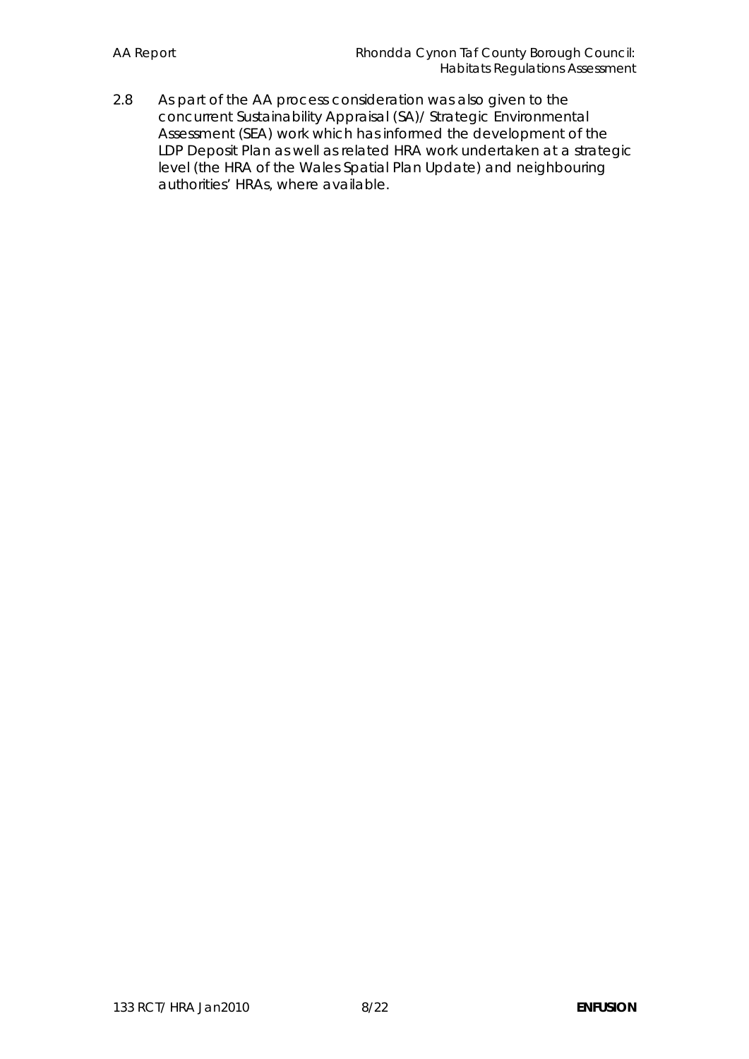2.8 As part of the AA process consideration was also given to the concurrent Sustainability Appraisal (SA)/ Strategic Environmental Assessment (SEA) work which has informed the development of the LDP Deposit Plan as well as related HRA work undertaken at a strategic level (the HRA of the Wales Spatial Plan Update) and neighbouring authorities' HRAs, where available.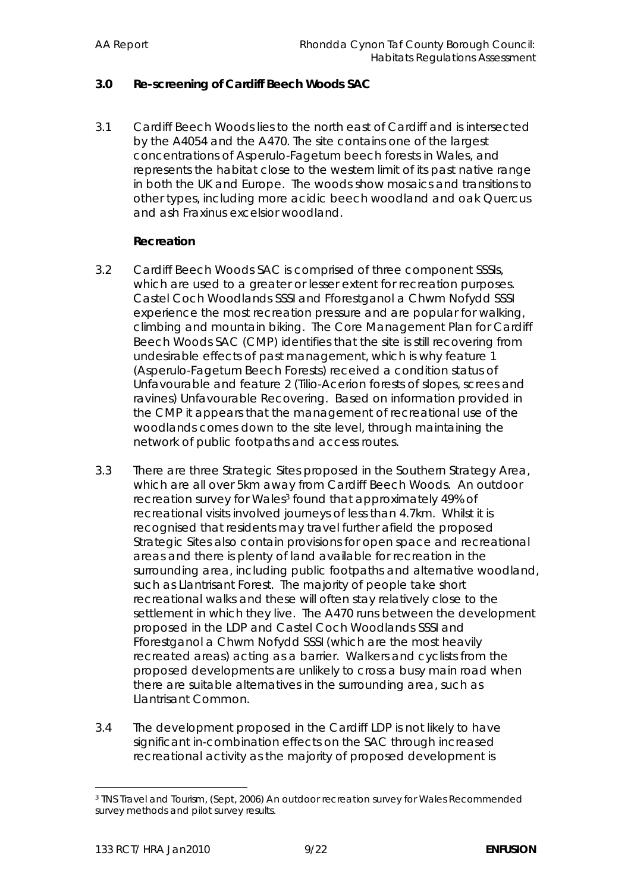## 3.0 Re-screening of Cardiff Beech Woods SAC

3.1 Cardiff Beech Woods lies to the north east of Cardiff and is intersected by the A4054 and the A470. The site contains one of the largest concentrations of Asperulo-Fagetum beech forests in Wales, and represents the habitat close to the western limit of its past native range in both the UK and Europe. The woods show mosaics and transitions to other types, including more acidic beech woodland and oak Quercus and ash Fraxinus excelsior woodland.

**Recreation**

3.2 Cardiff Beech Woods SAC is comprised of three component SSSIs, which are used to a greater or lesser extent for recreation purposes. Castel Coch Woodlands SSSI and Fforestganol a Chwm Nofydd SSSI experience the most recreation pressure and are popular for walking, climbing and mountain biking. The Core Management Plan for Cardiff Beech Woods SAC (CMP) identifies that the site is still recovering from undesirable effects of past management, which is why feature 1 (Asperulo-Fagetum Beech Forests) received a condition status of Unfavourable and feature 2 (Tilio-Acerion forests of slopes, screes and ravines) Unfavourable Recovering. Based on information provided in the CMP it appears that the management of recreational use of the woodlands comes down to the site level, through maintaining the network of public footpaths and access routes.

3.3 There are three Strategic Sites proposed in the Southern Strategy Area, which are all over 5km away from Cardiff Beech Woods. An outdoor recreation survey for Wales[3] found that approximately 49% of recreational visits involved journeys of less than 4.7km. Whilst it is recognised that residents may travel further afield the proposed Strategic Sites also contain provisions for open space and recreational areas and there is plenty of land available for recreation in the surrounding area, including public footpaths and alternative woodland, such as Llantrisant Forest. The majority of people take short recreational walks and these will often stay relatively close to the settlement in which they live. The A470 runs between the development proposed in the LDP and Castel Coch Woodlands SSSI and Fforestganol a Chwm Nofydd SSSI (which are the most heavily recreated areas) acting as a barrier. Walkers and cyclists from the proposed developments are unlikely to cross a busy main road when there are suitable alternatives in the surrounding area, such as Llantrisant Common.

3.4 The development proposed in the Cardiff LDP is not likely to have significant in-combination effects on the SAC through increased recreational activity as the majority of proposed development is

[3] TNS Travel and Tourism, (Sept, 2006) An outdoor recreation survey for Wales Recommended survey methods and pilot survey results.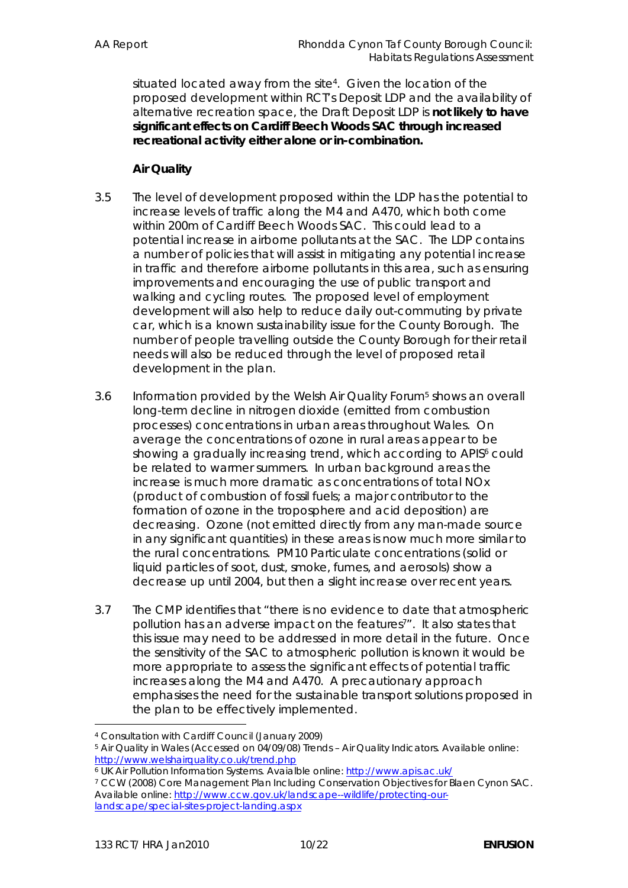situated located away from the site[4]. Given the location of the proposed development within RCT's Deposit LDP and the availability of alternative recreation space, the Draft Deposit LDP is **not likely to have significant effects on Cardiff Beech Woods SAC through increased recreational activity either alone or in-combination.**

**Air Quality**

3.5 The level of development proposed within the LDP has the potential to increase levels of traffic along the M4 and A470, which both come within 200m of Cardiff Beech Woods SAC. This could lead to a potential increase in airborne pollutants at the SAC. The LDP contains a number of policies that will assist in mitigating any potential increase in traffic and therefore airborne pollutants in this area, such as ensuring improvements and encouraging the use of public transport and walking and cycling routes. The proposed level of employment development will also help to reduce daily out-commuting by private car, which is a known sustainability issue for the County Borough. The number of people travelling outside the County Borough for their retail needs will also be reduced through the level of proposed retail development in the plan.

3.6 Information provided by the Welsh Air Quality Forum[5] shows an overall long-term decline in nitrogen dioxide (emitted from combustion processes) concentrations in urban areas throughout Wales. On average the concentrations of ozone in rural areas appear to be showing a gradually increasing trend, which according to APIS[6] could be related to warmer summers. In urban background areas the increase is much more dramatic as concentrations of total NOx (product of combustion of fossil fuels; a major contributor to the formation of ozone in the troposphere and acid deposition) are decreasing. Ozone (not emitted directly from any man-made source in any significant quantities) in these areas is now much more similar to the rural concentrations. PM10 Particulate concentrations (solid or liquid particles of soot, dust, smoke, fumes, and aerosols) show a decrease up until 2004, but then a slight increase over recent years.

3.7 The CMP identifies that "there is no evidence to date that atmospheric pollution has an adverse impact on the features[7]". It also states that this issue may need to be addressed in more detail in the future. Once the sensitivity of the SAC to atmospheric pollution is known it would be more appropriate to assess the significant effects of potential traffic increases along the M4 and A470. A precautionary approach emphasises the need for the sustainable transport solutions proposed in the plan to be effectively implemented.

---

[4] Consultation with Cardiff Council (January 2009)

[5] Air Quality in Wales (Accessed on 04/09/08) Trends – Air Quality Indicators. Available online: http://www.welshairquality.co.uk/trend.php

[6] UK Air Pollution Information Systems. Avaialble online: http://www.apis.ac.uk/

[7] CCW (2008) Core Management Plan Including Conservation Objectives for Blaen Cynon SAC. Available online: http://www.ccw.gov.uk/landscape--wildlife/protecting-our-landscape/special-sites-project-landing.aspx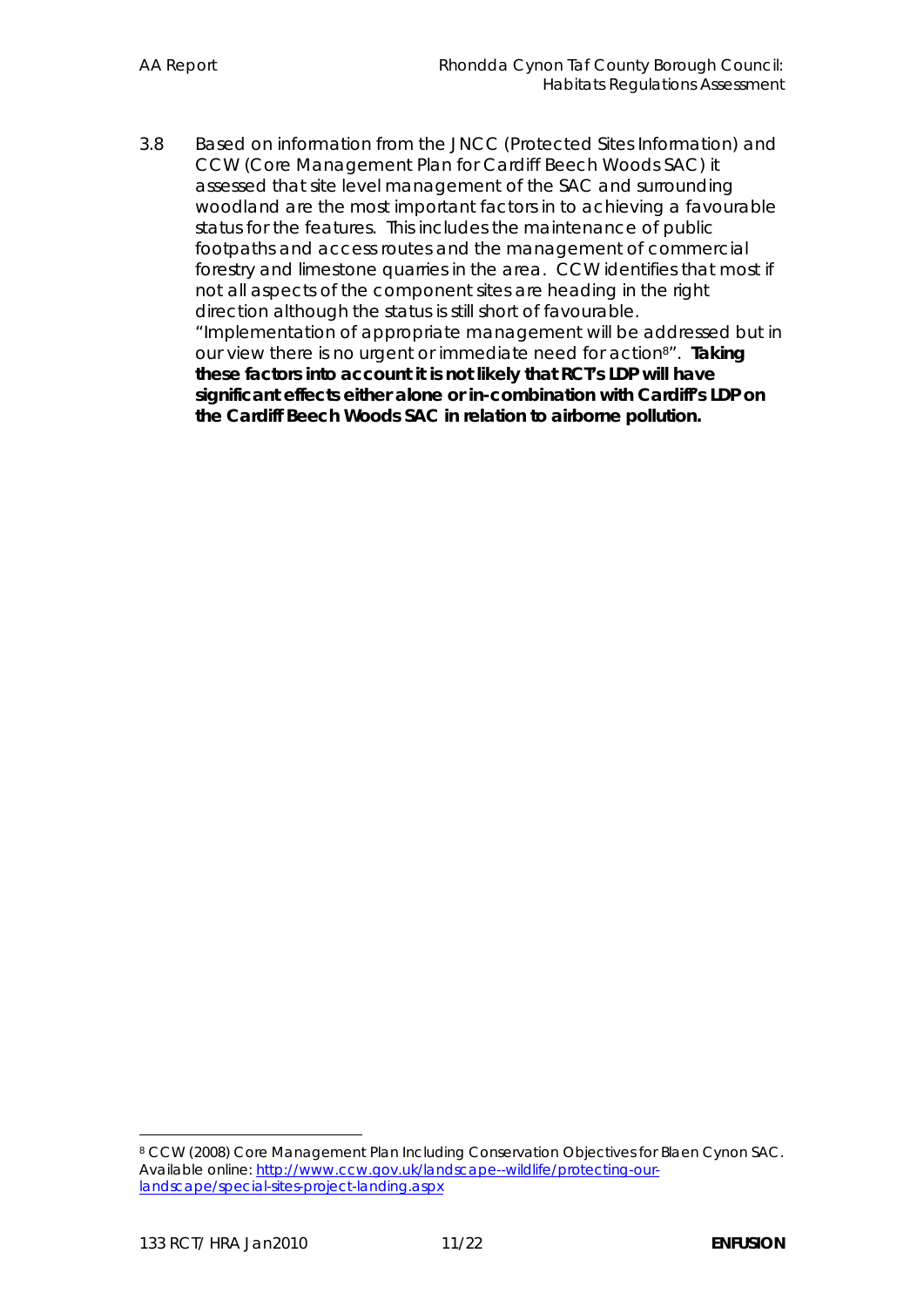3.8 Based on information from the JNCC (Protected Sites Information) and CCW (Core Management Plan for Cardiff Beech Woods SAC) it assessed that site level management of the SAC and surrounding woodland are the most important factors in to achieving a favourable status for the features. This includes the maintenance of public footpaths and access routes and the management of commercial forestry and limestone quarries in the area. CCW identifies that most if not all aspects of the component sites are heading in the right direction although the status is still short of favourable. "Implementation of appropriate management will be addressed but in our view there is no urgent or immediate need for action[8]". **Taking these factors into account it is not likely that RCT's LDP will have significant effects either alone or in-combination with Cardiff's LDP on the Cardiff Beech Woods SAC in relation to airborne pollution.**

[8] CCW (2008) Core Management Plan Including Conservation Objectives for Blaen Cynon SAC. Available online: http://www.ccw.gov.uk/landscape--wildlife/protecting-our-landscape/special-sites-project-landing.aspx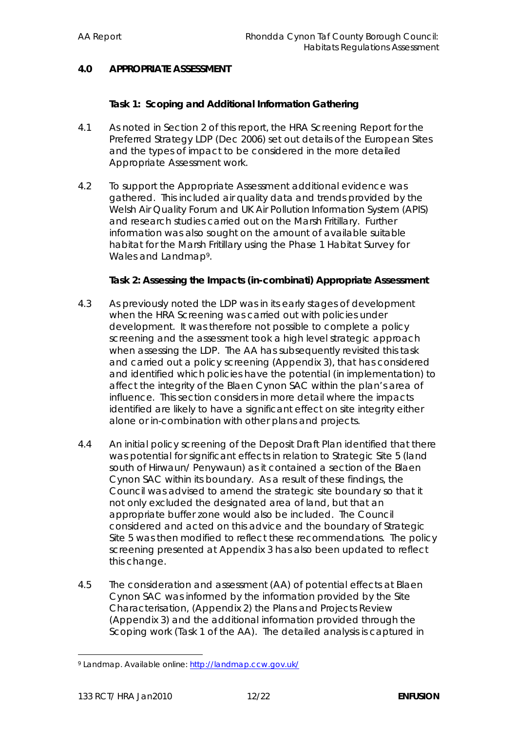## 4.0 APPROPRIATE ASSESSMENT

**Task 1: Scoping and Additional Information Gathering**

4.1 As noted in Section 2 of this report, the HRA Screening Report for the Preferred Strategy LDP (Dec 2006) set out details of the European Sites and the types of impact to be considered in the more detailed Appropriate Assessment work.

4.2 To support the Appropriate Assessment additional evidence was gathered. This included air quality data and trends provided by the Welsh Air Quality Forum and UK Air Pollution Information System (APIS) and research studies carried out on the Marsh Fritillary. Further information was also sought on the amount of available suitable habitat for the Marsh Fritillary using the Phase 1 Habitat Survey for Wales and Landmap[9].

**Task 2: Assessing the Impacts (in-combinati) Appropriate Assessment**

4.3 As previously noted the LDP was in its early stages of development when the HRA Screening was carried out with policies under development. It was therefore not possible to complete a policy screening and the assessment took a high level strategic approach when assessing the LDP. The AA has subsequently revisited this task and carried out a policy screening (Appendix 3), that has considered and identified which policies have the potential (in implementation) to affect the integrity of the Blaen Cynon SAC within the plan's area of influence. This section considers in more detail where the impacts identified are likely to have a significant effect on site integrity either alone or in-combination with other plans and projects.

4.4 An initial policy screening of the Deposit Draft Plan identified that there was potential for significant effects in relation to Strategic Site 5 (land south of Hirwaun/ Penywaun) as it contained a section of the Blaen Cynon SAC within its boundary. As a result of these findings, the Council was advised to amend the strategic site boundary so that it not only excluded the designated area of land, but that an appropriate buffer zone would also be included. The Council considered and acted on this advice and the boundary of Strategic Site 5 was then modified to reflect these recommendations. The policy screening presented at Appendix 3 has also been updated to reflect this change.

4.5 The consideration and assessment (AA) of potential effects at Blaen Cynon SAC was informed by the information provided by the Site Characterisation, (Appendix 2) the Plans and Projects Review (Appendix 3) and the additional information provided through the Scoping work (Task 1 of the AA). The detailed analysis is captured in

[9] Landmap. Available online: http://landmap.ccw.gov.uk/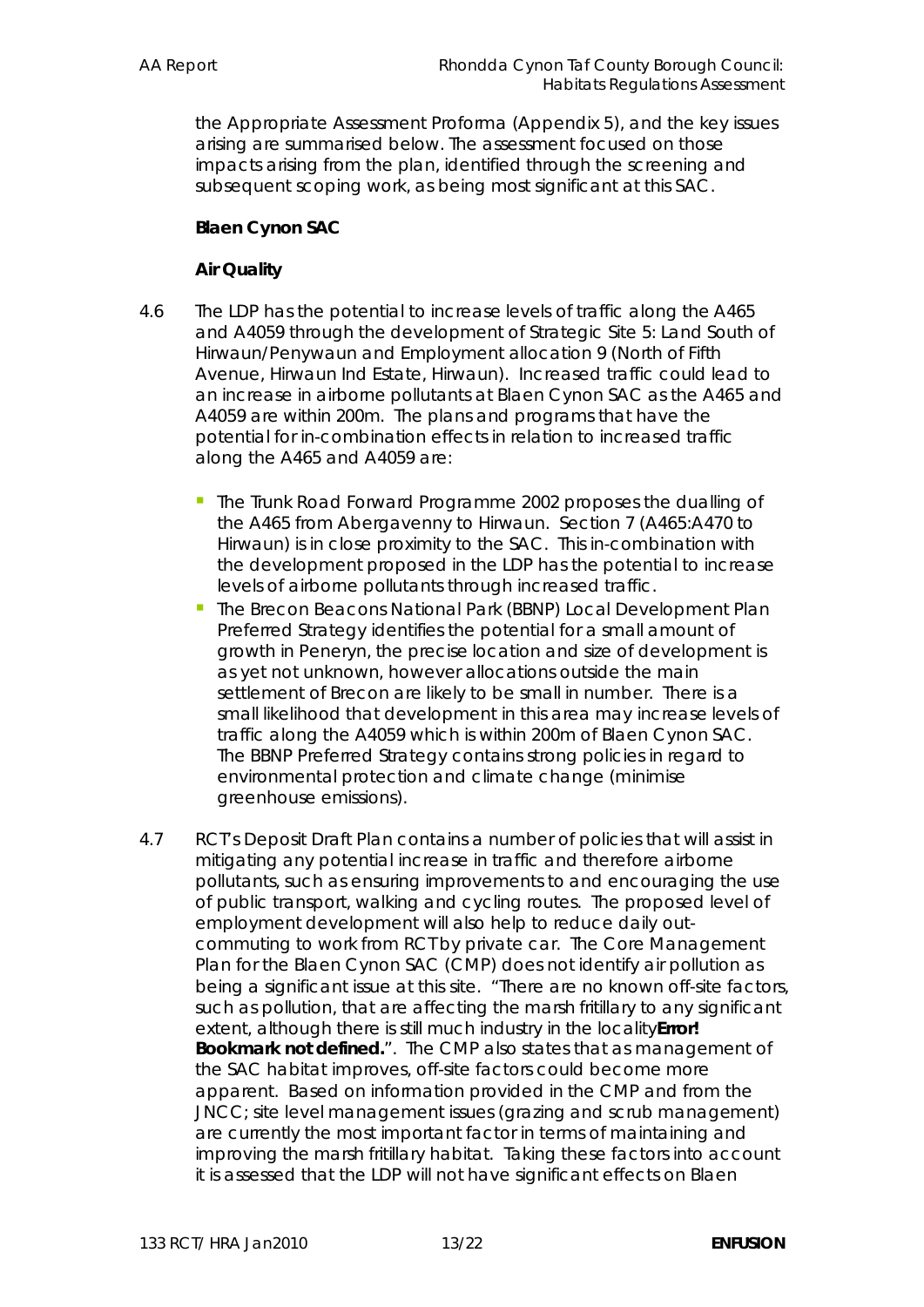the Appropriate Assessment Proforma (Appendix 5), and the key issues arising are summarised below. The assessment focused on those impacts arising from the plan, identified through the screening and subsequent scoping work, as being most significant at this SAC.

**Blaen Cynon SAC**

**Air Quality**

4.6 The LDP has the potential to increase levels of traffic along the A465 and A4059 through the development of Strategic Site 5: Land South of Hirwaun/Penywaun and Employment allocation 9 (North of Fifth Avenue, Hirwaun Ind Estate, Hirwaun). Increased traffic could lead to an increase in airborne pollutants at Blaen Cynon SAC as the A465 and A4059 are within 200m. The plans and programs that have the potential for in-combination effects in relation to increased traffic along the A465 and A4059 are:

- The Trunk Road Forward Programme 2002 proposes the dualling of the A465 from Abergavenny to Hirwaun. Section 7 (A465:A470 to Hirwaun) is in close proximity to the SAC. This in-combination with the development proposed in the LDP has the potential to increase levels of airborne pollutants through increased traffic.
- The Brecon Beacons National Park (BBNP) Local Development Plan Preferred Strategy identifies the potential for a small amount of growth in Peneryn, the precise location and size of development is as yet not unknown, however allocations outside the main settlement of Brecon are likely to be small in number. There is a small likelihood that development in this area may increase levels of traffic along the A4059 which is within 200m of Blaen Cynon SAC. The BBNP Preferred Strategy contains strong policies in regard to environmental protection and climate change (minimise greenhouse emissions).

4.7 RCT's Deposit Draft Plan contains a number of policies that will assist in mitigating any potential increase in traffic and therefore airborne pollutants, such as ensuring improvements to and encouraging the use of public transport, walking and cycling routes. The proposed level of employment development will also help to reduce daily out-commuting to work from RCT by private car. The Core Management Plan for the Blaen Cynon SAC (CMP) does not identify air pollution as being a significant issue at this site. "There are no known off-site factors, such as pollution, that are affecting the marsh fritillary to any significant extent, although there is still much industry in the locality**Error! Bookmark not defined.**". The CMP also states that as management of the SAC habitat improves, off-site factors could become more apparent. Based on information provided in the CMP and from the JNCC; site level management issues (grazing and scrub management) are currently the most important factor in terms of maintaining and improving the marsh fritillary habitat. Taking these factors into account it is assessed that the LDP will not have significant effects on Blaen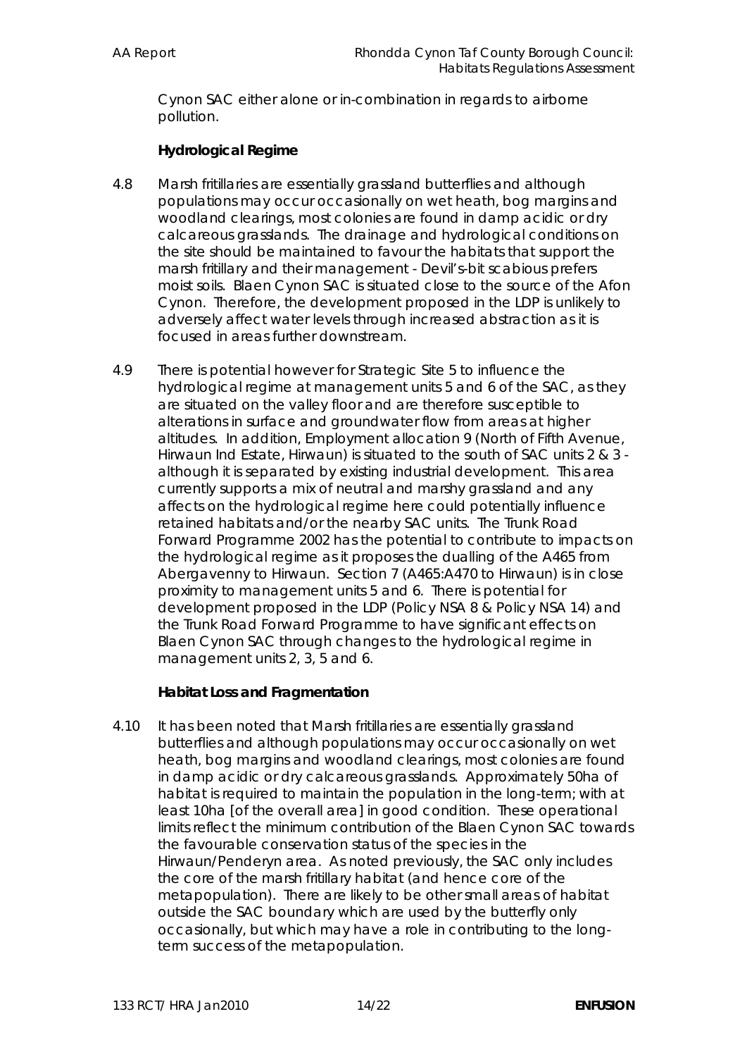Cynon SAC either alone or in-combination in regards to airborne pollution.

**Hydrological Regime**

4.8 Marsh fritillaries are essentially grassland butterflies and although populations may occur occasionally on wet heath, bog margins and woodland clearings, most colonies are found in damp acidic or dry calcareous grasslands. The drainage and hydrological conditions on the site should be maintained to favour the habitats that support the marsh fritillary and their management - Devil's-bit scabious prefers moist soils. Blaen Cynon SAC is situated close to the source of the Afon Cynon. Therefore, the development proposed in the LDP is unlikely to adversely affect water levels through increased abstraction as it is focused in areas further downstream.

4.9 There is potential however for Strategic Site 5 to influence the hydrological regime at management units 5 and 6 of the SAC, as they are situated on the valley floor and are therefore susceptible to alterations in surface and groundwater flow from areas at higher altitudes. In addition, Employment allocation 9 (North of Fifth Avenue, Hirwaun Ind Estate, Hirwaun) is situated to the south of SAC units 2 & 3 - although it is separated by existing industrial development. This area currently supports a mix of neutral and marshy grassland and any affects on the hydrological regime here could potentially influence retained habitats and/or the nearby SAC units. The Trunk Road Forward Programme 2002 has the potential to contribute to impacts on the hydrological regime as it proposes the dualling of the A465 from Abergavenny to Hirwaun. Section 7 (A465:A470 to Hirwaun) is in close proximity to management units 5 and 6. There is potential for development proposed in the LDP (Policy NSA 8 & Policy NSA 14) and the Trunk Road Forward Programme to have significant effects on Blaen Cynon SAC through changes to the hydrological regime in management units 2, 3, 5 and 6.

**Habitat Loss and Fragmentation**

4.10 It has been noted that Marsh fritillaries are essentially grassland butterflies and although populations may occur occasionally on wet heath, bog margins and woodland clearings, most colonies are found in damp acidic or dry calcareous grasslands. Approximately 50ha of habitat is required to maintain the population in the long-term; with at least 10ha [of the overall area] in good condition. These operational limits reflect the minimum contribution of the Blaen Cynon SAC towards the favourable conservation status of the species in the Hirwaun/Penderyn area. As noted previously, the SAC only includes the core of the marsh fritillary habitat (and hence core of the metapopulation). There are likely to be other small areas of habitat outside the SAC boundary which are used by the butterfly only occasionally, but which may have a role in contributing to the long-term success of the metapopulation.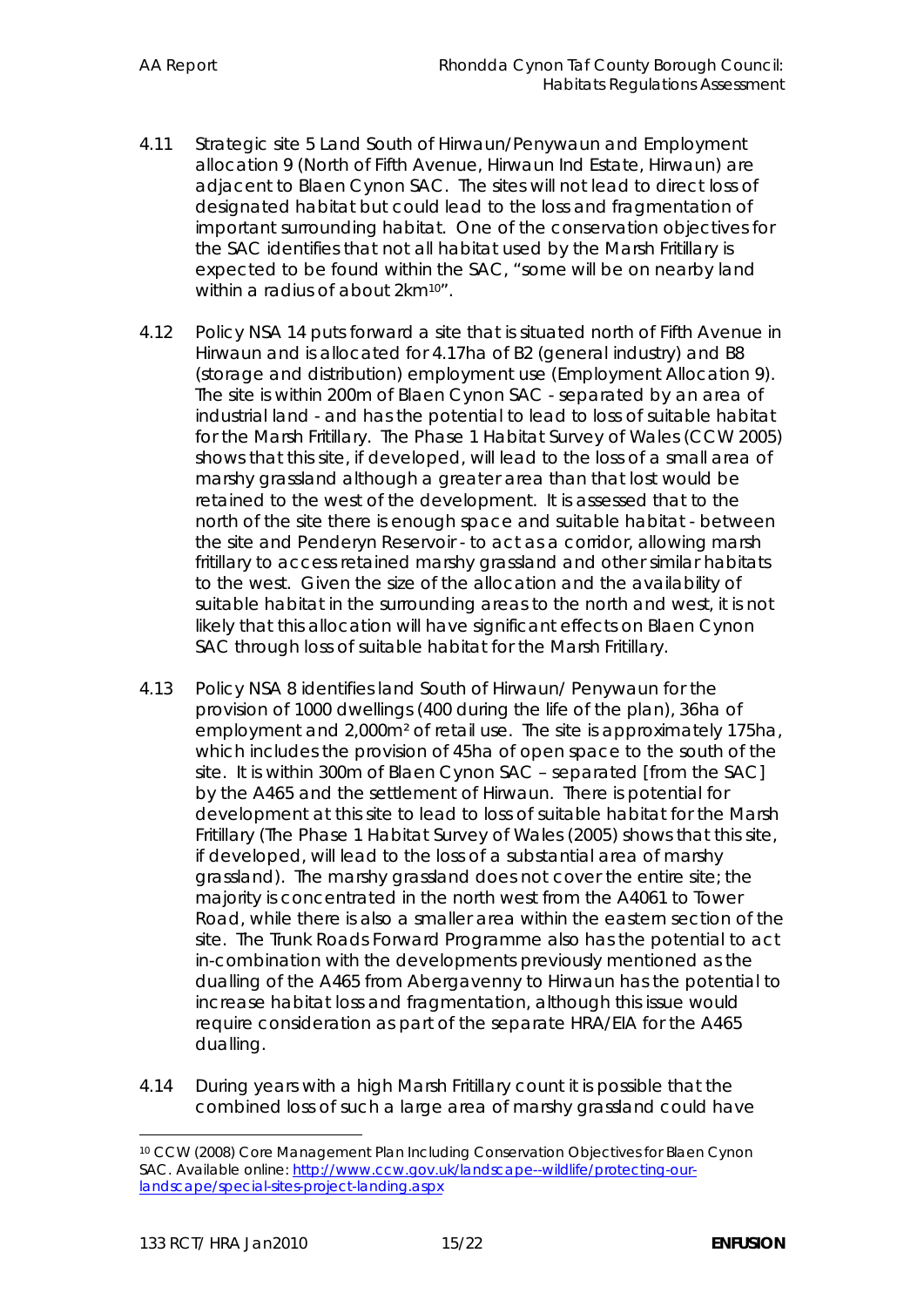4.11 Strategic site 5 Land South of Hirwaun/Penywaun and Employment allocation 9 (North of Fifth Avenue, Hirwaun Ind Estate, Hirwaun) are adjacent to Blaen Cynon SAC. The sites will not lead to direct loss of designated habitat but could lead to the loss and fragmentation of important surrounding habitat. One of the conservation objectives for the SAC identifies that not all habitat used by the Marsh Fritillary is expected to be found within the SAC, "some will be on nearby land within a radius of about 2km[10]".

4.12 Policy NSA 14 puts forward a site that is situated north of Fifth Avenue in Hirwaun and is allocated for 4.17ha of B2 (general industry) and B8 (storage and distribution) employment use (Employment Allocation 9). The site is within 200m of Blaen Cynon SAC - separated by an area of industrial land - and has the potential to lead to loss of suitable habitat for the Marsh Fritillary. The Phase 1 Habitat Survey of Wales (CCW 2005) shows that this site, if developed, will lead to the loss of a small area of marshy grassland although a greater area than that lost would be retained to the west of the development. It is assessed that to the north of the site there is enough space and suitable habitat - between the site and Penderyn Reservoir - to act as a corridor, allowing marsh fritillary to access retained marshy grassland and other similar habitats to the west. Given the size of the allocation and the availability of suitable habitat in the surrounding areas to the north and west, it is not likely that this allocation will have significant effects on Blaen Cynon SAC through loss of suitable habitat for the Marsh Fritillary.

4.13 Policy NSA 8 identifies land South of Hirwaun/ Penywaun for the provision of 1000 dwellings (400 during the life of the plan), 36ha of employment and 2,000m² of retail use. The site is approximately 175ha, which includes the provision of 45ha of open space to the south of the site. It is within 300m of Blaen Cynon SAC – separated [from the SAC] by the A465 and the settlement of Hirwaun. There is potential for development at this site to lead to loss of suitable habitat for the Marsh Fritillary (The Phase 1 Habitat Survey of Wales (2005) shows that this site, if developed, will lead to the loss of a substantial area of marshy grassland). The marshy grassland does not cover the entire site; the majority is concentrated in the north west from the A4061 to Tower Road, while there is also a smaller area within the eastern section of the site. The Trunk Roads Forward Programme also has the potential to act in-combination with the developments previously mentioned as the dualling of the A465 from Abergavenny to Hirwaun has the potential to increase habitat loss and fragmentation, although this issue would require consideration as part of the separate HRA/EIA for the A465 dualling.

4.14 During years with a high Marsh Fritillary count it is possible that the combined loss of such a large area of marshy grassland could have

[10] CCW (2008) Core Management Plan Including Conservation Objectives for Blaen Cynon SAC. Available online: http://www.ccw.gov.uk/landscape--wildlife/protecting-our-landscape/special-sites-project-landing.aspx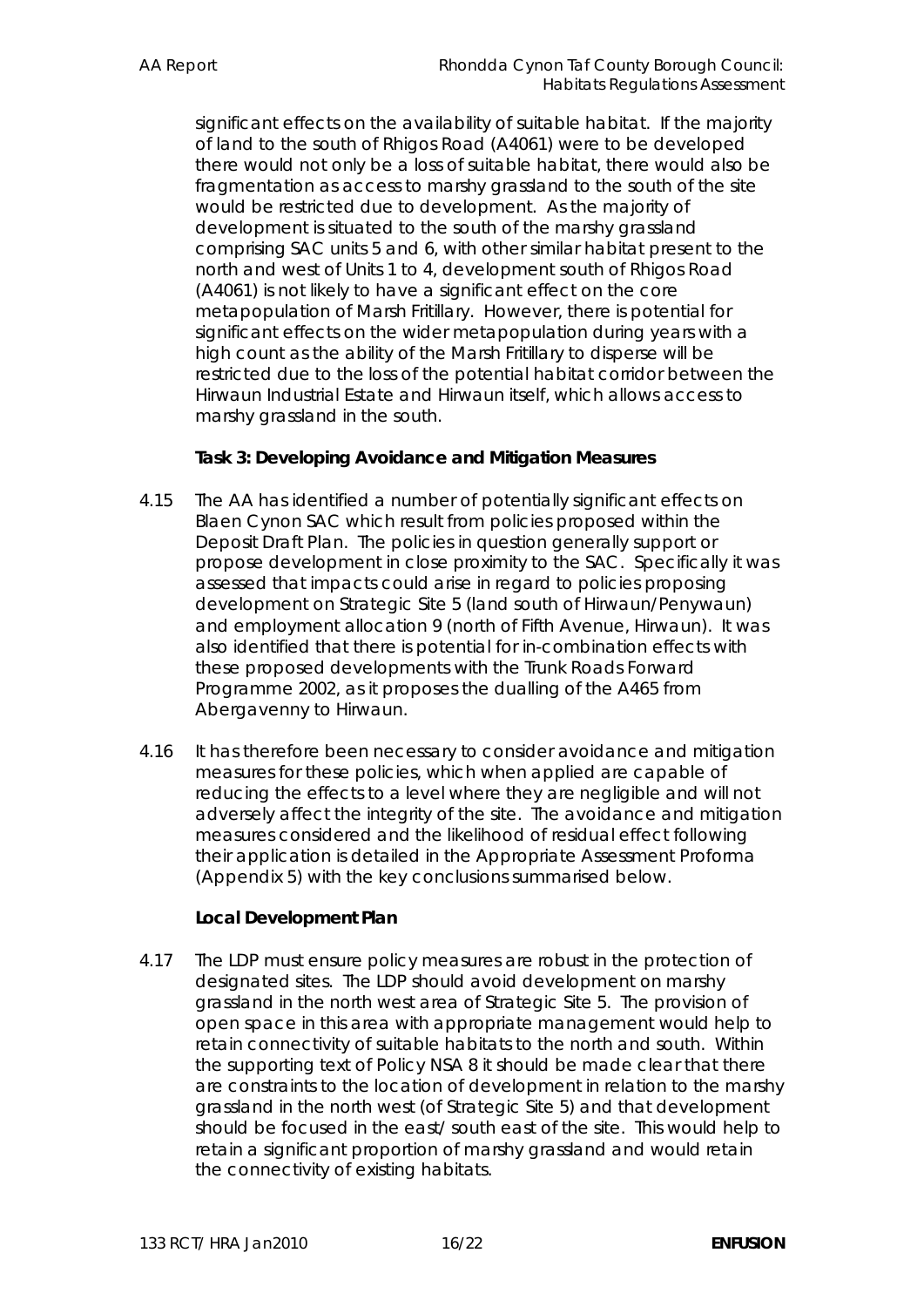significant effects on the availability of suitable habitat. If the majority of land to the south of Rhigos Road (A4061) were to be developed there would not only be a loss of suitable habitat, there would also be fragmentation as access to marshy grassland to the south of the site would be restricted due to development. As the majority of development is situated to the south of the marshy grassland comprising SAC units 5 and 6, with other similar habitat present to the north and west of Units 1 to 4, development south of Rhigos Road (A4061) is not likely to have a significant effect on the core metapopulation of Marsh Fritillary. However, there is potential for significant effects on the wider metapopulation during years with a high count as the ability of the Marsh Fritillary to disperse will be restricted due to the loss of the potential habitat corridor between the Hirwaun Industrial Estate and Hirwaun itself, which allows access to marshy grassland in the south.

**Task 3: Developing Avoidance and Mitigation Measures**

4.15 The AA has identified a number of potentially significant effects on Blaen Cynon SAC which result from policies proposed within the Deposit Draft Plan. The policies in question generally support or propose development in close proximity to the SAC. Specifically it was assessed that impacts could arise in regard to policies proposing development on Strategic Site 5 (land south of Hirwaun/Penywaun) and employment allocation 9 (north of Fifth Avenue, Hirwaun). It was also identified that there is potential for in-combination effects with these proposed developments with the Trunk Roads Forward Programme 2002, as it proposes the dualling of the A465 from Abergavenny to Hirwaun.

4.16 It has therefore been necessary to consider avoidance and mitigation measures for these policies, which when applied are capable of reducing the effects to a level where they are negligible and will not adversely affect the integrity of the site. The avoidance and mitigation measures considered and the likelihood of residual effect following their application is detailed in the Appropriate Assessment Proforma (Appendix 5) with the key conclusions summarised below.

**Local Development Plan**

4.17 The LDP must ensure policy measures are robust in the protection of designated sites. The LDP should avoid development on marshy grassland in the north west area of Strategic Site 5. The provision of open space in this area with appropriate management would help to retain connectivity of suitable habitats to the north and south. Within the supporting text of Policy NSA 8 it should be made clear that there are constraints to the location of development in relation to the marshy grassland in the north west (of Strategic Site 5) and that development should be focused in the east/ south east of the site. This would help to retain a significant proportion of marshy grassland and would retain the connectivity of existing habitats.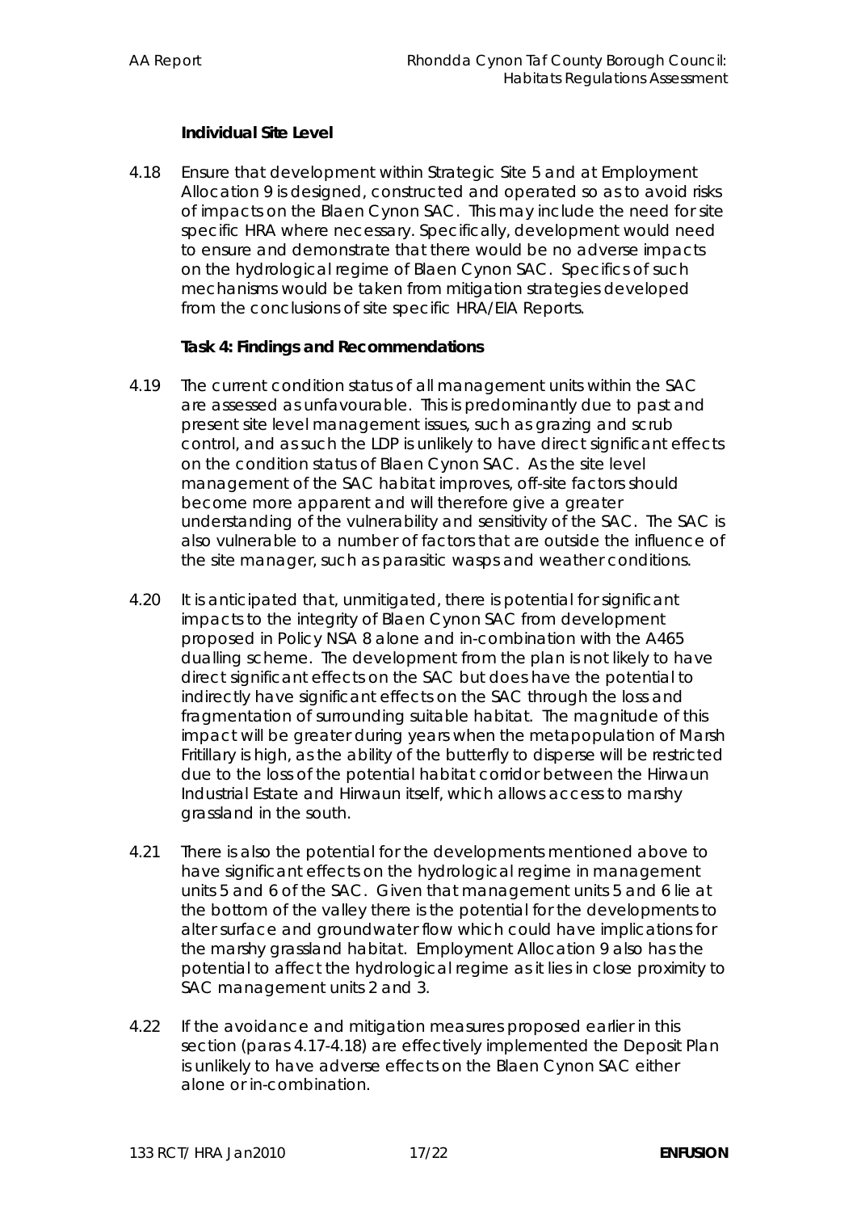**Individual Site Level**

4.18 Ensure that development within Strategic Site 5 and at Employment Allocation 9 is designed, constructed and operated so as to avoid risks of impacts on the Blaen Cynon SAC. This may include the need for site specific HRA where necessary. Specifically, development would need to ensure and demonstrate that there would be no adverse impacts on the hydrological regime of Blaen Cynon SAC. Specifics of such mechanisms would be taken from mitigation strategies developed from the conclusions of site specific HRA/EIA Reports.

**Task 4: Findings and Recommendations**

4.19 The current condition status of all management units within the SAC are assessed as unfavourable. This is predominantly due to past and present site level management issues, such as grazing and scrub control, and as such the LDP is unlikely to have direct significant effects on the condition status of Blaen Cynon SAC. As the site level management of the SAC habitat improves, off-site factors should become more apparent and will therefore give a greater understanding of the vulnerability and sensitivity of the SAC. The SAC is also vulnerable to a number of factors that are outside the influence of the site manager, such as parasitic wasps and weather conditions.

4.20 It is anticipated that, unmitigated, there is potential for significant impacts to the integrity of Blaen Cynon SAC from development proposed in Policy NSA 8 alone and in-combination with the A465 dualling scheme. The development from the plan is not likely to have direct significant effects on the SAC but does have the potential to indirectly have significant effects on the SAC through the loss and fragmentation of surrounding suitable habitat. The magnitude of this impact will be greater during years when the metapopulation of Marsh Fritillary is high, as the ability of the butterfly to disperse will be restricted due to the loss of the potential habitat corridor between the Hirwaun Industrial Estate and Hirwaun itself, which allows access to marshy grassland in the south.

4.21 There is also the potential for the developments mentioned above to have significant effects on the hydrological regime in management units 5 and 6 of the SAC. Given that management units 5 and 6 lie at the bottom of the valley there is the potential for the developments to alter surface and groundwater flow which could have implications for the marshy grassland habitat. Employment Allocation 9 also has the potential to affect the hydrological regime as it lies in close proximity to SAC management units 2 and 3.

4.22 If the avoidance and mitigation measures proposed earlier in this section (paras 4.17-4.18) are effectively implemented the Deposit Plan is unlikely to have adverse effects on the Blaen Cynon SAC either alone or in-combination.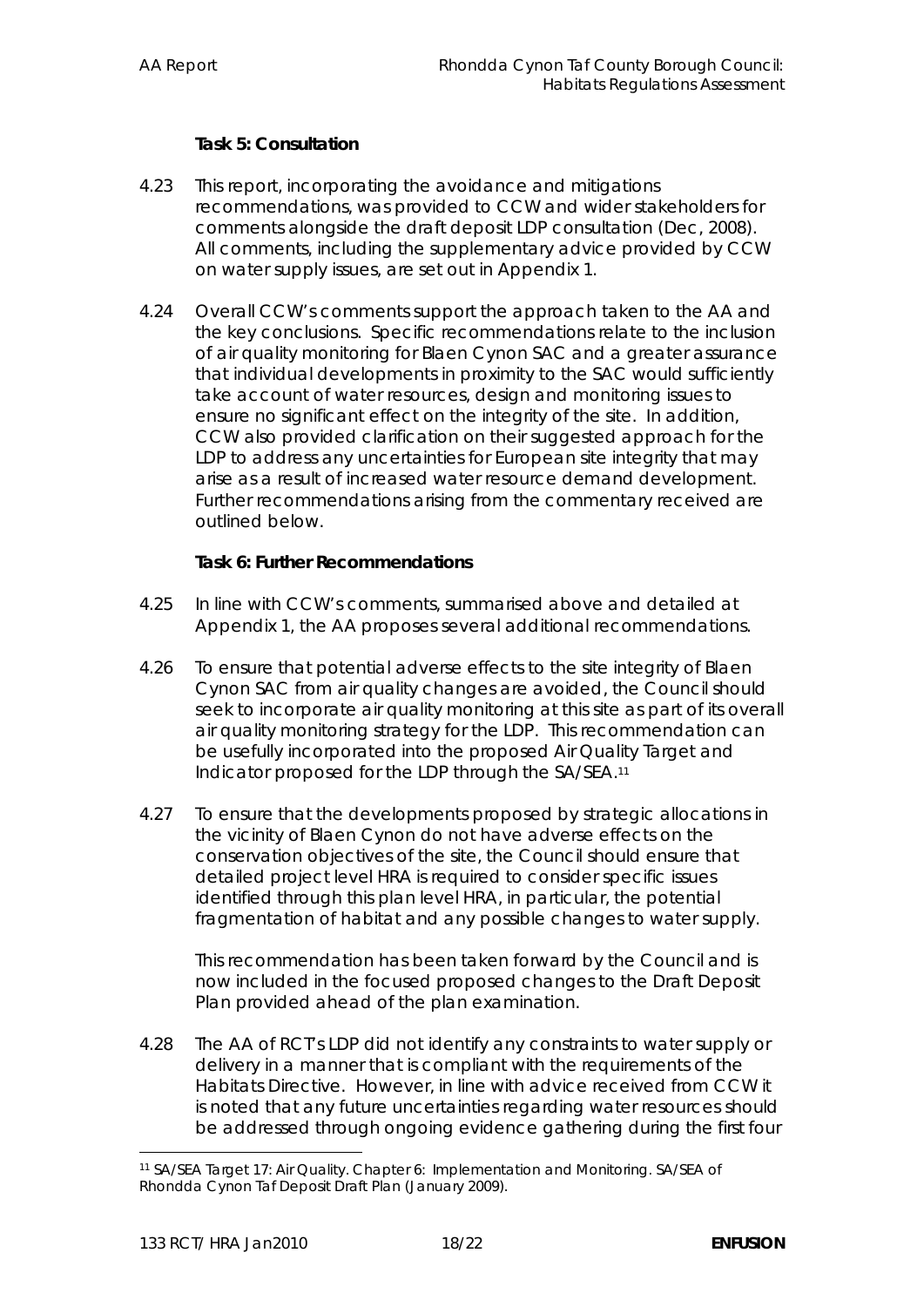**Task 5: Consultation**

4.23 This report, incorporating the avoidance and mitigations recommendations, was provided to CCW and wider stakeholders for comments alongside the draft deposit LDP consultation (Dec, 2008). All comments, including the supplementary advice provided by CCW on water supply issues, are set out in Appendix 1.

4.24 Overall CCW's comments support the approach taken to the AA and the key conclusions. Specific recommendations relate to the inclusion of air quality monitoring for Blaen Cynon SAC and a greater assurance that individual developments in proximity to the SAC would sufficiently take account of water resources, design and monitoring issues to ensure no significant effect on the integrity of the site. In addition, CCW also provided clarification on their suggested approach for the LDP to address any uncertainties for European site integrity that may arise as a result of increased water resource demand development. Further recommendations arising from the commentary received are outlined below.

**Task 6: Further Recommendations**

4.25 In line with CCW's comments, summarised above and detailed at Appendix 1, the AA proposes several additional recommendations.

4.26 To ensure that potential adverse effects to the site integrity of Blaen Cynon SAC from air quality changes are avoided, the Council should seek to incorporate air quality monitoring at this site as part of its overall air quality monitoring strategy for the LDP. This recommendation can be usefully incorporated into the proposed Air Quality Target and Indicator proposed for the LDP through the SA/SEA.[11]

4.27 To ensure that the developments proposed by strategic allocations in the vicinity of Blaen Cynon do not have adverse effects on the conservation objectives of the site, the Council should ensure that detailed project level HRA is required to consider specific issues identified through this plan level HRA, in particular, the potential fragmentation of habitat and any possible changes to water supply.

This recommendation has been taken forward by the Council and is now included in the focused proposed changes to the Draft Deposit Plan provided ahead of the plan examination.

4.28 The AA of RCT's LDP did not identify any constraints to water supply or delivery in a manner that is compliant with the requirements of the Habitats Directive. However, in line with advice received from CCW it is noted that any future uncertainties regarding water resources should be addressed through ongoing evidence gathering during the first four

[11] SA/SEA Target 17: Air Quality. Chapter 6: Implementation and Monitoring. SA/SEA of Rhondda Cynon Taf Deposit Draft Plan (January 2009).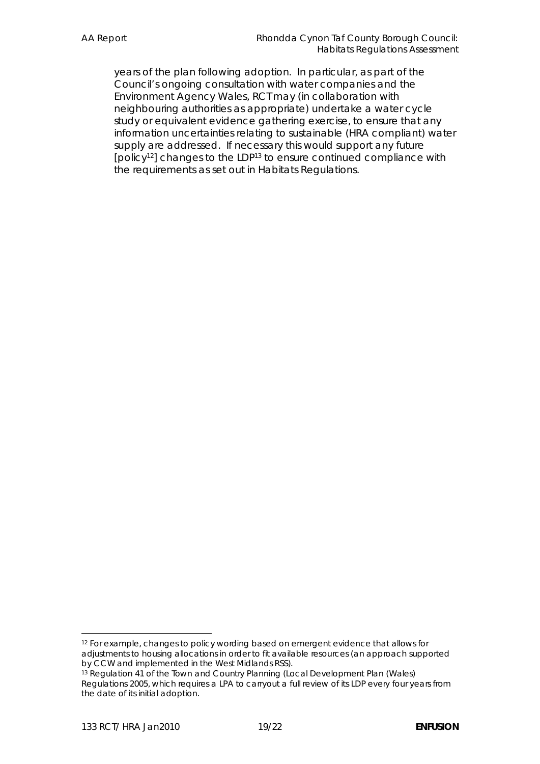years of the plan following adoption. In particular, as part of the Council's ongoing consultation with water companies and the Environment Agency Wales, RCT may (in collaboration with neighbouring authorities as appropriate) undertake a water cycle study or equivalent evidence gathering exercise, to ensure that any information uncertainties relating to sustainable (HRA compliant) water supply are addressed. If necessary this would support any future [policy[12]] changes to the LDP[13] to ensure continued compliance with the requirements as set out in Habitats Regulations.

---

[12] For example, changes to policy wording based on emergent evidence that allows for adjustments to housing allocations in order to fit available resources (an approach supported by CCW and implemented in the West Midlands RSS).

[13] Regulation 41 of the Town and Country Planning (Local Development Plan (Wales) Regulations 2005, which requires a LPA to carryout a full review of its LDP every four years from the date of its initial adoption.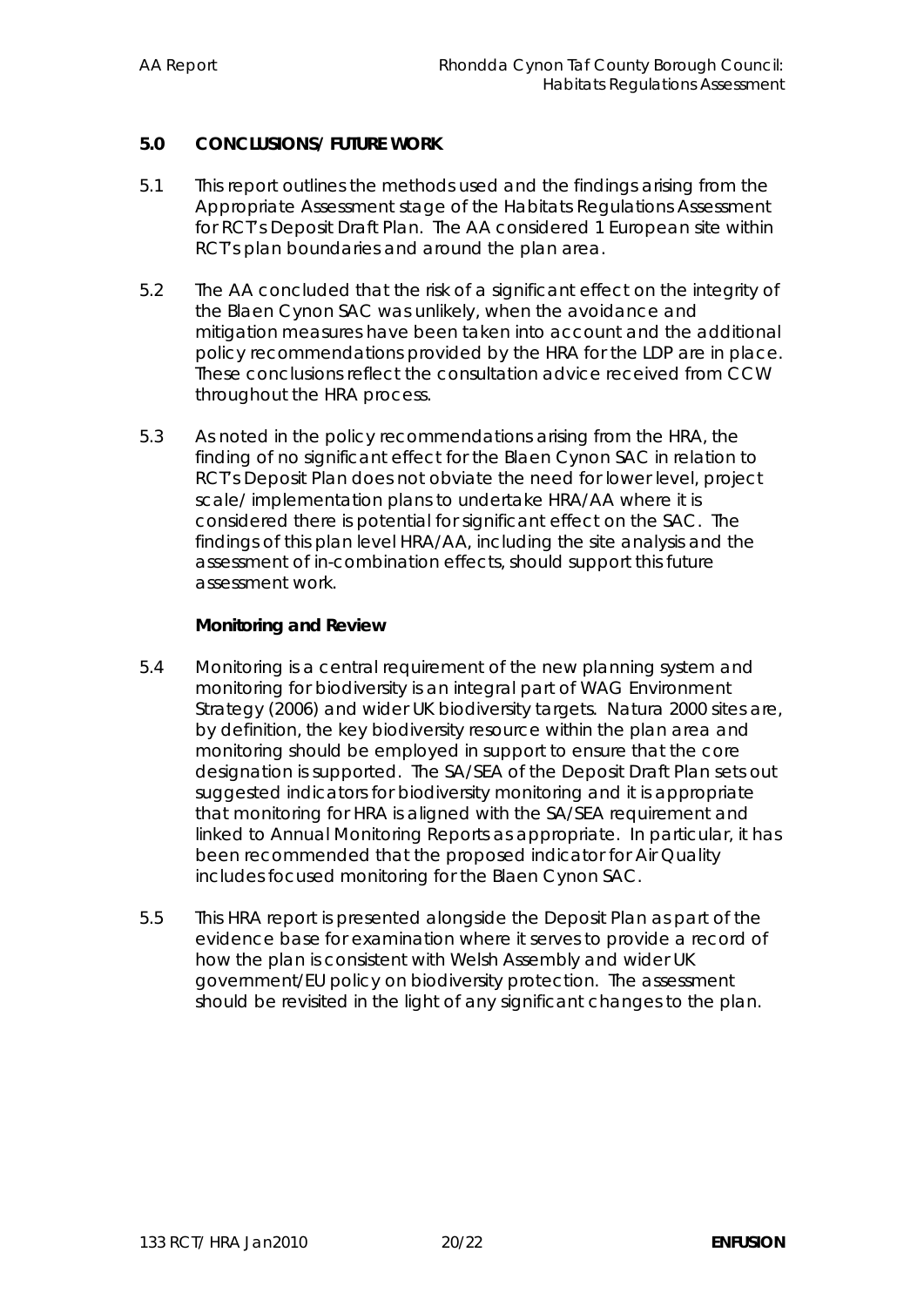## 5.0 CONCLUSIONS/ FUTURE WORK

5.1 This report outlines the methods used and the findings arising from the Appropriate Assessment stage of the Habitats Regulations Assessment for RCT's Deposit Draft Plan. The AA considered 1 European site within RCT's plan boundaries and around the plan area.

5.2 The AA concluded that the risk of a significant effect on the integrity of the Blaen Cynon SAC was unlikely, when the avoidance and mitigation measures have been taken into account and the additional policy recommendations provided by the HRA for the LDP are in place. These conclusions reflect the consultation advice received from CCW throughout the HRA process.

5.3 As noted in the policy recommendations arising from the HRA, the finding of no significant effect for the Blaen Cynon SAC in relation to RCT's Deposit Plan does not obviate the need for lower level, project scale/ implementation plans to undertake HRA/AA where it is considered there is potential for significant effect on the SAC. The findings of this plan level HRA/AA, including the site analysis and the assessment of in-combination effects, should support this future assessment work.

**Monitoring and Review**

5.4 Monitoring is a central requirement of the new planning system and monitoring for biodiversity is an integral part of WAG Environment Strategy (2006) and wider UK biodiversity targets. Natura 2000 sites are, by definition, the key biodiversity resource within the plan area and monitoring should be employed in support to ensure that the core designation is supported. The SA/SEA of the Deposit Draft Plan sets out suggested indicators for biodiversity monitoring and it is appropriate that monitoring for HRA is aligned with the SA/SEA requirement and linked to Annual Monitoring Reports as appropriate. In particular, it has been recommended that the proposed indicator for Air Quality includes focused monitoring for the Blaen Cynon SAC.

5.5 This HRA report is presented alongside the Deposit Plan as part of the evidence base for examination where it serves to provide a record of how the plan is consistent with Welsh Assembly and wider UK government/EU policy on biodiversity protection. The assessment should be revisited in the light of any significant changes to the plan.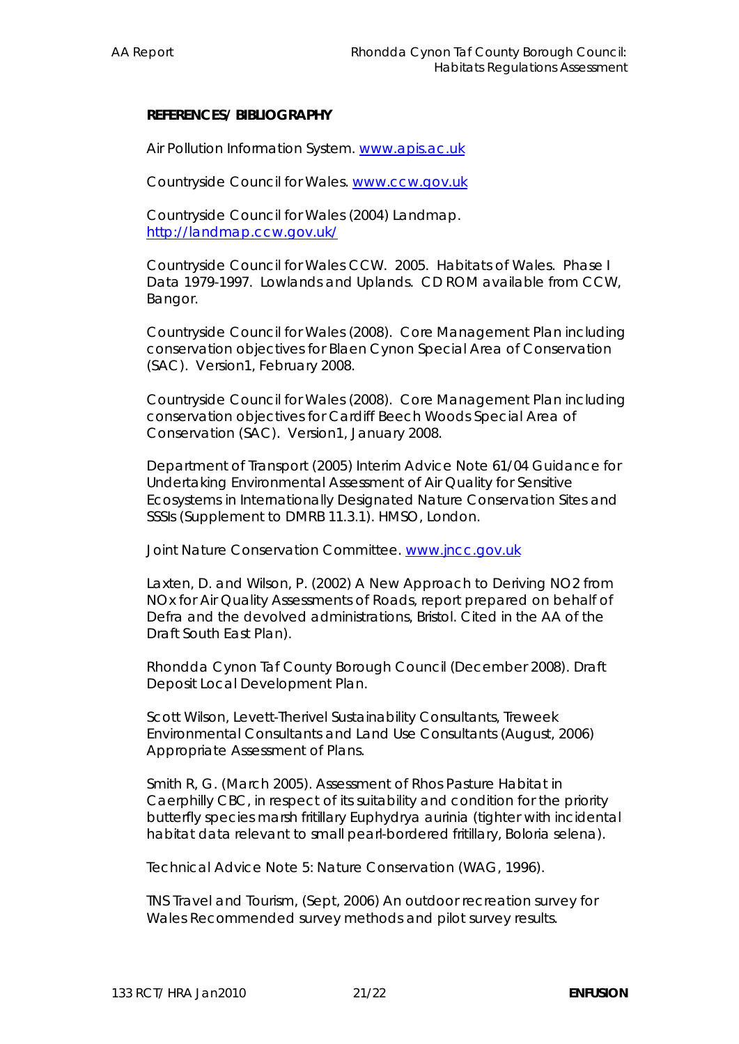**REFERENCES/ BIBLIOGRAPHY**

Air Pollution Information System. www.apis.ac.uk

Countryside Council for Wales. www.ccw.gov.uk

Countryside Council for Wales (2004) Landmap. http://landmap.ccw.gov.uk/

Countryside Council for Wales CCW. 2005. Habitats of Wales. Phase I Data 1979-1997. Lowlands and Uplands. CD ROM available from CCW, Bangor.

Countryside Council for Wales (2008). Core Management Plan including conservation objectives for Blaen Cynon Special Area of Conservation (SAC). Version1, February 2008.

Countryside Council for Wales (2008). Core Management Plan including conservation objectives for Cardiff Beech Woods Special Area of Conservation (SAC). Version1, January 2008.

Department of Transport (2005) Interim Advice Note 61/04 Guidance for Undertaking Environmental Assessment of Air Quality for Sensitive Ecosystems in Internationally Designated Nature Conservation Sites and SSSIs (Supplement to DMRB 11.3.1). HMSO, London.

Joint Nature Conservation Committee. www.jncc.gov.uk

Laxten, D. and Wilson, P. (2002) A New Approach to Deriving NO2 from NOx for Air Quality Assessments of Roads, report prepared on behalf of Defra and the devolved administrations, Bristol. Cited in the AA of the Draft South East Plan).

Rhondda Cynon Taf County Borough Council (December 2008). Draft Deposit Local Development Plan.

Scott Wilson, Levett-Therivel Sustainability Consultants, Treweek Environmental Consultants and Land Use Consultants (August, 2006) Appropriate Assessment of Plans.

Smith R, G. (March 2005). Assessment of Rhos Pasture Habitat in Caerphilly CBC, in respect of its suitability and condition for the priority butterfly species marsh fritillary Euphydrya aurinia (tighter with incidental habitat data relevant to small pearl-bordered fritillary, Boloria selena).

Technical Advice Note 5: Nature Conservation (WAG, 1996).

TNS Travel and Tourism, (Sept, 2006) An outdoor recreation survey for Wales Recommended survey methods and pilot survey results.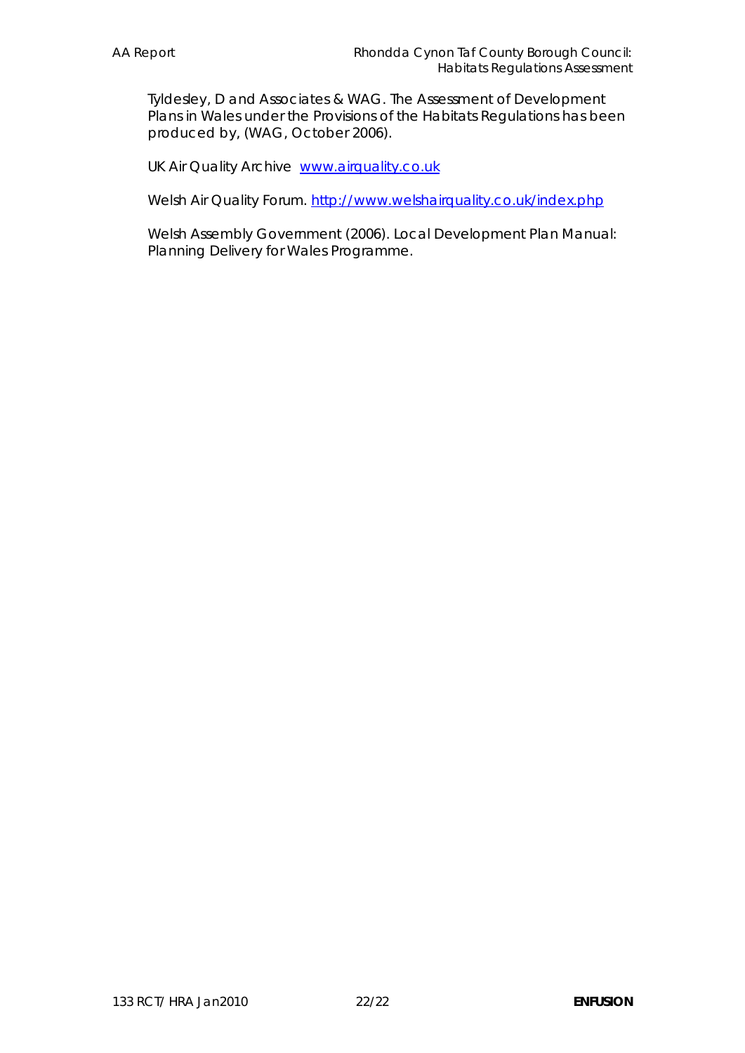Tyldesley, D and Associates & WAG. The Assessment of Development Plans in Wales under the Provisions of the Habitats Regulations has been produced by, (WAG, October 2006).

UK Air Quality Archive [www.airquality.co.uk](www.airquality.co.uk)

Welsh Air Quality Forum. [http://www.welshairquality.co.uk/index.php](http://www.welshairquality.co.uk/index.php)

Welsh Assembly Government (2006). Local Development Plan Manual: Planning Delivery for Wales Programme.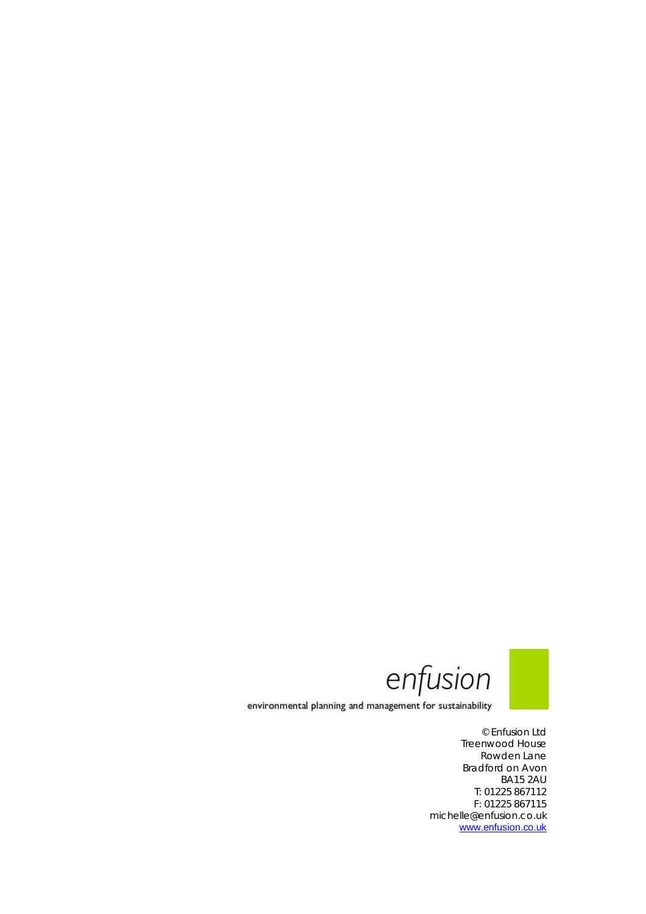enfusion

environmental planning and management for sustainability

© Enfusion Ltd
Treenwood House
Rowden Lane
Bradford on Avon
BA15 2AU
T: 01225 867112
F: 01225 867115
michelle@enfusion.co.uk
www.enfusion.co.uk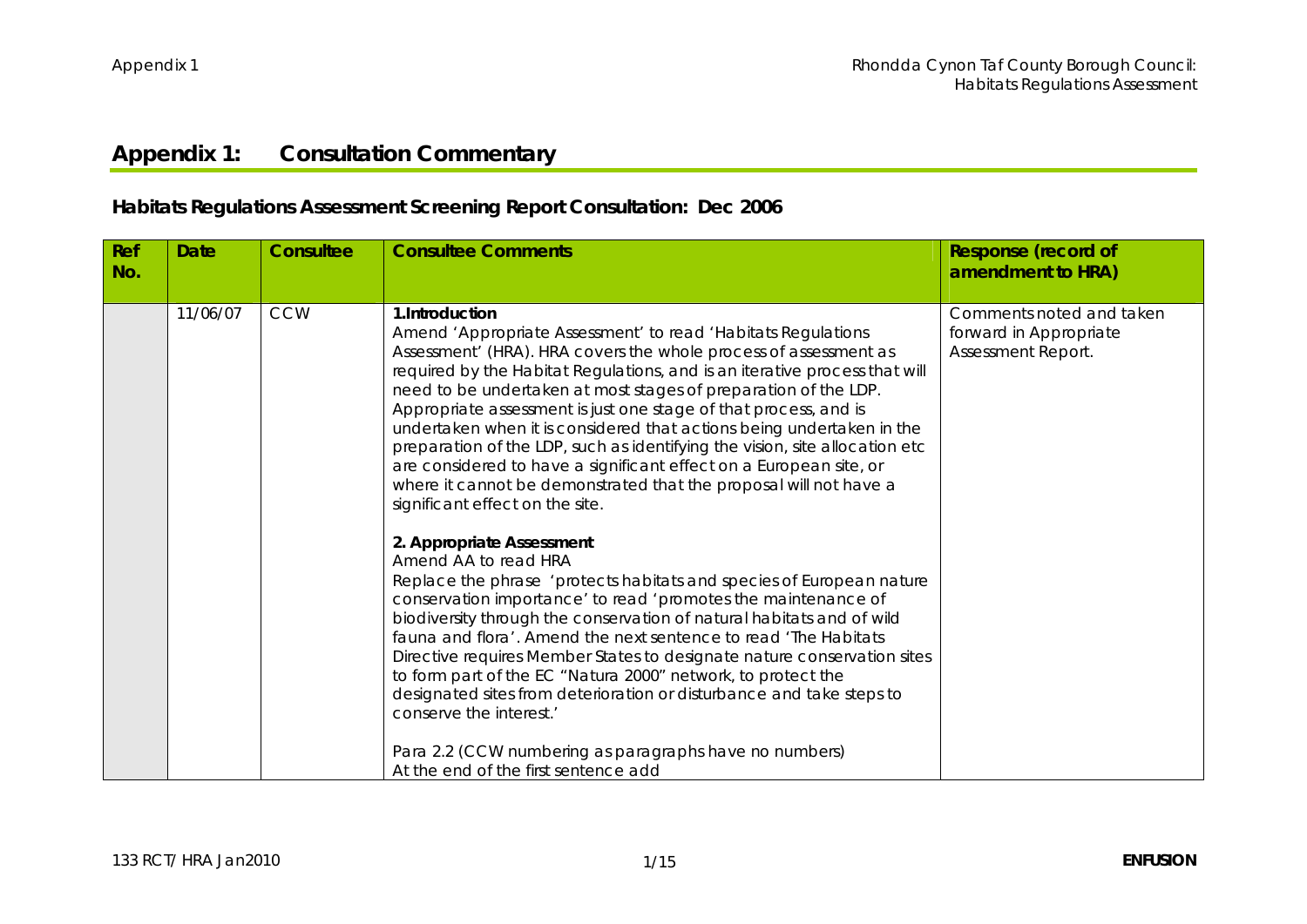## Appendix 1: Consultation Commentary

### Habitats Regulations Assessment Screening Report Consultation: Dec 2006

| Ref No. | Date | Consultee | Consultee Comments | Response (record of amendment to HRA) |
|---|---|---|---|---|
| | 11/06/07 | CCW | **1.Introduction**<br>Amend 'Appropriate Assessment' to read 'Habitats Regulations Assessment' (HRA). HRA covers the whole process of assessment as required by the Habitat Regulations, and is an iterative process that will need to be undertaken at most stages of preparation of the LDP. Appropriate assessment is just one stage of that process, and is undertaken when it is considered that actions being undertaken in the preparation of the LDP, such as identifying the vision, site allocation etc are considered to have a significant effect on a European site, or where it cannot be demonstrated that the proposal will not have a significant effect on the site.<br><br>**2. Appropriate Assessment**<br>Amend AA to read HRA<br>Replace the phrase 'protects habitats and species of European nature conservation importance' to read 'promotes the maintenance of biodiversity through the conservation of natural habitats and of wild fauna and flora'. Amend the next sentence to read 'The Habitats Directive requires Member States to designate nature conservation sites to form part of the EC "Natura 2000" network, to protect the designated sites from deterioration or disturbance and take steps to conserve the interest.'<br><br>Para 2.2 (CCW numbering as paragraphs have no numbers)<br>At the end of the first sentence add | Comments noted and taken forward in Appropriate Assessment Report. |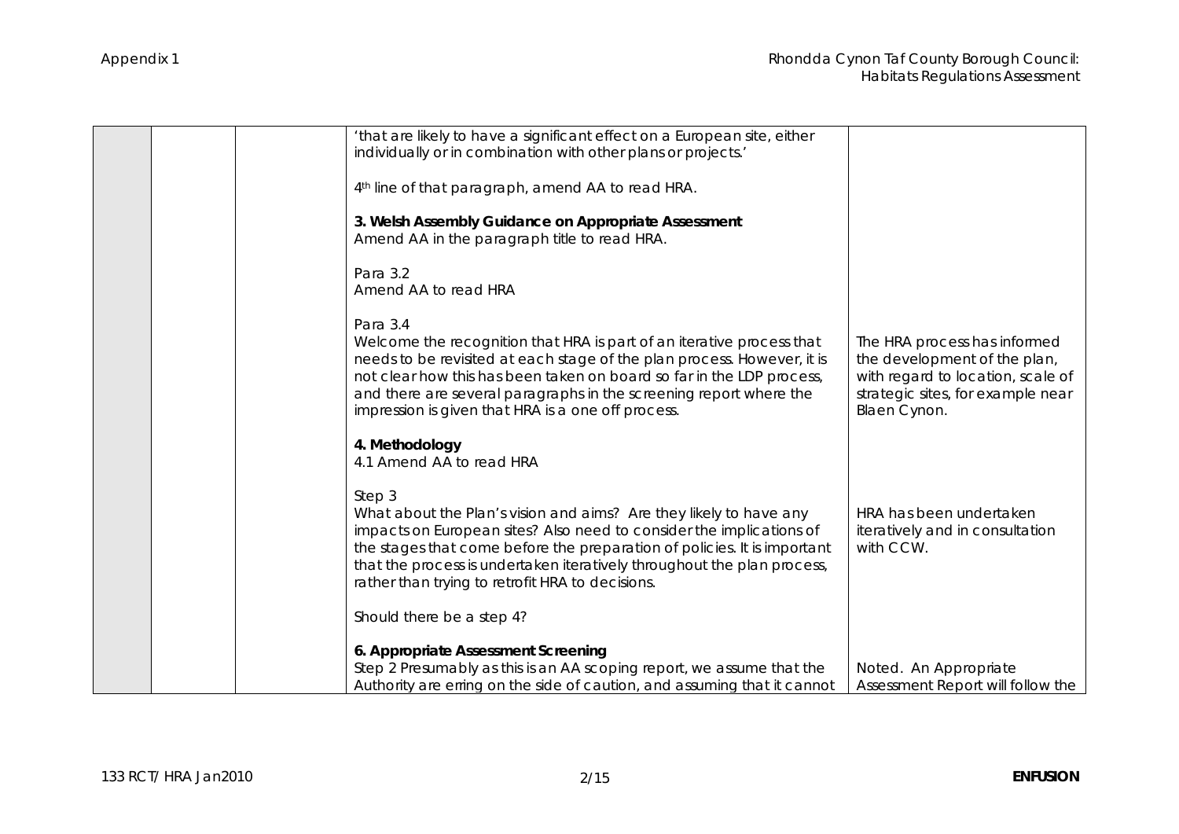| | | | | |
|---|---|---|---|---|
| | | | 'that are likely to have a significant effect on a European site, either individually or in combination with other plans or projects.'<br><br>4th line of that paragraph, amend AA to read HRA.<br><br>**3. Welsh Assembly Guidance on Appropriate Assessment**<br>Amend AA in the paragraph title to read HRA.<br><br>Para 3.2<br>Amend AA to read HRA<br><br>Para 3.4<br>Welcome the recognition that HRA is part of an iterative process that needs to be revisited at each stage of the plan process. However, it is not clear how this has been taken on board so far in the LDP process, and there are several paragraphs in the screening report where the impression is given that HRA is a one off process. | The HRA process has informed the development of the plan, with regard to location, scale of strategic sites, for example near Blaen Cynon. |
| | | | **4. Methodology**<br>4.1 Amend AA to read HRA<br><br>Step 3<br>What about the Plan's vision and aims? Are they likely to have any impacts on European sites? Also need to consider the implications of the stages that come before the preparation of policies. It is important that the process is undertaken iteratively throughout the plan process, rather than trying to retrofit HRA to decisions.<br><br>Should there be a step 4? | HRA has been undertaken iteratively and in consultation with CCW. |
| | | | **6. Appropriate Assessment Screening**<br>Step 2 Presumably as this is an AA scoping report, we assume that the Authority are erring on the side of caution, and assuming that it cannot | Noted. An Appropriate Assessment Report will follow the |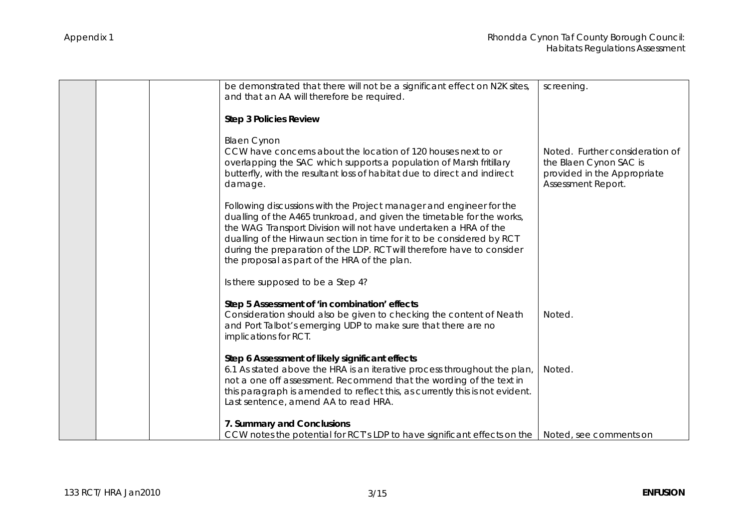| | | | | |
|---|---|---|---|---|
| | | | be demonstrated that there will not be a significant effect on N2K sites, and that an AA will therefore be required. | screening. |
| | | | **Step 3 Policies Review** | |
| | | | Blaen Cynon<br>CCW have concerns about the location of 120 houses next to or overlapping the SAC which supports a population of Marsh fritillary butterfly, with the resultant loss of habitat due to direct and indirect damage. | Noted. Further consideration of the Blaen Cynon SAC is provided in the Appropriate Assessment Report. |
| | | | Following discussions with the Project manager and engineer for the dualling of the A465 trunkroad, and given the timetable for the works, the WAG Transport Division will not have undertaken a HRA of the dualling of the Hirwaun section in time for it to be considered by RCT during the preparation of the LDP. RCT will therefore have to consider the proposal as part of the HRA of the plan. | |
| | | | Is there supposed to be a Step 4? | |
| | | | **Step 5 Assessment of 'in combination' effects**<br>Consideration should also be given to checking the content of Neath and Port Talbot's emerging UDP to make sure that there are no implications for RCT. | Noted. |
| | | | **Step 6 Assessment of likely significant effects**<br>6.1 As stated above the HRA is an iterative process throughout the plan, not a one off assessment. Recommend that the wording of the text in this paragraph is amended to reflect this, as currently this is not evident. Last sentence, amend AA to read HRA. | Noted. |
| | | | **7. Summary and Conclusions**<br>CCW notes the potential for RCT's LDP to have significant effects on the | Noted, see comments on |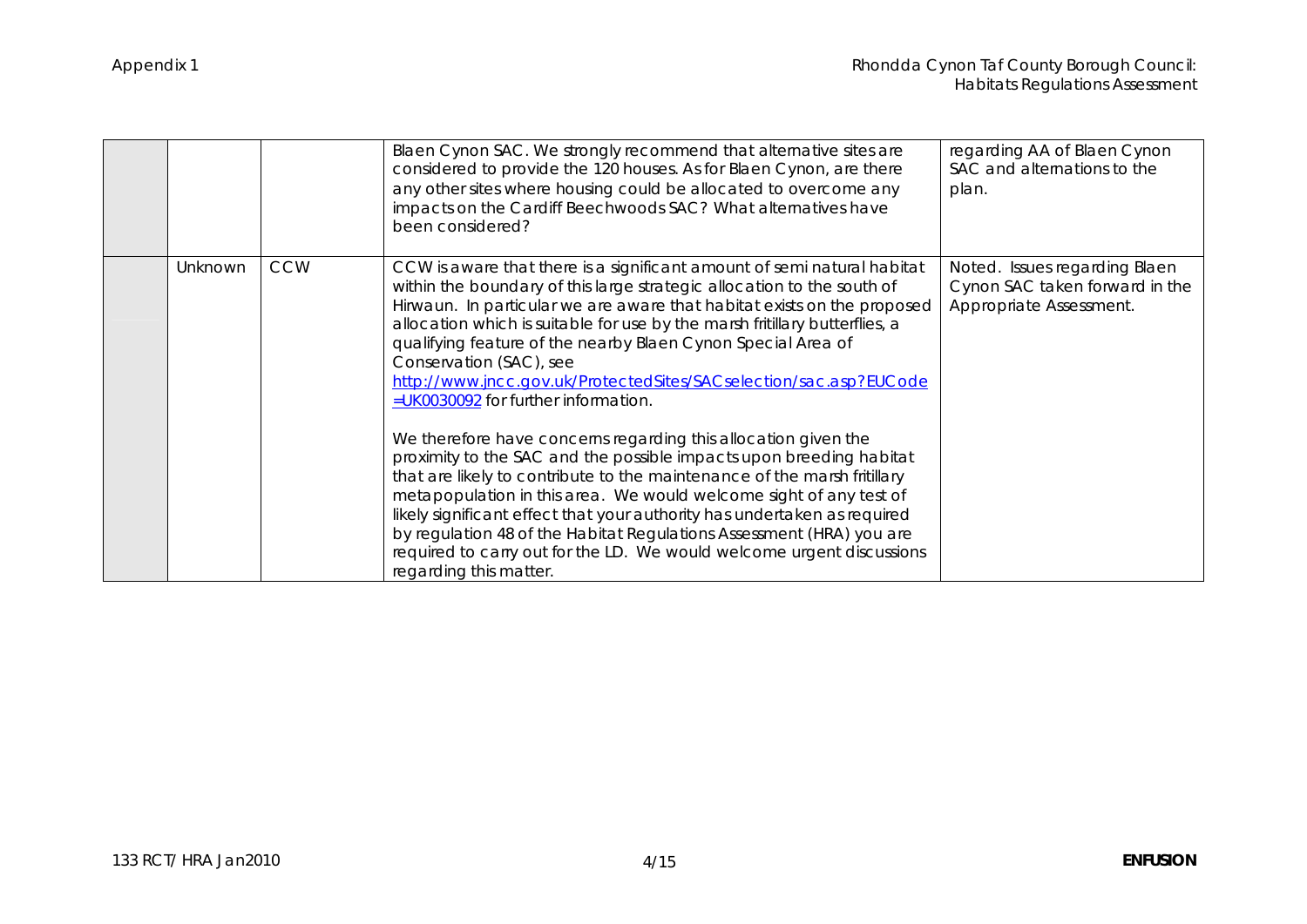| | | | | |
|---|---|---|---|---|
| | | | Blaen Cynon SAC. We strongly recommend that alternative sites are considered to provide the 120 houses. As for Blaen Cynon, are there any other sites where housing could be allocated to overcome any impacts on the Cardiff Beechwoods SAC? What alternatives have been considered? | regarding AA of Blaen Cynon SAC and alternations to the plan. |
| | Unknown | CCW | CCW is aware that there is a significant amount of semi natural habitat within the boundary of this large strategic allocation to the south of Hirwaun. In particular we are aware that habitat exists on the proposed allocation which is suitable for use by the marsh fritillary butterflies, a qualifying feature of the nearby Blaen Cynon Special Area of Conservation (SAC), see [http://www.jncc.gov.uk/ProtectedSites/SACselection/sac.asp?EUCode=UK0030092](http://www.jncc.gov.uk/ProtectedSites/SACselection/sac.asp?EUCode=UK0030092) for further information.<br><br>We therefore have concerns regarding this allocation given the proximity to the SAC and the possible impacts upon breeding habitat that are likely to contribute to the maintenance of the marsh fritillary metapopulation in this area. We would welcome sight of any test of likely significant effect that your authority has undertaken as required by regulation 48 of the Habitat Regulations Assessment (HRA) you are required to carry out for the LD. We would welcome urgent discussions regarding this matter. | Noted. Issues regarding Blaen Cynon SAC taken forward in the Appropriate Assessment. |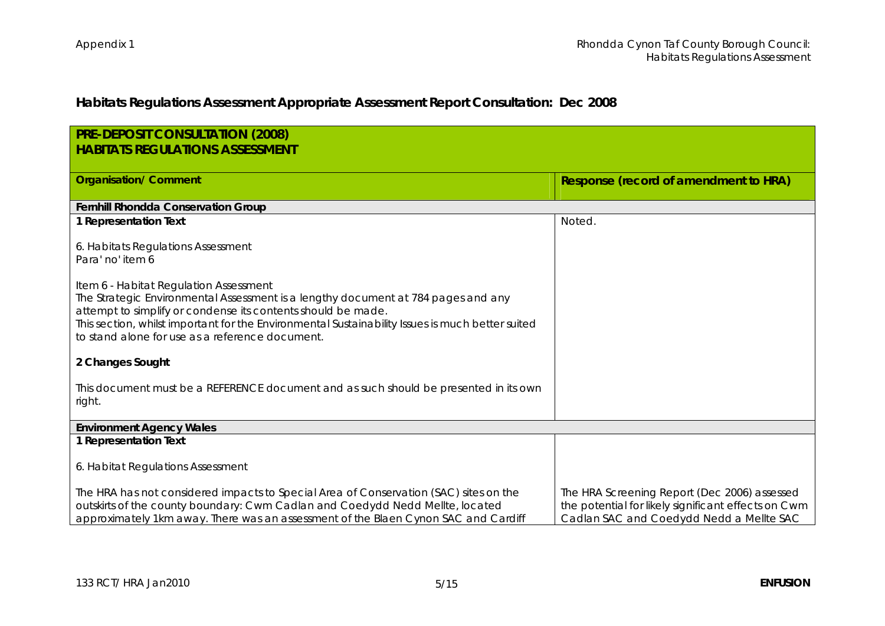**Habitats Regulations Assessment Appropriate Assessment Report Consultation: Dec 2008**

| **PRE-DEPOSIT CONSULTATION (2008)**<br>**HABITATS REGULATIONS ASSESSMENT** | |
|---|---|
| **Organisation/ Comment** | **Response (record of amendment to HRA)** |
| **Fernhill Rhondda Conservation Group** | |
| **1 Representation Text**<br><br>6. Habitats Regulations Assessment<br>Para' no' item 6<br><br>Item 6 - Habitat Regulation Assessment<br>The Strategic Environmental Assessment is a lengthy document at 784 pages and any attempt to simplify or condense its contents should be made.<br>This section, whilst important for the Environmental Sustainability Issues is much better suited to stand alone for use as a reference document.<br><br>**2 Changes Sought**<br><br>This document must be a REFERENCE document and as such should be presented in its own right. | Noted. |
| **Environment Agency Wales** | |
| **1 Representation Text**<br><br>6. Habitat Regulations Assessment<br><br>The HRA has not considered impacts to Special Area of Conservation (SAC) sites on the outskirts of the county boundary: Cwm Cadlan and Coedydd Nedd Mellte, located approximately 1km away. There was an assessment of the Blaen Cynon SAC and Cardiff | The HRA Screening Report (Dec 2006) assessed the potential for likely significant effects on Cwm Cadlan SAC and Coedydd Nedd a Mellte SAC |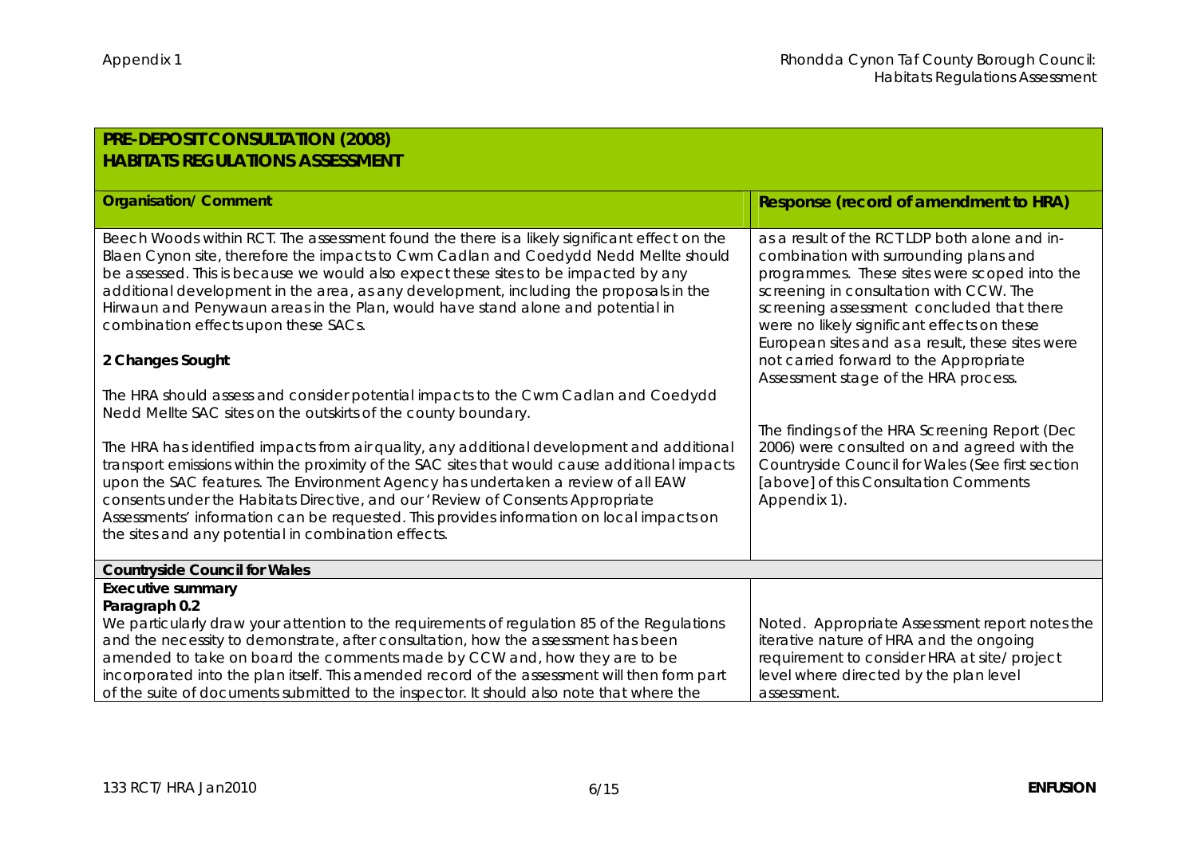| **PRE-DEPOSIT CONSULTATION (2008)**<br>**HABITATS REGULATIONS ASSESSMENT** | |
|---|---|
| **Organisation/ Comment** | **Response (record of amendment to HRA)** |
| Beech Woods within RCT. The assessment found the there is a likely significant effect on the Blaen Cynon site, therefore the impacts to Cwm Cadlan and Coedydd Nedd Mellte should be assessed. This is because we would also expect these sites to be impacted by any additional development in the area, as any development, including the proposals in the Hirwaun and Penywaun areas in the Plan, would have stand alone and potential in combination effects upon these SACs.<br><br>**2 Changes Sought**<br><br>The HRA should assess and consider potential impacts to the Cwm Cadlan and Coedydd Nedd Mellte SAC sites on the outskirts of the county boundary.<br><br>The HRA has identified impacts from air quality, any additional development and additional transport emissions within the proximity of the SAC sites that would cause additional impacts upon the SAC features. The Environment Agency has undertaken a review of all EAW consents under the Habitats Directive, and our 'Review of Consents Appropriate Assessments' information can be requested. This provides information on local impacts on the sites and any potential in combination effects. | as a result of the RCT LDP both alone and in-combination with surrounding plans and programmes. These sites were scoped into the screening in consultation with CCW. The screening assessment concluded that there were no likely significant effects on these European sites and as a result, these sites were not carried forward to the Appropriate Assessment stage of the HRA process.<br><br>The findings of the HRA Screening Report (Dec 2006) were consulted on and agreed with the Countryside Council for Wales (See first section [above] of this Consultation Comments Appendix 1). |
| **Countryside Council for Wales** | |
| **Executive summary**<br>**Paragraph 0.2**<br>We particularly draw your attention to the requirements of regulation 85 of the Regulations and the necessity to demonstrate, after consultation, how the assessment has been amended to take on board the comments made by CCW and, how they are to be incorporated into the plan itself. This amended record of the assessment will then form part of the suite of documents submitted to the inspector. It should also note that where the | Noted. Appropriate Assessment report notes the iterative nature of HRA and the ongoing requirement to consider HRA at site/ project level where directed by the plan level assessment. |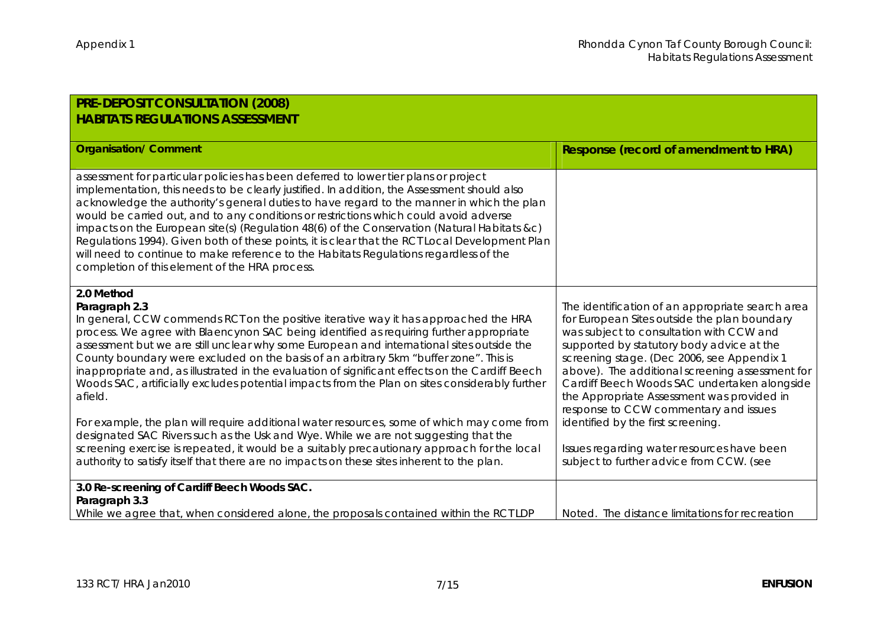| PRE-DEPOSIT CONSULTATION (2008)<br>HABITATS REGULATIONS ASSESSMENT | |
|---|---|
| **Organisation/ Comment** | **Response (record of amendment to HRA)** |
| assessment for particular policies has been deferred to lower tier plans or project implementation, this needs to be clearly justified. In addition, the Assessment should also acknowledge the authority's general duties to have regard to the manner in which the plan would be carried out, and to any conditions or restrictions which could avoid adverse impacts on the European site(s) (Regulation 48(6) of the Conservation (Natural Habitats &c) Regulations 1994). Given both of these points, it is clear that the RCT Local Development Plan will need to continue to make reference to the Habitats Regulations regardless of the completion of this element of the HRA process. | |
| **2.0 Method**<br>**Paragraph 2.3**<br>In general, CCW commends RCT on the positive iterative way it has approached the HRA process. We agree with Blaencynon SAC being identified as requiring further appropriate assessment but we are still unclear why some European and international sites outside the County boundary were excluded on the basis of an arbitrary 5km "buffer zone". This is inappropriate and, as illustrated in the evaluation of significant effects on the Cardiff Beech Woods SAC, artificially excludes potential impacts from the Plan on sites considerably further afield.<br><br>For example, the plan will require additional water resources, some of which may come from designated SAC Rivers such as the Usk and Wye. While we are not suggesting that the screening exercise is repeated, it would be a suitably precautionary approach for the local authority to satisfy itself that there are no impacts on these sites inherent to the plan. | The identification of an appropriate search area for European Sites outside the plan boundary was subject to consultation with CCW and supported by statutory body advice at the screening stage. (Dec 2006, see Appendix 1 above). The additional screening assessment for Cardiff Beech Woods SAC undertaken alongside the Appropriate Assessment was provided in response to CCW commentary and issues identified by the first screening.<br><br>Issues regarding water resources have been subject to further advice from CCW. (see |
| **3.0 Re-screening of Cardiff Beech Woods SAC.**<br>**Paragraph 3.3**<br>While we agree that, when considered alone, the proposals contained within the RCT LDP | Noted. The distance limitations for recreation |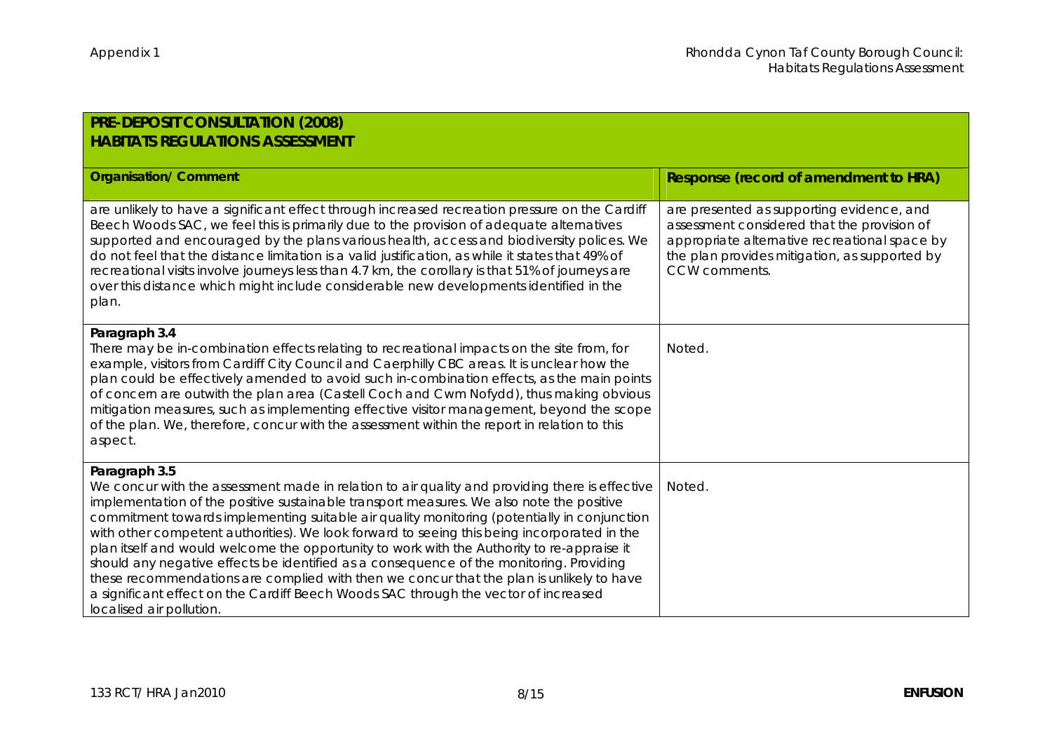| PRE-DEPOSIT CONSULTATION (2008) HABITATS REGULATIONS ASSESSMENT | |
|---|---|
| **Organisation/ Comment** | **Response (record of amendment to HRA)** |
| are unlikely to have a significant effect through increased recreation pressure on the Cardiff Beech Woods SAC, we feel this is primarily due to the provision of adequate alternatives supported and encouraged by the plans various health, access and biodiversity polices. We do not feel that the distance limitation is a valid justification, as while it states that 49% of recreational visits involve journeys less than 4.7 km, the corollary is that 51% of journeys are over this distance which might include considerable new developments identified in the plan. | are presented as supporting evidence, and assessment considered that the provision of appropriate alternative recreational space by the plan provides mitigation, as supported by CCW comments. |
| **Paragraph 3.4** There may be in-combination effects relating to recreational impacts on the site from, for example, visitors from Cardiff City Council and Caerphilly CBC areas. It is unclear how the plan could be effectively amended to avoid such in-combination effects, as the main points of concern are outwith the plan area (Castell Coch and Cwm Nofydd), thus making obvious mitigation measures, such as implementing effective visitor management, beyond the scope of the plan. We, therefore, concur with the assessment within the report in relation to this aspect. | Noted. |
| **Paragraph 3.5** We concur with the assessment made in relation to air quality and providing there is effective implementation of the positive sustainable transport measures. We also note the positive commitment towards implementing suitable air quality monitoring (potentially in conjunction with other competent authorities). We look forward to seeing this being incorporated in the plan itself and would welcome the opportunity to work with the Authority to re-appraise it should any negative effects be identified as a consequence of the monitoring. Providing these recommendations are complied with then we concur that the plan is unlikely to have a significant effect on the Cardiff Beech Woods SAC through the vector of increased localised air pollution. | Noted. |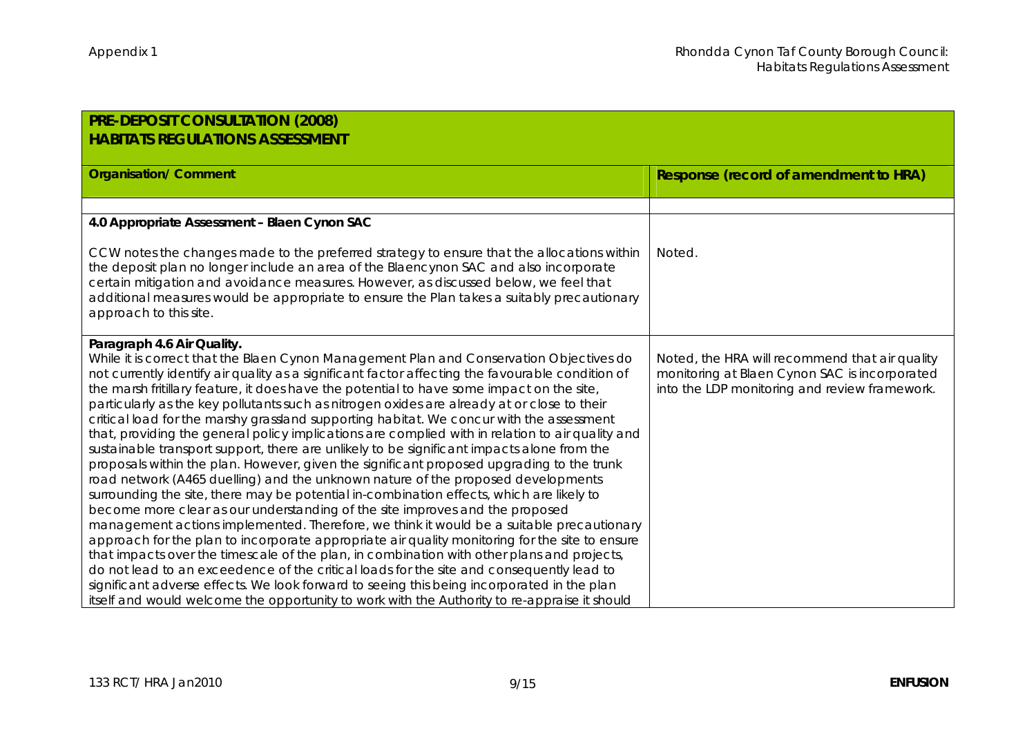| PRE-DEPOSIT CONSULTATION (2008) HABITATS REGULATIONS ASSESSMENT | |
|---|---|
| **Organisation/ Comment** | **Response (record of amendment to HRA)** |
| | |
| **4.0 Appropriate Assessment – Blaen Cynon SAC**<br><br>CCW notes the changes made to the preferred strategy to ensure that the allocations within the deposit plan no longer include an area of the Blaencynon SAC and also incorporate certain mitigation and avoidance measures. However, as discussed below, we feel that additional measures would be appropriate to ensure the Plan takes a suitably precautionary approach to this site. | Noted. |
| **Paragraph 4.6 Air Quality.**<br>While it is correct that the Blaen Cynon Management Plan and Conservation Objectives do not currently identify air quality as a significant factor affecting the favourable condition of the marsh fritillary feature, it does have the potential to have some impact on the site, particularly as the key pollutants such as nitrogen oxides are already at or close to their critical load for the marshy grassland supporting habitat. We concur with the assessment that, providing the general policy implications are complied with in relation to air quality and sustainable transport support, there are unlikely to be significant impacts alone from the proposals within the plan. However, given the significant proposed upgrading to the trunk road network (A465 duelling) and the unknown nature of the proposed developments surrounding the site, there may be potential in-combination effects, which are likely to become more clear as our understanding of the site improves and the proposed management actions implemented. Therefore, we think it would be a suitable precautionary approach for the plan to incorporate appropriate air quality monitoring for the site to ensure that impacts over the timescale of the plan, in combination with other plans and projects, do not lead to an exceedence of the critical loads for the site and consequently lead to significant adverse effects. We look forward to seeing this being incorporated in the plan itself and would welcome the opportunity to work with the Authority to re-appraise it should | Noted, the HRA will recommend that air quality monitoring at Blaen Cynon SAC is incorporated into the LDP monitoring and review framework. |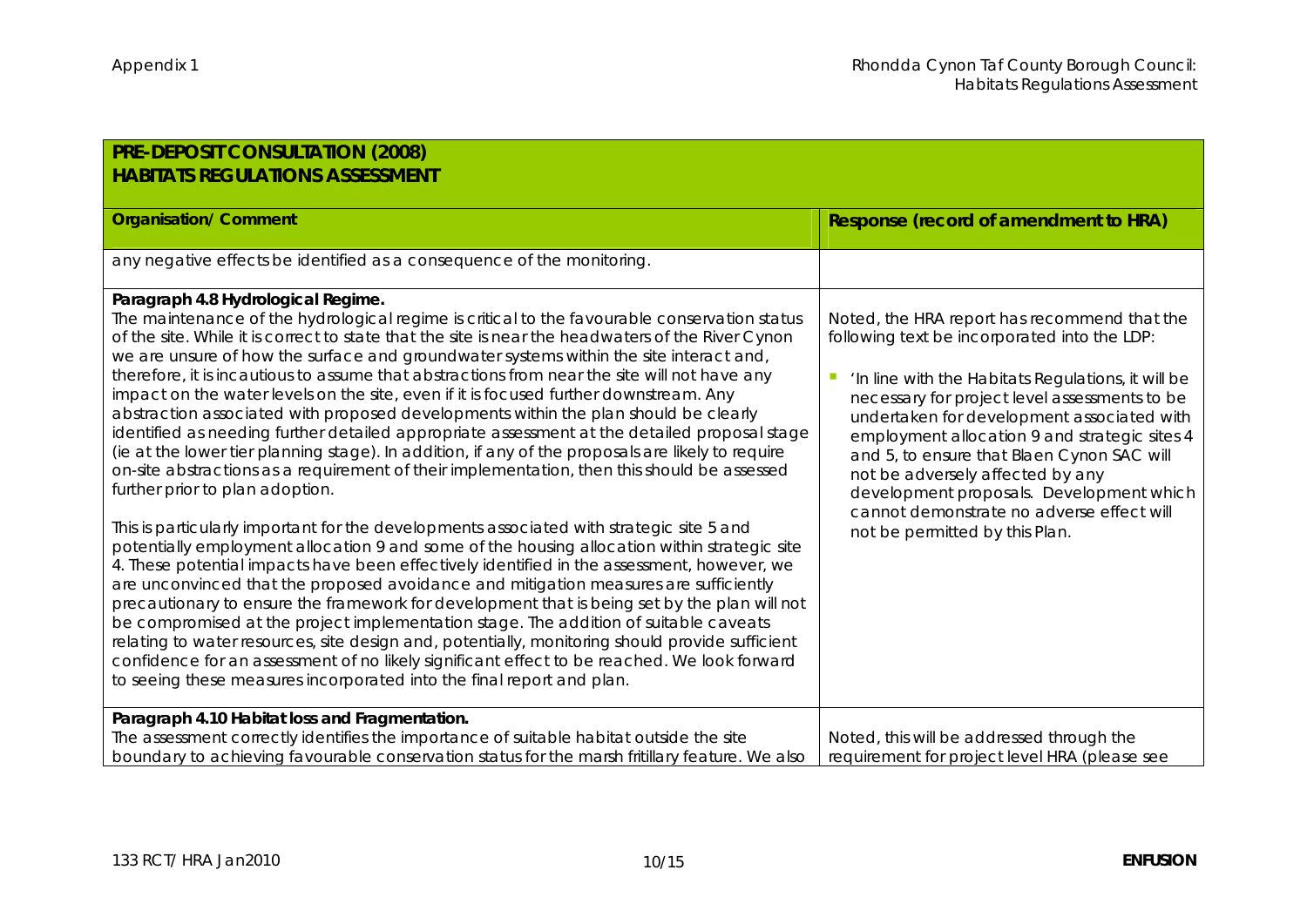| **PRE-DEPOSIT CONSULTATION (2008)**<br>**HABITATS REGULATIONS ASSESSMENT** | |
|---|---|
| **Organisation/ Comment** | **Response (record of amendment to HRA)** |
| any negative effects be identified as a consequence of the monitoring. | |
| **Paragraph 4.8 Hydrological Regime.**<br>The maintenance of the hydrological regime is critical to the favourable conservation status of the site. While it is correct to state that the site is near the headwaters of the River Cynon we are unsure of how the surface and groundwater systems within the site interact and, therefore, it is incautious to assume that abstractions from near the site will not have any impact on the water levels on the site, even if it is focused further downstream. Any abstraction associated with proposed developments within the plan should be clearly identified as needing further detailed appropriate assessment at the detailed proposal stage (ie at the lower tier planning stage). In addition, if any of the proposals are likely to require on-site abstractions as a requirement of their implementation, then this should be assessed further prior to plan adoption.<br><br>This is particularly important for the developments associated with strategic site 5 and potentially employment allocation 9 and some of the housing allocation within strategic site 4. These potential impacts have been effectively identified in the assessment, however, we are unconvinced that the proposed avoidance and mitigation measures are sufficiently precautionary to ensure the framework for development that is being set by the plan will not be compromised at the project implementation stage. The addition of suitable caveats relating to water resources, site design and, potentially, monitoring should provide sufficient confidence for an assessment of no likely significant effect to be reached. We look forward to seeing these measures incorporated into the final report and plan. | Noted, the HRA report has recommend that the following text be incorporated into the LDP:<br><br>- 'In line with the Habitats Regulations, it will be necessary for project level assessments to be undertaken for development associated with employment allocation 9 and strategic sites 4 and 5, to ensure that Blaen Cynon SAC will not be adversely affected by any development proposals. Development which cannot demonstrate no adverse effect will not be permitted by this Plan. |
| **Paragraph 4.10 Habitat loss and Fragmentation.**<br>The assessment correctly identifies the importance of suitable habitat outside the site boundary to achieving favourable conservation status for the marsh fritillary feature. We also | Noted, this will be addressed through the requirement for project level HRA (please see |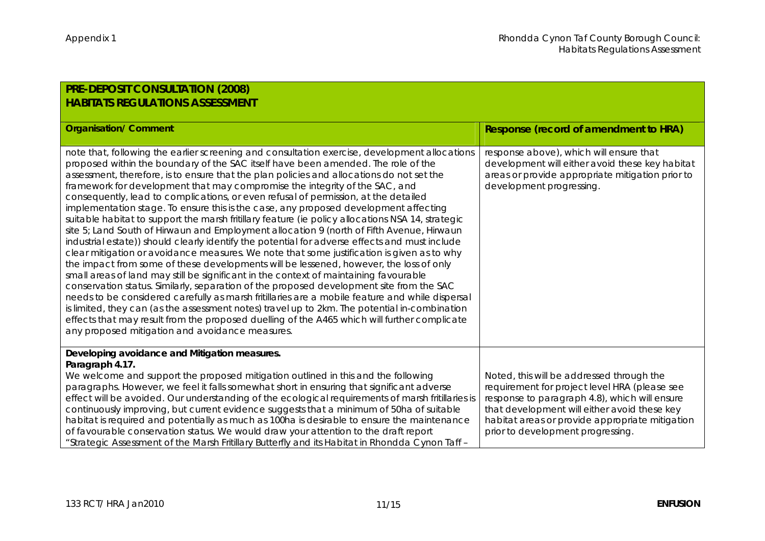| PRE-DEPOSIT CONSULTATION (2008) HABITATS REGULATIONS ASSESSMENT | |
|---|---|
| **Organisation/ Comment** | **Response (record of amendment to HRA)** |
| note that, following the earlier screening and consultation exercise, development allocations proposed within the boundary of the SAC itself have been amended. The role of the assessment, therefore, is to ensure that the plan policies and allocations do not set the framework for development that may compromise the integrity of the SAC, and consequently, lead to complications, or even refusal of permission, at the detailed implementation stage. To ensure this is the case, any proposed development affecting suitable habitat to support the marsh fritillary feature (ie policy allocations NSA 14, strategic site 5; Land South of Hirwaun and Employment allocation 9 (north of Fifth Avenue, Hirwaun industrial estate)) should clearly identify the potential for adverse effects and must include clear mitigation or avoidance measures. We note that some justification is given as to why the impact from some of these developments will be lessened, however, the loss of only small areas of land may still be significant in the context of maintaining favourable conservation status. Similarly, separation of the proposed development site from the SAC needs to be considered carefully as marsh fritillaries are a mobile feature and while dispersal is limited, they can (as the assessment notes) travel up to 2km. The potential in-combination effects that may result from the proposed duelling of the A465 which will further complicate any proposed mitigation and avoidance measures. | response above), which will ensure that development will either avoid these key habitat areas or provide appropriate mitigation prior to development progressing. |
| **Developing avoidance and Mitigation measures.** **Paragraph 4.17.** We welcome and support the proposed mitigation outlined in this and the following paragraphs. However, we feel it falls somewhat short in ensuring that significant adverse effect will be avoided. Our understanding of the ecological requirements of marsh fritillaries is continuously improving, but current evidence suggests that a minimum of 50ha of suitable habitat is required and potentially as much as 100ha is desirable to ensure the maintenance of favourable conservation status. We would draw your attention to the draft report "Strategic Assessment of the Marsh Fritillary Butterfly and its Habitat in Rhondda Cynon Taff – | Noted, this will be addressed through the requirement for project level HRA (please see response to paragraph 4.8), which will ensure that development will either avoid these key habitat areas or provide appropriate mitigation prior to development progressing. |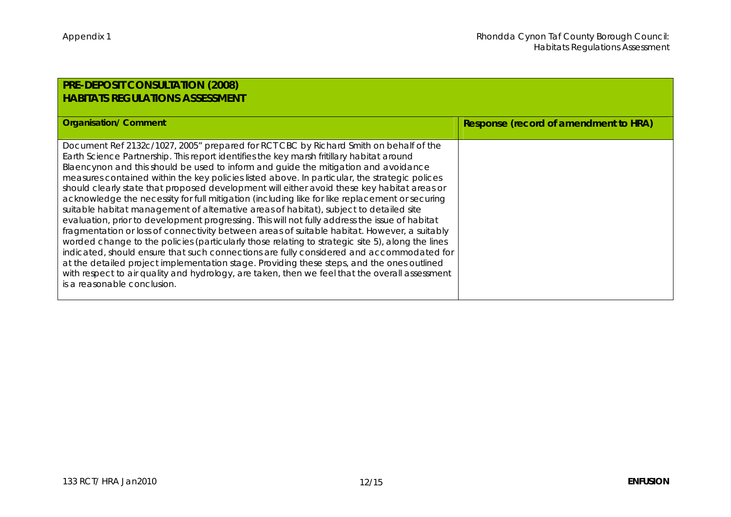| PRE-DEPOSIT CONSULTATION (2008) HABITATS REGULATIONS ASSESSMENT | |
|---|---|
| **Organisation/ Comment** | **Response (record of amendment to HRA)** |
| Document Ref 2132c/1027, 2005" prepared for RCT CBC by Richard Smith on behalf of the Earth Science Partnership. This report identifies the key marsh fritillary habitat around Blaencynon and this should be used to inform and guide the mitigation and avoidance measures contained within the key policies listed above. In particular, the strategic polices should clearly state that proposed development will either avoid these key habitat areas or acknowledge the necessity for full mitigation (including like for like replacement or securing suitable habitat management of alternative areas of habitat), subject to detailed site evaluation, prior to development progressing. This will not fully address the issue of habitat fragmentation or loss of connectivity between areas of suitable habitat. However, a suitably worded change to the policies (particularly those relating to strategic site 5), along the lines indicated, should ensure that such connections are fully considered and accommodated for at the detailed project implementation stage. Providing these steps, and the ones outlined with respect to air quality and hydrology, are taken, then we feel that the overall assessment is a reasonable conclusion. | |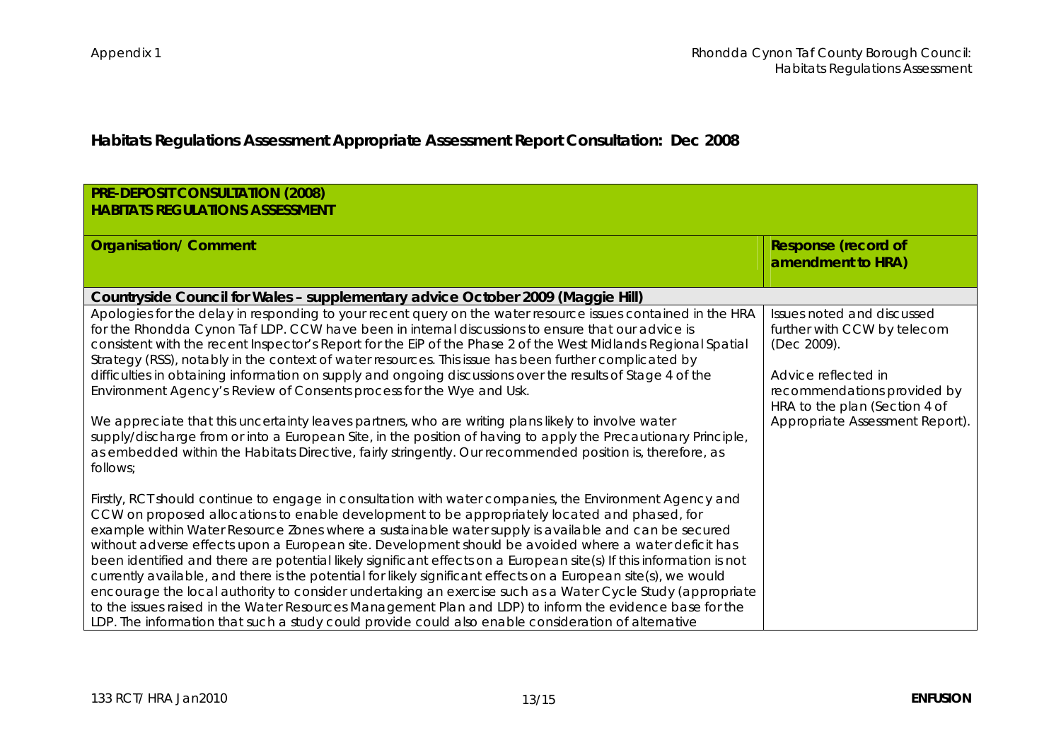## Habitats Regulations Assessment Appropriate Assessment Report Consultation: Dec 2008

| PRE-DEPOSIT CONSULTATION (2008)<br>HABITATS REGULATIONS ASSESSMENT | |
|---|---|
| **Organisation/ Comment** | **Response (record of amendment to HRA)** |
| **Countryside Council for Wales – supplementary advice October 2009 (Maggie Hill)** | |
| Apologies for the delay in responding to your recent query on the water resource issues contained in the HRA for the Rhondda Cynon Taf LDP. CCW have been in internal discussions to ensure that our advice is consistent with the recent Inspector's Report for the EiP of the Phase 2 of the West Midlands Regional Spatial Strategy (RSS), notably in the context of water resources. This issue has been further complicated by difficulties in obtaining information on supply and ongoing discussions over the results of Stage 4 of the Environment Agency's Review of Consents process for the Wye and Usk.<br><br>We appreciate that this uncertainty leaves partners, who are writing plans likely to involve water supply/discharge from or into a European Site, in the position of having to apply the Precautionary Principle, as embedded within the Habitats Directive, fairly stringently. Our recommended position is, therefore, as follows;<br><br>Firstly, RCT should continue to engage in consultation with water companies, the Environment Agency and CCW on proposed allocations to enable development to be appropriately located and phased, for example within Water Resource Zones where a sustainable water supply is available and can be secured without adverse effects upon a European site. Development should be avoided where a water deficit has been identified and there are potential likely significant effects on a European site(s) If this information is not currently available, and there is the potential for likely significant effects on a European site(s), we would encourage the local authority to consider undertaking an exercise such as a Water Cycle Study (appropriate to the issues raised in the Water Resources Management Plan and LDP) to inform the evidence base for the LDP. The information that such a study could provide could also enable consideration of alternative | Issues noted and discussed further with CCW by telecom (Dec 2009).<br><br>Advice reflected in recommendations provided by HRA to the plan (Section 4 of Appropriate Assessment Report). |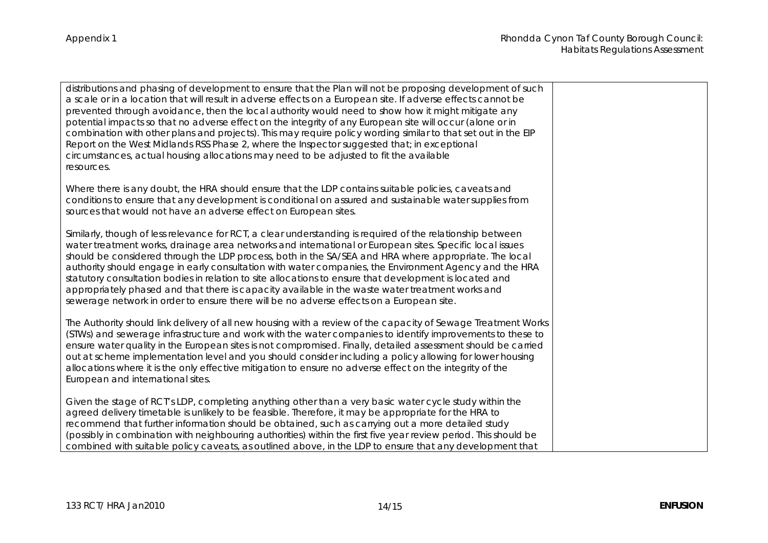| | |
|---|---|
| distributions and phasing of development to ensure that the Plan will not be proposing development of such a scale or in a location that will result in adverse effects on a European site. If adverse effects cannot be prevented through avoidance, then the local authority would need to show how it might mitigate any potential impacts so that no adverse effect on the integrity of any European site will occur (alone or in combination with other plans and projects). This may require policy wording similar to that set out in the EIP Report on the West Midlands RSS Phase 2, where the Inspector suggested that; in exceptional circumstances, actual housing allocations may need to be adjusted to fit the available resources.<br><br>Where there is any doubt, the HRA should ensure that the LDP contains suitable policies, caveats and conditions to ensure that any development is conditional on assured and sustainable water supplies from sources that would not have an adverse effect on European sites.<br><br>Similarly, though of less relevance for RCT, a clear understanding is required of the relationship between water treatment works, drainage area networks and international or European sites. Specific local issues should be considered through the LDP process, both in the SA/SEA and HRA where appropriate. The local authority should engage in early consultation with water companies, the Environment Agency and the HRA statutory consultation bodies in relation to site allocations to ensure that development is located and appropriately phased and that there is capacity available in the waste water treatment works and sewerage network in order to ensure there will be no adverse effects on a European site.<br><br>The Authority should link delivery of all new housing with a review of the capacity of Sewage Treatment Works (STWs) and sewerage infrastructure and work with the water companies to identify improvements to these to ensure water quality in the European sites is not compromised. Finally, detailed assessment should be carried out at scheme implementation level and you should consider including a policy allowing for lower housing allocations where it is the only effective mitigation to ensure no adverse effect on the integrity of the European and international sites.<br><br>Given the stage of RCT's LDP, completing anything other than a very basic water cycle study within the agreed delivery timetable is unlikely to be feasible. Therefore, it may be appropriate for the HRA to recommend that further information should be obtained, such as carrying out a more detailed study (possibly in combination with neighbouring authorities) within the first five year review period. This should be combined with suitable policy caveats, as outlined above, in the LDP to ensure that any development that | |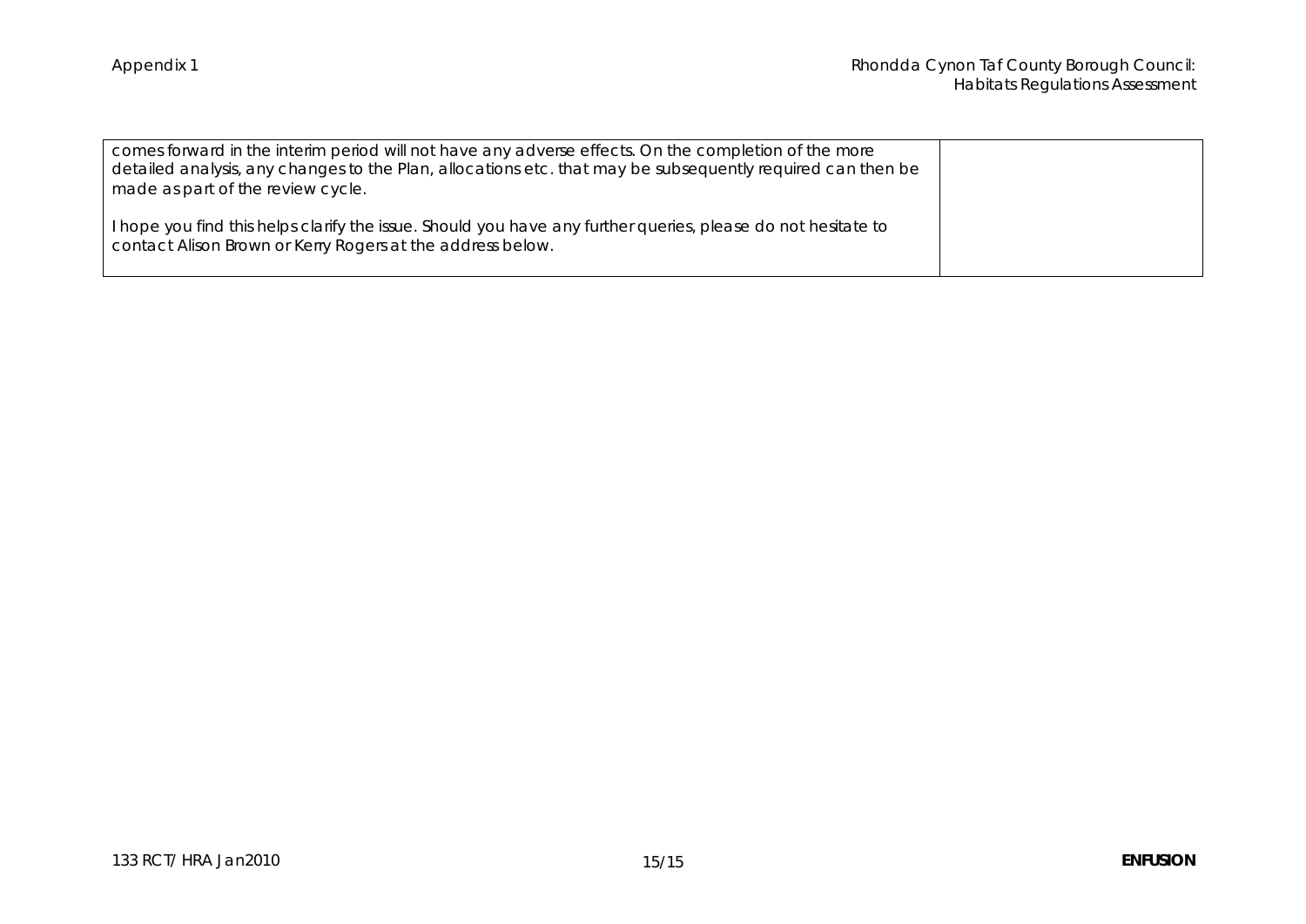| | |
|---|---|
| comes forward in the interim period will not have any adverse effects. On the completion of the more detailed analysis, any changes to the Plan, allocations etc. that may be subsequently required can then be made as part of the review cycle.<br><br>I hope you find this helps clarify the issue. Should you have any further queries, please do not hesitate to contact Alison Brown or Kerry Rogers at the address below. | |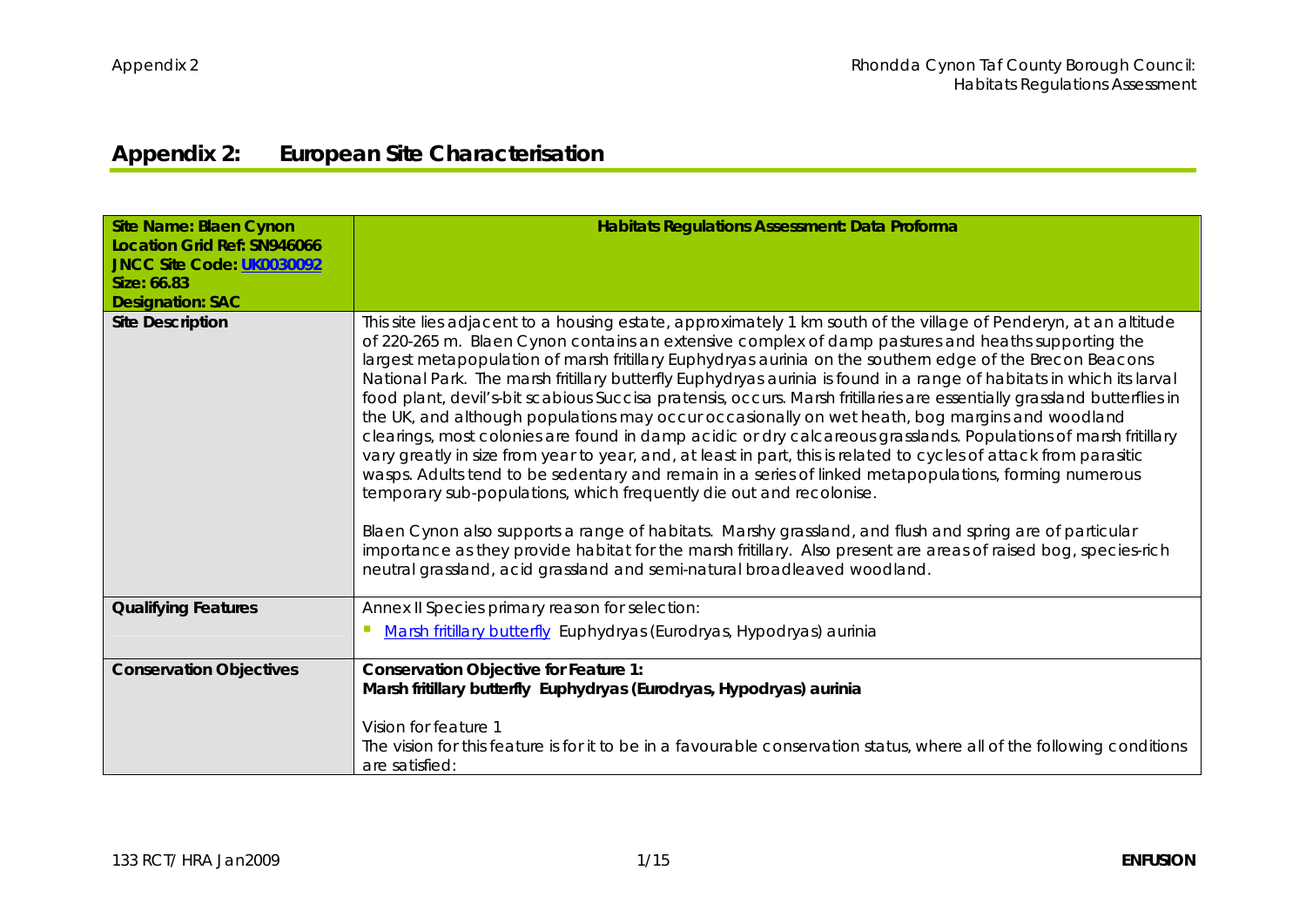# Appendix 2: European Site Characterisation

| Site Name: Blaen Cynon<br>Location Grid Ref: SN946066<br>JNCC Site Code: UK0030092<br>Size: 66.83<br>Designation: SAC | Habitats Regulations Assessment: Data Proforma |
|---|---|
| **Site Description** | This site lies adjacent to a housing estate, approximately 1 km south of the village of Penderyn, at an altitude of 220-265 m. Blaen Cynon contains an extensive complex of damp pastures and heaths supporting the largest metapopulation of marsh fritillary Euphydryas aurinia on the southern edge of the Brecon Beacons National Park. The marsh fritillary butterfly Euphydryas aurinia is found in a range of habitats in which its larval food plant, devil's-bit scabious Succisa pratensis, occurs. Marsh fritillaries are essentially grassland butterflies in the UK, and although populations may occur occasionally on wet heath, bog margins and woodland clearings, most colonies are found in damp acidic or dry calcareous grasslands. Populations of marsh fritillary vary greatly in size from year to year, and, at least in part, this is related to cycles of attack from parasitic wasps. Adults tend to be sedentary and remain in a series of linked metapopulations, forming numerous temporary sub-populations, which frequently die out and recolonise.<br><br>Blaen Cynon also supports a range of habitats. Marshy grassland, and flush and spring are of particular importance as they provide habitat for the marsh fritillary. Also present are areas of raised bog, species-rich neutral grassland, acid grassland and semi-natural broadleaved woodland. |
| **Qualifying Features** | Annex II Species primary reason for selection:<br>▪ Marsh fritillary butterfly Euphydryas (Eurodryas, Hypodryas) aurinia |
| **Conservation Objectives** | **Conservation Objective for Feature 1:**<br>**Marsh fritillary butterfly Euphydryas (Eurodryas, Hypodryas) aurinia**<br><br>Vision for feature 1<br>The vision for this feature is for it to be in a favourable conservation status, where all of the following conditions are satisfied: |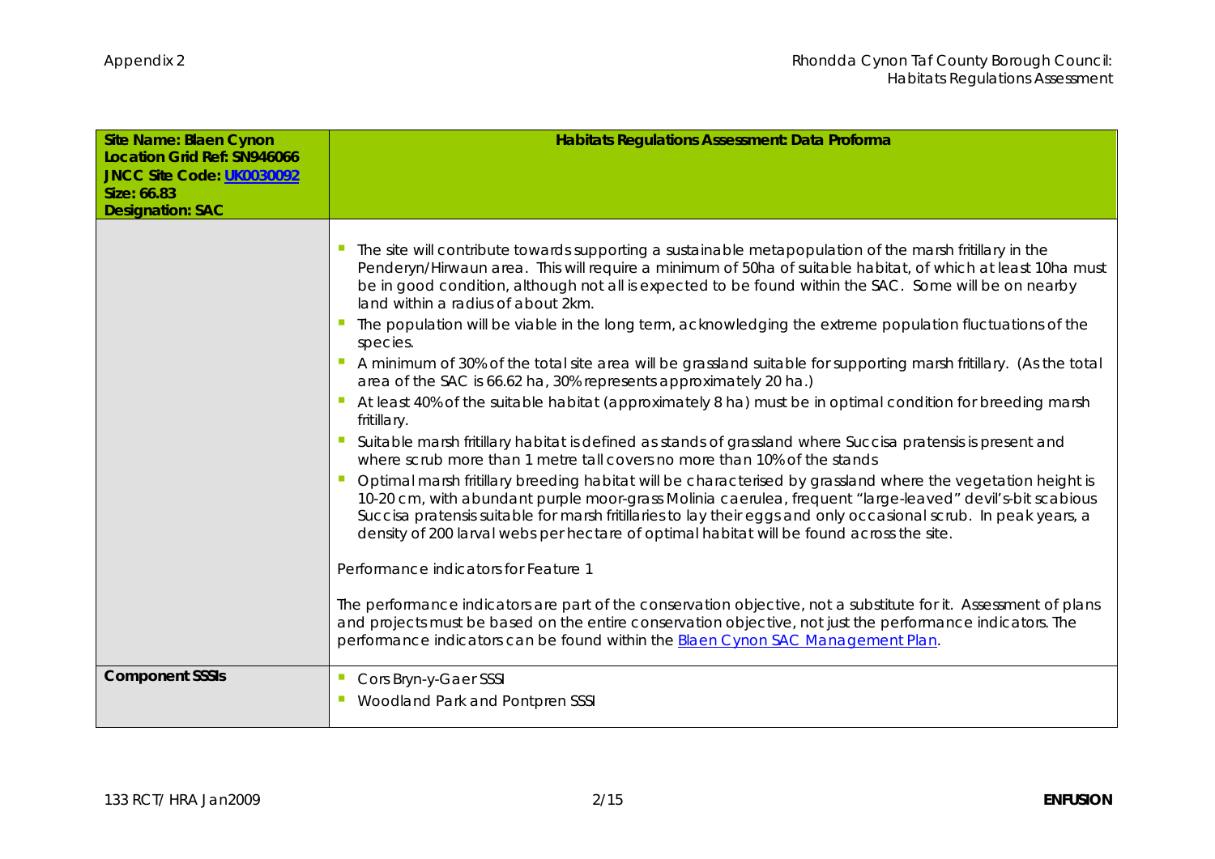| Site Name: Blaen Cynon<br>Location Grid Ref: SN946066<br>JNCC Site Code: UK0030092<br>Size: 66.83<br>Designation: SAC | Habitats Regulations Assessment: Data Proforma |
|---|---|
| | - The site will contribute towards supporting a sustainable metapopulation of the marsh fritillary in the Penderyn/Hirwaun area. This will require a minimum of 50ha of suitable habitat, of which at least 10ha must be in good condition, although not all is expected to be found within the SAC. Some will be on nearby land within a radius of about 2km.<br>- The population will be viable in the long term, acknowledging the extreme population fluctuations of the species.<br>- A minimum of 30% of the total site area will be grassland suitable for supporting marsh fritillary. (As the total area of the SAC is 66.62 ha, 30% represents approximately 20 ha.)<br>- At least 40% of the suitable habitat (approximately 8 ha) must be in optimal condition for breeding marsh fritillary.<br>- Suitable marsh fritillary habitat is defined as stands of grassland where Succisa pratensis is present and where scrub more than 1 metre tall covers no more than 10% of the stands<br>- Optimal marsh fritillary breeding habitat will be characterised by grassland where the vegetation height is 10-20 cm, with abundant purple moor-grass Molinia caerulea, frequent "large-leaved" devil's-bit scabious Succisa pratensis suitable for marsh fritillaries to lay their eggs and only occasional scrub. In peak years, a density of 200 larval webs per hectare of optimal habitat will be found across the site.<br><br>Performance indicators for Feature 1<br><br>The performance indicators are part of the conservation objective, not a substitute for it. Assessment of plans and projects must be based on the entire conservation objective, not just the performance indicators. The performance indicators can be found within the Blaen Cynon SAC Management Plan. |
| **Component SSSIs** | - Cors Bryn-y-Gaer SSSI<br>- Woodland Park and Pontpren SSSI |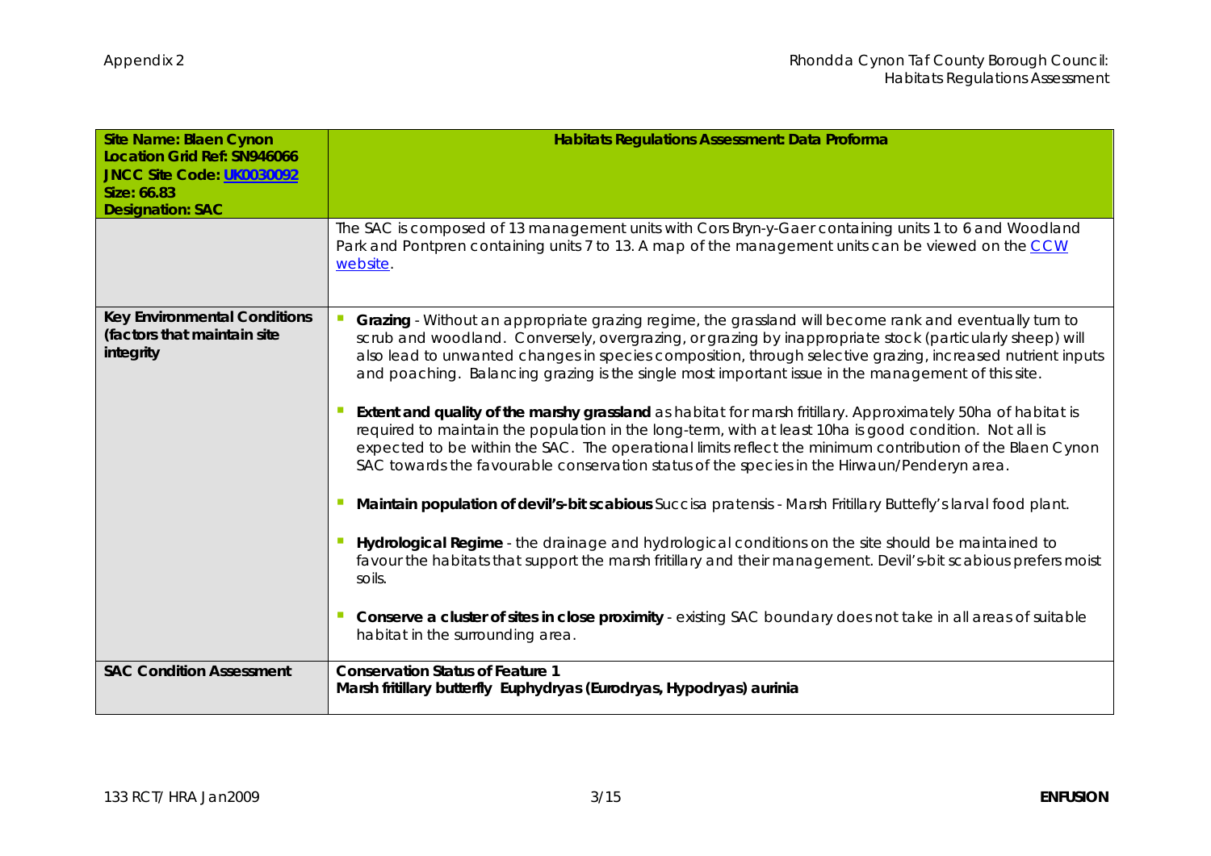| Site Name: Blaen Cynon<br>Location Grid Ref: SN946066<br>JNCC Site Code: UK0030092<br>Size: 66.83<br>Designation: SAC | Habitats Regulations Assessment: Data Proforma |
|---|---|
| | The SAC is composed of 13 management units with Cors Bryn-y-Gaer containing units 1 to 6 and Woodland Park and Pontpren containing units 7 to 13. A map of the management units can be viewed on the CCW website. |
| **Key Environmental Conditions (factors that maintain site integrity** | ▪ **Grazing** - Without an appropriate grazing regime, the grassland will become rank and eventually turn to scrub and woodland. Conversely, overgrazing, or grazing by inappropriate stock (particularly sheep) will also lead to unwanted changes in species composition, through selective grazing, increased nutrient inputs and poaching. Balancing grazing is the single most important issue in the management of this site.<br><br>▪ **Extent and quality of the marshy grassland** as habitat for marsh fritillary. Approximately 50ha of habitat is required to maintain the population in the long-term, with at least 10ha is good condition. Not all is expected to be within the SAC. The operational limits reflect the minimum contribution of the Blaen Cynon SAC towards the favourable conservation status of the species in the Hirwaun/Penderyn area.<br><br>▪ **Maintain population of devil's-bit scabious** *Succisa pratensis* - Marsh Fritillary Buttefly's larval food plant.<br><br>▪ **Hydrological Regime** - the drainage and hydrological conditions on the site should be maintained to favour the habitats that support the marsh fritillary and their management. Devil's-bit scabious prefers moist soils.<br><br>▪ **Conserve a cluster of sites in close proximity** - existing SAC boundary does not take in all areas of suitable habitat in the surrounding area. |
| **SAC Condition Assessment** | **Conservation Status of Feature 1**<br>**Marsh fritillary butterfly *Euphydryas (Eurodryas, Hypodryas) aurinia*** |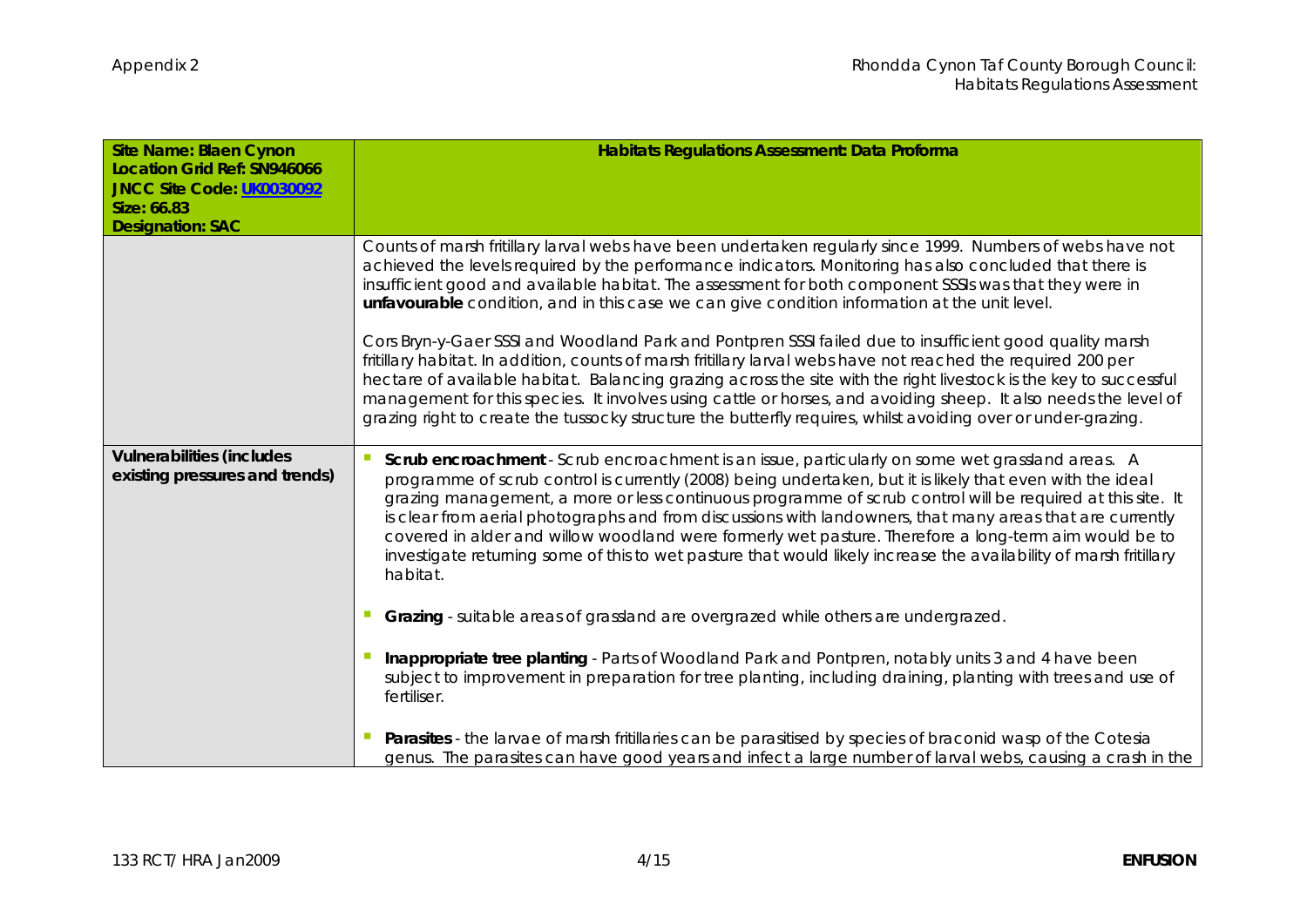| Site Name: Blaen Cynon<br>Location Grid Ref: SN946066<br>JNCC Site Code: UK0030092<br>Size: 66.83<br>Designation: SAC | Habitats Regulations Assessment: Data Proforma |
|---|---|
| | Counts of marsh fritillary larval webs have been undertaken regularly since 1999. Numbers of webs have not achieved the levels required by the performance indicators. Monitoring has also concluded that there is insufficient good and available habitat. The assessment for both component SSSIs was that they were in **unfavourable** condition, and in this case we can give condition information at the unit level.<br><br>Cors Bryn-y-Gaer SSSI and Woodland Park and Pontpren SSSI failed due to insufficient good quality marsh fritillary habitat. In addition, counts of marsh fritillary larval webs have not reached the required 200 per hectare of available habitat. Balancing grazing across the site with the right livestock is the key to successful management for this species. It involves using cattle or horses, and avoiding sheep. It also needs the level of grazing right to create the tussocky structure the butterfly requires, whilst avoiding over or under-grazing. |
| **Vulnerabilities (includes existing pressures and trends)** | - **Scrub encroachment** - Scrub encroachment is an issue, particularly on some wet grassland areas. A programme of scrub control is currently (2008) being undertaken, but it is likely that even with the ideal grazing management, a more or less continuous programme of scrub control will be required at this site. It is clear from aerial photographs and from discussions with landowners, that many areas that are currently covered in alder and willow woodland were formerly wet pasture. Therefore a long-term aim would be to investigate returning some of this to wet pasture that would likely increase the availability of marsh fritillary habitat.<br><br>- **Grazing** - suitable areas of grassland are overgrazed while others are undergrazed.<br><br>- **Inappropriate tree planting** - Parts of Woodland Park and Pontpren, notably units 3 and 4 have been subject to improvement in preparation for tree planting, including draining, planting with trees and use of fertiliser.<br><br>- **Parasites** - the larvae of marsh fritillaries can be parasitised by species of braconid wasp of the Cotesia genus. The parasites can have good years and infect a large number of larval webs, causing a crash in the |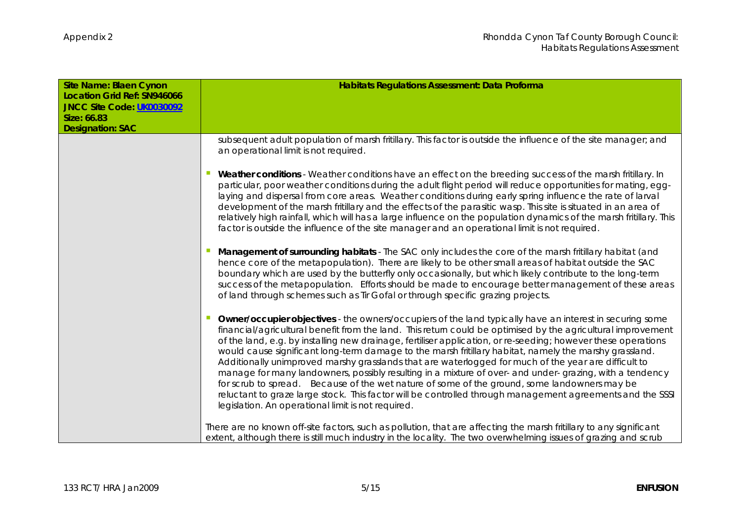| Site Name: Blaen Cynon<br>Location Grid Ref: SN946066<br>JNCC Site Code: [UK0030092](UK0030092)<br>Size: 66.83<br>Designation: SAC | Habitats Regulations Assessment: Data Proforma |
|---|---|
| | subsequent adult population of marsh fritillary. This factor is outside the influence of the site manager; and an operational limit is not required.<br><br>▪ **Weather conditions** - Weather conditions have an effect on the breeding success of the marsh fritillary. In particular, poor weather conditions during the adult flight period will reduce opportunities for mating, egg-laying and dispersal from core areas. Weather conditions during early spring influence the rate of larval development of the marsh fritillary and the effects of the parasitic wasp. This site is situated in an area of relatively high rainfall, which will has a large influence on the population dynamics of the marsh fritillary. This factor is outside the influence of the site manager and an operational limit is not required.<br><br>▪ **Management of surrounding habitats** - The SAC only includes the core of the marsh fritillary habitat (and hence core of the metapopulation). There are likely to be other small areas of habitat outside the SAC boundary which are used by the butterfly only occasionally, but which likely contribute to the long-term success of the metapopulation. Efforts should be made to encourage better management of these areas of land through schemes such as Tir Gofal or through specific grazing projects.<br><br>▪ **Owner/occupier objectives** - the owners/occupiers of the land typically have an interest in securing some financial/agricultural benefit from the land. This return could be optimised by the agricultural improvement of the land, e.g. by installing new drainage, fertiliser application, or re-seeding; however these operations would cause significant long-term damage to the marsh fritillary habitat, namely the marshy grassland. Additionally unimproved marshy grasslands that are waterlogged for much of the year are difficult to manage for many landowners, possibly resulting in a mixture of over- and under- grazing, with a tendency for scrub to spread. Because of the wet nature of some of the ground, some landowners may be reluctant to graze large stock. This factor will be controlled through management agreements and the SSSI legislation. An operational limit is not required.<br><br>There are no known off-site factors, such as pollution, that are affecting the marsh fritillary to any significant extent, although there is still much industry in the locality. The two overwhelming issues of grazing and scrub |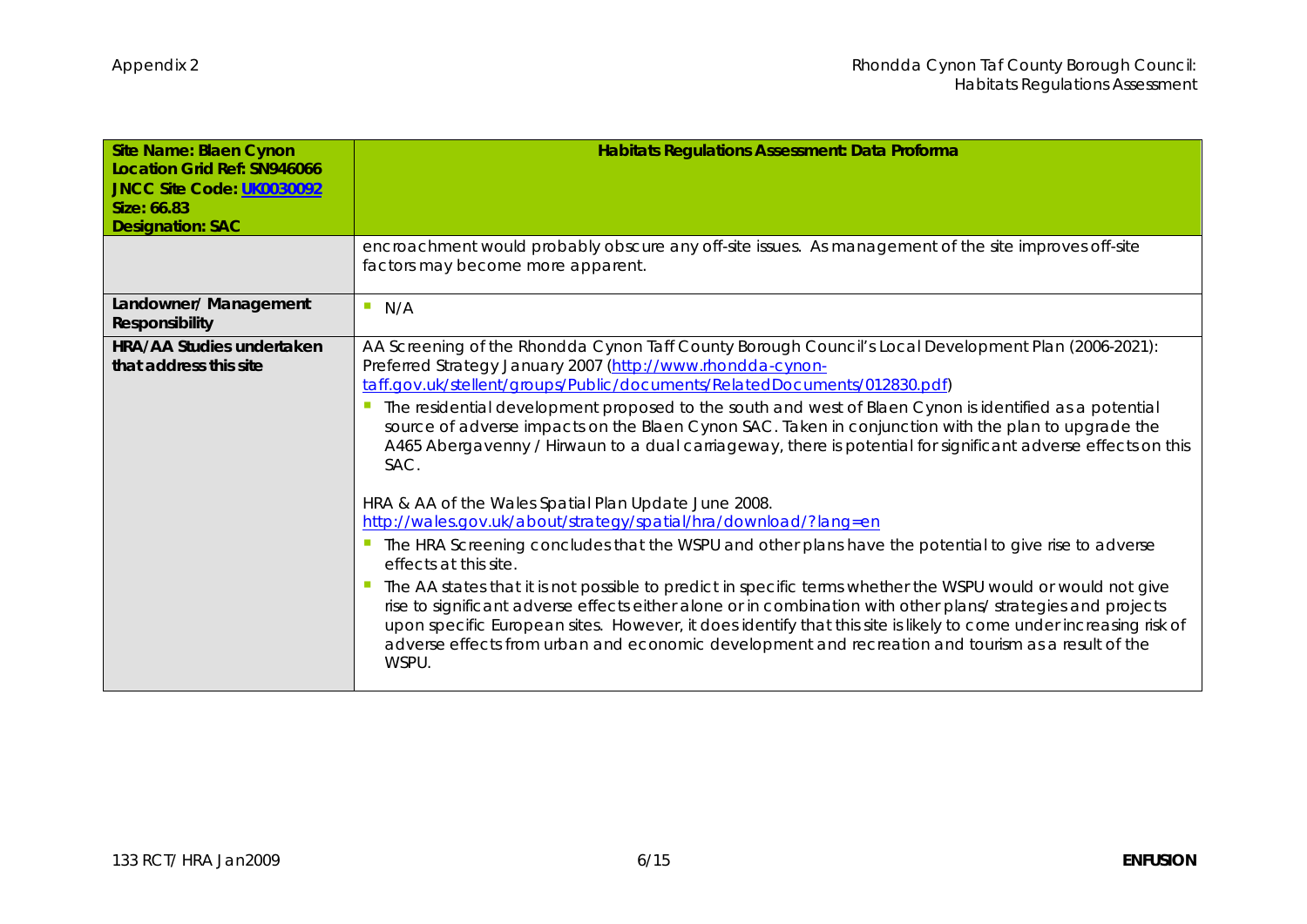| Site Name: Blaen Cynon<br>Location Grid Ref: SN946066<br>JNCC Site Code: [UK0030092]<br>Size: 66.83<br>Designation: SAC | Habitats Regulations Assessment: Data Proforma |
|---|---|
| | encroachment would probably obscure any off-site issues. As management of the site improves off-site factors may become more apparent. |
| **Landowner/ Management Responsibility** | ▪ N/A |
| **HRA/AA Studies undertaken that address this site** | AA Screening of the Rhondda Cynon Taff County Borough Council's Local Development Plan (2006-2021): Preferred Strategy January 2007 (http://www.rhondda-cynon-taff.gov.uk/stellent/groups/Public/documents/RelatedDocuments/012830.pdf)<br>▪ The residential development proposed to the south and west of Blaen Cynon is identified as a potential source of adverse impacts on the Blaen Cynon SAC. Taken in conjunction with the plan to upgrade the A465 Abergavenny / Hirwaun to a dual carriageway, there is potential for significant adverse effects on this SAC.<br><br>HRA & AA of the Wales Spatial Plan Update June 2008. http://wales.gov.uk/about/strategy/spatial/hra/download/?lang=en<br>▪ The HRA Screening concludes that the WSPU and other plans have the potential to give rise to adverse effects at this site.<br>▪ The AA states that it is not possible to predict in specific terms whether the WSPU would or would not give rise to significant adverse effects either alone or in combination with other plans/ strategies and projects upon specific European sites. However, it does identify that this site is likely to come under increasing risk of adverse effects from urban and economic development and recreation and tourism as a result of the WSPU. |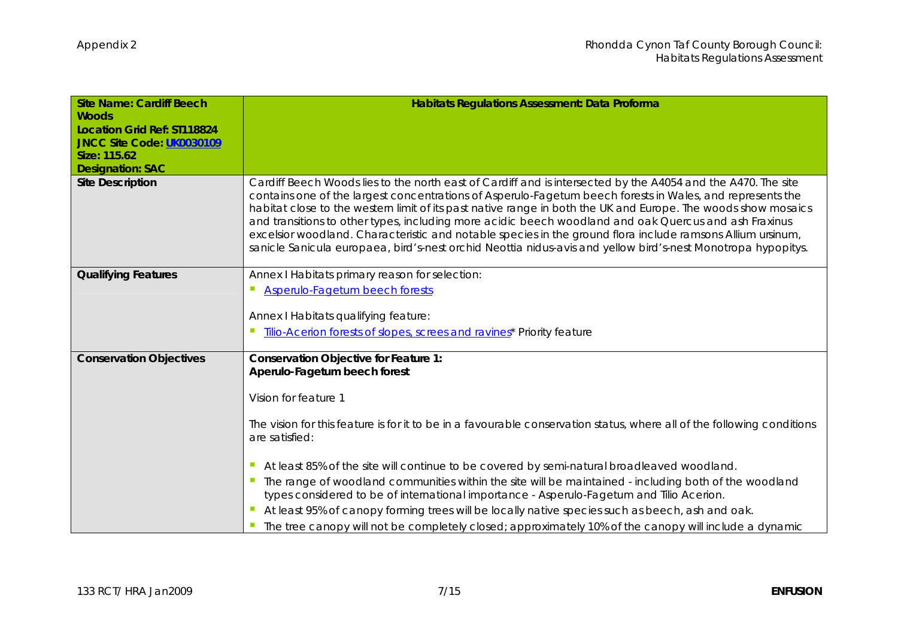| **Site Name: Cardiff Beech Woods**<br>**Location Grid Ref: ST118824**<br>**JNCC Site Code: UK0030109**<br>**Size: 115.62**<br>**Designation: SAC** | **Habitats Regulations Assessment: Data Proforma** |
|---|---|
| **Site Description** | Cardiff Beech Woods lies to the north east of Cardiff and is intersected by the A4054 and the A470. The site contains one of the largest concentrations of Asperulo-Fagetum beech forests in Wales, and represents the habitat close to the western limit of its past native range in both the UK and Europe. The woods show mosaics and transitions to other types, including more acidic beech woodland and oak Quercus and ash Fraxinus excelsior woodland. Characteristic and notable species in the ground flora include ramsons Allium ursinum, sanicle Sanicula europaea, bird's-nest orchid Neottia nidus-avis and yellow bird's-nest Monotropa hypopitys. |
| **Qualifying Features** | Annex I Habitats primary reason for selection:<br>▪ Asperulo-Fagetum beech forests<br><br>Annex I Habitats qualifying feature:<br>▪ Tilio-Acerion forests of slopes, screes and ravines* Priority feature |
| **Conservation Objectives** | **Conservation Objective for Feature 1:**<br>**Aperulo-Fagetum beech forest**<br><br>Vision for feature 1<br><br>The vision for this feature is for it to be in a favourable conservation status, where all of the following conditions are satisfied:<br><br>▪ At least 85% of the site will continue to be covered by semi-natural broadleaved woodland.<br>▪ The range of woodland communities within the site will be maintained - including both of the woodland types considered to be of international importance - Asperulo-Fagetum and Tilio Acerion.<br>▪ At least 95% of canopy forming trees will be locally native species such as beech, ash and oak.<br>▪ The tree canopy will not be completely closed; approximately 10% of the canopy will include a dynamic |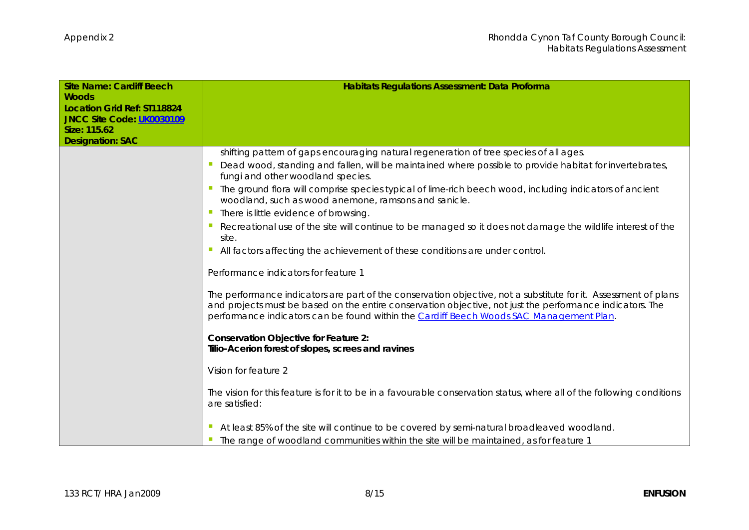| Site Name: Cardiff Beech Woods<br>Location Grid Ref: ST118824<br>JNCC Site Code: UK0030109<br>Size: 115.62<br>Designation: SAC | Habitats Regulations Assessment: Data Proforma |
|---|---|
| | shifting pattern of gaps encouraging natural regeneration of tree species of all ages.<br>▪ Dead wood, standing and fallen, will be maintained where possible to provide habitat for invertebrates, fungi and other woodland species.<br>▪ The ground flora will comprise species typical of lime-rich beech wood, including indicators of ancient woodland, such as wood anemone, ramsons and sanicle.<br>▪ There is little evidence of browsing.<br>▪ Recreational use of the site will continue to be managed so it does not damage the wildlife interest of the site.<br>▪ All factors affecting the achievement of these conditions are under control.<br><br>Performance indicators for feature 1<br><br>The performance indicators are part of the conservation objective, not a substitute for it. Assessment of plans and projects must be based on the entire conservation objective, not just the performance indicators. The performance indicators can be found within the Cardiff Beech Woods SAC Management Plan.<br><br>**Conservation Objective for Feature 2:**<br>**Tilio-Acerion forest of slopes, screes and ravines**<br><br>Vision for feature 2<br><br>The vision for this feature is for it to be in a favourable conservation status, where all of the following conditions are satisfied:<br><br>▪ At least 85% of the site will continue to be covered by semi-natural broadleaved woodland.<br>▪ The range of woodland communities within the site will be maintained, as for feature 1 |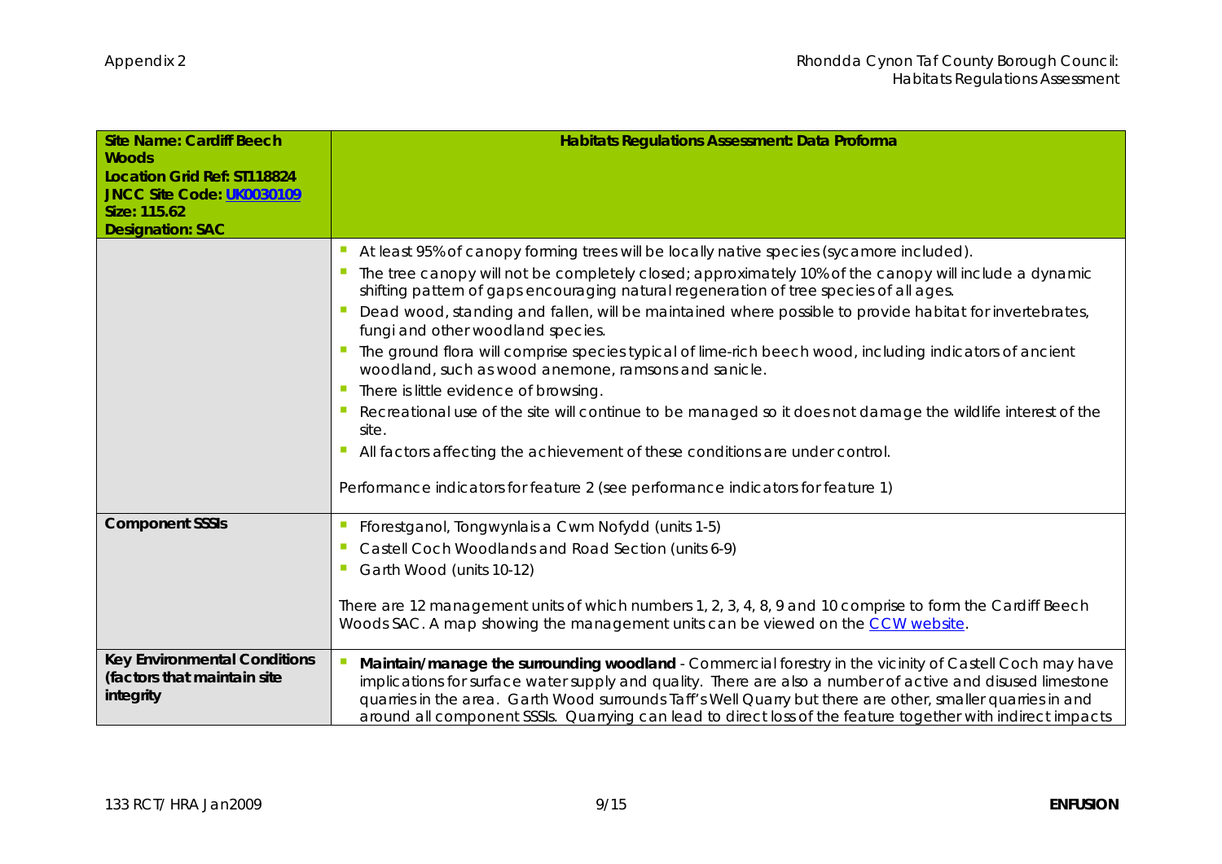| Site Name: Cardiff Beech Woods<br>Location Grid Ref: ST118824<br>JNCC Site Code: UK0030109<br>Size: 115.62<br>Designation: SAC | Habitats Regulations Assessment: Data Proforma |
|---|---|
| | ▪ At least 95% of canopy forming trees will be locally native species (sycamore included).<br>▪ The tree canopy will not be completely closed; approximately 10% of the canopy will include a dynamic shifting pattern of gaps encouraging natural regeneration of tree species of all ages.<br>▪ Dead wood, standing and fallen, will be maintained where possible to provide habitat for invertebrates, fungi and other woodland species.<br>▪ The ground flora will comprise species typical of lime-rich beech wood, including indicators of ancient woodland, such as wood anemone, ramsons and sanicle.<br>▪ There is little evidence of browsing.<br>▪ Recreational use of the site will continue to be managed so it does not damage the wildlife interest of the site.<br>▪ All factors affecting the achievement of these conditions are under control.<br><br>Performance indicators for feature 2 (see performance indicators for feature 1) |
| **Component SSSIs** | ▪ Fforestganol, Tongwynlais a Cwm Nofydd (units 1-5)<br>▪ Castell Coch Woodlands and Road Section (units 6-9)<br>▪ Garth Wood (units 10-12)<br><br>There are 12 management units of which numbers 1, 2, 3, 4, 8, 9 and 10 comprise to form the Cardiff Beech Woods SAC. A map showing the management units can be viewed on the CCW website. |
| **Key Environmental Conditions (factors that maintain site integrity** | ▪ **Maintain/manage the surrounding woodland** - Commercial forestry in the vicinity of Castell Coch may have implications for surface water supply and quality. There are also a number of active and disused limestone quarries in the area. Garth Wood surrounds Taff's Well Quarry but there are other, smaller quarries in and around all component SSSIs. Quarrying can lead to direct loss of the feature together with indirect impacts |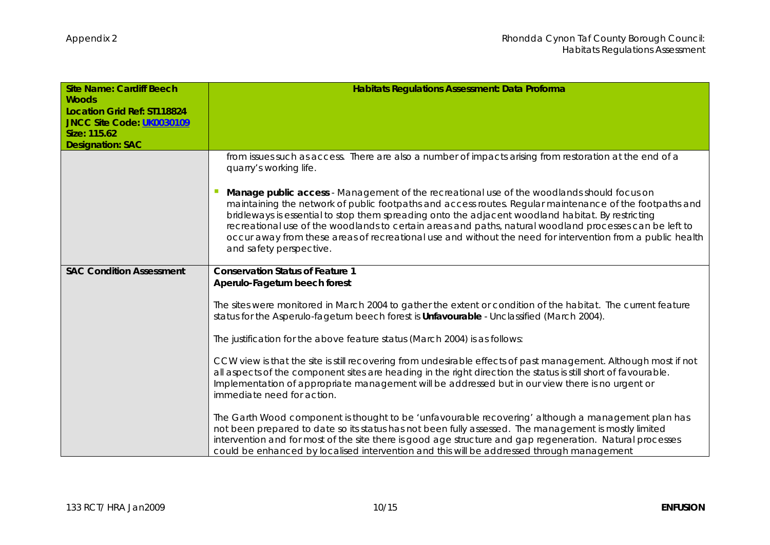| Site Name: Cardiff Beech Woods<br>Location Grid Ref: ST118824<br>JNCC Site Code: UK0030109<br>Size: 115.62<br>Designation: SAC | Habitats Regulations Assessment: Data Proforma |
|---|---|
| | from issues such as access. There are also a number of impacts arising from restoration at the end of a quarry's working life.<br><br>- **Manage public access** - Management of the recreational use of the woodlands should focus on maintaining the network of public footpaths and access routes. Regular maintenance of the footpaths and bridleways is essential to stop them spreading onto the adjacent woodland habitat. By restricting recreational use of the woodlands to certain areas and paths, natural woodland processes can be left to occur away from these areas of recreational use and without the need for intervention from a public health and safety perspective. |
| **SAC Condition Assessment** | **Conservation Status of Feature 1**<br>**Aperulo-Fagetum beech forest**<br><br>The sites were monitored in March 2004 to gather the extent or condition of the habitat. The current feature status for the Asperulo-fagetum beech forest is **Unfavourable** - Unclassified (March 2004).<br><br>The justification for the above feature status (March 2004) is as follows:<br><br>CCW view is that the site is still recovering from undesirable effects of past management. Although most if not all aspects of the component sites are heading in the right direction the status is still short of favourable. Implementation of appropriate management will be addressed but in our view there is no urgent or immediate need for action.<br><br>The Garth Wood component is thought to be 'unfavourable recovering' although a management plan has not been prepared to date so its status has not been fully assessed. The management is mostly limited intervention and for most of the site there is good age structure and gap regeneration. Natural processes could be enhanced by localised intervention and this will be addressed through management |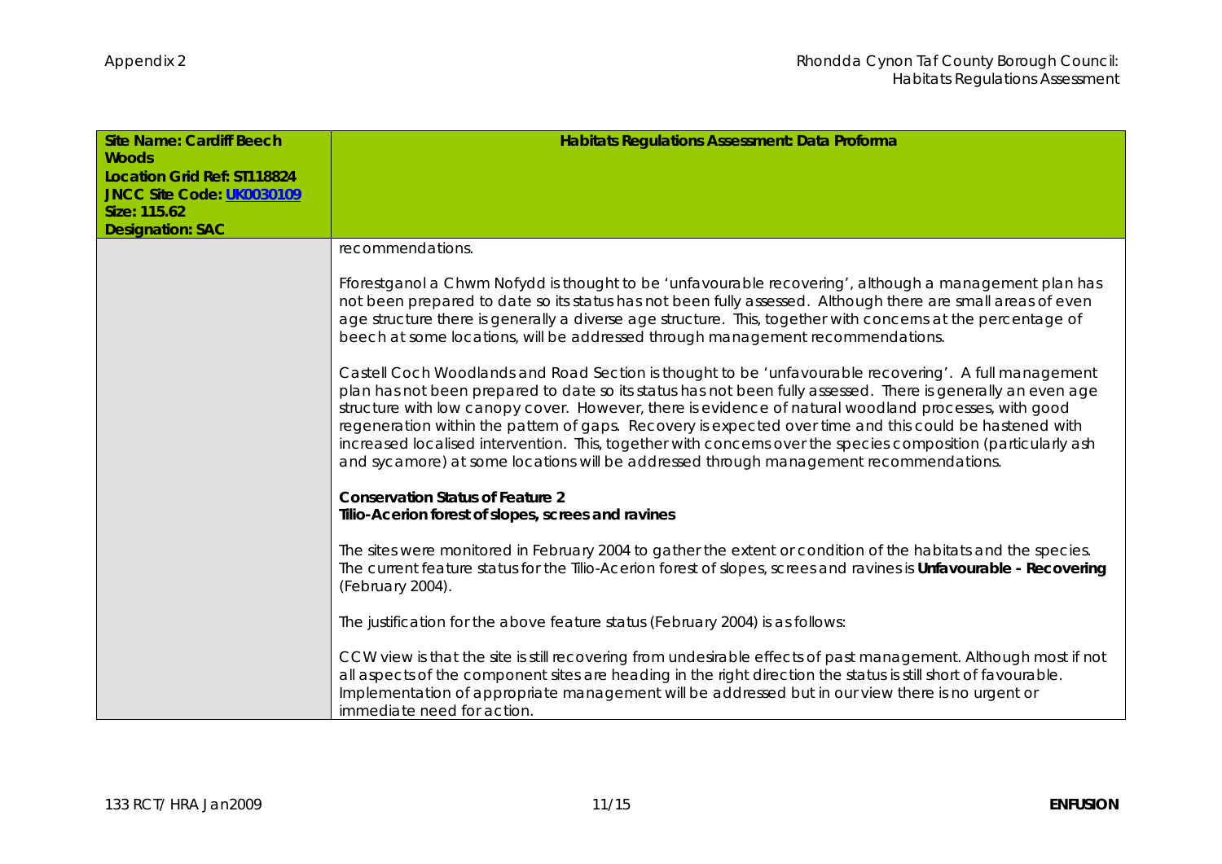| Site Name: Cardiff Beech Woods<br>Location Grid Ref: ST118824<br>JNCC Site Code: UK0030109<br>Size: 115.62<br>Designation: SAC | Habitats Regulations Assessment: Data Proforma |
|---|---|
| | recommendations.<br><br>Fforestganol a Chwm Nofydd is thought to be 'unfavourable recovering', although a management plan has not been prepared to date so its status has not been fully assessed. Although there are small areas of even age structure there is generally a diverse age structure. This, together with concerns at the percentage of beech at some locations, will be addressed through management recommendations.<br><br>Castell Coch Woodlands and Road Section is thought to be 'unfavourable recovering'. A full management plan has not been prepared to date so its status has not been fully assessed. There is generally an even age structure with low canopy cover. However, there is evidence of natural woodland processes, with good regeneration within the pattern of gaps. Recovery is expected over time and this could be hastened with increased localised intervention. This, together with concerns over the species composition (particularly ash and sycamore) at some locations will be addressed through management recommendations.<br><br>**Conservation Status of Feature 2**<br>**Tilio-Acerion forest of slopes, screes and ravines**<br><br>The sites were monitored in February 2004 to gather the extent or condition of the habitats and the species. The current feature status for the Tilio-Acerion forest of slopes, screes and ravines is **Unfavourable - Recovering** (February 2004).<br><br>The justification for the above feature status (February 2004) is as follows:<br><br>CCW view is that the site is still recovering from undesirable effects of past management. Although most if not all aspects of the component sites are heading in the right direction the status is still short of favourable. Implementation of appropriate management will be addressed but in our view there is no urgent or immediate need for action. |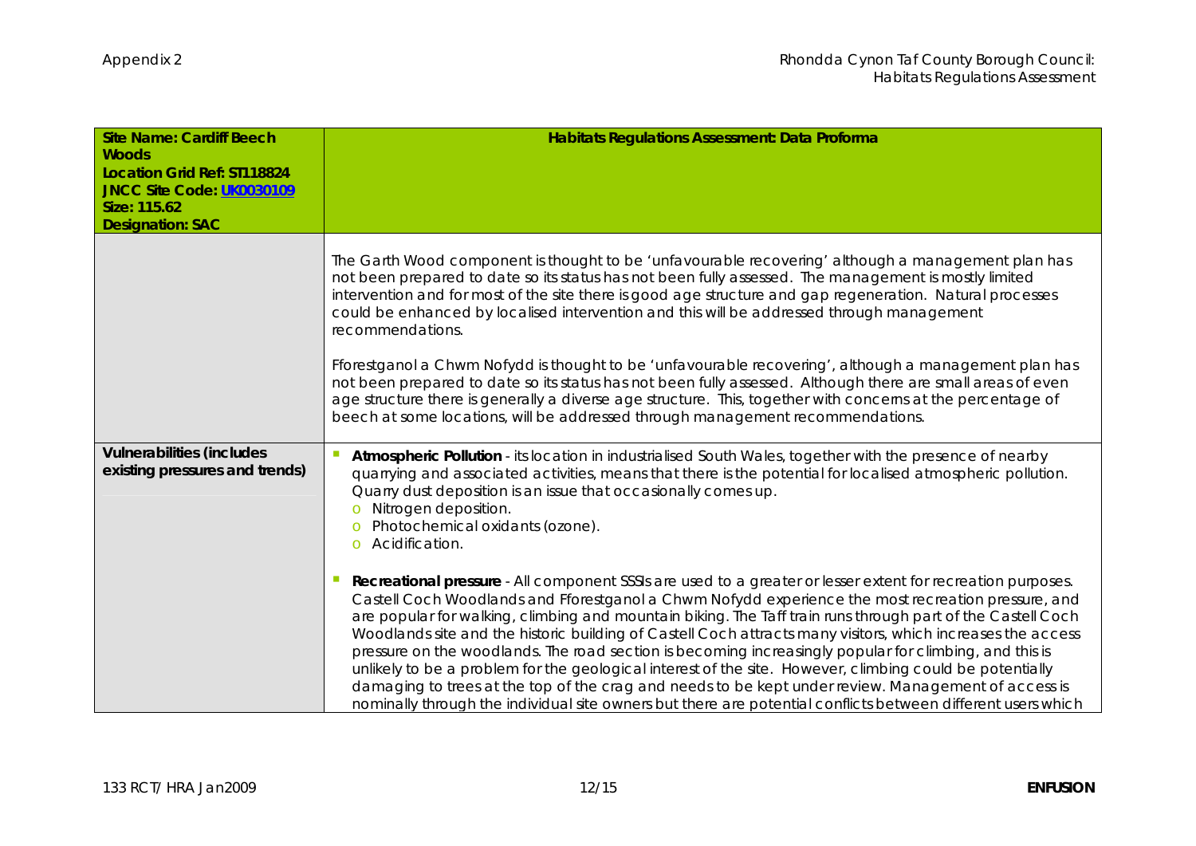| Site Name: Cardiff Beech Woods<br>Location Grid Ref: ST118824<br>JNCC Site Code: UK0030109<br>Size: 115.62<br>Designation: SAC | Habitats Regulations Assessment: Data Proforma |
|---|---|
| | The Garth Wood component is thought to be 'unfavourable recovering' although a management plan has not been prepared to date so its status has not been fully assessed. The management is mostly limited intervention and for most of the site there is good age structure and gap regeneration. Natural processes could be enhanced by localised intervention and this will be addressed through management recommendations.<br><br>Fforestganol a Chwm Nofydd is thought to be 'unfavourable recovering', although a management plan has not been prepared to date so its status has not been fully assessed. Although there are small areas of even age structure there is generally a diverse age structure. This, together with concerns at the percentage of beech at some locations, will be addressed through management recommendations. |
| **Vulnerabilities (includes existing pressures and trends)** | ▪ **Atmospheric Pollution** - its location in industrialised South Wales, together with the presence of nearby quarrying and associated activities, means that there is the potential for localised atmospheric pollution. Quarry dust deposition is an issue that occasionally comes up.<br>o Nitrogen deposition.<br>o Photochemical oxidants (ozone).<br>o Acidification.<br><br>▪ **Recreational pressure** - All component SSSIs are used to a greater or lesser extent for recreation purposes. Castell Coch Woodlands and Fforestganol a Chwm Nofydd experience the most recreation pressure, and are popular for walking, climbing and mountain biking. The Taff train runs through part of the Castell Coch Woodlands site and the historic building of Castell Coch attracts many visitors, which increases the access pressure on the woodlands. The road section is becoming increasingly popular for climbing, and this is unlikely to be a problem for the geological interest of the site. However, climbing could be potentially damaging to trees at the top of the crag and needs to be kept under review. Management of access is nominally through the individual site owners but there are potential conflicts between different users which |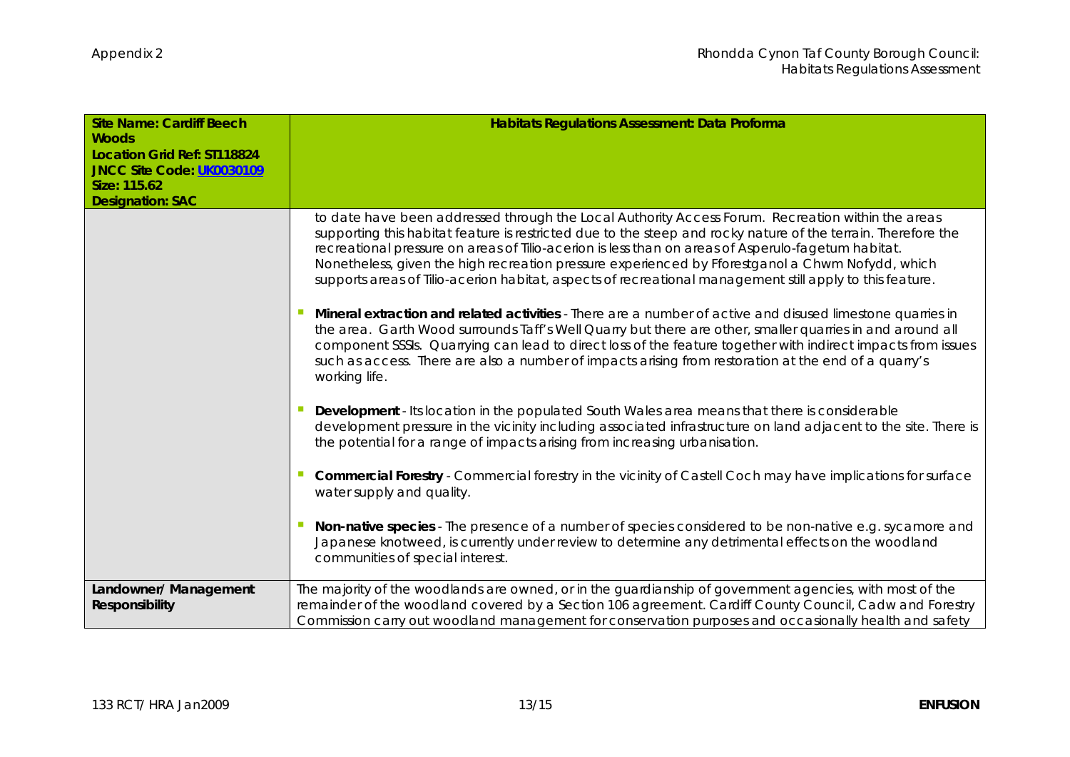| Site Name: Cardiff Beech Woods<br>Location Grid Ref: ST118824<br>JNCC Site Code: UK0030109<br>Size: 115.62<br>Designation: SAC | Habitats Regulations Assessment: Data Proforma |
|---|---|
| | to date have been addressed through the Local Authority Access Forum. Recreation within the areas supporting this habitat feature is restricted due to the steep and rocky nature of the terrain. Therefore the recreational pressure on areas of Tilio-acerion is less than on areas of Asperulo-fagetum habitat. Nonetheless, given the high recreation pressure experienced by Fforestganol a Chwm Nofydd, which supports areas of Tilio-acerion habitat, aspects of recreational management still apply to this feature.<br><br>▪ **Mineral extraction and related activities** - There are a number of active and disused limestone quarries in the area. Garth Wood surrounds Taff's Well Quarry but there are other, smaller quarries in and around all component SSSIs. Quarrying can lead to direct loss of the feature together with indirect impacts from issues such as access. There are also a number of impacts arising from restoration at the end of a quarry's working life.<br><br>▪ **Development** - Its location in the populated South Wales area means that there is considerable development pressure in the vicinity including associated infrastructure on land adjacent to the site. There is the potential for a range of impacts arising from increasing urbanisation.<br><br>▪ **Commercial Forestry** - Commercial forestry in the vicinity of Castell Coch may have implications for surface water supply and quality.<br><br>▪ **Non-native species** - The presence of a number of species considered to be non-native e.g. sycamore and Japanese knotweed, is currently under review to determine any detrimental effects on the woodland communities of special interest. |
| **Landowner/ Management Responsibility** | The majority of the woodlands are owned, or in the guardianship of government agencies, with most of the remainder of the woodland covered by a Section 106 agreement. Cardiff County Council, Cadw and Forestry Commission carry out woodland management for conservation purposes and occasionally health and safety |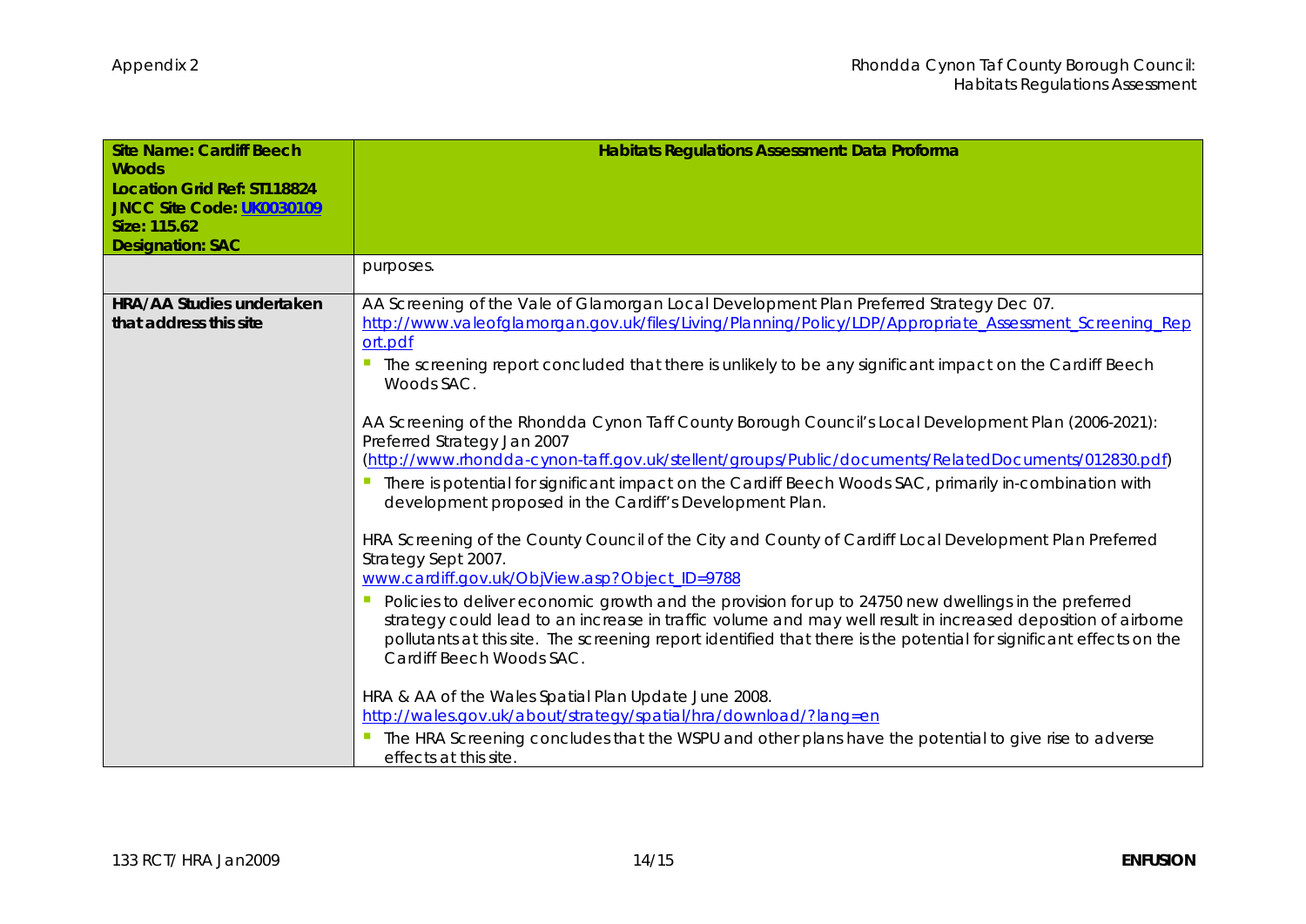| Site Name: Cardiff Beech Woods<br>Location Grid Ref: ST118824<br>JNCC Site Code: UK0030109<br>Size: 115.62<br>Designation: SAC | Habitats Regulations Assessment: Data Proforma |
|---|---|
| | purposes. |
| HRA/AA Studies undertaken that address this site | AA Screening of the Vale of Glamorgan Local Development Plan Preferred Strategy Dec 07.<br>http://www.valeofglamorgan.gov.uk/files/Living/Planning/Policy/LDP/Appropriate_Assessment_Screening_Report.pdf<br>- The screening report concluded that there is unlikely to be any significant impact on the Cardiff Beech Woods SAC.<br><br>AA Screening of the Rhondda Cynon Taff County Borough Council's Local Development Plan (2006-2021): Preferred Strategy Jan 2007<br>(http://www.rhondda-cynon-taff.gov.uk/stellent/groups/Public/documents/RelatedDocuments/012830.pdf)<br>- There is potential for significant impact on the Cardiff Beech Woods SAC, primarily in-combination with development proposed in the Cardiff's Development Plan.<br><br>HRA Screening of the County Council of the City and County of Cardiff Local Development Plan Preferred Strategy Sept 2007.<br>www.cardiff.gov.uk/ObjView.asp?Object_ID=9788<br>- Policies to deliver economic growth and the provision for up to 24750 new dwellings in the preferred strategy could lead to an increase in traffic volume and may well result in increased deposition of airborne pollutants at this site. The screening report identified that there is the potential for significant effects on the Cardiff Beech Woods SAC.<br><br>HRA & AA of the Wales Spatial Plan Update June 2008.<br>http://wales.gov.uk/about/strategy/spatial/hra/download/?lang=en<br>- The HRA Screening concludes that the WSPU and other plans have the potential to give rise to adverse effects at this site. |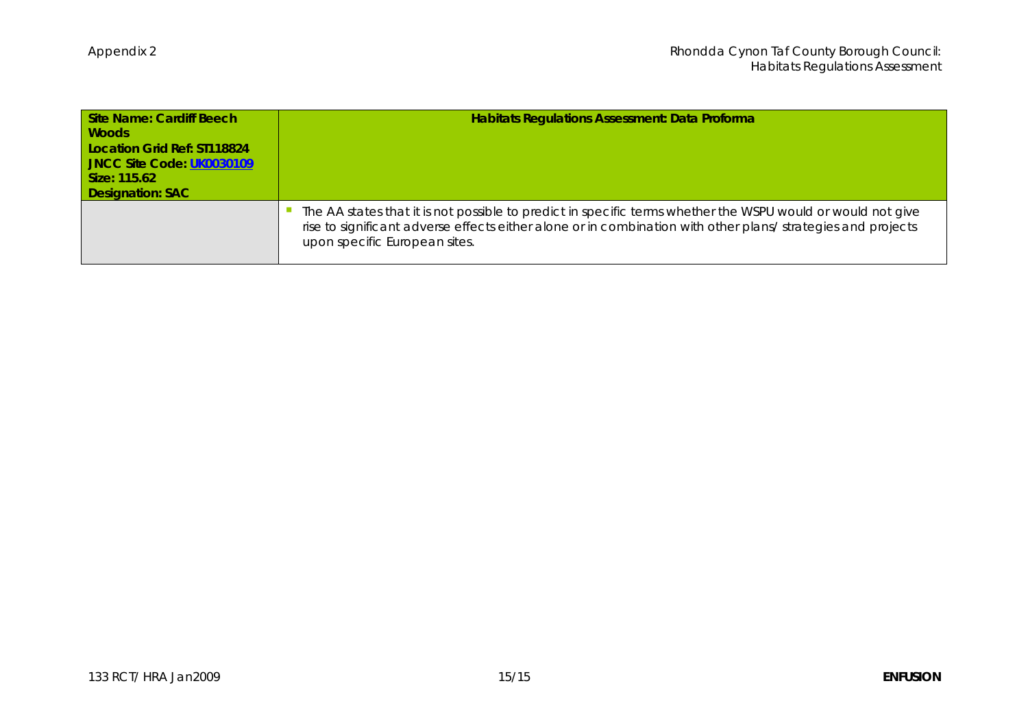| Site Name: Cardiff Beech Woods<br>Location Grid Ref: ST118824<br>JNCC Site Code: [UK0030109]<br>Size: 115.62<br>Designation: SAC | Habitats Regulations Assessment: Data Proforma |
|---|---|
| | ▪ The AA states that it is not possible to predict in specific terms whether the WSPU would or would not give rise to significant adverse effects either alone or in combination with other plans/ strategies and projects upon specific European sites. |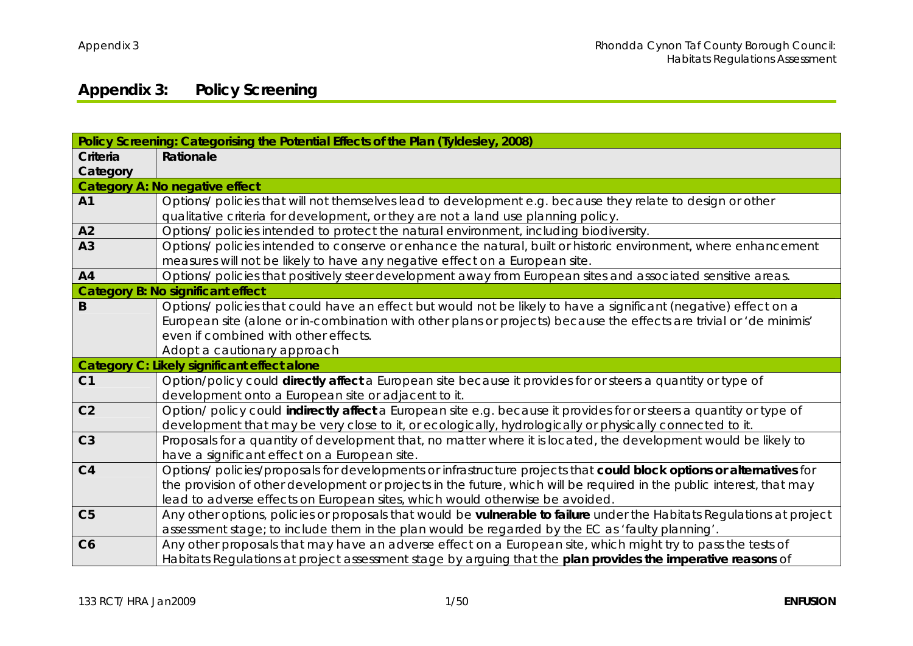## Appendix 3: Policy Screening

| Policy Screening: Categorising the Potential Effects of the Plan (Tyldesley, 2008) | |
|---|---|
| **Criteria Category** | **Rationale** |
| **Category A: No negative effect** | |
| **A1** | Options/ policies that will not themselves lead to development e.g. because they relate to design or other qualitative criteria for development, or they are not a land use planning policy. |
| **A2** | Options/ policies intended to protect the natural environment, including biodiversity. |
| **A3** | Options/ policies intended to conserve or enhance the natural, built or historic environment, where enhancement measures will not be likely to have any negative effect on a European site. |
| **A4** | Options/ policies that positively steer development away from European sites and associated sensitive areas. |
| **Category B: No significant effect** | |
| **B** | Options/ policies that could have an effect but would not be likely to have a significant (negative) effect on a European site (alone or in-combination with other plans or projects) because the effects are trivial or 'de minimis' even if combined with other effects. Adopt a cautionary approach |
| **Category C: Likely significant effect alone** | |
| **C1** | Option/policy could **directly affect** a European site because it provides for or steers a quantity or type of development onto a European site or adjacent to it. |
| **C2** | Option/ policy could **indirectly affect** a European site e.g. because it provides for or steers a quantity or type of development that may be very close to it, or ecologically, hydrologically or physically connected to it. |
| **C3** | Proposals for a quantity of development that, no matter where it is located, the development would be likely to have a significant effect on a European site. |
| **C4** | Options/ policies/proposals for developments or infrastructure projects that **could block options or alternatives** for the provision of other development or projects in the future, which will be required in the public interest, that may lead to adverse effects on European sites, which would otherwise be avoided. |
| **C5** | Any other options, policies or proposals that would be **vulnerable to failure** under the Habitats Regulations at project assessment stage; to include them in the plan would be regarded by the EC as 'faulty planning'. |
| **C6** | Any other proposals that may have an adverse effect on a European site, which might try to pass the tests of Habitats Regulations at project assessment stage by arguing that the **plan provides the imperative reasons** of |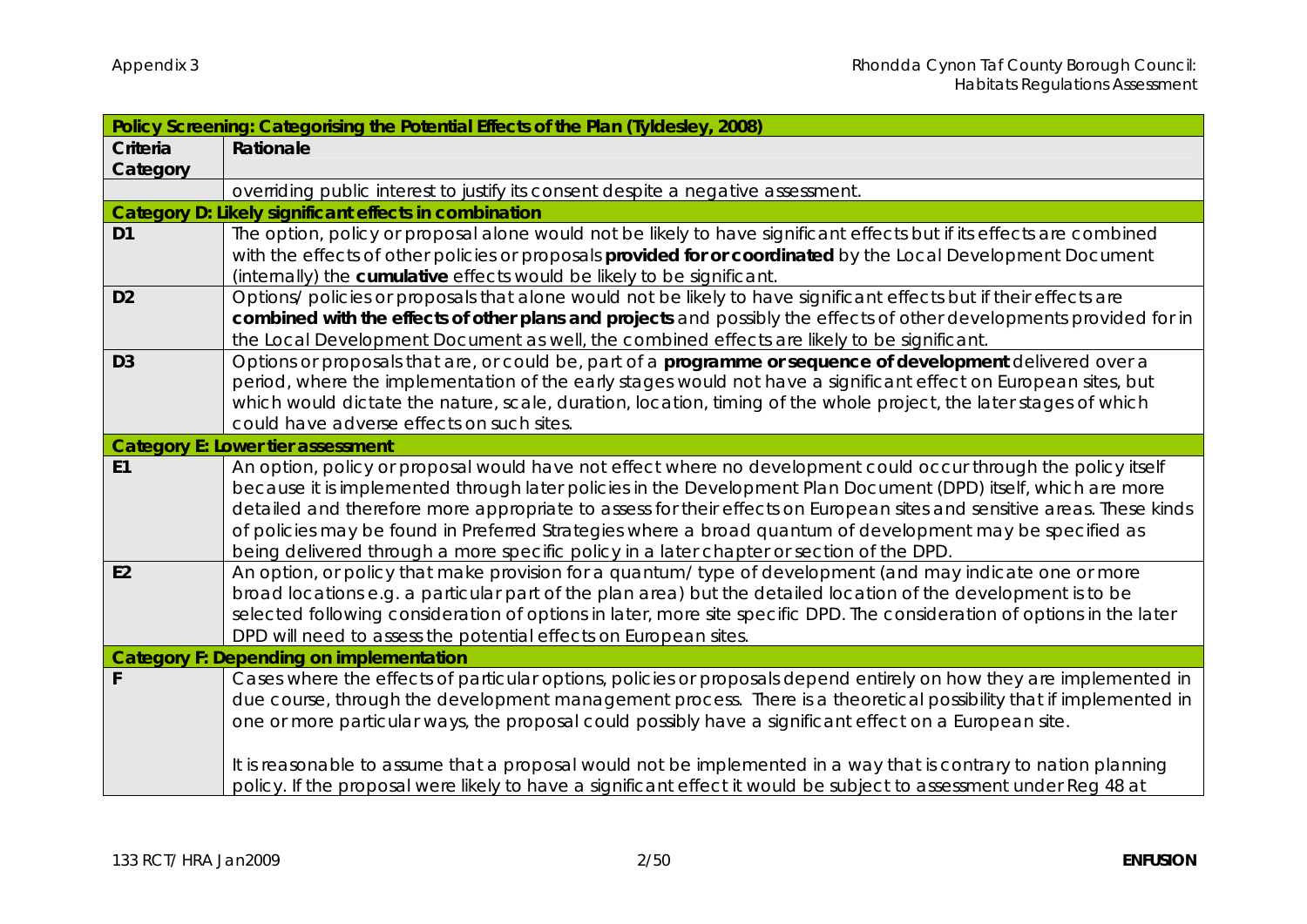| Policy Screening: Categorising the Potential Effects of the Plan (Tyldesley, 2008) | |
|---|---|
| **Criteria Category** | **Rationale** |
| | overriding public interest to justify its consent despite a negative assessment. |
| **Category D: Likely significant effects in combination** | |
| **D1** | The option, policy or proposal alone would not be likely to have significant effects but if its effects are combined with the effects of other policies or proposals **provided for or coordinated** by the Local Development Document (internally) the **cumulative** effects would be likely to be significant. |
| **D2** | Options/ policies or proposals that alone would not be likely to have significant effects but if their effects are **combined with the effects of other plans and projects** and possibly the effects of other developments provided for in the Local Development Document as well, the combined effects are likely to be significant. |
| **D3** | Options or proposals that are, or could be, part of a **programme or sequence of development** delivered over a period, where the implementation of the early stages would not have a significant effect on European sites, but which would dictate the nature, scale, duration, location, timing of the whole project, the later stages of which could have adverse effects on such sites. |
| **Category E: Lower tier assessment** | |
| **E1** | An option, policy or proposal would have not effect where no development could occur through the policy itself because it is implemented through later policies in the Development Plan Document (DPD) itself, which are more detailed and therefore more appropriate to assess for their effects on European sites and sensitive areas. These kinds of policies may be found in Preferred Strategies where a broad quantum of development may be specified as being delivered through a more specific policy in a later chapter or section of the DPD. |
| **E2** | An option, or policy that make provision for a quantum/ type of development (and may indicate one or more broad locations e.g. a particular part of the plan area) but the detailed location of the development is to be selected following consideration of options in later, more site specific DPD. The consideration of options in the later DPD will need to assess the potential effects on European sites. |
| **Category F: Depending on implementation** | |
| **F** | Cases where the effects of particular options, policies or proposals depend entirely on how they are implemented in due course, through the development management process. There is a theoretical possibility that if implemented in one or more particular ways, the proposal could possibly have a significant effect on a European site.<br><br>It is reasonable to assume that a proposal would not be implemented in a way that is contrary to nation planning policy. If the proposal were likely to have a significant effect it would be subject to assessment under Reg 48 at |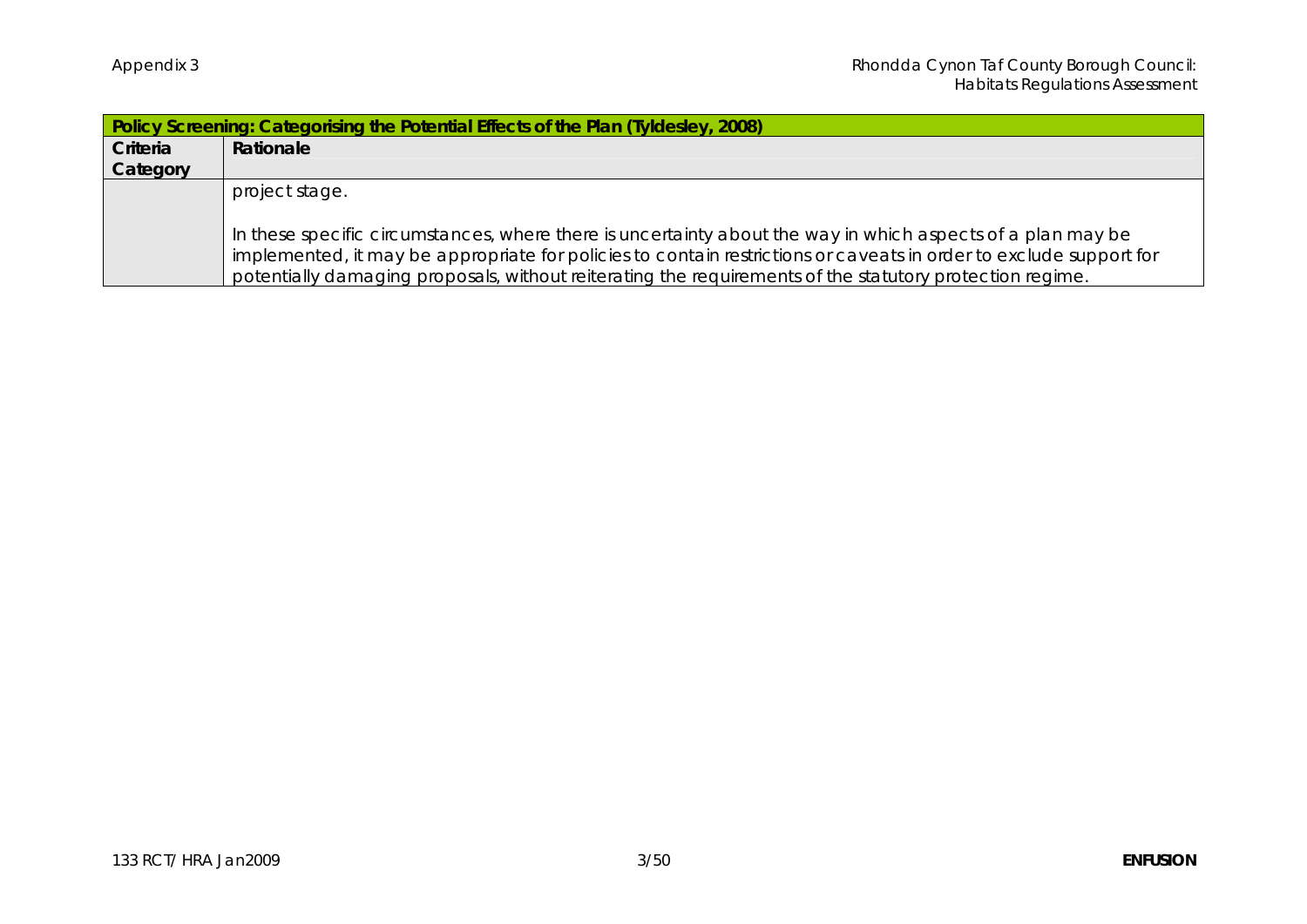| Policy Screening: Categorising the Potential Effects of the Plan (Tyldesley, 2008) | |
|---|---|
| **Criteria Category** | **Rationale** |
| | project stage.<br><br>In these specific circumstances, where there is uncertainty about the way in which aspects of a plan may be implemented, it may be appropriate for policies to contain restrictions or caveats in order to exclude support for potentially damaging proposals, without reiterating the requirements of the statutory protection regime. |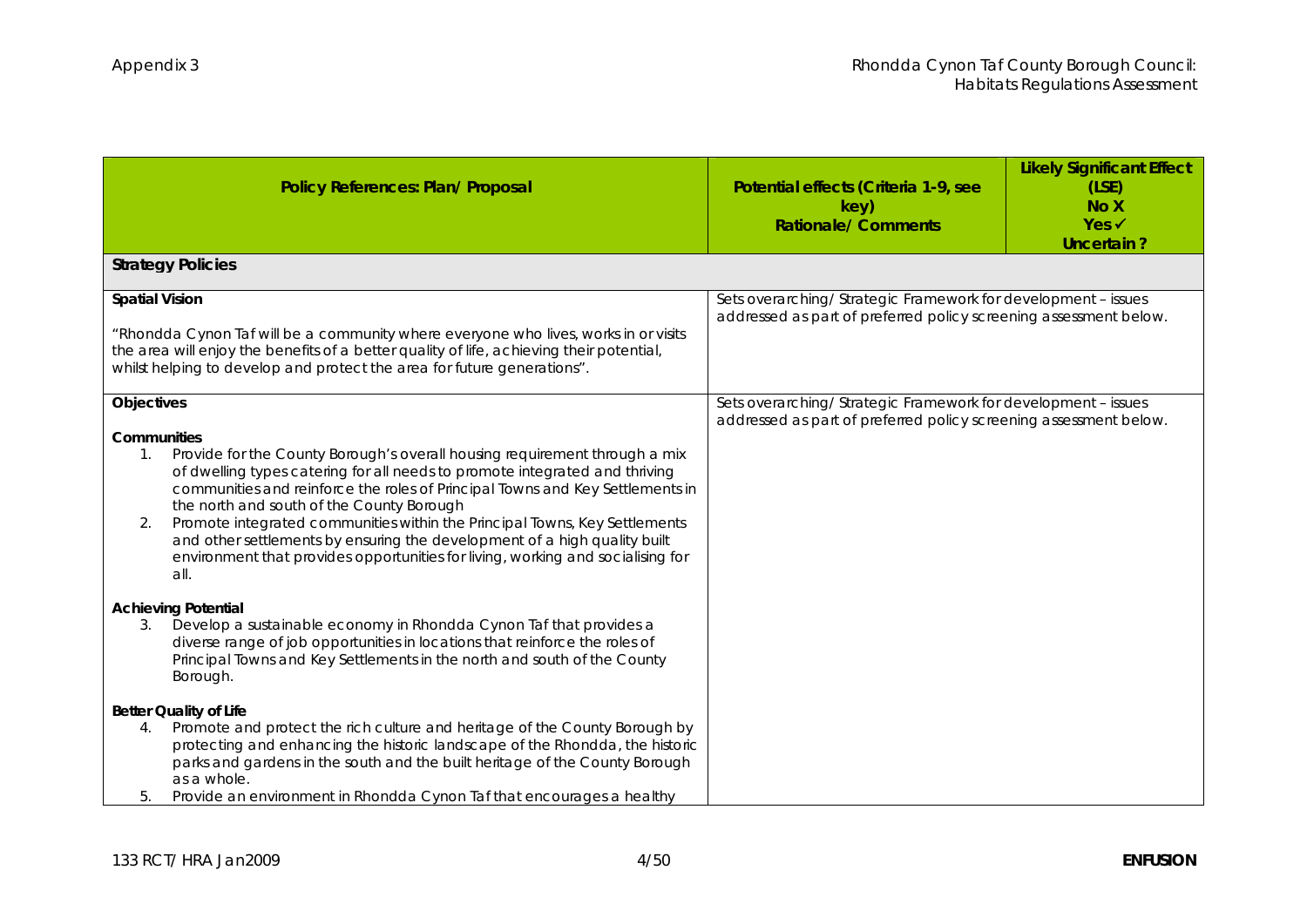| Policy References: Plan/ Proposal | Potential effects (Criteria 1-9, see key) Rationale/ Comments | Likely Significant Effect (LSE) No X Yes ✓ Uncertain ? |
|---|---|---|
| **Strategy Policies** | | |
| **Spatial Vision**<br><br>"Rhondda Cynon Taf will be a community where everyone who lives, works in or visits the area will enjoy the benefits of a better quality of life, achieving their potential, whilst helping to develop and protect the area for future generations". | Sets overarching/ Strategic Framework for development – issues addressed as part of preferred policy screening assessment below. | |
| **Objectives**<br><br>**Communities**<br>1. Provide for the County Borough's overall housing requirement through a mix of dwelling types catering for all needs to promote integrated and thriving communities and reinforce the roles of Principal Towns and Key Settlements in the north and south of the County Borough<br>2. Promote integrated communities within the Principal Towns, Key Settlements and other settlements by ensuring the development of a high quality built environment that provides opportunities for living, working and socialising for all.<br><br>**Achieving Potential**<br>3. Develop a sustainable economy in Rhondda Cynon Taf that provides a diverse range of job opportunities in locations that reinforce the roles of Principal Towns and Key Settlements in the north and south of the County Borough.<br><br>**Better Quality of Life**<br>4. Promote and protect the rich culture and heritage of the County Borough by protecting and enhancing the historic landscape of the Rhondda, the historic parks and gardens in the south and the built heritage of the County Borough as a whole.<br>5. Provide an environment in Rhondda Cynon Taf that encourages a healthy | Sets overarching/ Strategic Framework for development – issues addressed as part of preferred policy screening assessment below. | |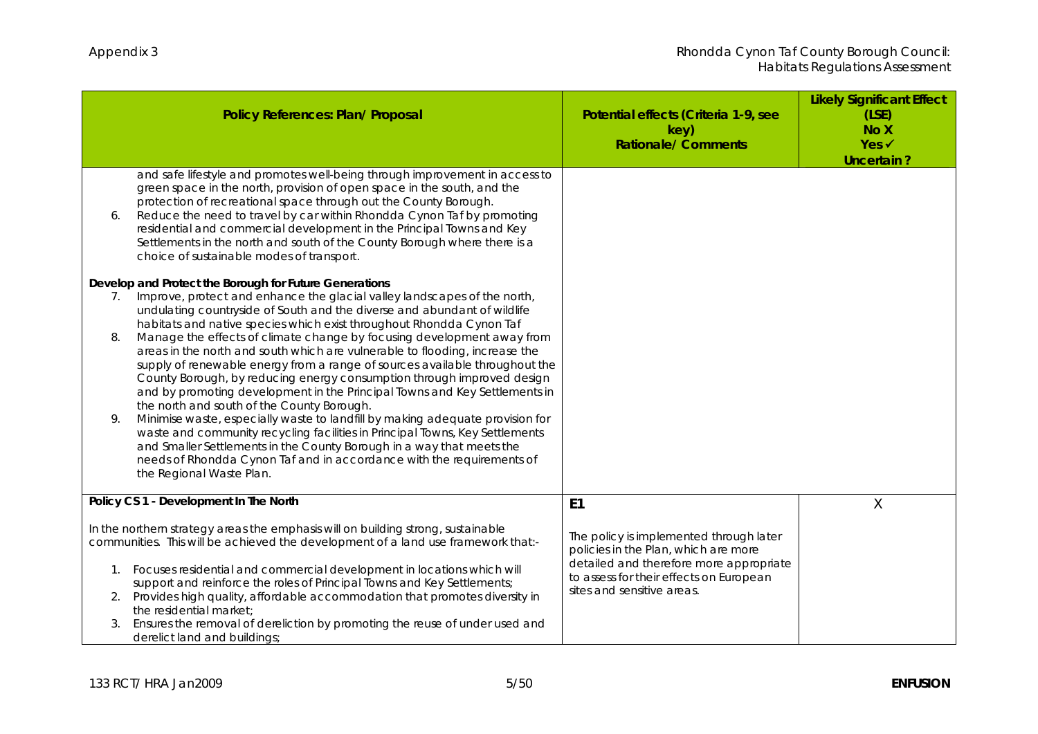| Policy References: Plan/ Proposal | Potential effects (Criteria 1-9, see key) Rationale/ Comments | Likely Significant Effect (LSE) No X Yes ✓ Uncertain ? |
|---|---|---|
| and safe lifestyle and promotes well-being through improvement in access to green space in the north, provision of open space in the south, and the protection of recreational space through out the County Borough.<br>6. Reduce the need to travel by car within Rhondda Cynon Taf by promoting residential and commercial development in the Principal Towns and Key Settlements in the north and south of the County Borough where there is a choice of sustainable modes of transport.<br><br>**Develop and Protect the Borough for Future Generations**<br>7. Improve, protect and enhance the glacial valley landscapes of the north, undulating countryside of South and the diverse and abundant of wildlife habitats and native species which exist throughout Rhondda Cynon Taf<br>8. Manage the effects of climate change by focusing development away from areas in the north and south which are vulnerable to flooding, increase the supply of renewable energy from a range of sources available throughout the County Borough, by reducing energy consumption through improved design and by promoting development in the Principal Towns and Key Settlements in the north and south of the County Borough.<br>9. Minimise waste, especially waste to landfill by making adequate provision for waste and community recycling facilities in Principal Towns, Key Settlements and Smaller Settlements in the County Borough in a way that meets the needs of Rhondda Cynon Taf and in accordance with the requirements of the Regional Waste Plan. | | |
| **Policy CS 1 - Development In The North**<br><br>In the northern strategy areas the emphasis will on building strong, sustainable communities. This will be achieved the development of a land use framework that:-<br><br>1. Focuses residential and commercial development in locations which will support and reinforce the roles of Principal Towns and Key Settlements;<br>2. Provides high quality, affordable accommodation that promotes diversity in the residential market;<br>3. Ensures the removal of dereliction by promoting the reuse of under used and derelict land and buildings; | **E1**<br><br>The policy is implemented through later policies in the Plan, which are more detailed and therefore more appropriate to assess for their effects on European sites and sensitive areas. | X |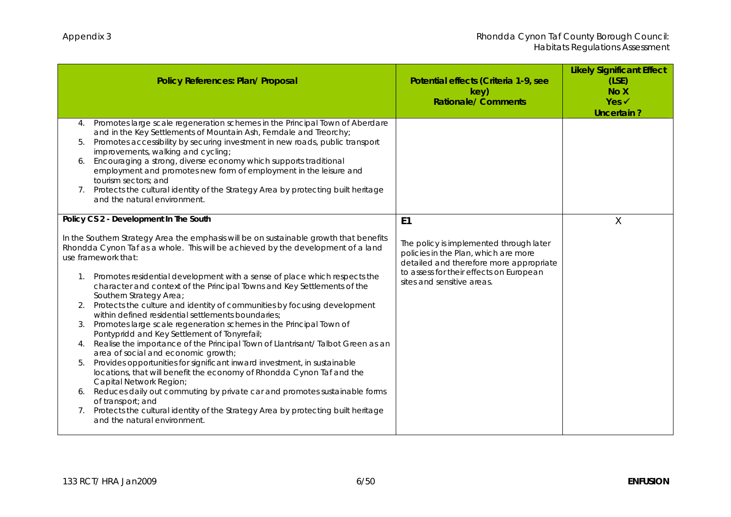| Policy References: Plan/ Proposal | Potential effects (Criteria 1-9, see key) Rationale/ Comments | Likely Significant Effect (LSE) No X Yes ✓ Uncertain ? |
|---|---|---|
| 4. Promotes large scale regeneration schemes in the Principal Town of Aberdare and in the Key Settlements of Mountain Ash, Ferndale and Treorchy;<br>5. Promotes accessibility by securing investment in new roads, public transport improvements, walking and cycling;<br>6. Encouraging a strong, diverse economy which supports traditional employment and promotes new form of employment in the leisure and tourism sectors; and<br>7. Protects the cultural identity of the Strategy Area by protecting built heritage and the natural environment. | | |
| **Policy CS 2 - Development In The South**<br><br>In the Southern Strategy Area the emphasis will be on sustainable growth that benefits Rhondda Cynon Taf as a whole. This will be achieved by the development of a land use framework that:<br><br>1. Promotes residential development with a sense of place which respects the character and context of the Principal Towns and Key Settlements of the Southern Strategy Area;<br>2. Protects the culture and identity of communities by focusing development within defined residential settlements boundaries;<br>3. Promotes large scale regeneration schemes in the Principal Town of Pontypridd and Key Settlement of Tonyrefail;<br>4. Realise the importance of the Principal Town of Llantrisant/ Talbot Green as an area of social and economic growth;<br>5. Provides opportunities for significant inward investment, in sustainable locations, that will benefit the economy of Rhondda Cynon Taf and the Capital Network Region;<br>6. Reduces daily out commuting by private car and promotes sustainable forms of transport; and<br>7. Protects the cultural identity of the Strategy Area by protecting built heritage and the natural environment. | **E1**<br><br>The policy is implemented through later policies in the Plan, which are more detailed and therefore more appropriate to assess for their effects on European sites and sensitive areas. | X |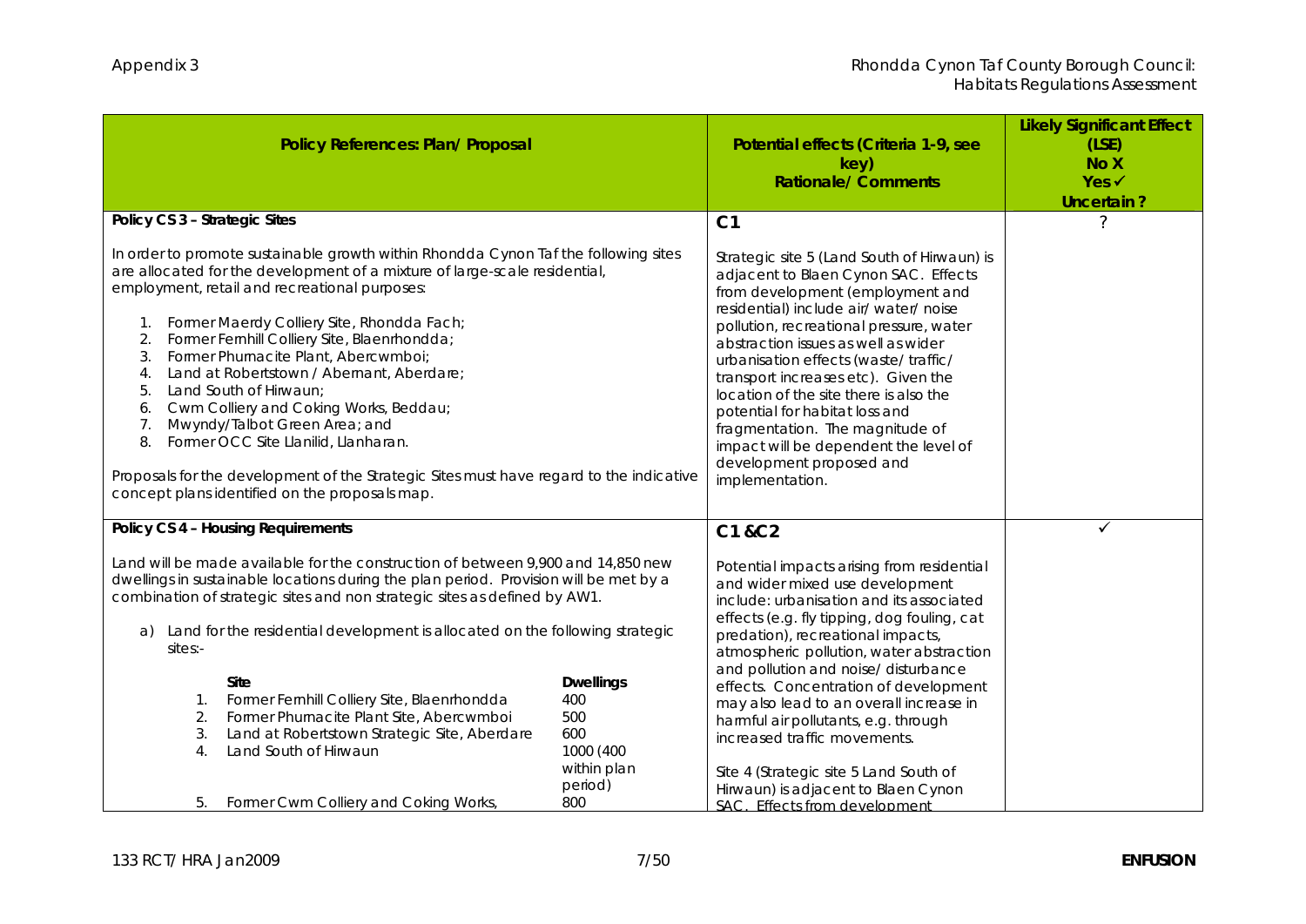| Policy References: Plan/ Proposal | Potential effects (Criteria 1-9, see key) Rationale/ Comments | Likely Significant Effect (LSE) No X Yes ✓ Uncertain ? |
|---|---|---|
| **Policy CS 3 – Strategic Sites**<br><br>In order to promote sustainable growth within Rhondda Cynon Taf the following sites are allocated for the development of a mixture of large-scale residential, employment, retail and recreational purposes:<br><br>1. Former Maerdy Colliery Site, Rhondda Fach;<br>2. Former Fernhill Colliery Site, Blaenrhondda;<br>3. Former Phurnacite Plant, Abercwmboi;<br>4. Land at Robertstown / Abernant, Aberdare;<br>5. Land South of Hirwaun;<br>6. Cwm Colliery and Coking Works, Beddau;<br>7. Mwyndy/Talbot Green Area; and<br>8. Former OCC Site Llanilid, Llanharan.<br><br>Proposals for the development of the Strategic Sites must have regard to the indicative concept plans identified on the proposals map. | **C1**<br><br>Strategic site 5 (Land South of Hirwaun) is adjacent to Blaen Cynon SAC. Effects from development (employment and residential) include air/ water/ noise pollution, recreational pressure, water abstraction issues as well as wider urbanisation effects (waste/ traffic/ transport increases etc). Given the location of the site there is also the potential for habitat loss and fragmentation. The magnitude of impact will be dependent the level of development proposed and implementation. | ? |
| **Policy CS 4 – Housing Requirements**<br><br>Land will be made available for the construction of between 9,900 and 14,850 new dwellings in sustainable locations during the plan period. Provision will be met by a combination of strategic sites and non strategic sites as defined by AW1.<br><br>a) Land for the residential development is allocated on the following strategic sites:-<br><br>**Site** — **Dwellings**<br>1. Former Fernhill Colliery Site, Blaenrhondda — 400<br>2. Former Phurnacite Plant Site, Abercwmboi — 500<br>3. Land at Robertstown Strategic Site, Aberdare — 600<br>4. Land South of Hirwaun — 1000 (400 within plan period)<br>5. Former Cwm Colliery and Coking Works, — 800 | **C1 &C2**<br><br>Potential impacts arising from residential and wider mixed use development include: urbanisation and its associated effects (e.g. fly tipping, dog fouling, cat predation), recreational impacts, atmospheric pollution, water abstraction and pollution and noise/ disturbance effects. Concentration of development may also lead to an overall increase in harmful air pollutants, e.g. through increased traffic movements.<br><br>Site 4 (Strategic site 5 Land South of Hirwaun) is adjacent to Blaen Cynon SAC. Effects from development | ✓ |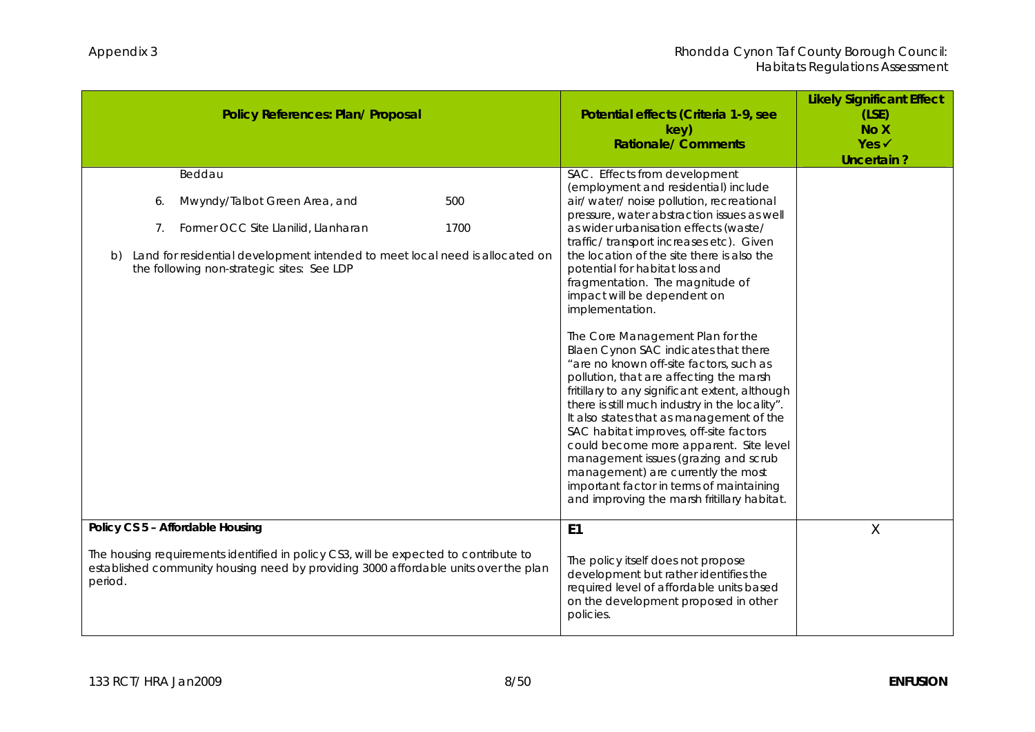| Policy References: Plan/ Proposal | Potential effects (Criteria 1-9, see key) Rationale/ Comments | Likely Significant Effect (LSE) No X Yes ✓ Uncertain ? |
|---|---|---|
| Beddau<br><br>6. Mwyndy/Talbot Green Area, and 500<br><br>7. Former OCC Site Llanilid, Llanharan 1700<br><br>b) Land for residential development intended to meet local need is allocated on the following non-strategic sites: See LDP | SAC. Effects from development (employment and residential) include air/ water/ noise pollution, recreational pressure, water abstraction issues as well as wider urbanisation effects (waste/ traffic/ transport increases etc). Given the location of the site there is also the potential for habitat loss and fragmentation. The magnitude of impact will be dependent on implementation.<br><br>The Core Management Plan for the Blaen Cynon SAC indicates that there "are no known off-site factors, such as pollution, that are affecting the marsh fritillary to any significant extent, although there is still much industry in the locality". It also states that as management of the SAC habitat improves, off-site factors could become more apparent. Site level management issues (grazing and scrub management) are currently the most important factor in terms of maintaining and improving the marsh fritillary habitat. | |
| **Policy CS 5 – Affordable Housing**<br><br>The housing requirements identified in policy CS3, will be expected to contribute to established community housing need by providing 3000 affordable units over the plan period. | **E1**<br><br>The policy itself does not propose development but rather identifies the required level of affordable units based on the development proposed in other policies. | X |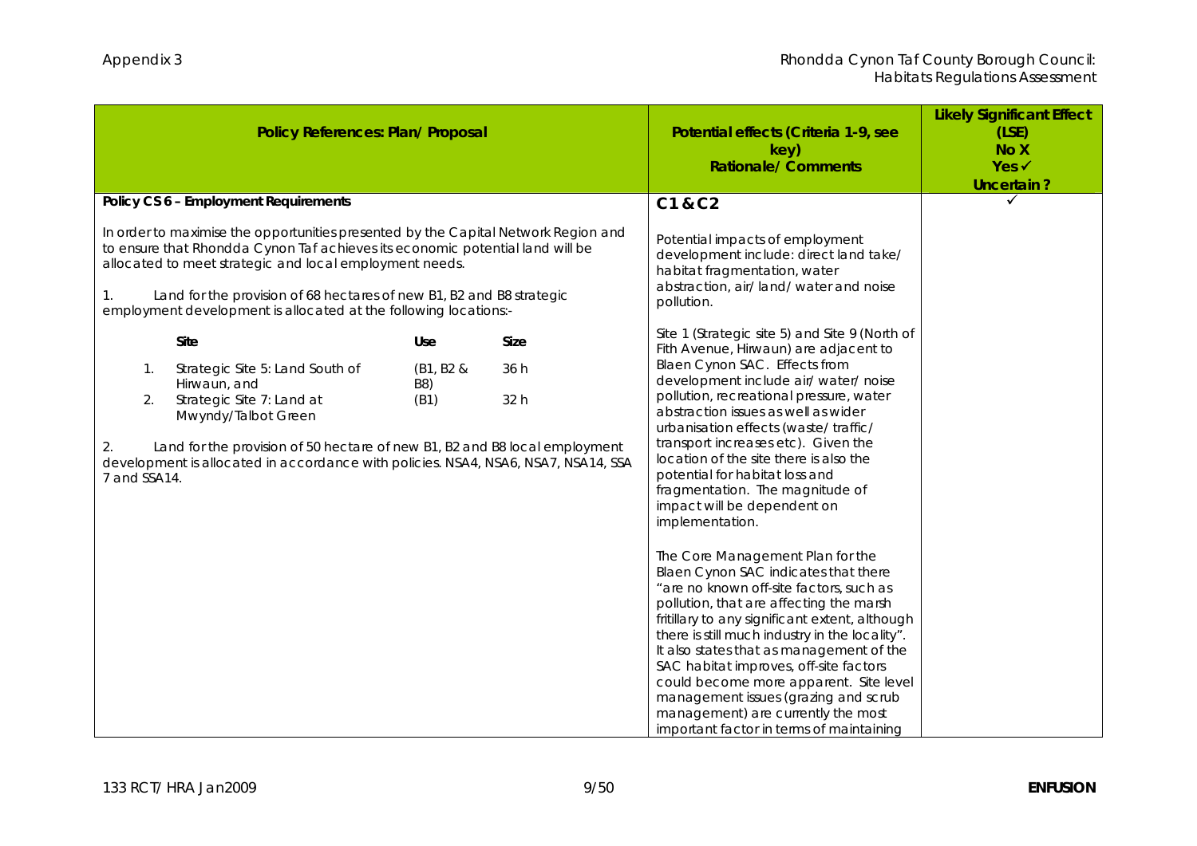| Policy References: Plan/ Proposal | Potential effects (Criteria 1-9, see key) Rationale/ Comments | Likely Significant Effect (LSE) No X Yes ✓ Uncertain ? |
|---|---|---|
| **Policy CS 6 – Employment Requirements**<br><br>In order to maximise the opportunities presented by the Capital Network Region and to ensure that Rhondda Cynon Taf achieves its economic potential land will be allocated to meet strategic and local employment needs.<br><br>1. Land for the provision of 68 hectares of new B1, B2 and B8 strategic employment development is allocated at the following locations:-<br><br>**Site** / **Use** / **Size**<br>1. Strategic Site 5: Land South of Hirwaun, and / (B1, B2 & B8) / 36 h<br>2. Strategic Site 7: Land at Mwyndy/Talbot Green / (B1) / 32 h<br><br>2. Land for the provision of 50 hectare of new B1, B2 and B8 local employment development is allocated in accordance with policies. NSA4, NSA6, NSA7, NSA14, SSA 7 and SSA14. | **C1 & C2**<br><br>Potential impacts of employment development include: direct land take/ habitat fragmentation, water abstraction, air/ land/ water and noise pollution.<br><br>Site 1 (Strategic site 5) and Site 9 (North of Fith Avenue, Hirwaun) are adjacent to Blaen Cynon SAC. Effects from development include air/ water/ noise pollution, recreational pressure, water abstraction issues as well as wider urbanisation effects (waste/ traffic/ transport increases etc). Given the location of the site there is also the potential for habitat loss and fragmentation. The magnitude of impact will be dependent on implementation.<br><br>The Core Management Plan for the Blaen Cynon SAC indicates that there "are no known off-site factors, such as pollution, that are affecting the marsh fritillary to any significant extent, although there is still much industry in the locality". It also states that as management of the SAC habitat improves, off-site factors could become more apparent. Site level management issues (grazing and scrub management) are currently the most important factor in terms of maintaining | ✓ |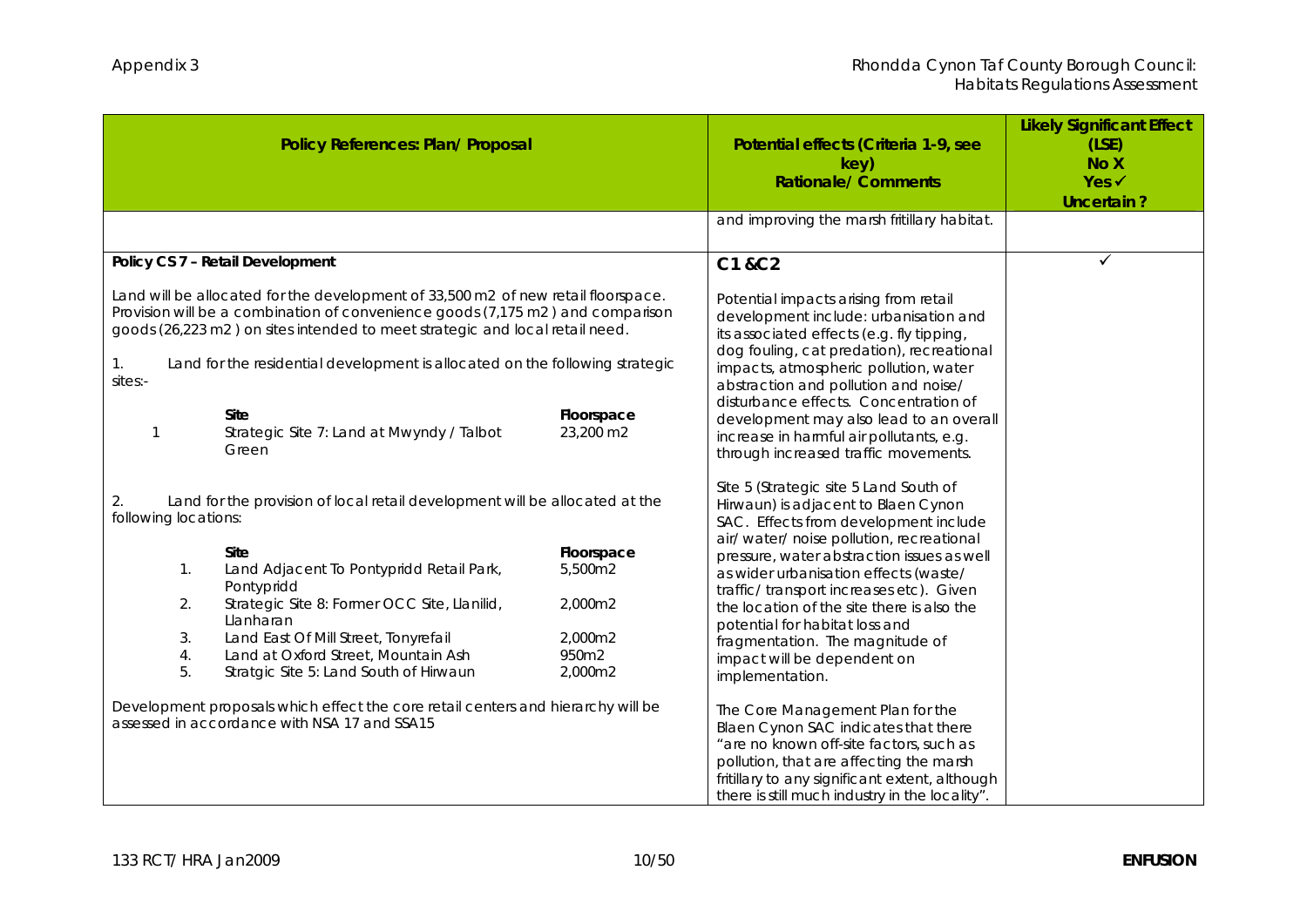| Policy References: Plan/ Proposal | Potential effects (Criteria 1-9, see key) Rationale/ Comments | Likely Significant Effect (LSE) No X Yes ✓ Uncertain ? |
|---|---|---|
| | and improving the marsh fritillary habitat. | |
| **Policy CS 7 – Retail Development**<br><br>Land will be allocated for the development of 33,500 m2 of new retail floorspace. Provision will be a combination of convenience goods (7,175 m2 ) and comparison goods (26,223 m2 ) on sites intended to meet strategic and local retail need.<br><br>1. Land for the residential development is allocated on the following strategic sites:-<br><br>**Site** / **Floorspace**<br>1 Strategic Site 7: Land at Mwyndy / Talbot Green — 23,200 m2<br><br>2. Land for the provision of local retail development will be allocated at the following locations:<br><br>**Site** / **Floorspace**<br>1. Land Adjacent To Pontypridd Retail Park, Pontypridd — 5,500m2<br>2. Strategic Site 8: Former OCC Site, Llanilid, Llanharan — 2,000m2<br>3. Land East Of Mill Street, Tonyrefail — 2,000m2<br>4. Land at Oxford Street, Mountain Ash — 950m2<br>5. Stratgic Site 5: Land South of Hirwaun — 2,000m2<br><br>Development proposals which effect the core retail centers and hierarchy will be assessed in accordance with NSA 17 and SSA15 | **C1 &C2**<br><br>Potential impacts arising from retail development include: urbanisation and its associated effects (e.g. fly tipping, dog fouling, cat predation), recreational impacts, atmospheric pollution, water abstraction and pollution and noise/ disturbance effects. Concentration of development may also lead to an overall increase in harmful air pollutants, e.g. through increased traffic movements.<br><br>Site 5 (Strategic site 5 Land South of Hirwaun) is adjacent to Blaen Cynon SAC. Effects from development include air/ water/ noise pollution, recreational pressure, water abstraction issues as well as wider urbanisation effects (waste/ traffic/ transport increases etc). Given the location of the site there is also the potential for habitat loss and fragmentation. The magnitude of impact will be dependent on implementation.<br><br>The Core Management Plan for the Blaen Cynon SAC indicates that there "are no known off-site factors, such as pollution, that are affecting the marsh fritillary to any significant extent, although there is still much industry in the locality". | ✓ |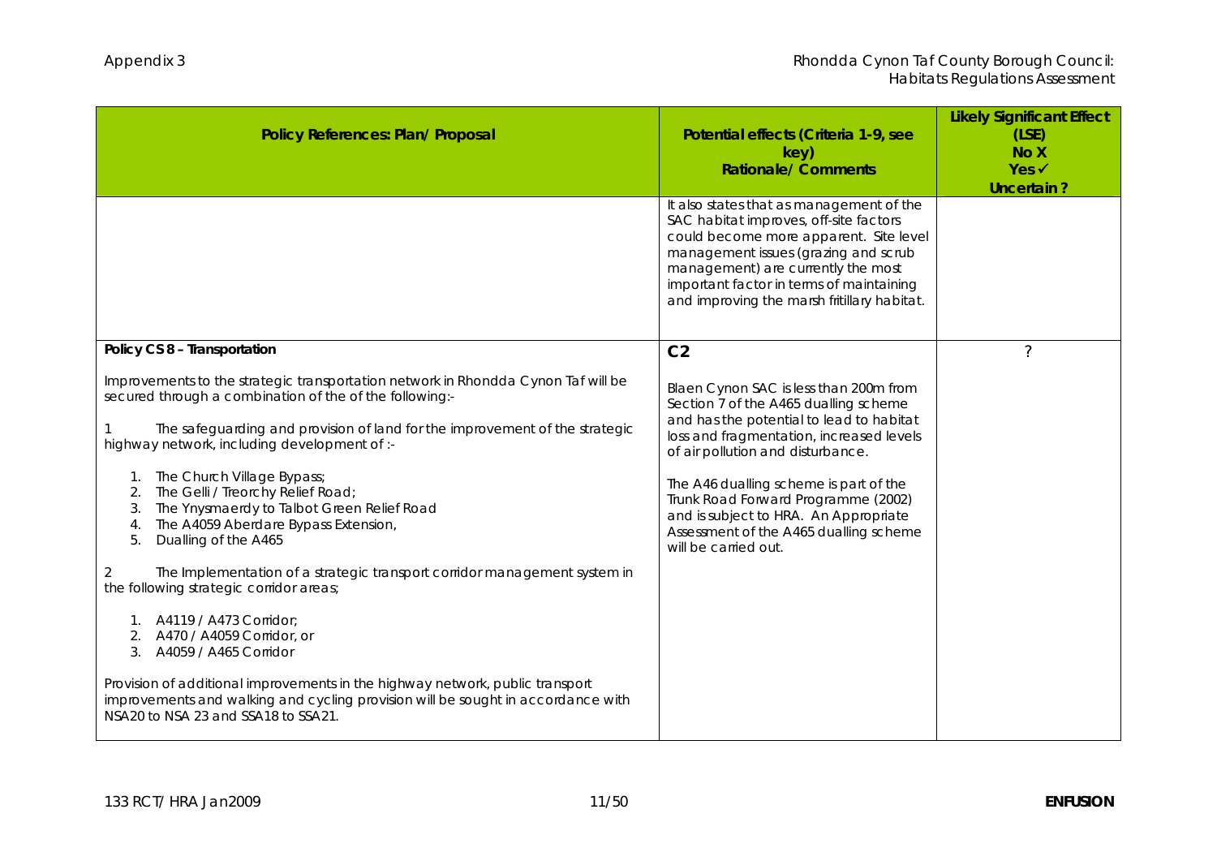| Policy References: Plan/ Proposal | Potential effects (Criteria 1-9, see key) Rationale/ Comments | Likely Significant Effect (LSE) No X Yes ✓ Uncertain ? |
|---|---|---|
| | It also states that as management of the SAC habitat improves, off-site factors could become more apparent. Site level management issues (grazing and scrub management) are currently the most important factor in terms of maintaining and improving the marsh fritillary habitat. | |
| **Policy CS 8 – Transportation**<br><br>Improvements to the strategic transportation network in Rhondda Cynon Taf will be secured through a combination of the of the following:-<br><br>1 The safeguarding and provision of land for the improvement of the strategic highway network, including development of :-<br><br>1. The Church Village Bypass;<br>2. The Gelli / Treorchy Relief Road;<br>3. The Ynysmaerdy to Talbot Green Relief Road<br>4. The A4059 Aberdare Bypass Extension,<br>5. Dualling of the A465<br><br>2 The Implementation of a strategic transport corridor management system in the following strategic corridor areas;<br><br>1. A4119 / A473 Corridor;<br>2. A470 / A4059 Corridor, or<br>3. A4059 / A465 Corridor<br><br>Provision of additional improvements in the highway network, public transport improvements and walking and cycling provision will be sought in accordance with NSA20 to NSA 23 and SSA18 to SSA21. | **C2**<br><br>Blaen Cynon SAC is less than 200m from Section 7 of the A465 dualling scheme and has the potential to lead to habitat loss and fragmentation, increased levels of air pollution and disturbance.<br><br>The A46 dualling scheme is part of the Trunk Road Forward Programme (2002) and is subject to HRA. An Appropriate Assessment of the A465 dualling scheme will be carried out. | ? |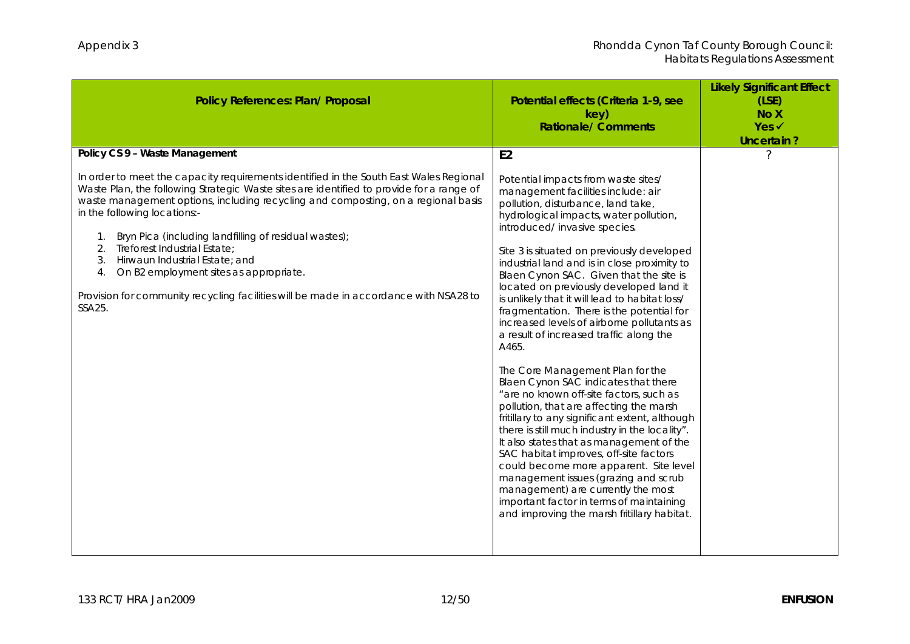| Policy References: Plan/ Proposal | Potential effects (Criteria 1-9, see key) Rationale/ Comments | Likely Significant Effect (LSE) No X Yes ✓ Uncertain ? |
|---|---|---|
| **Policy CS 9 – Waste Management**<br><br>In order to meet the capacity requirements identified in the South East Wales Regional Waste Plan, the following Strategic Waste sites are identified to provide for a range of waste management options, including recycling and composting, on a regional basis in the following locations:-<br><br>1. Bryn Pica (including landfilling of residual wastes);<br>2. Treforest Industrial Estate;<br>3. Hirwaun Industrial Estate; and<br>4. On B2 employment sites as appropriate.<br><br>Provision for community recycling facilities will be made in accordance with NSA28 to SSA25. | **E2**<br><br>Potential impacts from waste sites/ management facilities include: air pollution, disturbance, land take, hydrological impacts, water pollution, introduced/ invasive species.<br><br>Site 3 is situated on previously developed industrial land and is in close proximity to Blaen Cynon SAC. Given that the site is located on previously developed land it is unlikely that it will lead to habitat loss/ fragmentation. There is the potential for increased levels of airborne pollutants as a result of increased traffic along the A465.<br><br>The Core Management Plan for the Blaen Cynon SAC indicates that there "are no known off-site factors, such as pollution, that are affecting the marsh fritillary to any significant extent, although there is still much industry in the locality". It also states that as management of the SAC habitat improves, off-site factors could become more apparent. Site level management issues (grazing and scrub management) are currently the most important factor in terms of maintaining and improving the marsh fritillary habitat. | ? |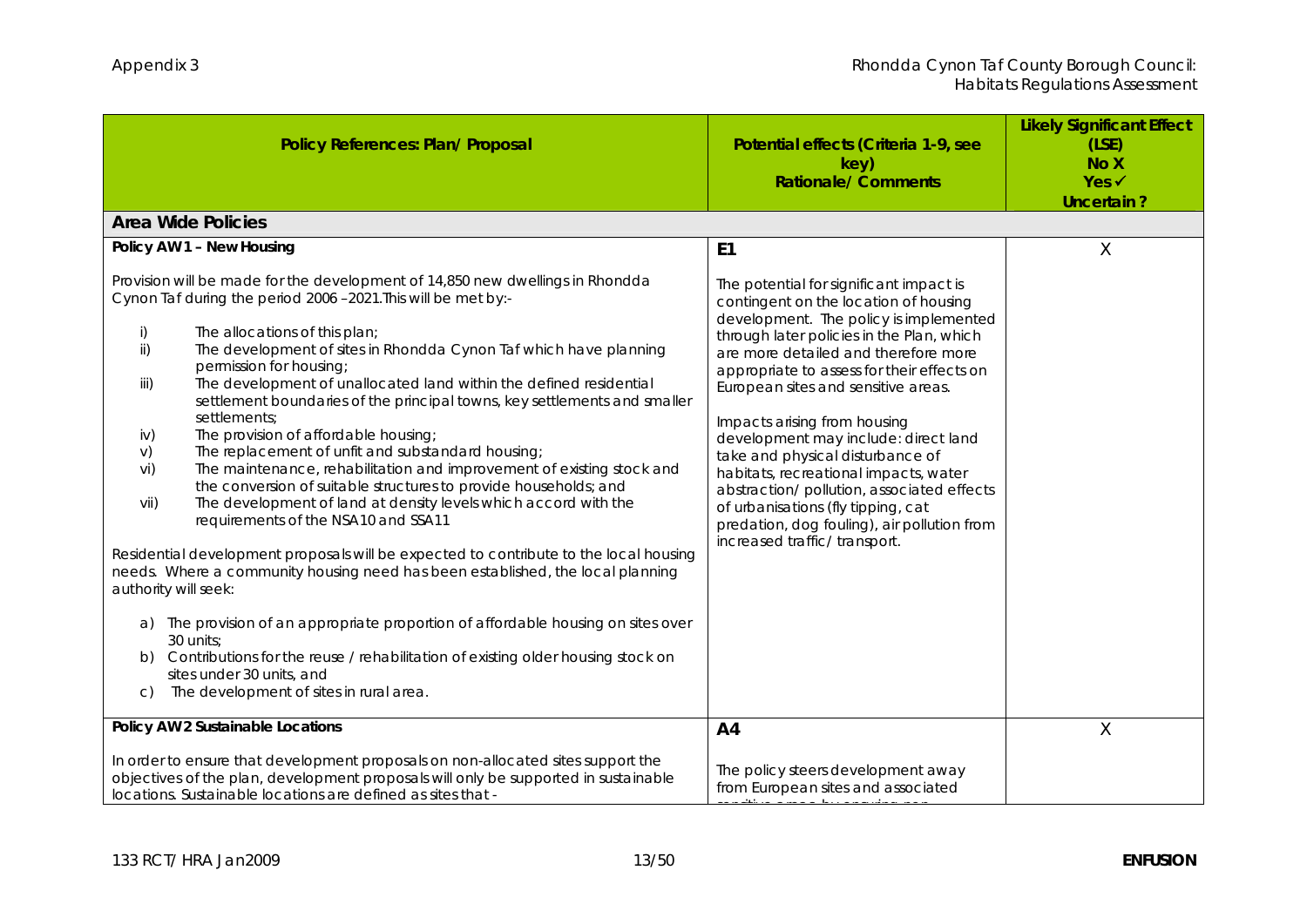| Policy References: Plan/ Proposal | Potential effects (Criteria 1-9, see key) Rationale/ Comments | Likely Significant Effect (LSE) No X Yes ✓ Uncertain ? |
|---|---|---|
| **Area Wide Policies** | | |
| **Policy AW1 – New Housing**<br><br>Provision will be made for the development of 14,850 new dwellings in Rhondda Cynon Taf during the period 2006 –2021.This will be met by:-<br><br>i) The allocations of this plan;<br>ii) The development of sites in Rhondda Cynon Taf which have planning permission for housing;<br>iii) The development of unallocated land within the defined residential settlement boundaries of the principal towns, key settlements and smaller settlements;<br>iv) The provision of affordable housing;<br>v) The replacement of unfit and substandard housing;<br>vi) The maintenance, rehabilitation and improvement of existing stock and the conversion of suitable structures to provide households; and<br>vii) The development of land at density levels which accord with the requirements of the NSA10 and SSA11<br><br>Residential development proposals will be expected to contribute to the local housing needs. Where a community housing need has been established, the local planning authority will seek:<br><br>a) The provision of an appropriate proportion of affordable housing on sites over 30 units;<br>b) Contributions for the reuse / rehabilitation of existing older housing stock on sites under 30 units, and<br>c) The development of sites in rural area. | **E1**<br><br>The potential for significant impact is contingent on the location of housing development. The policy is implemented through later policies in the Plan, which are more detailed and therefore more appropriate to assess for their effects on European sites and sensitive areas.<br><br>Impacts arising from housing development may include: direct land take and physical disturbance of habitats, recreational impacts, water abstraction/ pollution, associated effects of urbanisations (fly tipping, cat predation, dog fouling), air pollution from increased traffic/ transport. | X |
| **Policy AW2 Sustainable Locations**<br><br>In order to ensure that development proposals on non-allocated sites support the objectives of the plan, development proposals will only be supported in sustainable locations. Sustainable locations are defined as sites that - | **A4**<br><br>The policy steers development away from European sites and associated | X |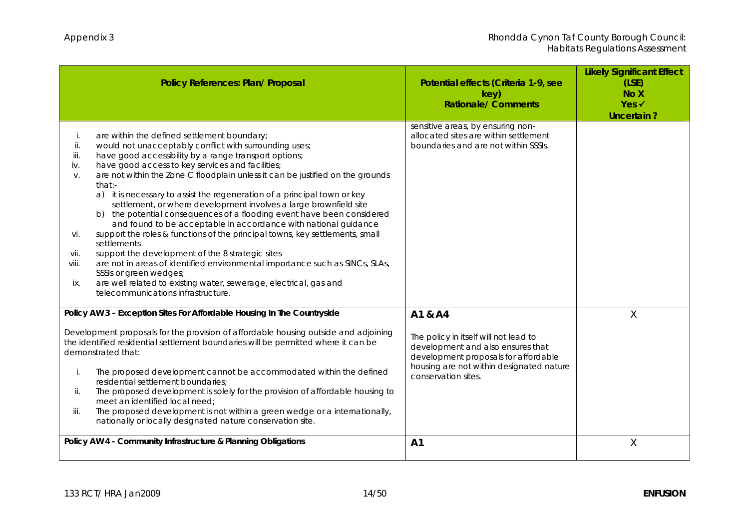| Policy References: Plan/ Proposal | Potential effects (Criteria 1-9, see key) Rationale/ Comments | Likely Significant Effect (LSE) No X Yes ✓ Uncertain ? |
|---|---|---|
| i. are within the defined settlement boundary;<br>ii. would not unacceptably conflict with surrounding uses;<br>iii. have good accessibility by a range transport options;<br>iv. have good access to key services and facilities;<br>v. are not within the Zone C floodplain unless it can be justified on the grounds that:-<br>a) it is necessary to assist the regeneration of a principal town or key settlement, or where development involves a large brownfield site<br>b) the potential consequences of a flooding event have been considered and found to be acceptable in accordance with national guidance<br>vi. support the roles & functions of the principal towns, key settlements, small settlements<br>vii. support the development of the 8 strategic sites<br>viii. are not in areas of identified environmental importance such as SINCs, SLAs, SSSIs or green wedges;<br>ix. are well related to existing water, sewerage, electrical, gas and telecommunications infrastructure. | sensitive areas, by ensuring non-allocated sites are within settlement boundaries and are not within SSSIs. | |
| **Policy AW3 – Exception Sites For Affordable Housing In The Countryside**<br><br>Development proposals for the provision of affordable housing outside and adjoining the identified residential settlement boundaries will be permitted where it can be demonstrated that:<br><br>i. The proposed development cannot be accommodated within the defined residential settlement boundaries;<br>ii. The proposed development is solely for the provision of affordable housing to meet an identified local need;<br>iii. The proposed development is not within a green wedge or a internationally, nationally or locally designated nature conservation site. | **A1 & A4**<br><br>The policy in itself will not lead to development and also ensures that development proposals for affordable housing are not within designated nature conservation sites. | X |
| **Policy AW4 - Community Infrastructure & Planning Obligations** | **A1** | X |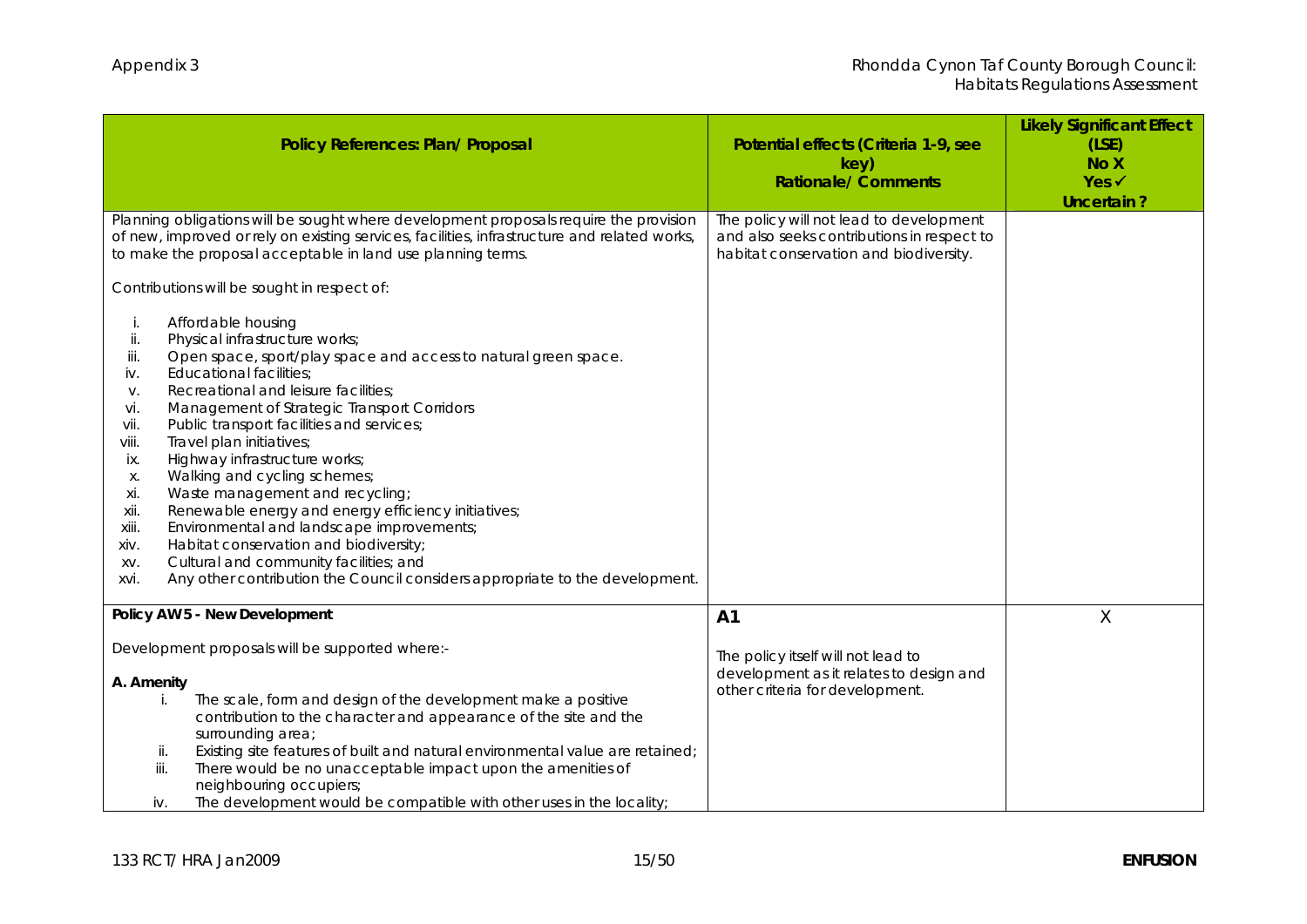| Policy References: Plan/ Proposal | Potential effects (Criteria 1-9, see key) Rationale/ Comments | Likely Significant Effect (LSE) No X Yes ✓ Uncertain ? |
|---|---|---|
| Planning obligations will be sought where development proposals require the provision of new, improved or rely on existing services, facilities, infrastructure and related works, to make the proposal acceptable in land use planning terms.<br><br>Contributions will be sought in respect of:<br><br>i. Affordable housing<br>ii. Physical infrastructure works;<br>iii. Open space, sport/play space and access to natural green space.<br>iv. Educational facilities;<br>v. Recreational and leisure facilities;<br>vi. Management of Strategic Transport Corridors<br>vii. Public transport facilities and services;<br>viii. Travel plan initiatives;<br>ix. Highway infrastructure works;<br>x. Walking and cycling schemes;<br>xi. Waste management and recycling;<br>xii. Renewable energy and energy efficiency initiatives;<br>xiii. Environmental and landscape improvements;<br>xiv. Habitat conservation and biodiversity;<br>xv. Cultural and community facilities; and<br>xvi. Any other contribution the Council considers appropriate to the development. | The policy will not lead to development and also seeks contributions in respect to habitat conservation and biodiversity. | |
| **Policy AW5 - New Development**<br><br>Development proposals will be supported where:-<br><br>**A. Amenity**<br>i. The scale, form and design of the development make a positive contribution to the character and appearance of the site and the surrounding area;<br>ii. Existing site features of built and natural environmental value are retained;<br>iii. There would be no unacceptable impact upon the amenities of neighbouring occupiers;<br>iv. The development would be compatible with other uses in the locality; | **A1**<br><br>The policy itself will not lead to development as it relates to design and other criteria for development. | X |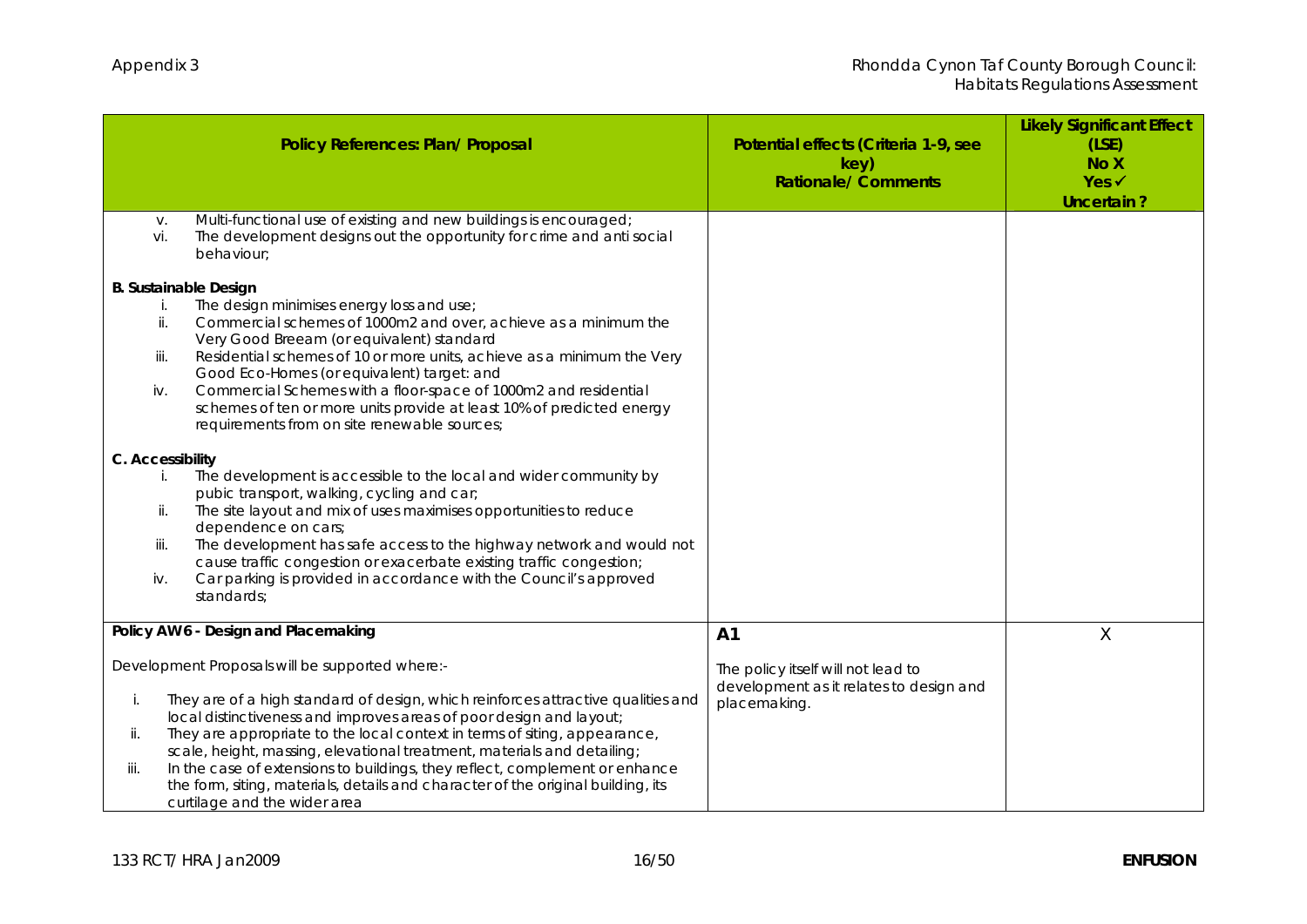| Policy References: Plan/ Proposal | Potential effects (Criteria 1-9, see key) Rationale/ Comments | Likely Significant Effect (LSE) No X Yes ✓ Uncertain ? |
|---|---|---|
| v. Multi-functional use of existing and new buildings is encouraged;<br>vi. The development designs out the opportunity for crime and anti social behaviour;<br><br>**B. Sustainable Design**<br>i. The design minimises energy loss and use;<br>ii. Commercial schemes of 1000m2 and over, achieve as a minimum the Very Good Breeam (or equivalent) standard<br>iii. Residential schemes of 10 or more units, achieve as a minimum the Very Good Eco-Homes (or equivalent) target: and<br>iv. Commercial Schemes with a floor-space of 1000m2 and residential schemes of ten or more units provide at least 10% of predicted energy requirements from on site renewable sources;<br><br>**C. Accessibility**<br>i. The development is accessible to the local and wider community by pubic transport, walking, cycling and car;<br>ii. The site layout and mix of uses maximises opportunities to reduce dependence on cars;<br>iii. The development has safe access to the highway network and would not cause traffic congestion or exacerbate existing traffic congestion;<br>iv. Car parking is provided in accordance with the Council's approved standards; | | |
| **Policy AW6 - Design and Placemaking**<br><br>Development Proposals will be supported where:-<br><br>i. They are of a high standard of design, which reinforces attractive qualities and local distinctiveness and improves areas of poor design and layout;<br>ii. They are appropriate to the local context in terms of siting, appearance, scale, height, massing, elevational treatment, materials and detailing;<br>iii. In the case of extensions to buildings, they reflect, complement or enhance the form, siting, materials, details and character of the original building, its curtilage and the wider area | **A1**<br><br>The policy itself will not lead to development as it relates to design and placemaking. | X |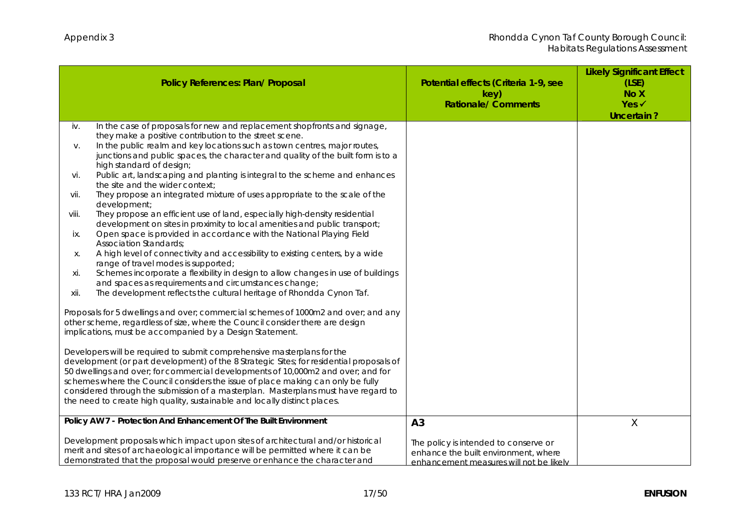| Policy References: Plan/ Proposal | Potential effects (Criteria 1-9, see key) Rationale/ Comments | Likely Significant Effect (LSE) No X Yes ✓ Uncertain ? |
|---|---|---|
| iv. In the case of proposals for new and replacement shopfronts and signage, they make a positive contribution to the street scene.<br>v. In the public realm and key locations such as town centres, major routes, junctions and public spaces, the character and quality of the built form is to a high standard of design;<br>vi. Public art, landscaping and planting is integral to the scheme and enhances the site and the wider context;<br>vii. They propose an integrated mixture of uses appropriate to the scale of the development;<br>viii. They propose an efficient use of land, especially high-density residential development on sites in proximity to local amenities and public transport;<br>ix. Open space is provided in accordance with the National Playing Field Association Standards;<br>x. A high level of connectivity and accessibility to existing centers, by a wide range of travel modes is supported;<br>xi. Schemes incorporate a flexibility in design to allow changes in use of buildings and spaces as requirements and circumstances change;<br>xii. The development reflects the cultural heritage of Rhondda Cynon Taf.<br><br>Proposals for 5 dwellings and over; commercial schemes of 1000m2 and over; and any other scheme, regardless of size, where the Council consider there are design implications, must be accompanied by a Design Statement.<br><br>Developers will be required to submit comprehensive masterplans for the development (or part development) of the 8 Strategic Sites; for residential proposals of 50 dwellings and over; for commercial developments of 10,000m2 and over; and for schemes where the Council considers the issue of place making can only be fully considered through the submission of a masterplan. Masterplans must have regard to the need to create high quality, sustainable and locally distinct places. | | |
| **Policy AW 7 - Protection And Enhancement Of The Built Environment**<br><br>Development proposals which impact upon sites of architectural and/or historical merit and sites of archaeological importance will be permitted where it can be demonstrated that the proposal would preserve or enhance the character and | **A3**<br><br>The policy is intended to conserve or enhance the built environment, where enhancement measures will not be likely | X |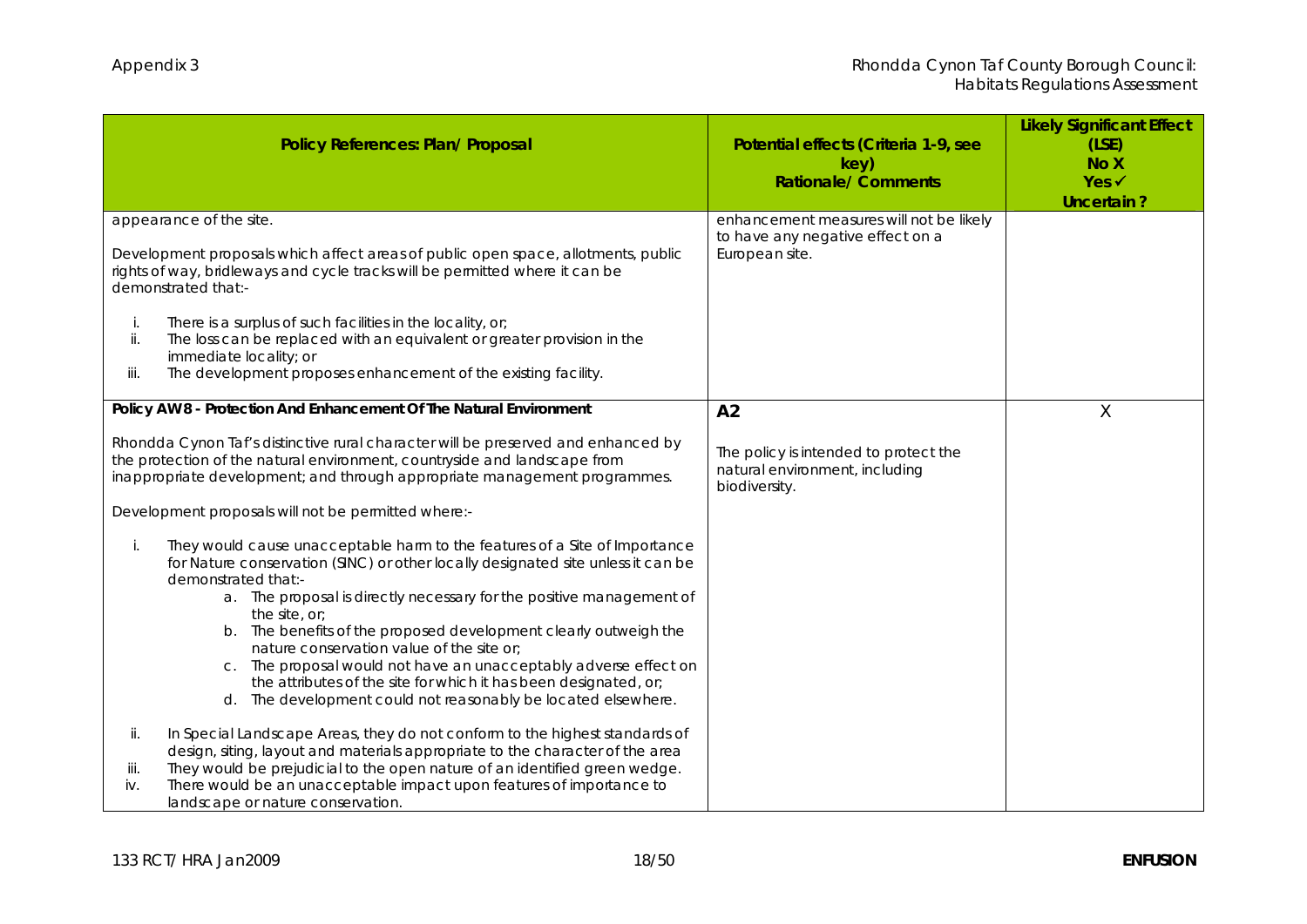| Policy References: Plan/ Proposal | Potential effects (Criteria 1-9, see key) Rationale/ Comments | Likely Significant Effect (LSE) No X Yes ✓ Uncertain ? |
|---|---|---|
| appearance of the site.<br><br>Development proposals which affect areas of public open space, allotments, public rights of way, bridleways and cycle tracks will be permitted where it can be demonstrated that:-<br><br>i. There is a surplus of such facilities in the locality, or;<br>ii. The loss can be replaced with an equivalent or greater provision in the immediate locality; or<br>iii. The development proposes enhancement of the existing facility. | enhancement measures will not be likely to have any negative effect on a European site. | |
| **Policy AW 8 - Protection And Enhancement Of The Natural Environment**<br><br>Rhondda Cynon Taf's distinctive rural character will be preserved and enhanced by the protection of the natural environment, countryside and landscape from inappropriate development; and through appropriate management programmes.<br><br>Development proposals will not be permitted where:-<br><br>i. They would cause unacceptable harm to the features of a Site of Importance for Nature conservation (SINC) or other locally designated site unless it can be demonstrated that:-<br>a. The proposal is directly necessary for the positive management of the site, or;<br>b. The benefits of the proposed development clearly outweigh the nature conservation value of the site or;<br>c. The proposal would not have an unacceptably adverse effect on the attributes of the site for which it has been designated, or;<br>d. The development could not reasonably be located elsewhere.<br><br>ii. In Special Landscape Areas, they do not conform to the highest standards of design, siting, layout and materials appropriate to the character of the area<br>iii. They would be prejudicial to the open nature of an identified green wedge.<br>iv. There would be an unacceptable impact upon features of importance to landscape or nature conservation. | **A2**<br><br>The policy is intended to protect the natural environment, including biodiversity. | X |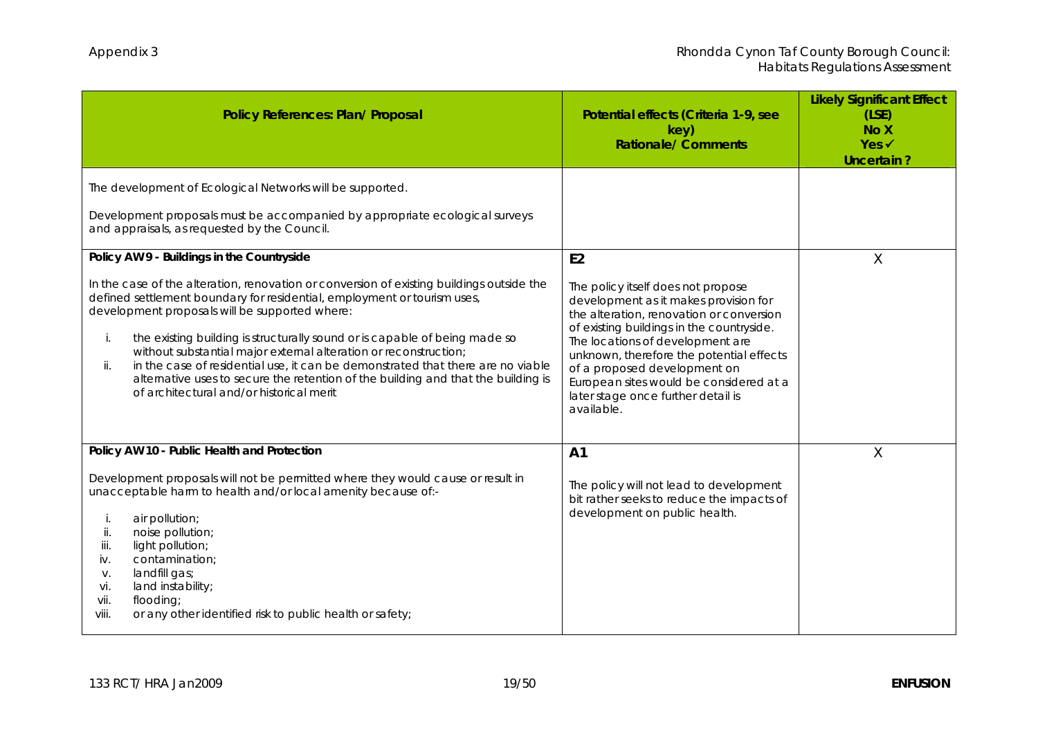| Policy References: Plan/ Proposal | Potential effects (Criteria 1-9, see key) Rationale/ Comments | Likely Significant Effect (LSE) No X Yes ✓ Uncertain ? |
|---|---|---|
| The development of Ecological Networks will be supported.<br><br>Development proposals must be accompanied by appropriate ecological surveys and appraisals, as requested by the Council. | | |
| **Policy AW9 - Buildings in the Countryside**<br><br>In the case of the alteration, renovation or conversion of existing buildings outside the defined settlement boundary for residential, employment or tourism uses, development proposals will be supported where:<br><br>i. the existing building is structurally sound or is capable of being made so without substantial major external alteration or reconstruction;<br>ii. in the case of residential use, it can be demonstrated that there are no viable alternative uses to secure the retention of the building and that the building is of architectural and/or historical merit | **E2**<br><br>The policy itself does not propose development as it makes provision for the alteration, renovation or conversion of existing buildings in the countryside. The locations of development are unknown, therefore the potential effects of a proposed development on European sites would be considered at a later stage once further detail is available. | X |
| **Policy AW10 - Public Health and Protection**<br><br>Development proposals will not be permitted where they would cause or result in unacceptable harm to health and/or local amenity because of:-<br><br>i. air pollution;<br>ii. noise pollution;<br>iii. light pollution;<br>iv. contamination;<br>v. landfill gas;<br>vi. land instability;<br>vii. flooding;<br>viii. or any other identified risk to public health or safety; | **A1**<br><br>The policy will not lead to development bit rather seeks to reduce the impacts of development on public health. | X |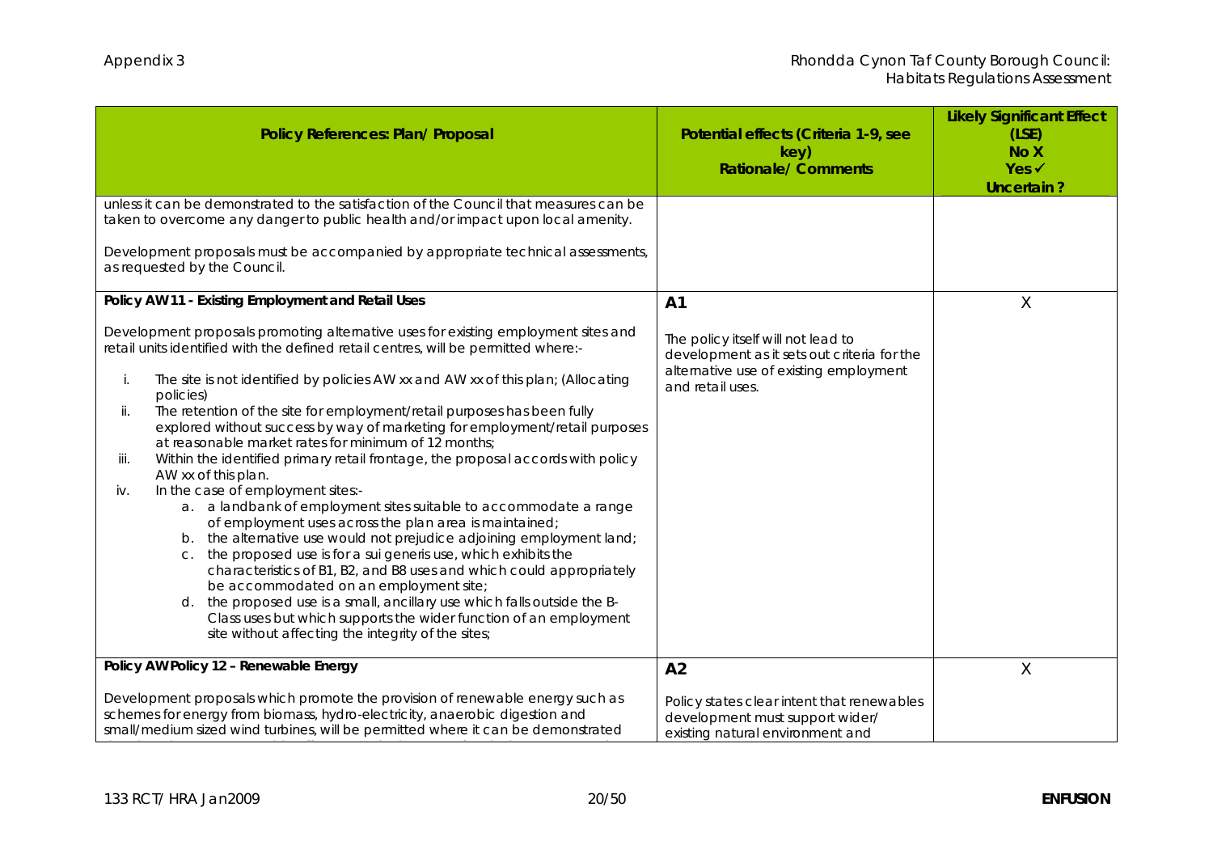| Policy References: Plan/ Proposal | Potential effects (Criteria 1-9, see key) Rationale/ Comments | Likely Significant Effect (LSE) No X Yes ✓ Uncertain ? |
|---|---|---|
| unless it can be demonstrated to the satisfaction of the Council that measures can be taken to overcome any danger to public health and/or impact upon local amenity.<br><br>Development proposals must be accompanied by appropriate technical assessments, as requested by the Council. | | |
| **Policy AW 11 - Existing Employment and Retail Uses**<br><br>Development proposals promoting alternative uses for existing employment sites and retail units identified with the defined retail centres, will be permitted where:-<br><br>i. The site is not identified by policies AW xx and AW xx of this plan; (Allocating policies)<br>ii. The retention of the site for employment/retail purposes has been fully explored without success by way of marketing for employment/retail purposes at reasonable market rates for minimum of 12 months;<br>iii. Within the identified primary retail frontage, the proposal accords with policy AW xx of this plan.<br>iv. In the case of employment sites:-<br>a. a landbank of employment sites suitable to accommodate a range of employment uses across the plan area is maintained;<br>b. the alternative use would not prejudice adjoining employment land;<br>c. the proposed use is for a sui generis use, which exhibits the characteristics of B1, B2, and B8 uses and which could appropriately be accommodated on an employment site;<br>d. the proposed use is a small, ancillary use which falls outside the B-Class uses but which supports the wider function of an employment site without affecting the integrity of the sites; | **A1**<br><br>The policy itself will not lead to development as it sets out criteria for the alternative use of existing employment and retail uses. | X |
| **Policy AW Policy 12 – Renewable Energy**<br><br>Development proposals which promote the provision of renewable energy such as schemes for energy from biomass, hydro-electricity, anaerobic digestion and small/medium sized wind turbines, will be permitted where it can be demonstrated | **A2**<br><br>Policy states clear intent that renewables development must support wider/ existing natural environment and | X |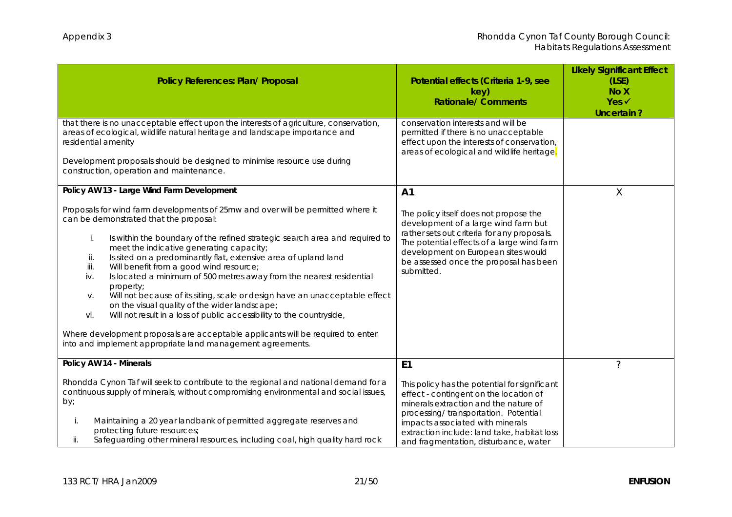| Policy References: Plan/ Proposal | Potential effects (Criteria 1-9, see key) Rationale/ Comments | Likely Significant Effect (LSE) No X Yes ✓ Uncertain ? |
|---|---|---|
| that there is no unacceptable effect upon the interests of agriculture, conservation, areas of ecological, wildlife natural heritage and landscape importance and residential amenity<br><br>Development proposals should be designed to minimise resource use during construction, operation and maintenance. | conservation interests and will be permitted if there is no unacceptable effect upon the interests of conservation, areas of ecological and wildlife heritage. | |
| **Policy AW 13 - Large Wind Farm Development**<br><br>Proposals for wind farm developments of 25mw and over will be permitted where it can be demonstrated that the proposal:<br><br>i. Is within the boundary of the refined strategic search area and required to meet the indicative generating capacity;<br>ii. Is sited on a predominantly flat, extensive area of upland land<br>iii. Will benefit from a good wind resource;<br>iv. Is located a minimum of 500 metres away from the nearest residential property;<br>v. Will not because of its siting, scale or design have an unacceptable effect on the visual quality of the wider landscape;<br>vi. Will not result in a loss of public accessibility to the countryside,<br><br>Where development proposals are acceptable applicants will be required to enter into and implement appropriate land management agreements. | **A1**<br><br>The policy itself does not propose the development of a large wind farm but rather sets out criteria for any proposals. The potential effects of a large wind farm development on European sites would be assessed once the proposal has been submitted. | X |
| **Policy AW 14 - Minerals**<br><br>Rhondda Cynon Taf will seek to contribute to the regional and national demand for a continuous supply of minerals, without compromising environmental and social issues, by;<br><br>i. Maintaining a 20 year landbank of permitted aggregate reserves and protecting future resources;<br>ii. Safeguarding other mineral resources, including coal, high quality hard rock | **E1**<br><br>This policy has the potential for significant effect - contingent on the location of minerals extraction and the nature of processing/ transportation. Potential impacts associated with minerals extraction include: land take, habitat loss and fragmentation, disturbance, water | ? |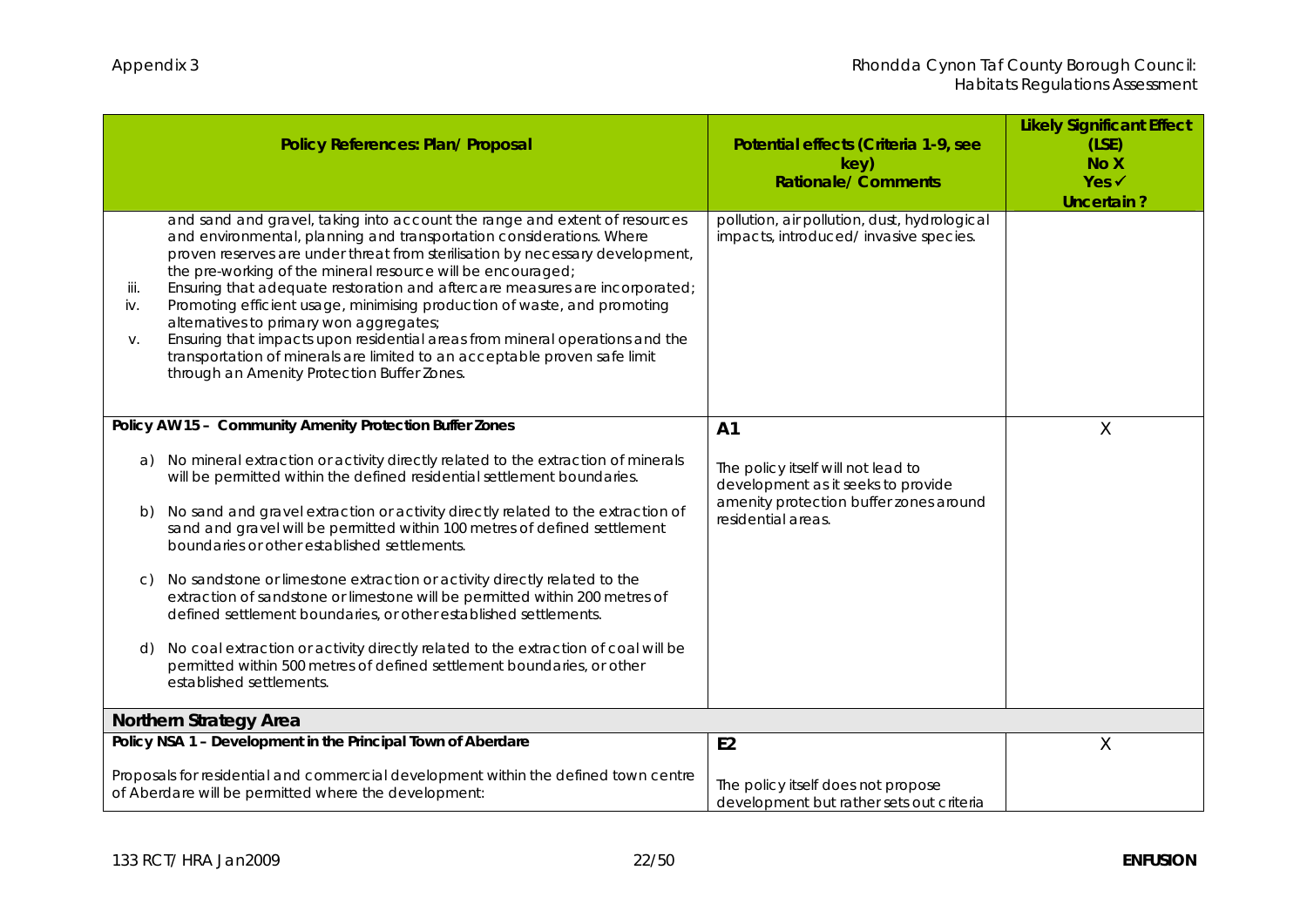| Policy References: Plan/ Proposal | Potential effects (Criteria 1-9, see key) Rationale/ Comments | Likely Significant Effect (LSE) No X Yes ✓ Uncertain ? |
|---|---|---|
| and sand and gravel, taking into account the range and extent of resources and environmental, planning and transportation considerations. Where proven reserves are under threat from sterilisation by necessary development, the pre-working of the mineral resource will be encouraged;<br>iii. Ensuring that adequate restoration and aftercare measures are incorporated;<br>iv. Promoting efficient usage, minimising production of waste, and promoting alternatives to primary won aggregates;<br>v. Ensuring that impacts upon residential areas from mineral operations and the transportation of minerals are limited to an acceptable proven safe limit through an Amenity Protection Buffer Zones. | pollution, air pollution, dust, hydrological impacts, introduced/ invasive species. | |
| **Policy AW 15 – Community Amenity Protection Buffer Zones**<br><br>a) No mineral extraction or activity directly related to the extraction of minerals will be permitted within the defined residential settlement boundaries.<br><br>b) No sand and gravel extraction or activity directly related to the extraction of sand and gravel will be permitted within 100 metres of defined settlement boundaries or other established settlements.<br><br>c) No sandstone or limestone extraction or activity directly related to the extraction of sandstone or limestone will be permitted within 200 metres of defined settlement boundaries, or other established settlements.<br><br>d) No coal extraction or activity directly related to the extraction of coal will be permitted within 500 metres of defined settlement boundaries, or other established settlements. | **A1**<br><br>The policy itself will not lead to development as it seeks to provide amenity protection buffer zones around residential areas. | X |
| **Northern Strategy Area** | | |
| **Policy NSA 1 – Development in the Principal Town of Aberdare**<br><br>Proposals for residential and commercial development within the defined town centre of Aberdare will be permitted where the development: | **E2**<br><br>The policy itself does not propose development but rather sets out criteria | X |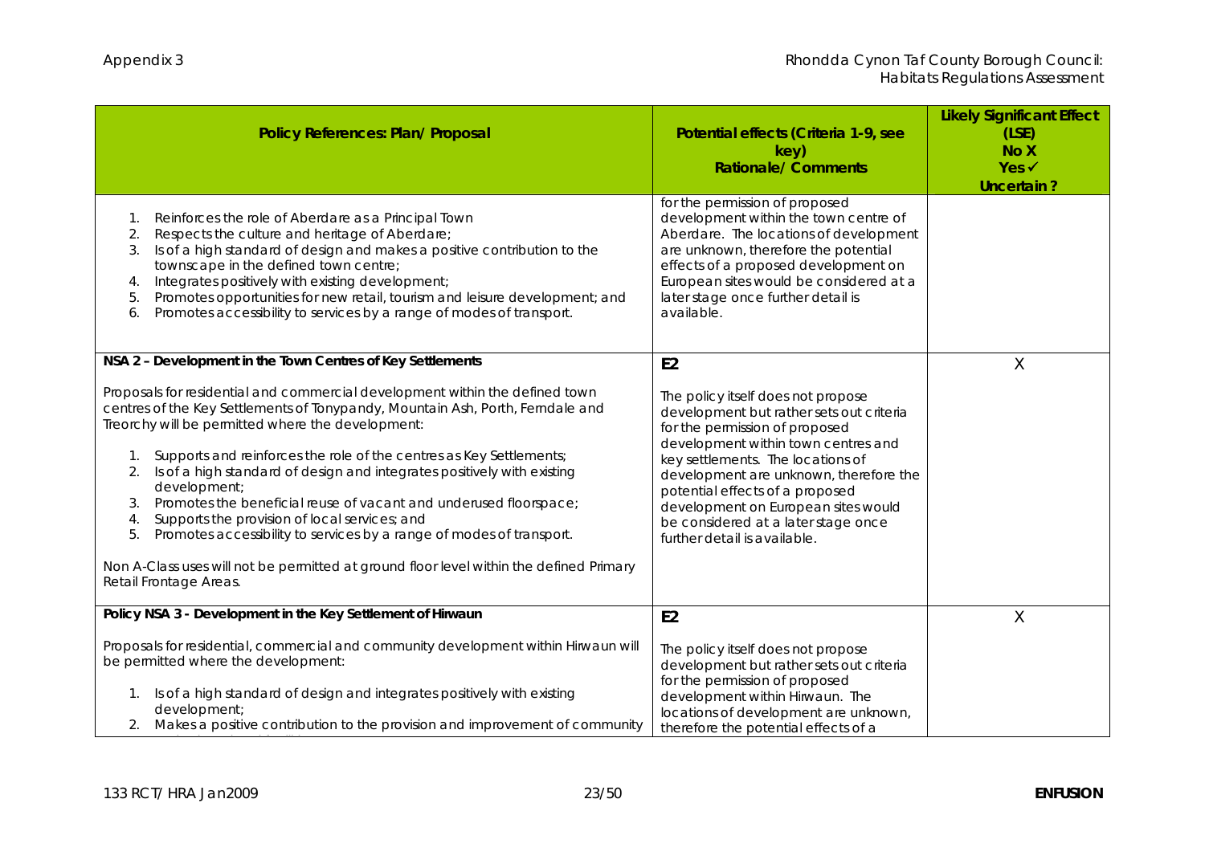| Policy References: Plan/ Proposal | Potential effects (Criteria 1-9, see key) Rationale/ Comments | Likely Significant Effect (LSE) No X Yes ✓ Uncertain ? |
|---|---|---|
| 1. Reinforces the role of Aberdare as a Principal Town<br>2. Respects the culture and heritage of Aberdare;<br>3. Is of a high standard of design and makes a positive contribution to the townscape in the defined town centre;<br>4. Integrates positively with existing development;<br>5. Promotes opportunities for new retail, tourism and leisure development; and<br>6. Promotes accessibility to services by a range of modes of transport. | for the permission of proposed development within the town centre of Aberdare. The locations of development are unknown, therefore the potential effects of a proposed development on European sites would be considered at a later stage once further detail is available. | |
| **NSA 2 – Development in the Town Centres of Key Settlements**<br><br>Proposals for residential and commercial development within the defined town centres of the Key Settlements of Tonypandy, Mountain Ash, Porth, Ferndale and Treorchy will be permitted where the development:<br><br>1. Supports and reinforces the role of the centres as Key Settlements;<br>2. Is of a high standard of design and integrates positively with existing development;<br>3. Promotes the beneficial reuse of vacant and underused floorspace;<br>4. Supports the provision of local services; and<br>5. Promotes accessibility to services by a range of modes of transport.<br><br>Non A-Class uses will not be permitted at ground floor level within the defined Primary Retail Frontage Areas. | E2<br><br>The policy itself does not propose development but rather sets out criteria for the permission of proposed development within town centres and key settlements. The locations of development are unknown, therefore the potential effects of a proposed development on European sites would be considered at a later stage once further detail is available. | X |
| **Policy NSA 3 - Development in the Key Settlement of Hirwaun**<br><br>Proposals for residential, commercial and community development within Hirwaun will be permitted where the development:<br><br>1. Is of a high standard of design and integrates positively with existing development;<br>2. Makes a positive contribution to the provision and improvement of community | E2<br><br>The policy itself does not propose development but rather sets out criteria for the permission of proposed development within Hirwaun. The locations of development are unknown, therefore the potential effects of a | X |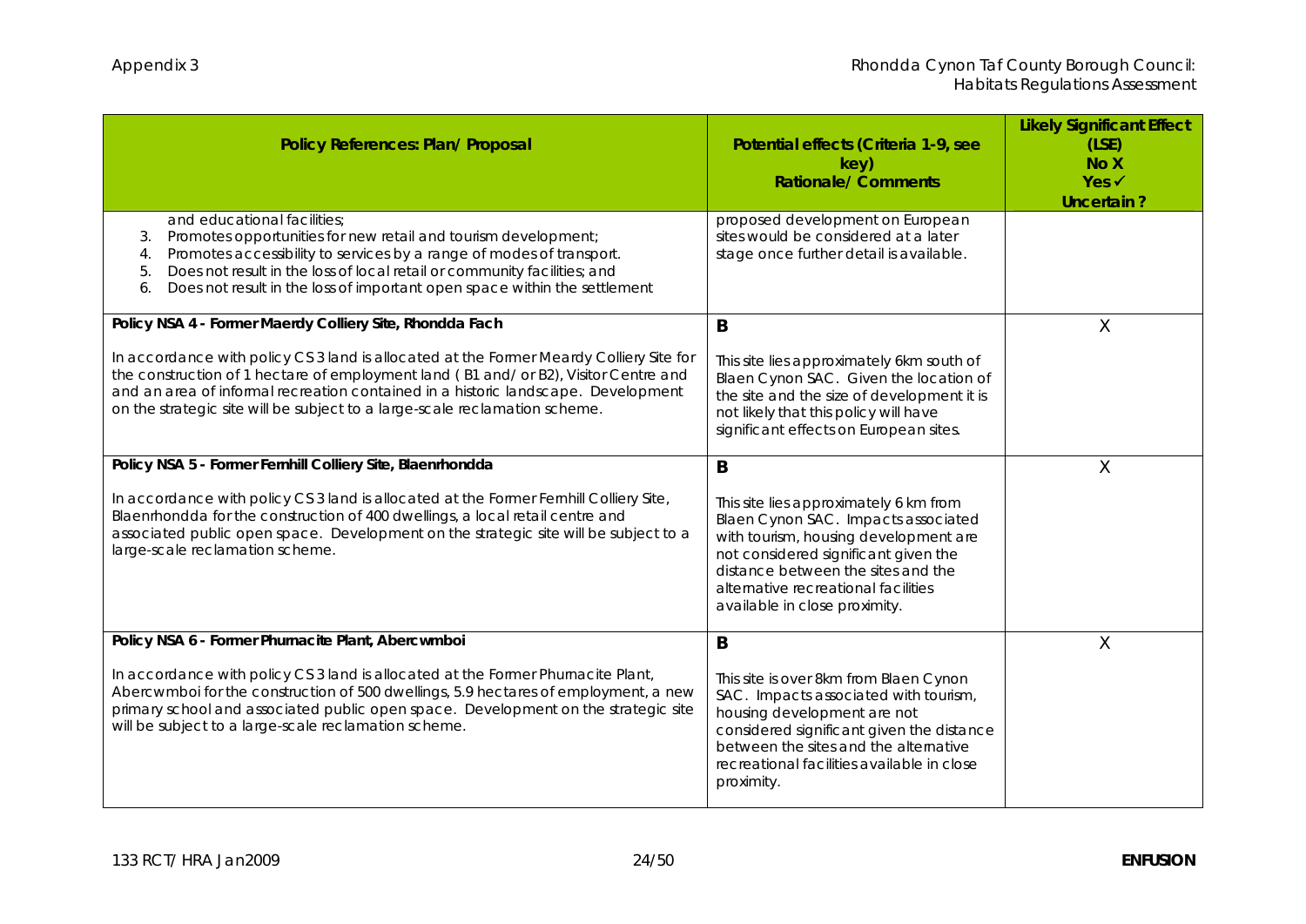| Policy References: Plan/ Proposal | Potential effects (Criteria 1-9, see key) Rationale/ Comments | Likely Significant Effect (LSE) No X Yes ✓ Uncertain ? |
|---|---|---|
| and educational facilities; 3. Promotes opportunities for new retail and tourism development; 4. Promotes accessibility to services by a range of modes of transport. 5. Does not result in the loss of local retail or community facilities; and 6. Does not result in the loss of important open space within the settlement | proposed development on European sites would be considered at a later stage once further detail is available. | |
| **Policy NSA 4 - Former Maerdy Colliery Site, Rhondda Fach** In accordance with policy CS 3 land is allocated at the Former Meardy Colliery Site for the construction of 1 hectare of employment land ( B1 and/ or B2), Visitor Centre and and an area of informal recreation contained in a historic landscape. Development on the strategic site will be subject to a large-scale reclamation scheme. | **B** This site lies approximately 6km south of Blaen Cynon SAC. Given the location of the site and the size of development it is not likely that this policy will have significant effects on European sites. | X |
| **Policy NSA 5 - Former Fernhill Colliery Site, Blaenrhondda** In accordance with policy CS 3 land is allocated at the Former Fernhill Colliery Site, Blaenrhondda for the construction of 400 dwellings, a local retail centre and associated public open space. Development on the strategic site will be subject to a large-scale reclamation scheme. | **B** This site lies approximately 6 km from Blaen Cynon SAC. Impacts associated with tourism, housing development are not considered significant given the distance between the sites and the alternative recreational facilities available in close proximity. | X |
| **Policy NSA 6 - Former Phurnacite Plant, Abercwmboi** In accordance with policy CS 3 land is allocated at the Former Phurnacite Plant, Abercwmboi for the construction of 500 dwellings, 5.9 hectares of employment, a new primary school and associated public open space. Development on the strategic site will be subject to a large-scale reclamation scheme. | **B** This site is over 8km from Blaen Cynon SAC. Impacts associated with tourism, housing development are not considered significant given the distance between the sites and the alternative recreational facilities available in close proximity. | X |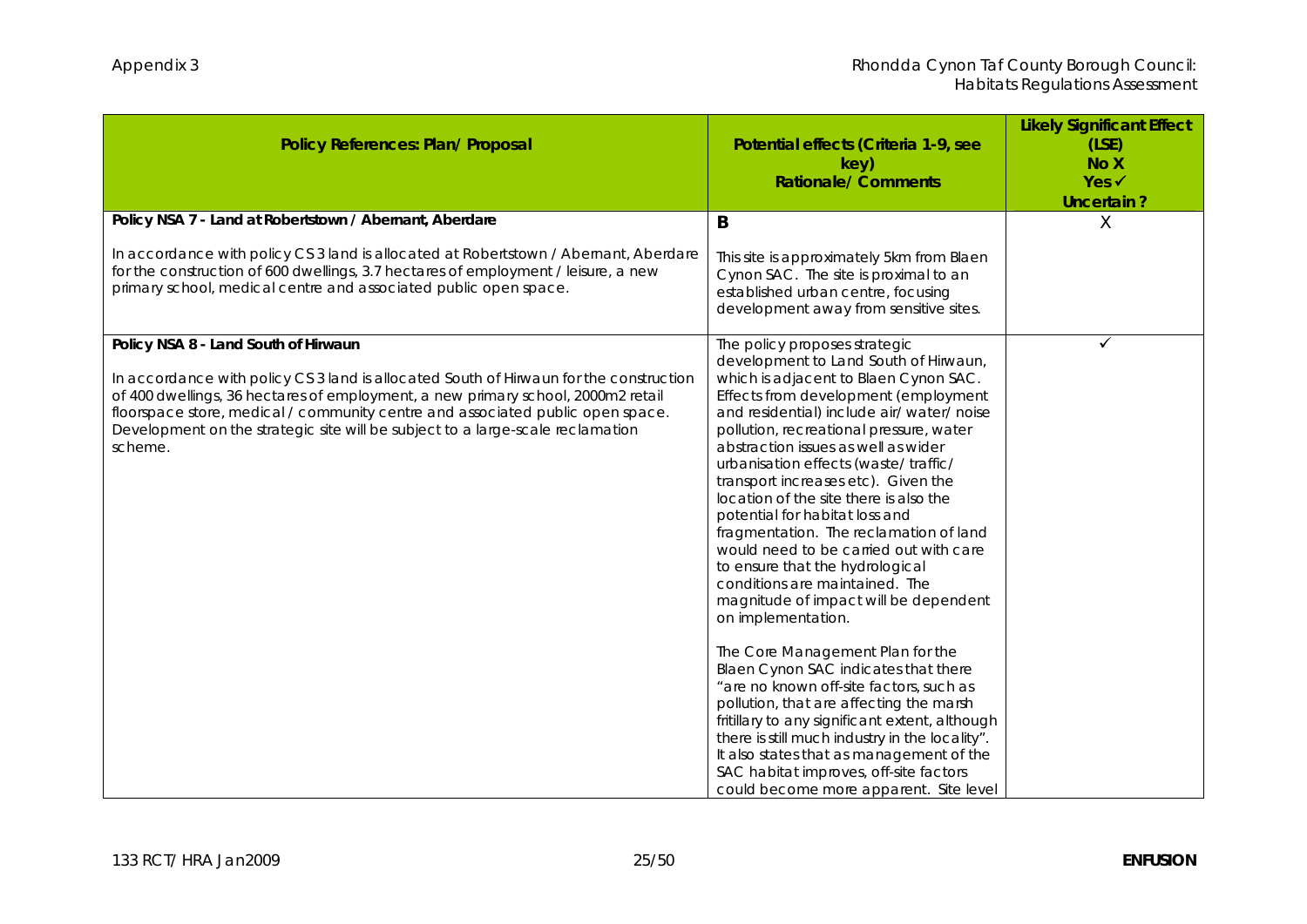| Policy References: Plan/ Proposal | Potential effects (Criteria 1-9, see key)<br>Rationale/ Comments | Likely Significant Effect (LSE)<br>No X<br>Yes ✓<br>Uncertain ? |
|---|---|---|
| **Policy NSA 7 - Land at Robertstown / Abernant, Aberdare**<br><br>In accordance with policy CS 3 land is allocated at Robertstown / Abernant, Aberdare for the construction of 600 dwellings, 3.7 hectares of employment / leisure, a new primary school, medical centre and associated public open space. | **B**<br><br>This site is approximately 5km from Blaen Cynon SAC. The site is proximal to an established urban centre, focusing development away from sensitive sites. | X |
| **Policy NSA 8 - Land South of Hirwaun**<br><br>In accordance with policy CS 3 land is allocated South of Hirwaun for the construction of 400 dwellings, 36 hectares of employment, a new primary school, 2000m2 retail floorspace store, medical / community centre and associated public open space. Development on the strategic site will be subject to a large-scale reclamation scheme. | The policy proposes strategic development to Land South of Hirwaun, which is adjacent to Blaen Cynon SAC. Effects from development (employment and residential) include air/ water/ noise pollution, recreational pressure, water abstraction issues as well as wider urbanisation effects (waste/ traffic/ transport increases etc). Given the location of the site there is also the potential for habitat loss and fragmentation. The reclamation of land would need to be carried out with care to ensure that the hydrological conditions are maintained. The magnitude of impact will be dependent on implementation.<br><br>The Core Management Plan for the Blaen Cynon SAC indicates that there "are no known off-site factors, such as pollution, that are affecting the marsh fritillary to any significant extent, although there is still much industry in the locality". It also states that as management of the SAC habitat improves, off-site factors could become more apparent. Site level | ✓ |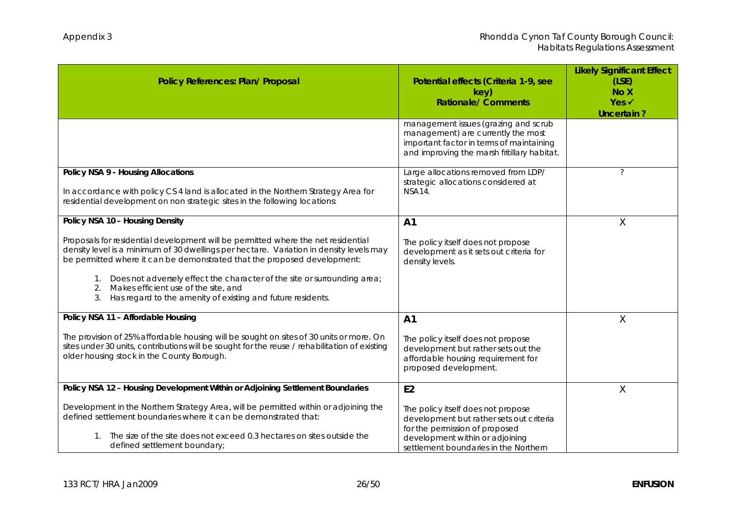| Policy References: Plan/ Proposal | Potential effects (Criteria 1-9, see key) Rationale/ Comments | Likely Significant Effect (LSE) No X Yes ✓ Uncertain ? |
|---|---|---|
| | management issues (grazing and scrub management) are currently the most important factor in terms of maintaining and improving the marsh fritillary habitat. | |
| **Policy NSA 9 - Housing Allocations**<br><br>In accordance with policy CS 4 land is allocated in the Northern Strategy Area for residential development on non strategic sites in the following locations: | Large allocations removed from LDP/ strategic allocations considered at NSA14. | ? |
| **Policy NSA 10 – Housing Density**<br><br>Proposals for residential development will be permitted where the net residential density level is a minimum of 30 dwellings per hectare. Variation in density levels may be permitted where it can be demonstrated that the proposed development:<br><br>1. Does not adversely effect the character of the site or surrounding area;<br>2. Makes efficient use of the site, and<br>3. Has regard to the amenity of existing and future residents. | **A1**<br><br>The policy itself does not propose development as it sets out criteria for density levels. | X |
| **Policy NSA 11 – Affordable Housing**<br><br>The provision of 25% affordable housing will be sought on sites of 30 units or more. On sites under 30 units, contributions will be sought for the reuse / rehabilitation of existing older housing stock in the County Borough. | **A1**<br><br>The policy itself does not propose development but rather sets out the affordable housing requirement for proposed development. | X |
| **Policy NSA 12 – Housing Development Within or Adjoining Settlement Boundaries**<br><br>Development in the Northern Strategy Area, will be permitted within or adjoining the defined settlement boundaries where it can be demonstrated that:<br><br>1. The size of the site does not exceed 0.3 hectares on sites outside the defined settlement boundary; | **E2**<br><br>The policy itself does not propose development but rather sets out criteria for the permission of proposed development within or adjoining settlement boundaries in the Northern | X |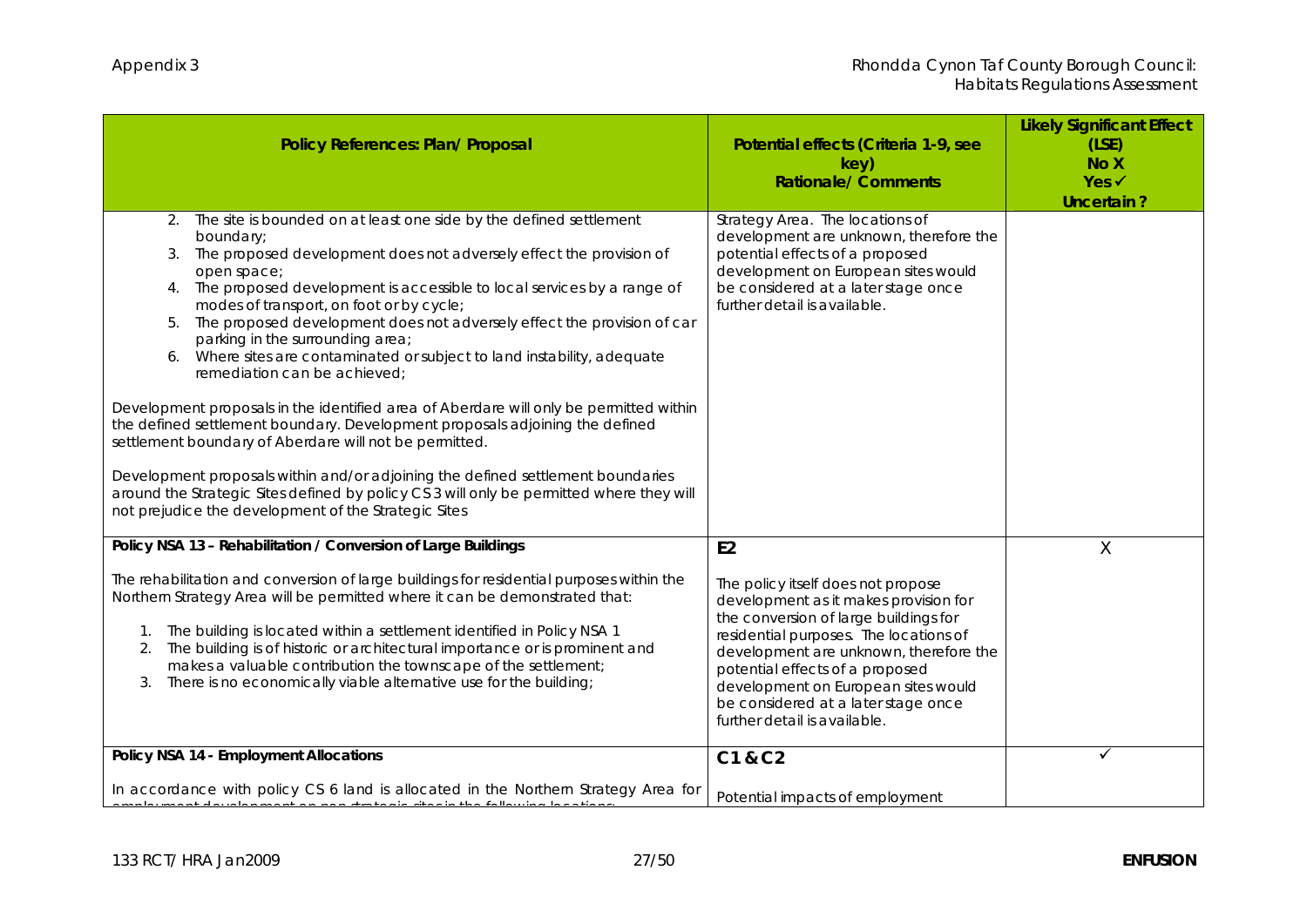| Policy References: Plan/ Proposal | Potential effects (Criteria 1-9, see key) Rationale/ Comments | Likely Significant Effect (LSE) No X Yes ✓ Uncertain ? |
|---|---|---|
| 2. The site is bounded on at least one side by the defined settlement boundary;<br>3. The proposed development does not adversely effect the provision of open space;<br>4. The proposed development is accessible to local services by a range of modes of transport, on foot or by cycle;<br>5. The proposed development does not adversely effect the provision of car parking in the surrounding area;<br>6. Where sites are contaminated or subject to land instability, adequate remediation can be achieved;<br><br>Development proposals in the identified area of Aberdare will only be permitted within the defined settlement boundary. Development proposals adjoining the defined settlement boundary of Aberdare will not be permitted.<br><br>Development proposals within and/or adjoining the defined settlement boundaries around the Strategic Sites defined by policy CS 3 will only be permitted where they will not prejudice the development of the Strategic Sites | Strategy Area. The locations of development are unknown, therefore the potential effects of a proposed development on European sites would be considered at a later stage once further detail is available. | |
| **Policy NSA 13 – Rehabilitation / Conversion of Large Buildings**<br><br>The rehabilitation and conversion of large buildings for residential purposes within the Northern Strategy Area will be permitted where it can be demonstrated that:<br><br>1. The building is located within a settlement identified in Policy NSA 1<br>2. The building is of historic or architectural importance or is prominent and makes a valuable contribution the townscape of the settlement;<br>3. There is no economically viable alternative use for the building; | **E2**<br><br>The policy itself does not propose development as it makes provision for the conversion of large buildings for residential purposes. The locations of development are unknown, therefore the potential effects of a proposed development on European sites would be considered at a later stage once further detail is available. | X |
| **Policy NSA 14 - Employment Allocations**<br><br>In accordance with policy CS 6 land is allocated in the Northern Strategy Area for employment development on non strategic sites in the following locations: | **C1 & C2**<br><br>Potential impacts of employment | ✓ |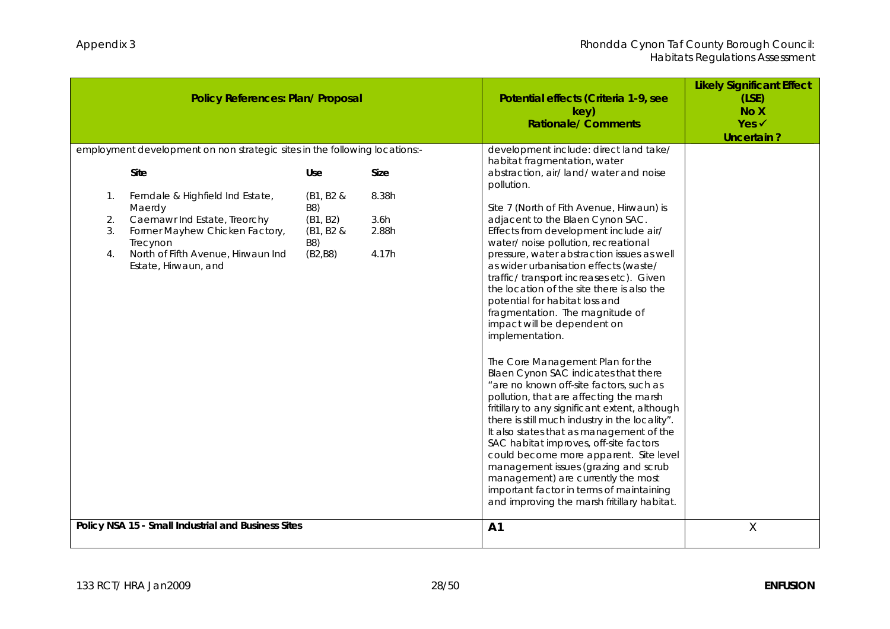| Policy References: Plan/ Proposal | Potential effects (Criteria 1-9, see key) Rationale/ Comments | Likely Significant Effect (LSE) No X Yes ✓ Uncertain ? |
|---|---|---|
| employment development on non strategic sites in the following locations:-<br><br>**Site** / **Use** / **Size**<br>1. Ferndale & Highfield Ind Estate, Maerdy (B1, B2 & B8) 8.38h<br>2. Caemawr Ind Estate, Treorchy (B1, B2) 3.6h<br>3. Former Mayhew Chicken Factory, Trecynon (B1, B2 & B8) 2.88h<br>4. North of Fifth Avenue, Hirwaun Ind Estate, Hirwaun, and (B2,B8) 4.17h | development include: direct land take/ habitat fragmentation, water abstraction, air/ land/ water and noise pollution.<br><br>Site 7 (North of Fith Avenue, Hirwaun) is adjacent to the Blaen Cynon SAC. Effects from development include air/ water/ noise pollution, recreational pressure, water abstraction issues as well as wider urbanisation effects (waste/ traffic/ transport increases etc). Given the location of the site there is also the potential for habitat loss and fragmentation. The magnitude of impact will be dependent on implementation.<br><br>The Core Management Plan for the Blaen Cynon SAC indicates that there "are no known off-site factors, such as pollution, that are affecting the marsh fritillary to any significant extent, although there is still much industry in the locality". It also states that as management of the SAC habitat improves, off-site factors could become more apparent. Site level management issues (grazing and scrub management) are currently the most important factor in terms of maintaining and improving the marsh fritillary habitat. | |
| **Policy NSA 15 - Small Industrial and Business Sites** | **A1** | X |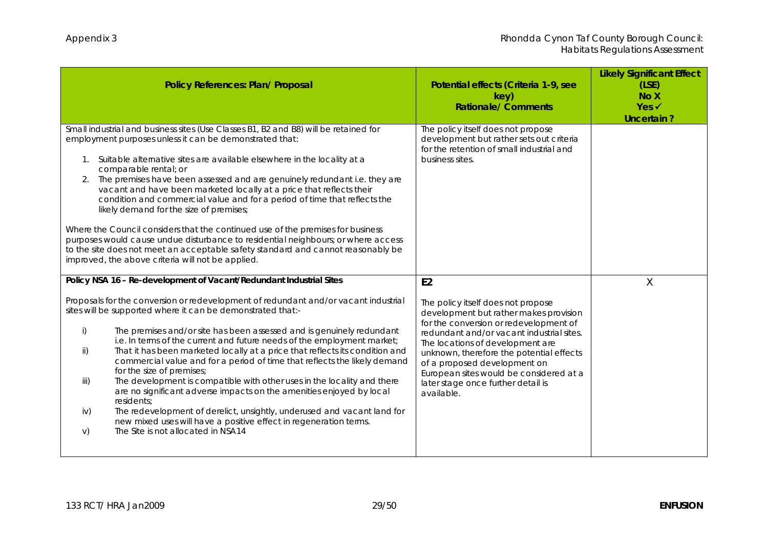| Policy References: Plan/ Proposal | Potential effects (Criteria 1-9, see key) Rationale/ Comments | Likely Significant Effect (LSE) No X Yes ✓ Uncertain ? |
|---|---|---|
| Small industrial and business sites (Use Classes B1, B2 and B8) will be retained for employment purposes unless it can be demonstrated that:<br><br>1. Suitable alternative sites are available elsewhere in the locality at a comparable rental; or<br>2. The premises have been assessed and are genuinely redundant i.e. they are vacant and have been marketed locally at a price that reflects their condition and commercial value and for a period of time that reflects the likely demand for the size of premises;<br><br>Where the Council considers that the continued use of the premises for business purposes would cause undue disturbance to residential neighbours; or where access to the site does not meet an acceptable safety standard and cannot reasonably be improved, the above criteria will not be applied. | The policy itself does not propose development but rather sets out criteria for the retention of small industrial and business sites. | |
| **Policy NSA 16 – Re-development of Vacant/Redundant Industrial Sites**<br><br>Proposals for the conversion or redevelopment of redundant and/or vacant industrial sites will be supported where it can be demonstrated that:-<br><br>i) The premises and/or site has been assessed and is genuinely redundant i.e. In terms of the current and future needs of the employment market;<br>ii) That it has been marketed locally at a price that reflects its condition and commercial value and for a period of time that reflects the likely demand for the size of premises;<br>iii) The development is compatible with other uses in the locality and there are no significant adverse impacts on the amenities enjoyed by local residents;<br>iv) The redevelopment of derelict, unsightly, underused and vacant land for new mixed uses will have a positive effect in regeneration terms.<br>v) The Site is not allocated in NSA14 | **E2**<br><br>The policy itself does not propose development but rather makes provision for the conversion or redevelopment of redundant and/or vacant industrial sites. The locations of development are unknown, therefore the potential effects of a proposed development on European sites would be considered at a later stage once further detail is available. | X |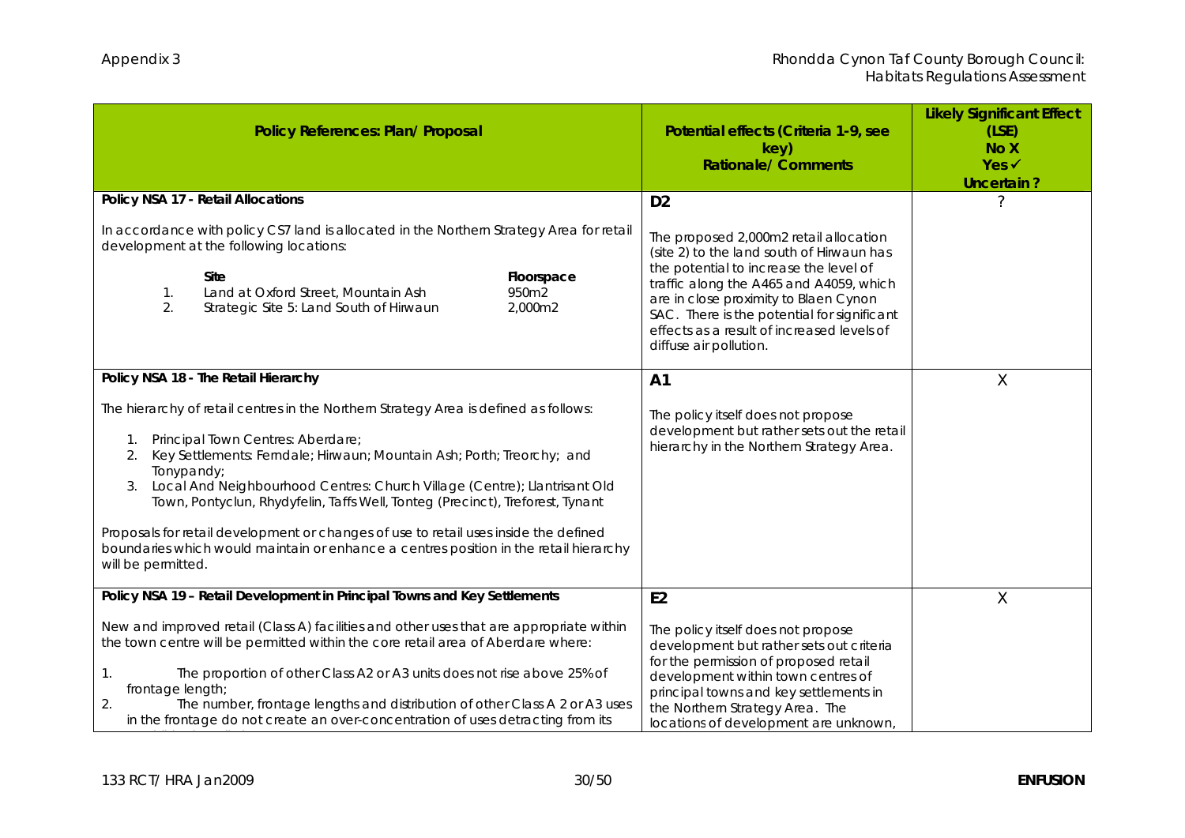| Policy References: Plan/ Proposal | Potential effects (Criteria 1-9, see key) Rationale/ Comments | Likely Significant Effect (LSE) No X Yes ✓ Uncertain ? |
|---|---|---|
| **Policy NSA 17 - Retail Allocations**<br><br>In accordance with policy CS7 land is allocated in the Northern Strategy Area for retail development at the following locations:<br><br>**Site** / **Floorspace**<br>1. Land at Oxford Street, Mountain Ash — 950m2<br>2. Strategic Site 5: Land South of Hirwaun — 2,000m2 | **D2**<br><br>The proposed 2,000m2 retail allocation (site 2) to the land south of Hirwaun has the potential to increase the level of traffic along the A465 and A4059, which are in close proximity to Blaen Cynon SAC. There is the potential for significant effects as a result of increased levels of diffuse air pollution. | ? |
| **Policy NSA 18 - The Retail Hierarchy**<br><br>The hierarchy of retail centres in the Northern Strategy Area is defined as follows:<br><br>1. Principal Town Centres: Aberdare;<br>2. Key Settlements: Ferndale; Hirwaun; Mountain Ash; Porth; Treorchy; and Tonypandy;<br>3. Local And Neighbourhood Centres: Church Village (Centre); Llantrisant Old Town, Pontyclun, Rhydyfelin, Taffs Well, Tonteg (Precinct), Treforest, Tynant<br><br>Proposals for retail development or changes of use to retail uses inside the defined boundaries which would maintain or enhance a centres position in the retail hierarchy will be permitted. | **A1**<br><br>The policy itself does not propose development but rather sets out the retail hierarchy in the Northern Strategy Area. | X |
| **Policy NSA 19 – Retail Development in Principal Towns and Key Settlements**<br><br>New and improved retail (Class A) facilities and other uses that are appropriate within the town centre will be permitted within the core retail area of Aberdare where:<br><br>1. The proportion of other Class A2 or A3 units does not rise above 25% of frontage length;<br>2. The number, frontage lengths and distribution of other Class A 2 or A3 uses in the frontage do not create an over-concentration of uses detracting from its | **E2**<br><br>The policy itself does not propose development but rather sets out criteria for the permission of proposed retail development within town centres of principal towns and key settlements in the Northern Strategy Area. The locations of development are unknown, | X |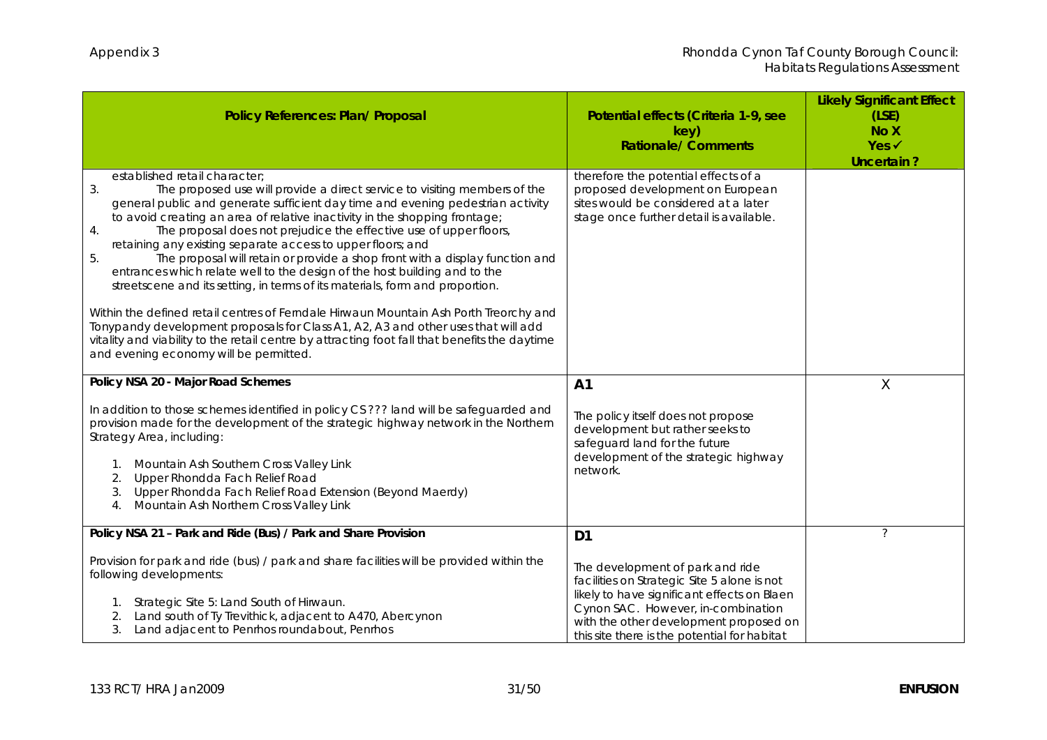| Policy References: Plan/ Proposal | Potential effects (Criteria 1-9, see key) Rationale/ Comments | Likely Significant Effect (LSE) No X Yes ✓ Uncertain ? |
|---|---|---|
| established retail character;<br>3. The proposed use will provide a direct service to visiting members of the general public and generate sufficient day time and evening pedestrian activity to avoid creating an area of relative inactivity in the shopping frontage;<br>4. The proposal does not prejudice the effective use of upper floors, retaining any existing separate access to upper floors; and<br>5. The proposal will retain or provide a shop front with a display function and entrances which relate well to the design of the host building and to the streetscene and its setting, in terms of its materials, form and proportion.<br><br>Within the defined retail centres of Ferndale Hirwaun Mountain Ash Porth Treorchy and Tonypandy development proposals for Class A1, A2, A3 and other uses that will add vitality and viability to the retail centre by attracting foot fall that benefits the daytime and evening economy will be permitted. | therefore the potential effects of a proposed development on European sites would be considered at a later stage once further detail is available. | |
| **Policy NSA 20 - Major Road Schemes**<br><br>In addition to those schemes identified in policy CS ??? land will be safeguarded and provision made for the development of the strategic highway network in the Northern Strategy Area, including:<br><br>1. Mountain Ash Southern Cross Valley Link<br>2. Upper Rhondda Fach Relief Road<br>3. Upper Rhondda Fach Relief Road Extension (Beyond Maerdy)<br>4. Mountain Ash Northern Cross Valley Link | **A1**<br><br>The policy itself does not propose development but rather seeks to safeguard land for the future development of the strategic highway network. | X |
| **Policy NSA 21 – Park and Ride (Bus) / Park and Share Provision**<br><br>Provision for park and ride (bus) / park and share facilities will be provided within the following developments:<br><br>1. Strategic Site 5: Land South of Hirwaun.<br>2. Land south of Ty Trevithick, adjacent to A470, Abercynon<br>3. Land adjacent to Penrhos roundabout, Penrhos | **D1**<br><br>The development of park and ride facilities on Strategic Site 5 alone is not likely to have significant effects on Blaen Cynon SAC. However, in-combination with the other development proposed on this site there is the potential for habitat | ? |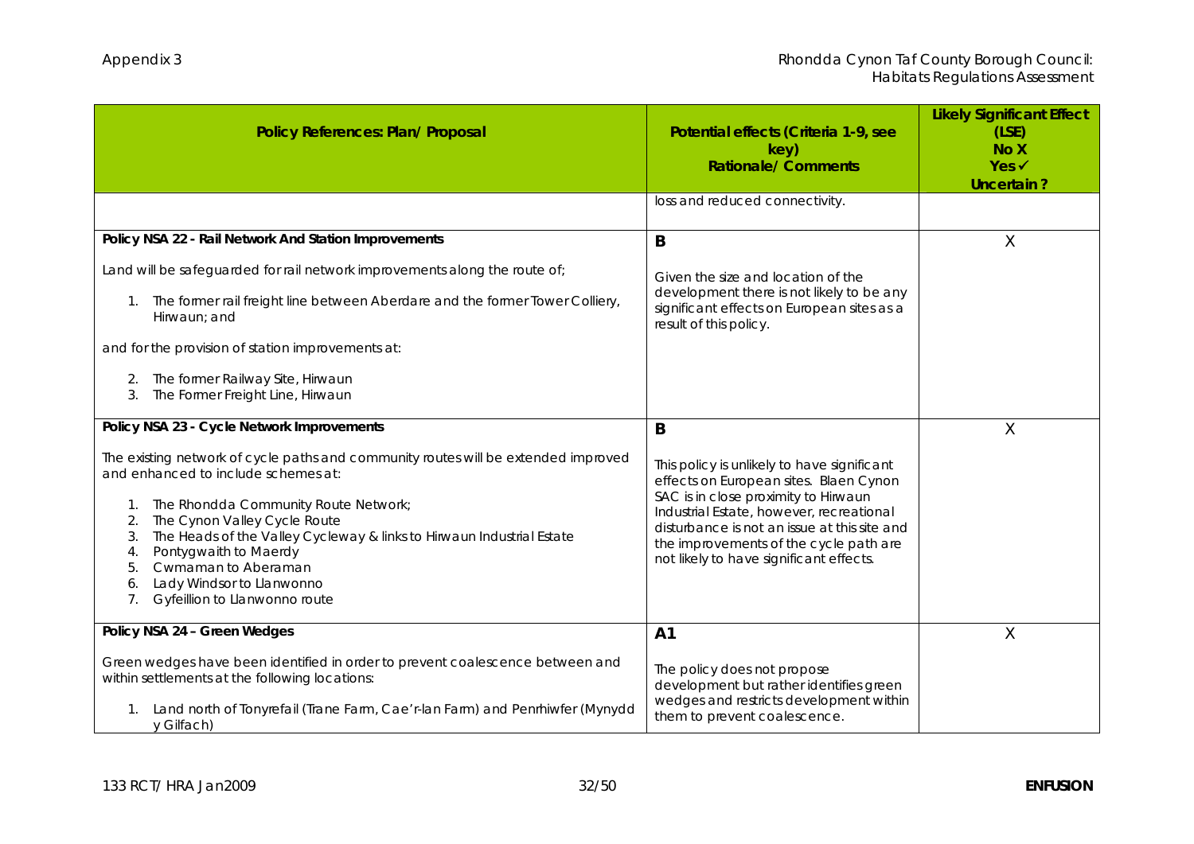| Policy References: Plan/ Proposal | Potential effects (Criteria 1-9, see key)<br>Rationale/ Comments | Likely Significant Effect (LSE)<br>No X<br>Yes ✓<br>Uncertain ? |
|---|---|---|
| | loss and reduced connectivity. | |
| **Policy NSA 22 - Rail Network And Station Improvements**<br><br>Land will be safeguarded for rail network improvements along the route of;<br><br>1. The former rail freight line between Aberdare and the former Tower Colliery, Hirwaun; and<br><br>and for the provision of station improvements at:<br><br>2. The former Railway Site, Hirwaun<br>3. The Former Freight Line, Hirwaun | **B**<br><br>Given the size and location of the development there is not likely to be any significant effects on European sites as a result of this policy. | X |
| **Policy NSA 23 - Cycle Network Improvements**<br><br>The existing network of cycle paths and community routes will be extended improved and enhanced to include schemes at:<br><br>1. The Rhondda Community Route Network;<br>2. The Cynon Valley Cycle Route<br>3. The Heads of the Valley Cycleway & links to Hirwaun Industrial Estate<br>4. Pontygwaith to Maerdy<br>5. Cwmaman to Aberaman<br>6. Lady Windsor to Llanwonno<br>7. Gyfeillion to Llanwonno route | **B**<br><br>This policy is unlikely to have significant effects on European sites. Blaen Cynon SAC is in close proximity to Hirwaun Industrial Estate, however, recreational disturbance is not an issue at this site and the improvements of the cycle path are not likely to have significant effects. | X |
| **Policy NSA 24 – Green Wedges**<br><br>Green wedges have been identified in order to prevent coalescence between and within settlements at the following locations:<br><br>1. Land north of Tonyrefail (Trane Farm, Cae'r-lan Farm) and Penrhiwfer (Mynydd y Gilfach) | **A1**<br><br>The policy does not propose development but rather identifies green wedges and restricts development within them to prevent coalescence. | X |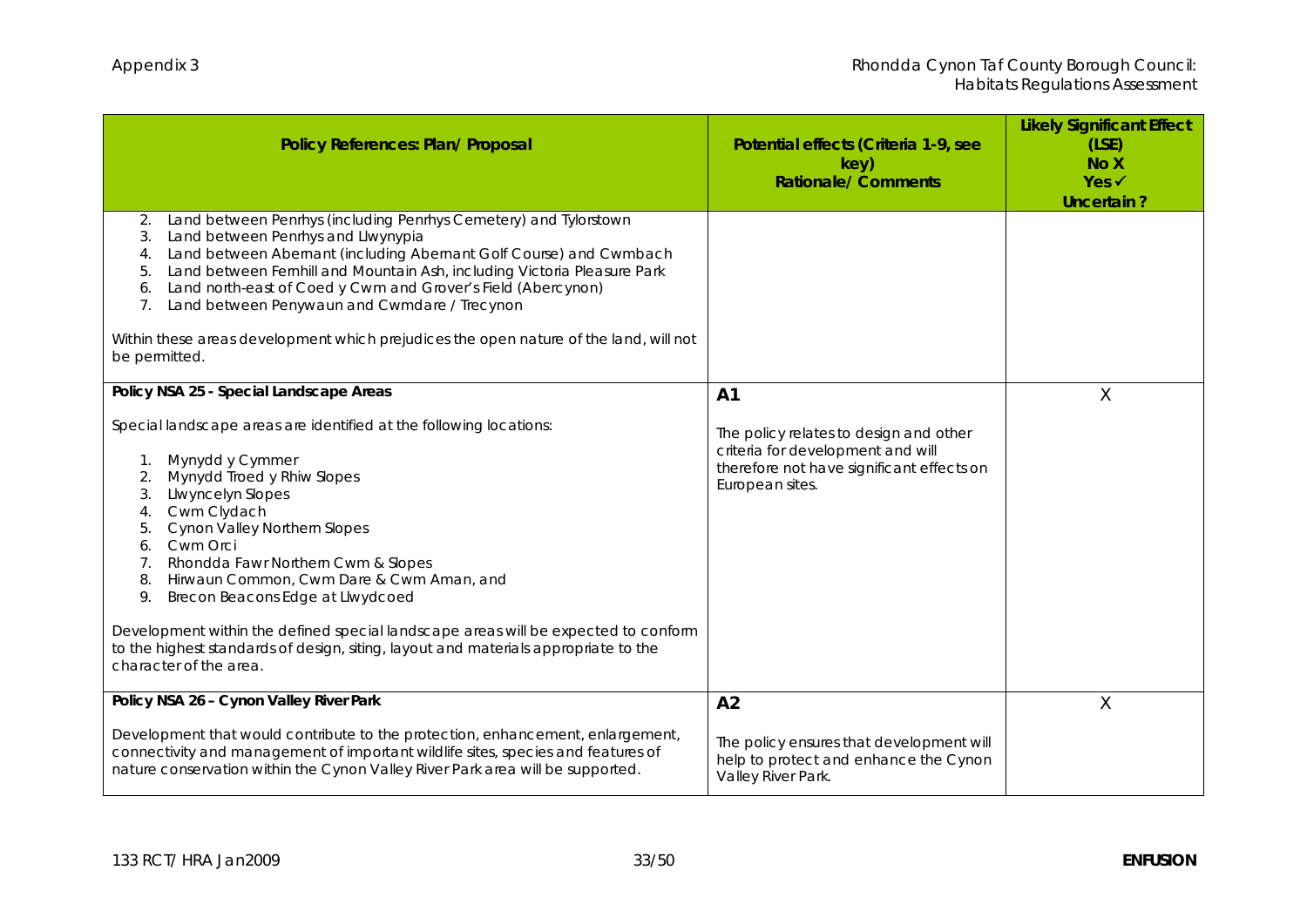| Policy References: Plan/ Proposal | Potential effects (Criteria 1-9, see key) Rationale/ Comments | Likely Significant Effect (LSE) No X Yes ✓ Uncertain ? |
|---|---|---|
| 2. Land between Penrhys (including Penrhys Cemetery) and Tylorstown<br>3. Land between Penrhys and Llwynypia<br>4. Land between Abernant (including Abernant Golf Course) and Cwmbach<br>5. Land between Fernhill and Mountain Ash, including Victoria Pleasure Park<br>6. Land north-east of Coed y Cwm and Grover's Field (Abercynon)<br>7. Land between Penywaun and Cwmdare / Trecynon<br><br>Within these areas development which prejudices the open nature of the land, will not be permitted. | | |
| **Policy NSA 25 - Special Landscape Areas**<br><br>Special landscape areas are identified at the following locations:<br><br>1. Mynydd y Cymmer<br>2. Mynydd Troed y Rhiw Slopes<br>3. Llwyncelyn Slopes<br>4. Cwm Clydach<br>5. Cynon Valley Northern Slopes<br>6. Cwm Orci<br>7. Rhondda Fawr Northern Cwm & Slopes<br>8. Hirwaun Common, Cwm Dare & Cwm Aman, and<br>9. Brecon Beacons Edge at Llwydcoed<br><br>Development within the defined special landscape areas will be expected to conform to the highest standards of design, siting, layout and materials appropriate to the character of the area. | **A1**<br><br>The policy relates to design and other criteria for development and will therefore not have significant effects on European sites. | X |
| **Policy NSA 26 – Cynon Valley River Park**<br><br>Development that would contribute to the protection, enhancement, enlargement, connectivity and management of important wildlife sites, species and features of nature conservation within the Cynon Valley River Park area will be supported. | **A2**<br><br>The policy ensures that development will help to protect and enhance the Cynon Valley River Park. | X |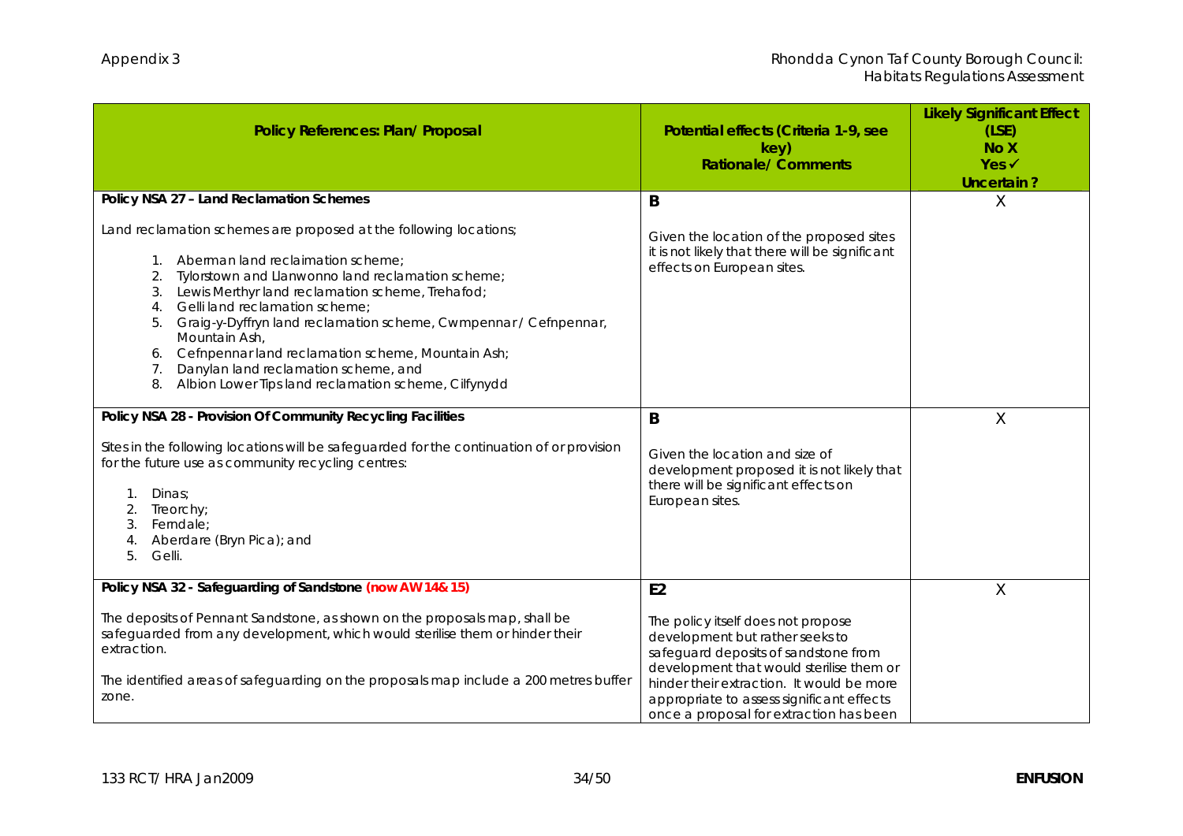| Policy References: Plan/ Proposal | Potential effects (Criteria 1-9, see key) Rationale/ Comments | Likely Significant Effect (LSE) No X Yes ✓ Uncertain ? |
|---|---|---|
| **Policy NSA 27 – Land Reclamation Schemes**<br><br>Land reclamation schemes are proposed at the following locations;<br><br>1. Aberman land reclaimation scheme;<br>2. Tylorstown and Llanwonno land reclamation scheme;<br>3. Lewis Merthyr land reclamation scheme, Trehafod;<br>4. Gelli land reclamation scheme;<br>5. Graig-y-Dyffryn land reclamation scheme, Cwmpennar / Cefnpennar, Mountain Ash,<br>6. Cefnpennar land reclamation scheme, Mountain Ash;<br>7. Danylan land reclamation scheme, and<br>8. Albion Lower Tips land reclamation scheme, Cilfynydd | **B**<br><br>Given the location of the proposed sites it is not likely that there will be significant effects on European sites. | X |
| **Policy NSA 28 - Provision Of Community Recycling Facilities**<br><br>Sites in the following locations will be safeguarded for the continuation of or provision for the future use as community recycling centres:<br><br>1. Dinas;<br>2. Treorchy;<br>3. Ferndale;<br>4. Aberdare (Bryn Pica); and<br>5. Gelli. | **B**<br><br>Given the location and size of development proposed it is not likely that there will be significant effects on European sites. | X |
| **Policy NSA 32 - Safeguarding of Sandstone (now AW 14& 15)**<br><br>The deposits of Pennant Sandstone, as shown on the proposals map, shall be safeguarded from any development, which would sterilise them or hinder their extraction.<br><br>The identified areas of safeguarding on the proposals map include a 200 metres buffer zone. | **E2**<br><br>The policy itself does not propose development but rather seeks to safeguard deposits of sandstone from development that would sterilise them or hinder their extraction. It would be more appropriate to assess significant effects once a proposal for extraction has been | X |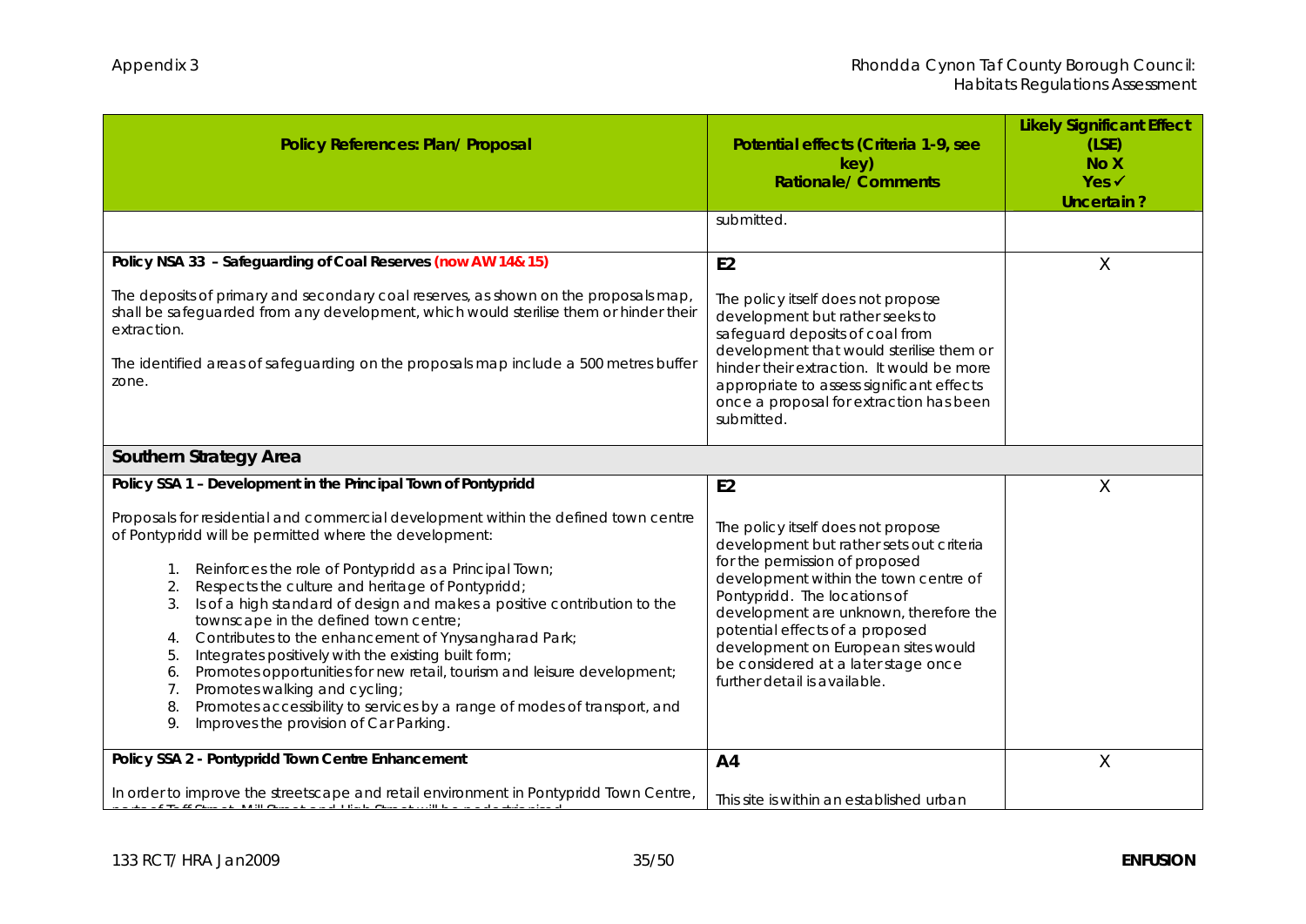| Policy References: Plan/ Proposal | Potential effects (Criteria 1-9, see key) Rationale/ Comments | Likely Significant Effect (LSE) No X Yes ✓ Uncertain ? |
|---|---|---|
| | submitted. | |
| **Policy NSA 33 – Safeguarding of Coal Reserves (now AW 14& 15)**<br><br>The deposits of primary and secondary coal reserves, as shown on the proposals map, shall be safeguarded from any development, which would sterilise them or hinder their extraction.<br><br>The identified areas of safeguarding on the proposals map include a 500 metres buffer zone. | **E2**<br><br>The policy itself does not propose development but rather seeks to safeguard deposits of coal from development that would sterilise them or hinder their extraction. It would be more appropriate to assess significant effects once a proposal for extraction has been submitted. | X |
| **Southern Strategy Area** | | |
| **Policy SSA 1 – Development in the Principal Town of Pontypridd**<br><br>Proposals for residential and commercial development within the defined town centre of Pontypridd will be permitted where the development:<br><br>1. Reinforces the role of Pontypridd as a Principal Town;<br>2. Respects the culture and heritage of Pontypridd;<br>3. Is of a high standard of design and makes a positive contribution to the townscape in the defined town centre;<br>4. Contributes to the enhancement of Ynysangharad Park;<br>5. Integrates positively with the existing built form;<br>6. Promotes opportunities for new retail, tourism and leisure development;<br>7. Promotes walking and cycling;<br>8. Promotes accessibility to services by a range of modes of transport, and<br>9. Improves the provision of Car Parking. | **E2**<br><br>The policy itself does not propose development but rather sets out criteria for the permission of proposed development within the town centre of Pontypridd. The locations of development are unknown, therefore the potential effects of a proposed development on European sites would be considered at a later stage once further detail is available. | X |
| **Policy SSA 2 - Pontypridd Town Centre Enhancement**<br><br>In order to improve the streetscape and retail environment in Pontypridd Town Centre, | **A4**<br><br>This site is within an established urban | X |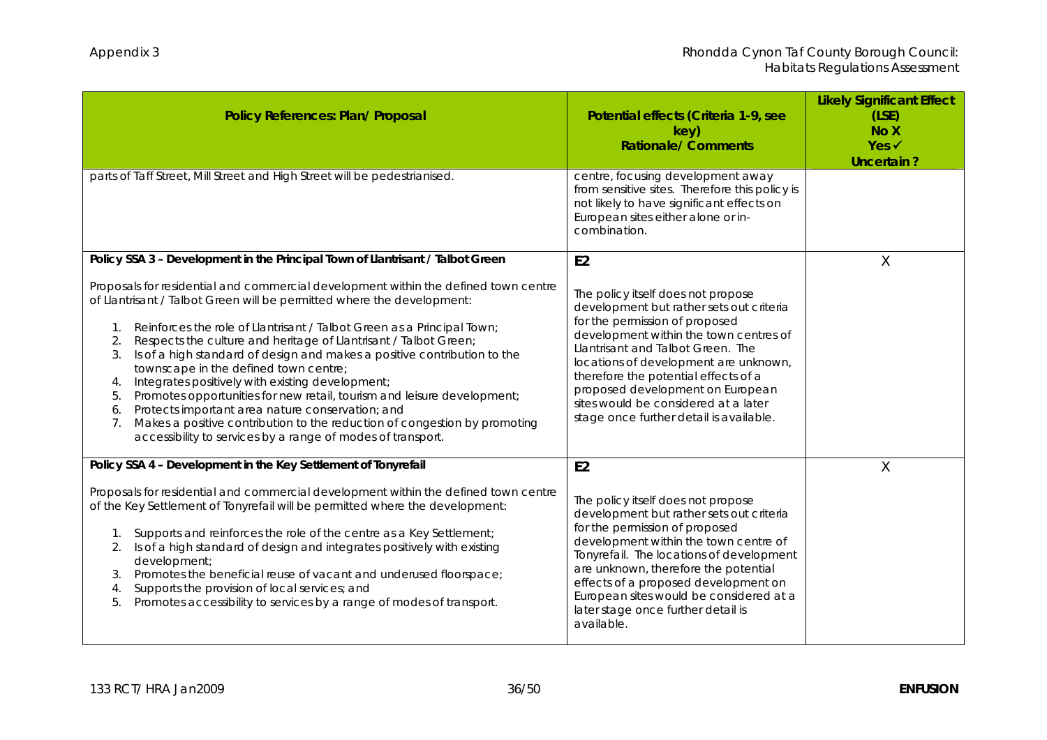| Policy References: Plan/ Proposal | Potential effects (Criteria 1-9, see key) Rationale/ Comments | Likely Significant Effect (LSE) No X Yes ✓ Uncertain ? |
|---|---|---|
| parts of Taff Street, Mill Street and High Street will be pedestrianised. | centre, focusing development away from sensitive sites. Therefore this policy is not likely to have significant effects on European sites either alone or in-combination. | |
| **Policy SSA 3 – Development in the Principal Town of Llantrisant / Talbot Green**<br><br>Proposals for residential and commercial development within the defined town centre of Llantrisant / Talbot Green will be permitted where the development:<br><br>1. Reinforces the role of Llantrisant / Talbot Green as a Principal Town;<br>2. Respects the culture and heritage of Llantrisant / Talbot Green;<br>3. Is of a high standard of design and makes a positive contribution to the townscape in the defined town centre;<br>4. Integrates positively with existing development;<br>5. Promotes opportunities for new retail, tourism and leisure development;<br>6. Protects important area nature conservation; and<br>7. Makes a positive contribution to the reduction of congestion by promoting accessibility to services by a range of modes of transport. | **E2**<br><br>The policy itself does not propose development but rather sets out criteria for the permission of proposed development within the town centres of Llantrisant and Talbot Green. The locations of development are unknown, therefore the potential effects of a proposed development on European sites would be considered at a later stage once further detail is available. | X |
| **Policy SSA 4 – Development in the Key Settlement of Tonyrefail**<br><br>Proposals for residential and commercial development within the defined town centre of the Key Settlement of Tonyrefail will be permitted where the development:<br><br>1. Supports and reinforces the role of the centre as a Key Settlement;<br>2. Is of a high standard of design and integrates positively with existing development;<br>3. Promotes the beneficial reuse of vacant and underused floorspace;<br>4. Supports the provision of local services; and<br>5. Promotes accessibility to services by a range of modes of transport. | **E2**<br><br>The policy itself does not propose development but rather sets out criteria for the permission of proposed development within the town centre of Tonyrefail. The locations of development are unknown, therefore the potential effects of a proposed development on European sites would be considered at a later stage once further detail is available. | X |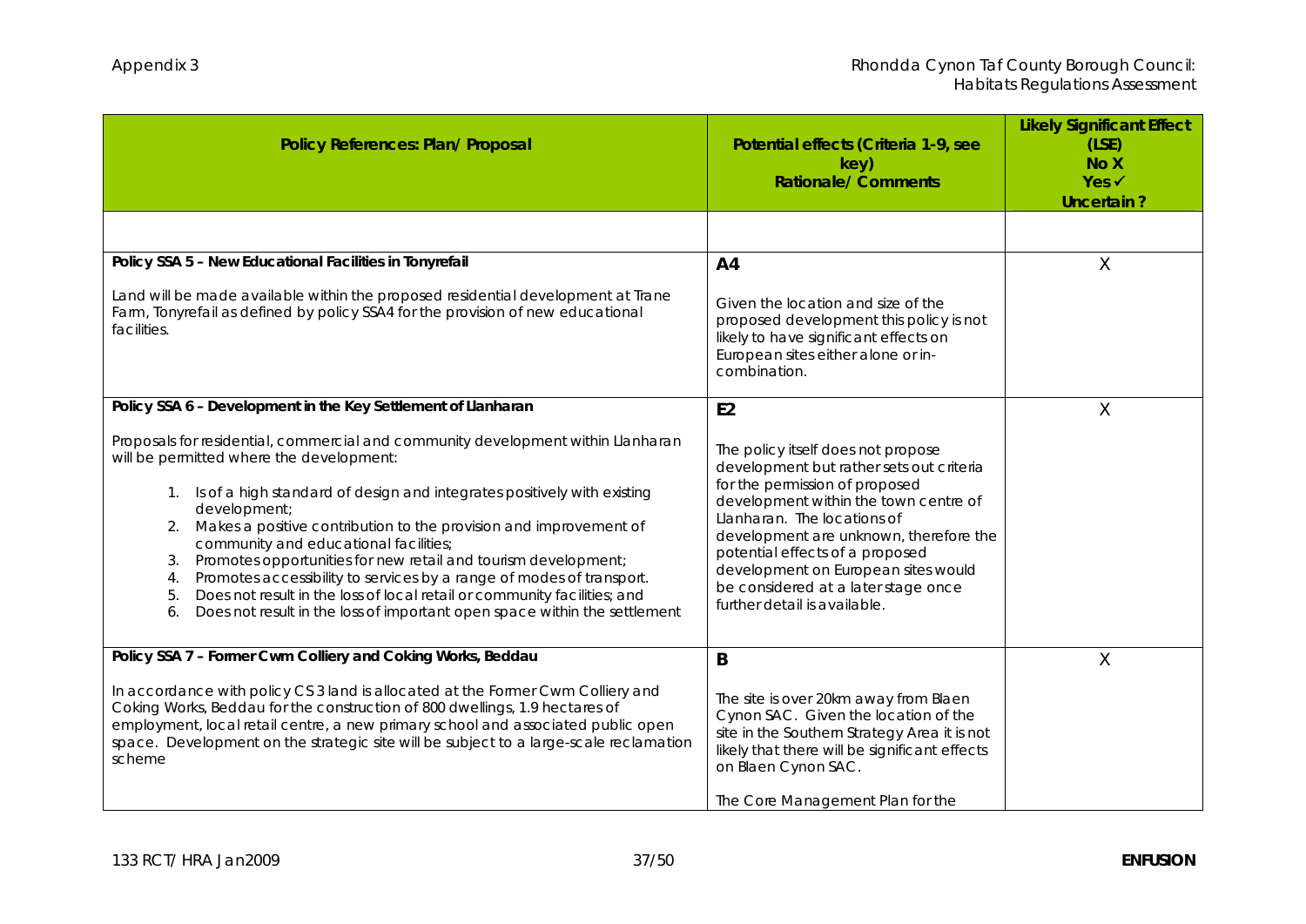| Policy References: Plan/ Proposal | Potential effects (Criteria 1-9, see key) Rationale/ Comments | Likely Significant Effect (LSE) No X Yes ✓ Uncertain ? |
|---|---|---|
| | | |
| **Policy SSA 5 – New Educational Facilities in Tonyrefail**<br><br>Land will be made available within the proposed residential development at Trane Farm, Tonyrefail as defined by policy SSA4 for the provision of new educational facilities. | **A4**<br><br>Given the location and size of the proposed development this policy is not likely to have significant effects on European sites either alone or in-combination. | X |
| **Policy SSA 6 – Development in the Key Settlement of Llanharan**<br><br>Proposals for residential, commercial and community development within Llanharan will be permitted where the development:<br><br>1. Is of a high standard of design and integrates positively with existing development;<br>2. Makes a positive contribution to the provision and improvement of community and educational facilities;<br>3. Promotes opportunities for new retail and tourism development;<br>4. Promotes accessibility to services by a range of modes of transport.<br>5. Does not result in the loss of local retail or community facilities; and<br>6. Does not result in the loss of important open space within the settlement | **E2**<br><br>The policy itself does not propose development but rather sets out criteria for the permission of proposed development within the town centre of Llanharan. The locations of development are unknown, therefore the potential effects of a proposed development on European sites would be considered at a later stage once further detail is available. | X |
| **Policy SSA 7 – Former Cwm Colliery and Coking Works, Beddau**<br><br>In accordance with policy CS 3 land is allocated at the Former Cwm Colliery and Coking Works, Beddau for the construction of 800 dwellings, 1.9 hectares of employment, local retail centre, a new primary school and associated public open space. Development on the strategic site will be subject to a large-scale reclamation scheme | **B**<br><br>The site is over 20km away from Blaen Cynon SAC. Given the location of the site in the Southern Strategy Area it is not likely that there will be significant effects on Blaen Cynon SAC.<br><br>The Core Management Plan for the | X |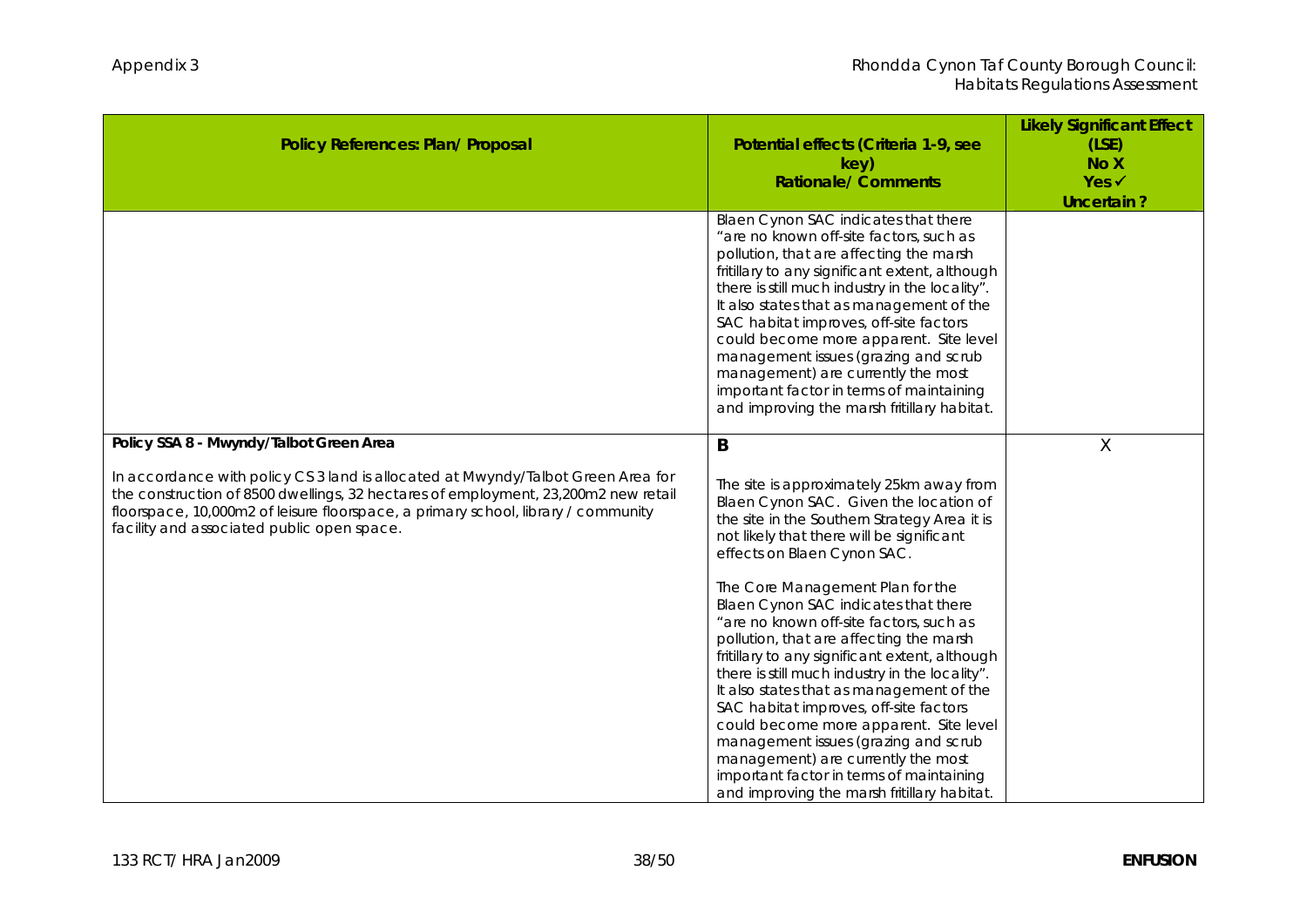| Policy References: Plan/ Proposal | Potential effects (Criteria 1-9, see key) Rationale/ Comments | Likely Significant Effect (LSE) No X Yes ✓ Uncertain ? |
|---|---|---|
| | Blaen Cynon SAC indicates that there "are no known off-site factors, such as pollution, that are affecting the marsh fritillary to any significant extent, although there is still much industry in the locality". It also states that as management of the SAC habitat improves, off-site factors could become more apparent. Site level management issues (grazing and scrub management) are currently the most important factor in terms of maintaining and improving the marsh fritillary habitat. | |
| **Policy SSA 8 - Mwyndy/Talbot Green Area**<br><br>In accordance with policy CS 3 land is allocated at Mwyndy/Talbot Green Area for the construction of 8500 dwellings, 32 hectares of employment, 23,200m2 new retail floorspace, 10,000m2 of leisure floorspace, a primary school, library / community facility and associated public open space. | **B**<br><br>The site is approximately 25km away from Blaen Cynon SAC. Given the location of the site in the Southern Strategy Area it is not likely that there will be significant effects on Blaen Cynon SAC.<br><br>The Core Management Plan for the Blaen Cynon SAC indicates that there "are no known off-site factors, such as pollution, that are affecting the marsh fritillary to any significant extent, although there is still much industry in the locality". It also states that as management of the SAC habitat improves, off-site factors could become more apparent. Site level management issues (grazing and scrub management) are currently the most important factor in terms of maintaining and improving the marsh fritillary habitat. | X |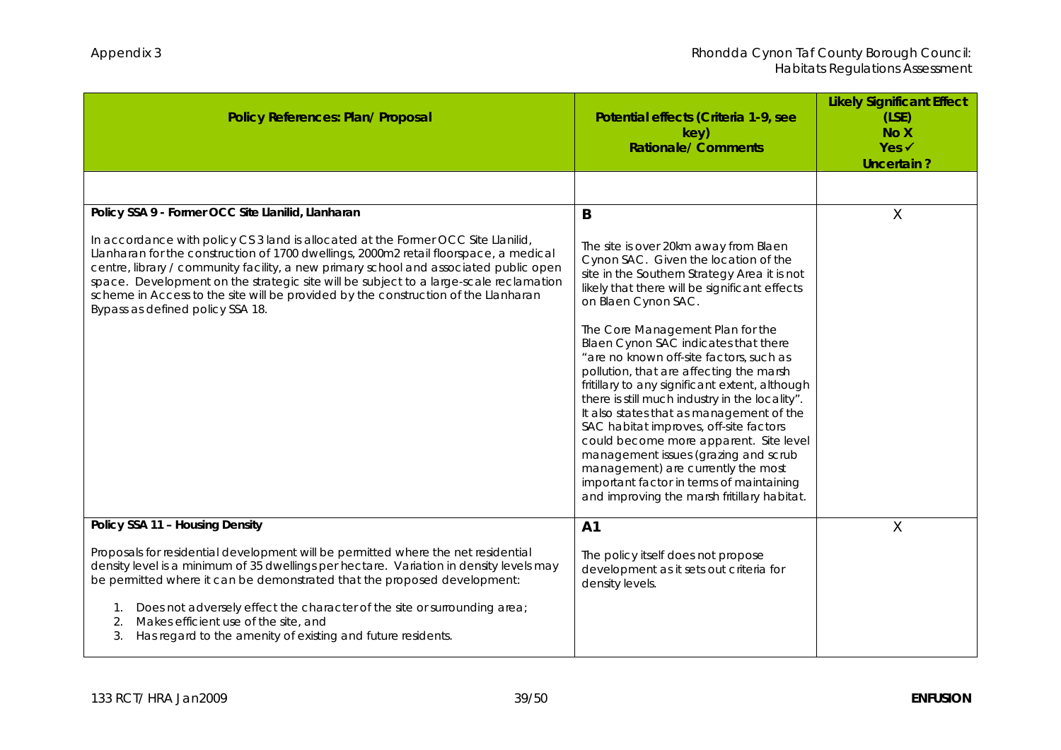| Policy References: Plan/ Proposal | Potential effects (Criteria 1-9, see key) Rationale/ Comments | Likely Significant Effect (LSE) No X Yes ✓ Uncertain ? |
|---|---|---|
| | | |
| **Policy SSA 9 - Former OCC Site Llanilid, Llanharan**<br><br>*In accordance with policy CS 3 land is allocated at the Former OCC Site Llanilid, Llanharan for the construction of 1700 dwellings, 2000m2 retail floorspace, a medical centre, library / community facility, a new primary school and associated public open space. Development on the strategic site will be subject to a large-scale reclamation scheme in Access to the site will be provided by the construction of the Llanharan Bypass as defined policy SSA 18.* | **B**<br><br>The site is over 20km away from Blaen Cynon SAC. Given the location of the site in the Southern Strategy Area it is not likely that there will be significant effects on Blaen Cynon SAC.<br><br>The Core Management Plan for the Blaen Cynon SAC indicates that there "are no known off-site factors, such as pollution, that are affecting the marsh fritillary to any significant extent, although there is still much industry in the locality". It also states that as management of the SAC habitat improves, off-site factors could become more apparent. Site level management issues (grazing and scrub management) are currently the most important factor in terms of maintaining and improving the marsh fritillary habitat. | X |
| **Policy SSA 11 – Housing Density**<br><br>*Proposals for residential development will be permitted where the net residential density level is a minimum of 35 dwellings per hectare. Variation in density levels may be permitted where it can be demonstrated that the proposed development:*<br><br>1. *Does not adversely effect the character of the site or surrounding area;*<br>2. *Makes efficient use of the site, and*<br>3. *Has regard to the amenity of existing and future residents.* | **A1**<br><br>The policy itself does not propose development as it sets out criteria for density levels. | X |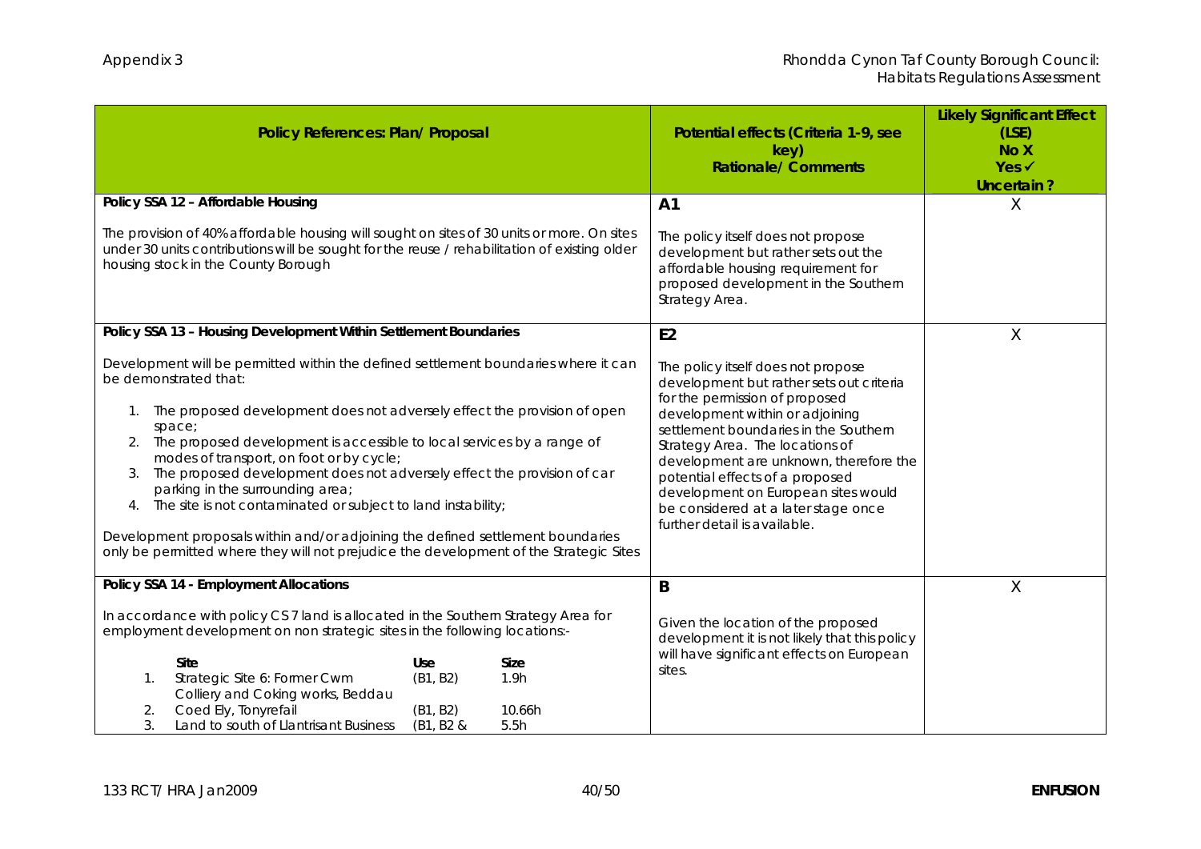| Policy References: Plan/ Proposal | Potential effects (Criteria 1-9, see key) Rationale/ Comments | Likely Significant Effect (LSE) No X Yes ✓ Uncertain ? |
|---|---|---|
| **Policy SSA 12 – Affordable Housing**<br><br>The provision of 40% affordable housing will sought on sites of 30 units or more. On sites under 30 units contributions will be sought for the reuse / rehabilitation of existing older housing stock in the County Borough | **A1**<br><br>The policy itself does not propose development but rather sets out the affordable housing requirement for proposed development in the Southern Strategy Area. | X |
| **Policy SSA 13 – Housing Development Within Settlement Boundaries**<br><br>Development will be permitted within the defined settlement boundaries where it can be demonstrated that:<br><br>1. The proposed development does not adversely effect the provision of open space;<br>2. The proposed development is accessible to local services by a range of modes of transport, on foot or by cycle;<br>3. The proposed development does not adversely effect the provision of car parking in the surrounding area;<br>4. The site is not contaminated or subject to land instability;<br><br>Development proposals within and/or adjoining the defined settlement boundaries only be permitted where they will not prejudice the development of the Strategic Sites | **E2**<br><br>The policy itself does not propose development but rather sets out criteria for the permission of proposed development within or adjoining settlement boundaries in the Southern Strategy Area. The locations of development are unknown, therefore the potential effects of a proposed development on European sites would be considered at a later stage once further detail is available. | X |
| **Policy SSA 14 - Employment Allocations**<br><br>In accordance with policy CS 7 land is allocated in the Southern Strategy Area for employment development on non strategic sites in the following locations:-<br><br>**Site** / **Use** / **Size**<br>1. Strategic Site 6: Former Cwm Colliery and Coking works, Beddau / (B1, B2) / 1.9h<br>2. Coed Ely, Tonyrefail / (B1, B2) / 10.66h<br>3. Land to south of Llantrisant Business / (B1, B2 & / 5.5h | **B**<br><br>Given the location of the proposed development it is not likely that this policy will have significant effects on European sites. | X |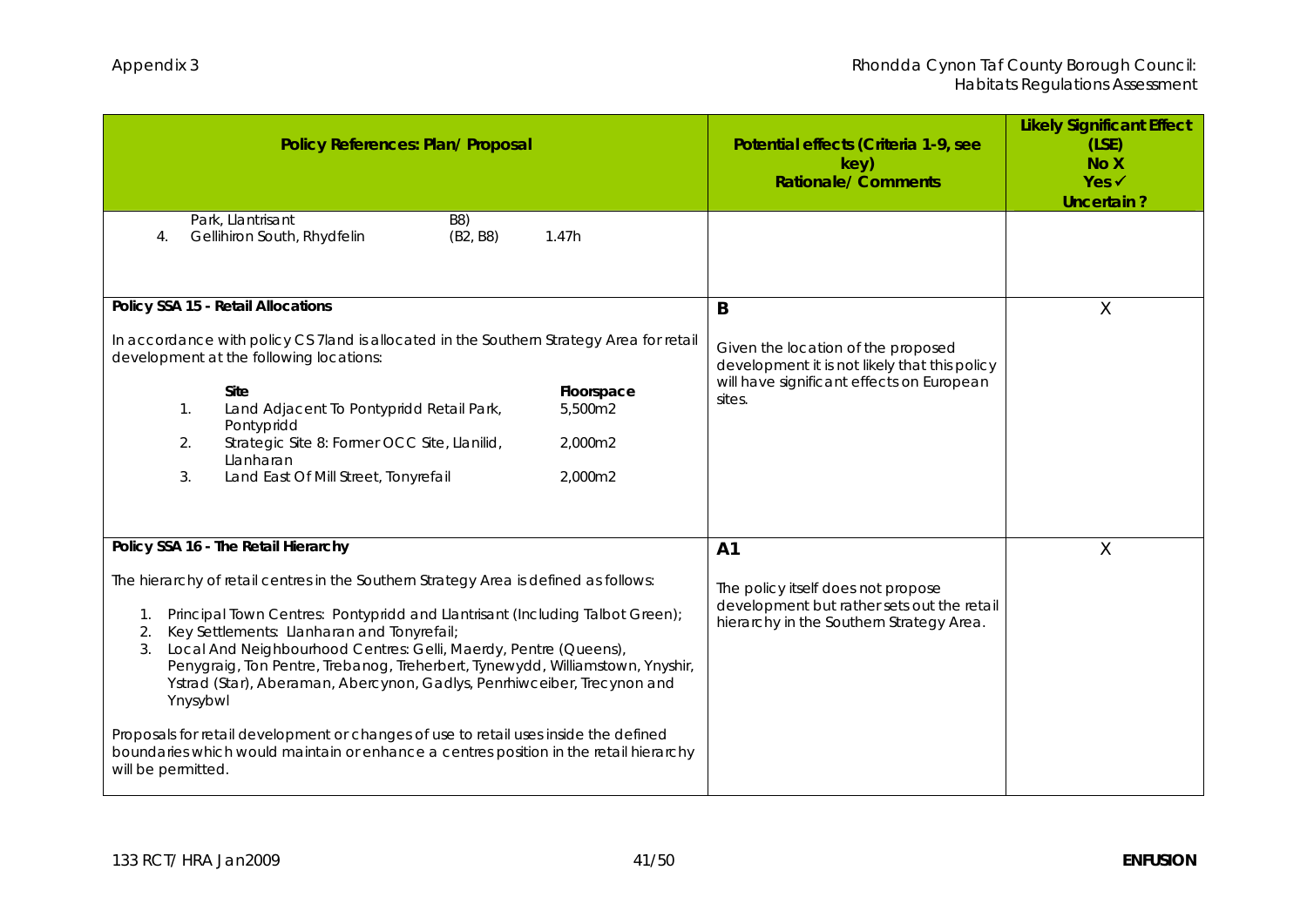| Policy References: Plan/ Proposal | Potential effects (Criteria 1-9, see key) Rationale/ Comments | Likely Significant Effect (LSE) No X Yes ✓ Uncertain ? |
|---|---|---|
| Park, Llantrisant B8)<br>4. Gellihiron South, Rhydfelin (B2, B8) 1.47h | | |
| **Policy SSA 15 - Retail Allocations**<br><br>In accordance with policy CS 7land is allocated in the Southern Strategy Area for retail development at the following locations:<br><br>**Site** **Floorspace**<br>1. Land Adjacent To Pontypridd Retail Park, Pontypridd 5,500m2<br>2. Strategic Site 8: Former OCC Site, Llanilid, Llanharan 2,000m2<br>3. Land East Of Mill Street, Tonyrefail 2,000m2 | **B**<br><br>Given the location of the proposed development it is not likely that this policy will have significant effects on European sites. | X |
| **Policy SSA 16 - The Retail Hierarchy**<br><br>The hierarchy of retail centres in the Southern Strategy Area is defined as follows:<br><br>1. Principal Town Centres: Pontypridd and Llantrisant (Including Talbot Green);<br>2. Key Settlements: Llanharan and Tonyrefail;<br>3. Local And Neighbourhood Centres: Gelli, Maerdy, Pentre (Queens), Penygraig, Ton Pentre, Trebanog, Treherbert, Tynewydd, Williamstown, Ynyshir, Ystrad (Star), Aberaman, Abercynon, Gadlys, Penrhiwceiber, Trecynon and Ynysybwl<br><br>Proposals for retail development or changes of use to retail uses inside the defined boundaries which would maintain or enhance a centres position in the retail hierarchy will be permitted. | **A1**<br><br>The policy itself does not propose development but rather sets out the retail hierarchy in the Southern Strategy Area. | X |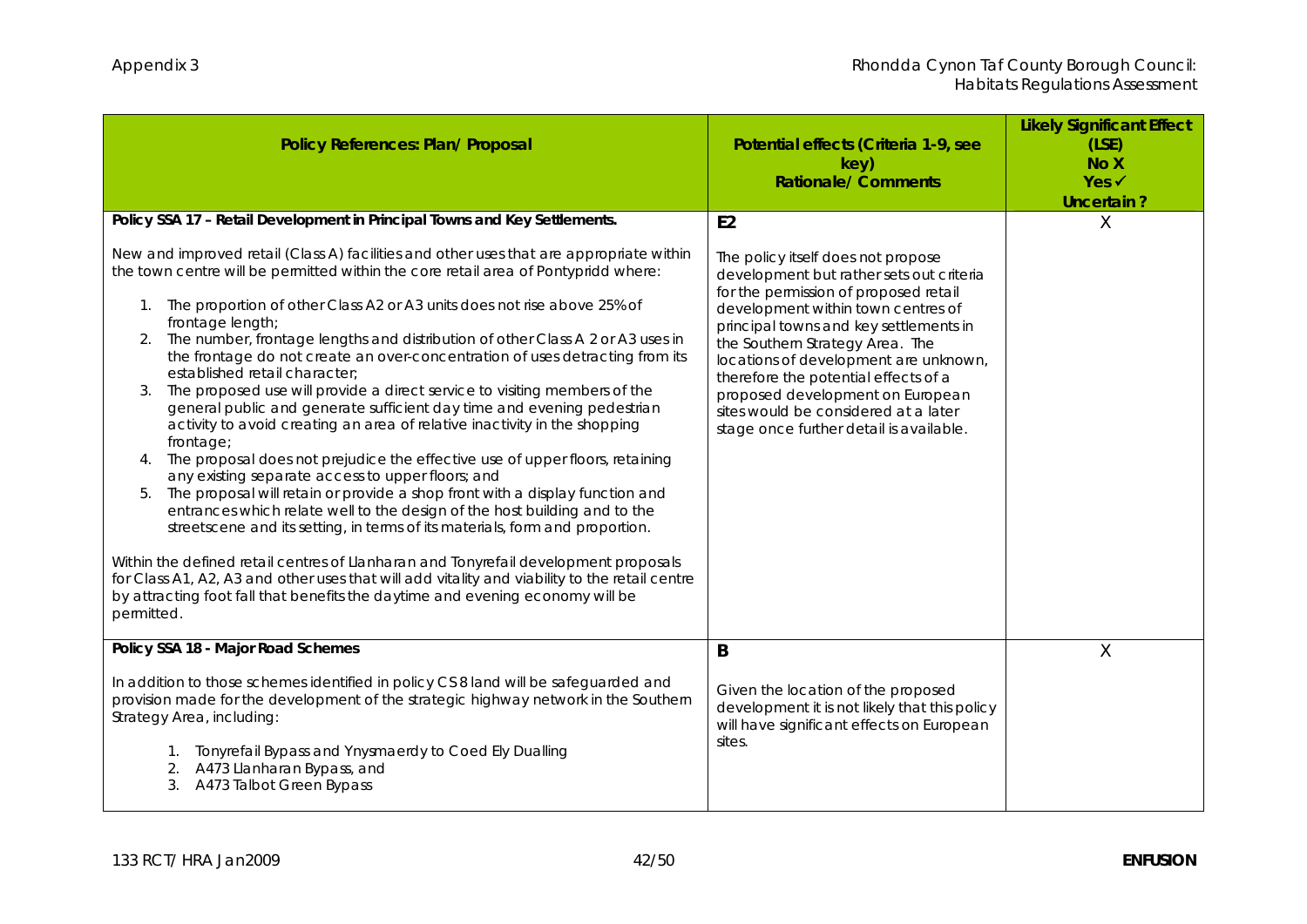| Policy References: Plan/ Proposal | Potential effects (Criteria 1-9, see key) Rationale/ Comments | Likely Significant Effect (LSE) No X Yes ✓ Uncertain ? |
|---|---|---|
| **Policy SSA 17 – Retail Development in Principal Towns and Key Settlements.**<br><br>New and improved retail (Class A) facilities and other uses that are appropriate within the town centre will be permitted within the core retail area of Pontypridd where:<br><br>1. The proportion of other Class A2 or A3 units does not rise above 25% of frontage length;<br>2. The number, frontage lengths and distribution of other Class A 2 or A3 uses in the frontage do not create an over-concentration of uses detracting from its established retail character;<br>3. The proposed use will provide a direct service to visiting members of the general public and generate sufficient day time and evening pedestrian activity to avoid creating an area of relative inactivity in the shopping frontage;<br>4. The proposal does not prejudice the effective use of upper floors, retaining any existing separate access to upper floors; and<br>5. The proposal will retain or provide a shop front with a display function and entrances which relate well to the design of the host building and to the streetscene and its setting, in terms of its materials, form and proportion.<br><br>Within the defined retail centres of Llanharan and Tonyrefail development proposals for Class A1, A2, A3 and other uses that will add vitality and viability to the retail centre by attracting foot fall that benefits the daytime and evening economy will be permitted. | **E2**<br><br>The policy itself does not propose development but rather sets out criteria for the permission of proposed retail development within town centres of principal towns and key settlements in the Southern Strategy Area. The locations of development are unknown, therefore the potential effects of a proposed development on European sites would be considered at a later stage once further detail is available. | X |
| **Policy SSA 18 - Major Road Schemes**<br><br>In addition to those schemes identified in policy CS 8 land will be safeguarded and provision made for the development of the strategic highway network in the Southern Strategy Area, including:<br><br>1. Tonyrefail Bypass and Ynysmaerdy to Coed Ely Dualling<br>2. A473 Llanharan Bypass, and<br>3. A473 Talbot Green Bypass | **B**<br><br>Given the location of the proposed development it is not likely that this policy will have significant effects on European sites. | X |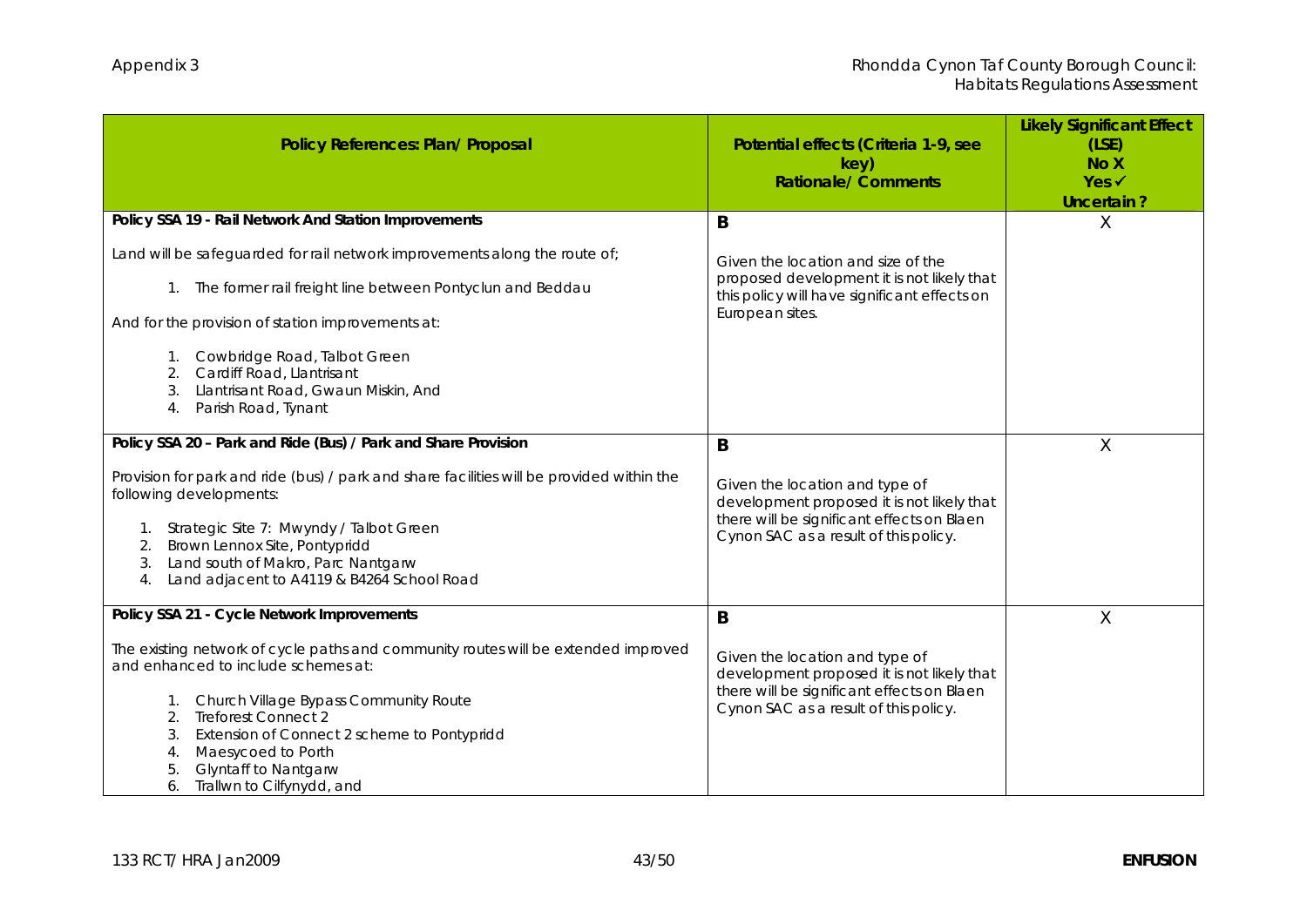| Policy References: Plan/ Proposal | Potential effects (Criteria 1-9, see key) Rationale/ Comments | Likely Significant Effect (LSE) No X Yes ✓ Uncertain ? |
|---|---|---|
| **Policy SSA 19 - Rail Network And Station Improvements**<br><br>Land will be safeguarded for rail network improvements along the route of;<br><br>1. The former rail freight line between Pontyclun and Beddau<br><br>And for the provision of station improvements at:<br><br>1. Cowbridge Road, Talbot Green<br>2. Cardiff Road, Llantrisant<br>3. Llantrisant Road, Gwaun Miskin, And<br>4. Parish Road, Tynant | **B**<br><br>Given the location and size of the proposed development it is not likely that this policy will have significant effects on European sites. | X |
| **Policy SSA 20 – Park and Ride (Bus) / Park and Share Provision**<br><br>Provision for park and ride (bus) / park and share facilities will be provided within the following developments:<br><br>1. Strategic Site 7: Mwyndy / Talbot Green<br>2. Brown Lennox Site, Pontypridd<br>3. Land south of Makro, Parc Nantgarw<br>4. Land adjacent to A4119 & B4264 School Road | **B**<br><br>Given the location and type of development proposed it is not likely that there will be significant effects on Blaen Cynon SAC as a result of this policy. | X |
| **Policy SSA 21 - Cycle Network Improvements**<br><br>The existing network of cycle paths and community routes will be extended improved and enhanced to include schemes at:<br><br>1. Church Village Bypass Community Route<br>2. Treforest Connect 2<br>3. Extension of Connect 2 scheme to Pontypridd<br>4. Maesycoed to Porth<br>5. Glyntaff to Nantgarw<br>6. Trallwn to Cilfynydd, and | **B**<br><br>Given the location and type of development proposed it is not likely that there will be significant effects on Blaen Cynon SAC as a result of this policy. | X |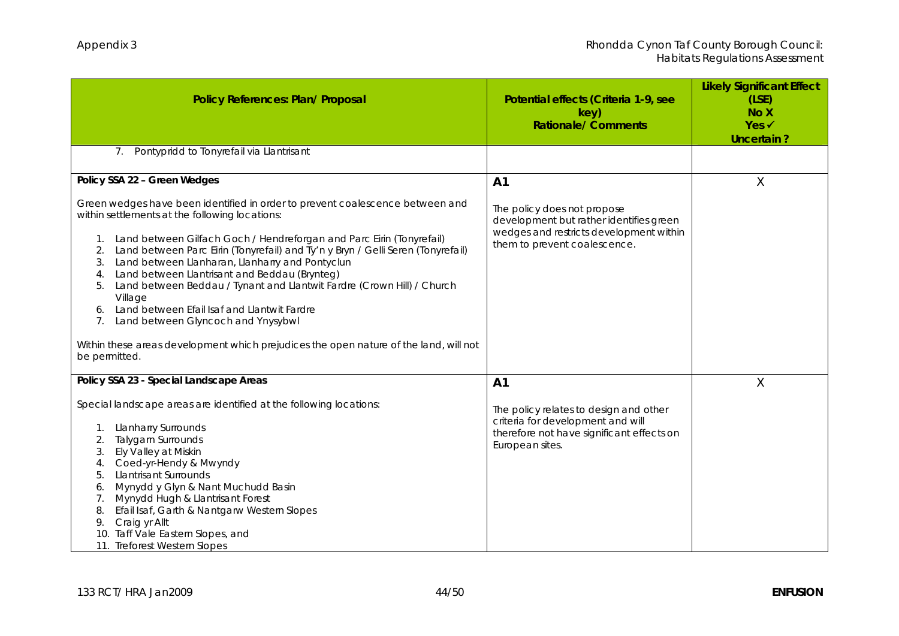| Policy References: Plan/ Proposal | Potential effects (Criteria 1-9, see key) Rationale/ Comments | Likely Significant Effect (LSE) No X Yes ✓ Uncertain ? |
|---|---|---|
| 7. Pontypridd to Tonyrefail via Llantrisant | | |
| **Policy SSA 22 – Green Wedges**<br><br>Green wedges have been identified in order to prevent coalescence between and within settlements at the following locations:<br><br>1. Land between Gilfach Goch / Hendreforgan and Parc Eirin (Tonyrefail)<br>2. Land between Parc Eirin (Tonyrefail) and Ty'n y Bryn / Gelli Seren (Tonyrefail)<br>3. Land between Llanharan, Llanharry and Pontyclun<br>4. Land between Llantrisant and Beddau (Brynteg)<br>5. Land between Beddau / Tynant and Llantwit Fardre (Crown Hill) / Church Village<br>6. Land between Efail Isaf and Llantwit Fardre<br>7. Land between Glyncoch and Ynysybwl<br><br>Within these areas development which prejudices the open nature of the land, will not be permitted. | **A1**<br><br>The policy does not propose development but rather identifies green wedges and restricts development within them to prevent coalescence. | X |
| **Policy SSA 23 - Special Landscape Areas**<br><br>Special landscape areas are identified at the following locations:<br><br>1. Llanharry Surrounds<br>2. Talygarn Surrounds<br>3. Ely Valley at Miskin<br>4. Coed-yr-Hendy & Mwyndy<br>5. Llantrisant Surrounds<br>6. Mynydd y Glyn & Nant Muchudd Basin<br>7. Mynydd Hugh & Llantrisant Forest<br>8. Efail Isaf, Garth & Nantgarw Western Slopes<br>9. Craig yr Allt<br>10. Taff Vale Eastern Slopes, and<br>11. Treforest Western Slopes | **A1**<br><br>The policy relates to design and other criteria for development and will therefore not have significant effects on European sites. | X |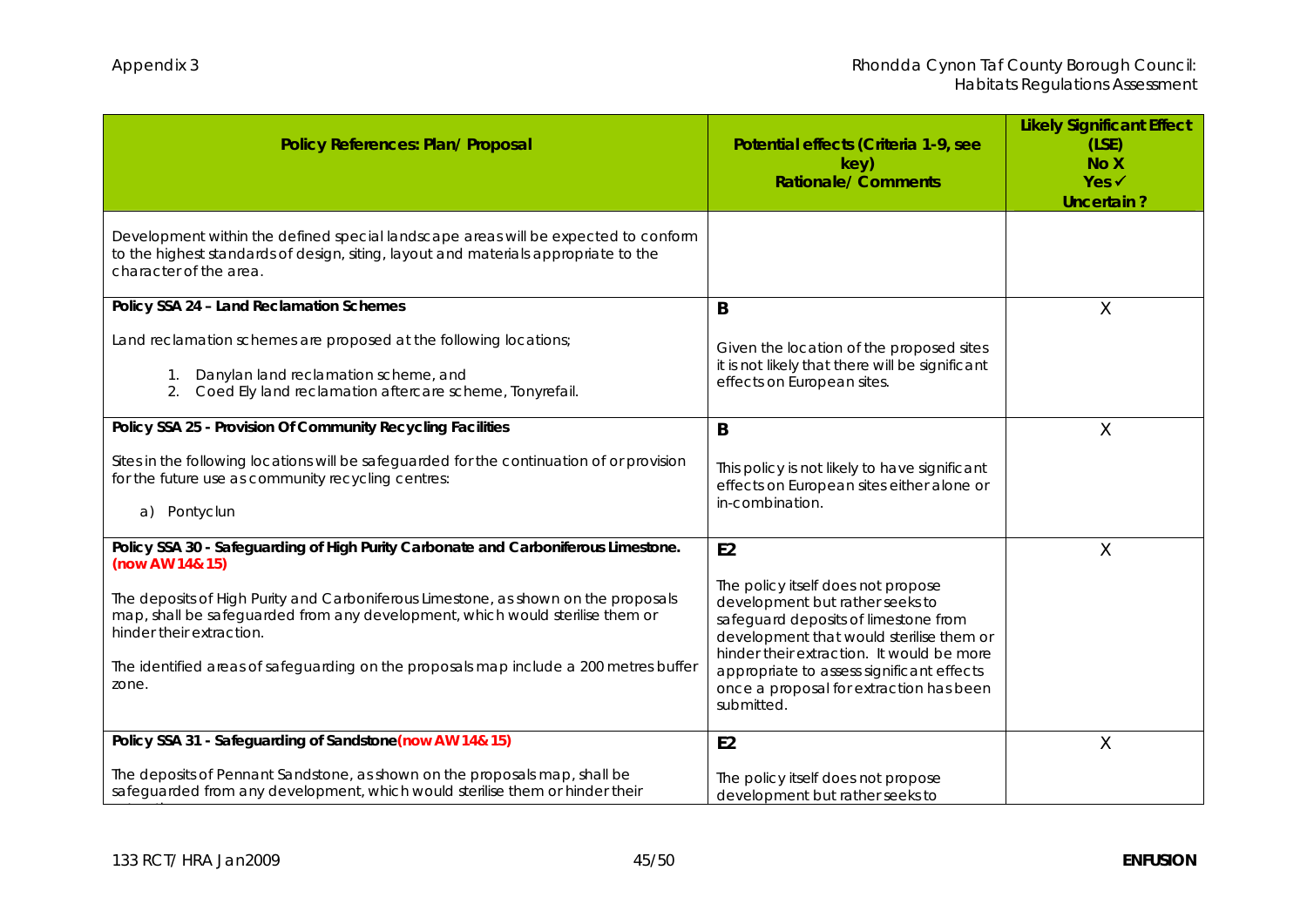| Policy References: Plan/ Proposal | Potential effects (Criteria 1-9, see key) Rationale/ Comments | Likely Significant Effect (LSE) No X Yes ✓ Uncertain ? |
|---|---|---|
| Development within the defined special landscape areas will be expected to conform to the highest standards of design, siting, layout and materials appropriate to the character of the area. | | |
| **Policy SSA 24 – Land Reclamation Schemes**<br><br>Land reclamation schemes are proposed at the following locations;<br><br>1. Danylan land reclamation scheme, and<br>2. Coed Ely land reclamation aftercare scheme, Tonyrefail. | **B**<br><br>Given the location of the proposed sites it is not likely that there will be significant effects on European sites. | X |
| **Policy SSA 25 - Provision Of Community Recycling Facilities**<br><br>Sites in the following locations will be safeguarded for the continuation of or provision for the future use as community recycling centres:<br><br>a) Pontyclun | **B**<br><br>This policy is not likely to have significant effects on European sites either alone or in-combination. | X |
| **Policy SSA 30 - Safeguarding of High Purity Carbonate and Carboniferous Limestone. (now AW 14& 15)**<br><br>The deposits of High Purity and Carboniferous Limestone, as shown on the proposals map, shall be safeguarded from any development, which would sterilise them or hinder their extraction.<br><br>The identified areas of safeguarding on the proposals map include a 200 metres buffer zone. | **E2**<br><br>The policy itself does not propose development but rather seeks to safeguard deposits of limestone from development that would sterilise them or hinder their extraction. It would be more appropriate to assess significant effects once a proposal for extraction has been submitted. | X |
| **Policy SSA 31 - Safeguarding of Sandstone (now AW 14& 15)**<br><br>The deposits of Pennant Sandstone, as shown on the proposals map, shall be safeguarded from any development, which would sterilise them or hinder their | **E2**<br><br>The policy itself does not propose development but rather seeks to | X |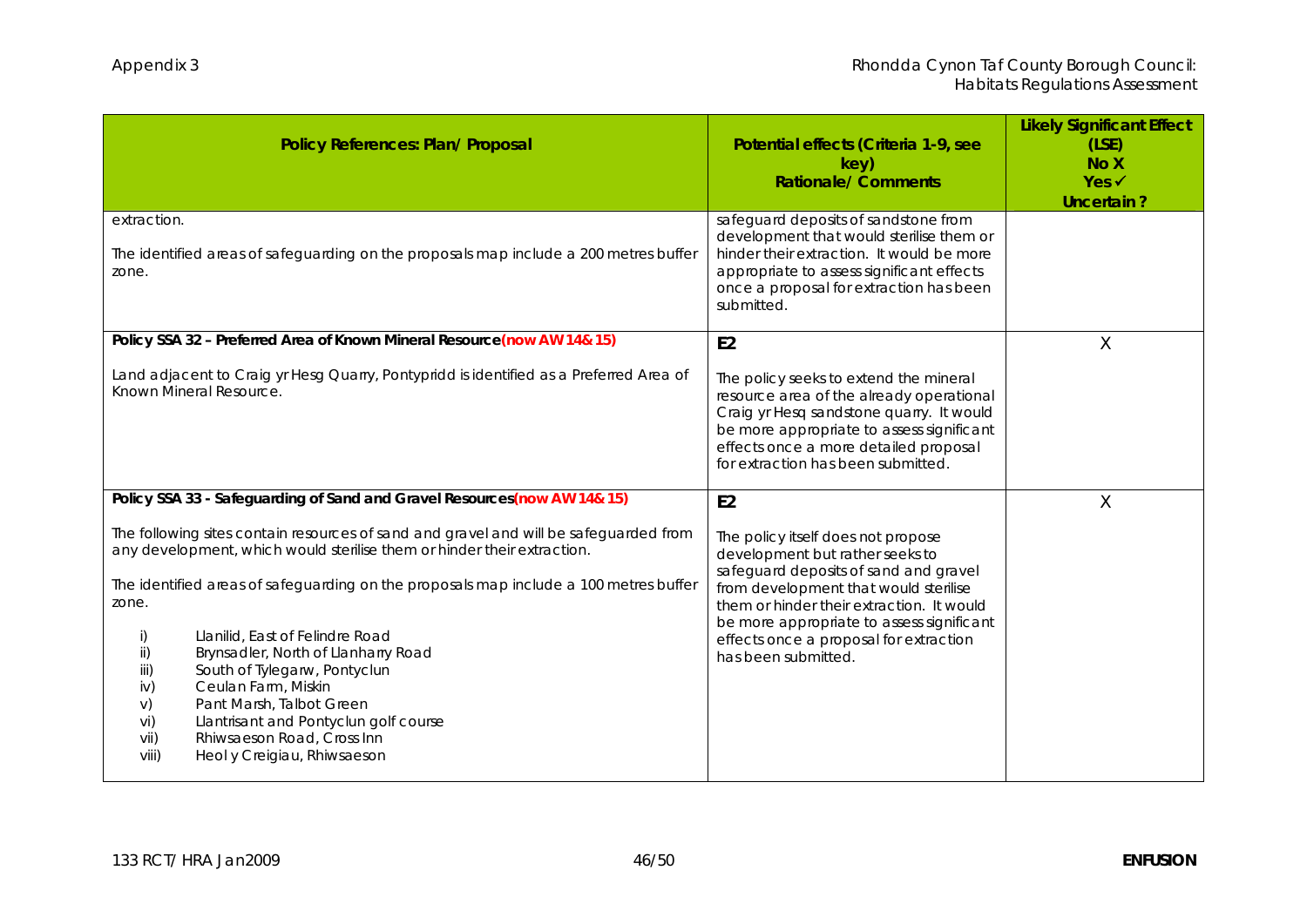| Policy References: Plan/ Proposal | Potential effects (Criteria 1-9, see key) Rationale/ Comments | Likely Significant Effect (LSE) No X Yes ✓ Uncertain ? |
|---|---|---|
| extraction.<br><br>The identified areas of safeguarding on the proposals map include a 200 metres buffer zone. | safeguard deposits of sandstone from development that would sterilise them or hinder their extraction. It would be more appropriate to assess significant effects once a proposal for extraction has been submitted. | |
| **Policy SSA 32 – Preferred Area of Known Mineral Resource (now AW 14& 15)**<br><br>Land adjacent to Craig yr Hesg Quarry, Pontypridd is identified as a Preferred Area of Known Mineral Resource. | **E2**<br><br>The policy seeks to extend the mineral resource area of the already operational Craig yr Hesq sandstone quarry. It would be more appropriate to assess significant effects once a more detailed proposal for extraction has been submitted. | X |
| **Policy SSA 33 - Safeguarding of Sand and Gravel Resources (now AW 14& 15)**<br><br>The following sites contain resources of sand and gravel and will be safeguarded from any development, which would sterilise them or hinder their extraction.<br><br>The identified areas of safeguarding on the proposals map include a 100 metres buffer zone.<br><br>i) Llanilid, East of Felindre Road<br>ii) Brynsadler, North of Llanharry Road<br>iii) South of Tylegarw, Pontyclun<br>iv) Ceulan Farm, Miskin<br>v) Pant Marsh, Talbot Green<br>vi) Llantrisant and Pontyclun golf course<br>vii) Rhiwsaeson Road, Cross Inn<br>viii) Heol y Creigiau, Rhiwsaeson | **E2**<br><br>The policy itself does not propose development but rather seeks to safeguard deposits of sand and gravel from development that would sterilise them or hinder their extraction. It would be more appropriate to assess significant effects once a proposal for extraction has been submitted. | X |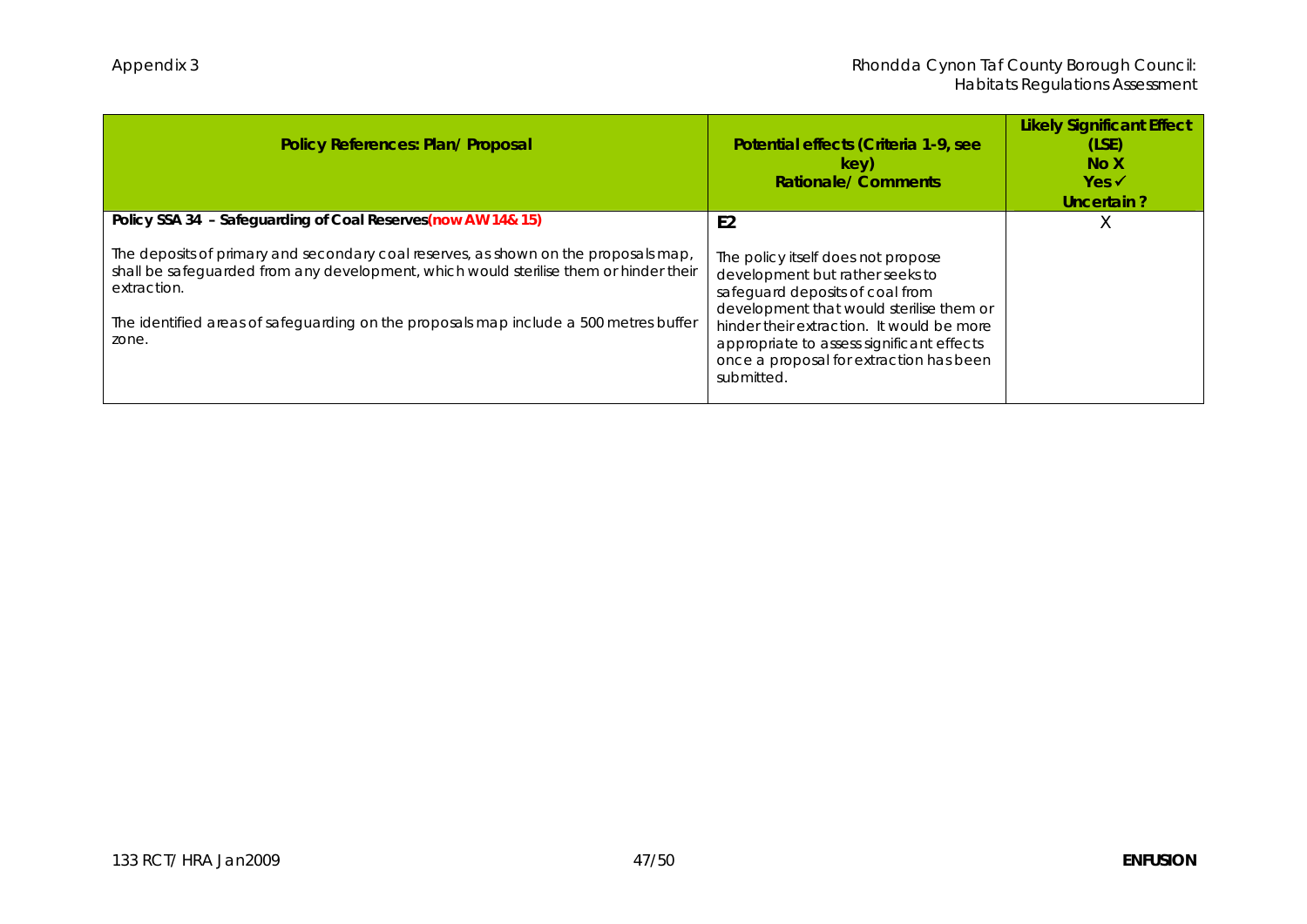| Policy References: Plan/ Proposal | Potential effects (Criteria 1-9, see key) Rationale/ Comments | Likely Significant Effect (LSE) No X Yes ✓ Uncertain ? |
|---|---|---|
| **Policy SSA 34 – Safeguarding of Coal Reserves (now AW 14& 15)**<br><br>The deposits of primary and secondary coal reserves, as shown on the proposals map, shall be safeguarded from any development, which would sterilise them or hinder their extraction.<br><br>The identified areas of safeguarding on the proposals map include a 500 metres buffer zone. | E2<br><br>The policy itself does not propose development but rather seeks to safeguard deposits of coal from development that would sterilise them or hinder their extraction. It would be more appropriate to assess significant effects once a proposal for extraction has been submitted. | X |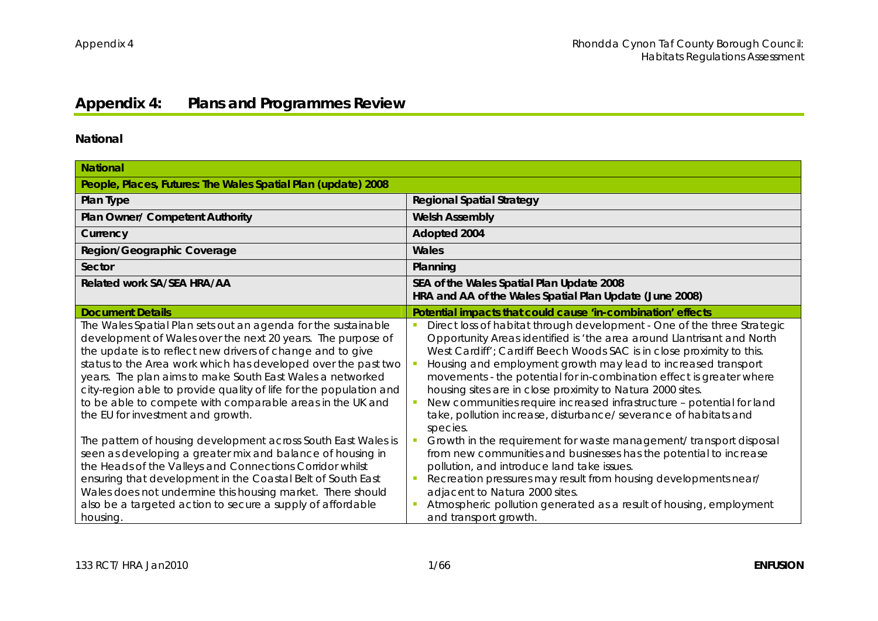## Appendix 4: Plans and Programmes Review

### National

| National | |
|---|---|
| **People, Places, Futures: The Wales Spatial Plan (update) 2008** | |
| **Plan Type** | **Regional Spatial Strategy** |
| **Plan Owner/ Competent Authority** | **Welsh Assembly** |
| **Currency** | **Adopted 2004** |
| **Region/Geographic Coverage** | **Wales** |
| **Sector** | **Planning** |
| **Related work SA/SEA HRA/AA** | **SEA of the Wales Spatial Plan Update 2008**<br>**HRA and AA of the Wales Spatial Plan Update (June 2008)** |
| **Document Details** | **Potential impacts that could cause 'in-combination' effects** |
| The Wales Spatial Plan sets out an agenda for the sustainable development of Wales over the next 20 years. The purpose of the update is to reflect new drivers of change and to give status to the Area work which has developed over the past two years. The plan aims to make South East Wales a networked city-region able to provide quality of life for the population and to be able to compete with comparable areas in the UK and the EU for investment and growth.<br><br>The pattern of housing development across South East Wales is seen as developing a greater mix and balance of housing in the Heads of the Valleys and Connections Corridor whilst ensuring that development in the Coastal Belt of South East Wales does not undermine this housing market. There should also be a targeted action to secure a supply of affordable housing. | - Direct loss of habitat through development - One of the three Strategic Opportunity Areas identified is 'the area around Llantrisant and North West Cardiff'; Cardiff Beech Woods SAC is in close proximity to this.<br>- Housing and employment growth may lead to increased transport movements - the potential for in-combination effect is greater where housing sites are in close proximity to Natura 2000 sites.<br>- New communities require increased infrastructure – potential for land take, pollution increase, disturbance/ severance of habitats and species.<br>- Growth in the requirement for waste management/ transport disposal from new communities and businesses has the potential to increase pollution, and introduce land take issues.<br>- Recreation pressures may result from housing developments near/ adjacent to Natura 2000 sites.<br>- Atmospheric pollution generated as a result of housing, employment and transport growth. |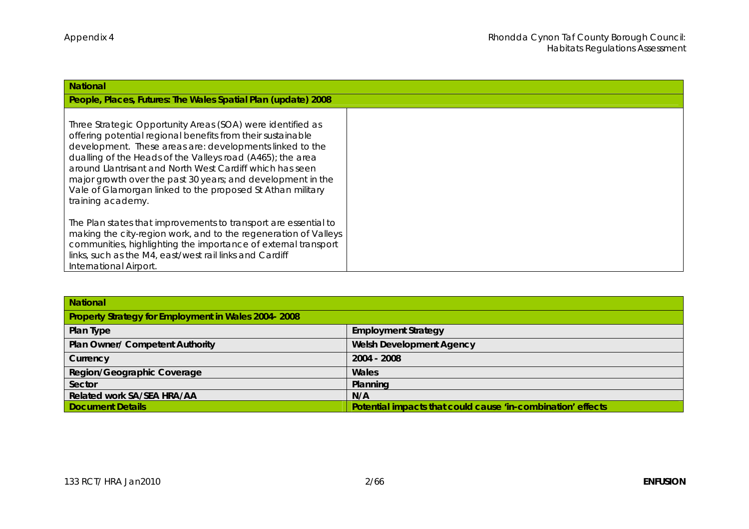| National | |
|---|---|
| People, Places, Futures: The Wales Spatial Plan (update) 2008 | |
| Three Strategic Opportunity Areas (SOA) were identified as offering potential regional benefits from their sustainable development. These areas are: developments linked to the dualling of the Heads of the Valleys road (A465); the area around Llantrisant and North West Cardiff which has seen major growth over the past 30 years; and development in the Vale of Glamorgan linked to the proposed St Athan military training academy.<br><br>The Plan states that improvements to transport are essential to making the city-region work, and to the regeneration of Valleys communities, highlighting the importance of external transport links, such as the M4, east/west rail links and Cardiff International Airport. | |

| National | |
|---|---|
| Property Strategy for Employment in Wales 2004- 2008 | |
| Plan Type | Employment Strategy |
| Plan Owner/ Competent Authority | Welsh Development Agency |
| Currency | 2004 - 2008 |
| Region/Geographic Coverage | Wales |
| Sector | Planning |
| Related work SA/SEA HRA/AA | N/A |
| Document Details | Potential impacts that could cause 'in-combination' effects |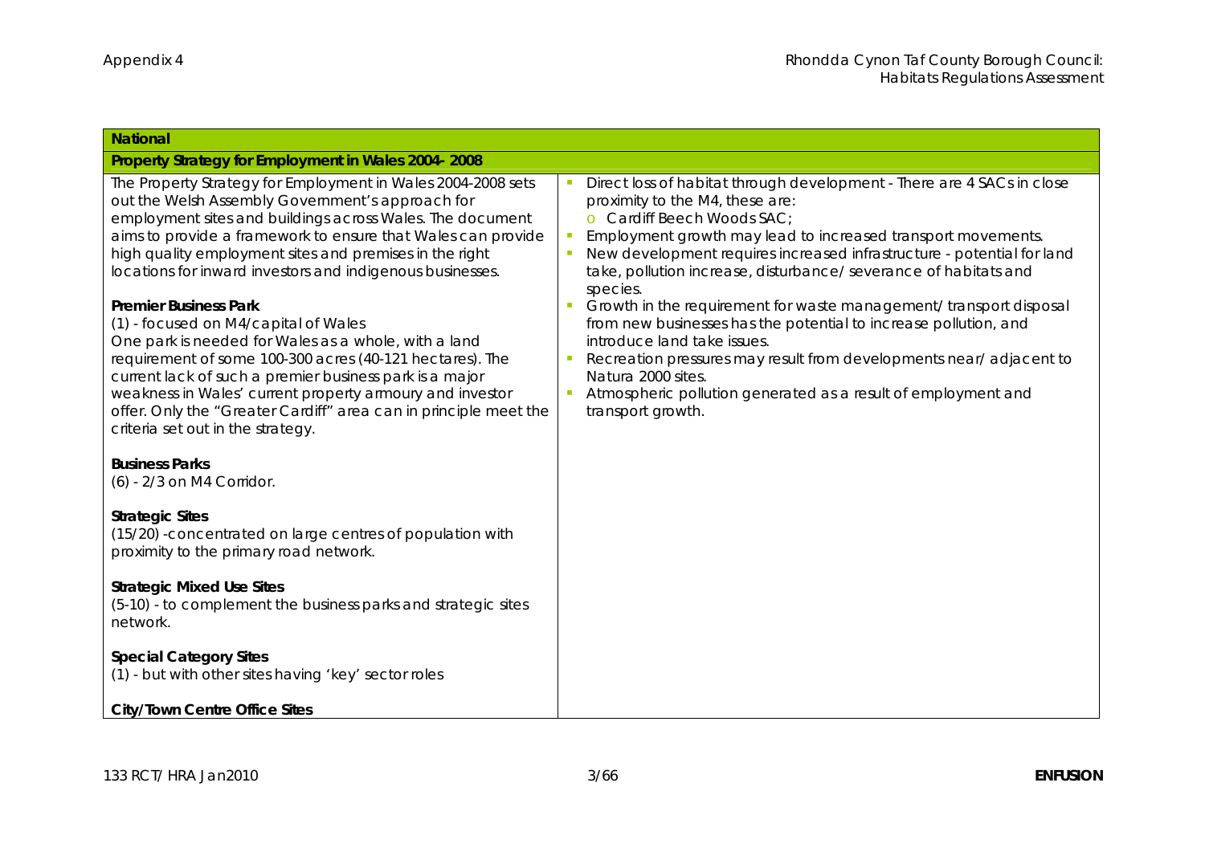| National | |
|---|---|
| **Property Strategy for Employment in Wales 2004- 2008** | |
| The Property Strategy for Employment in Wales 2004-2008 sets out the Welsh Assembly Government's approach for employment sites and buildings across Wales. The document aims to provide a framework to ensure that Wales can provide high quality employment sites and premises in the right locations for inward investors and indigenous businesses.<br><br>**Premier Business Park**<br>(1) - focused on M4/capital of Wales<br>One park is needed for Wales as a whole, with a land requirement of some 100-300 acres (40-121 hectares). The current lack of such a premier business park is a major weakness in Wales' current property armoury and investor offer. Only the "Greater Cardiff" area can in principle meet the criteria set out in the strategy.<br><br>**Business Parks**<br>(6) - 2/3 on M4 Corridor.<br><br>**Strategic Sites**<br>(15/20) -concentrated on large centres of population with proximity to the primary road network.<br><br>**Strategic Mixed Use Sites**<br>(5-10) - to complement the business parks and strategic sites network.<br><br>**Special Category Sites**<br>(1) - but with other sites having 'key' sector roles<br><br>**City/Town Centre Office Sites** | ▪ Direct loss of habitat through development - There are 4 SACs in close proximity to the M4, these are:<br>o Cardiff Beech Woods SAC;<br>▪ Employment growth may lead to increased transport movements.<br>▪ New development requires increased infrastructure - potential for land take, pollution increase, disturbance/ severance of habitats and species.<br>▪ Growth in the requirement for waste management/ transport disposal from new businesses has the potential to increase pollution, and introduce land take issues.<br>▪ Recreation pressures may result from developments near/ adjacent to Natura 2000 sites.<br>▪ Atmospheric pollution generated as a result of employment and transport growth. |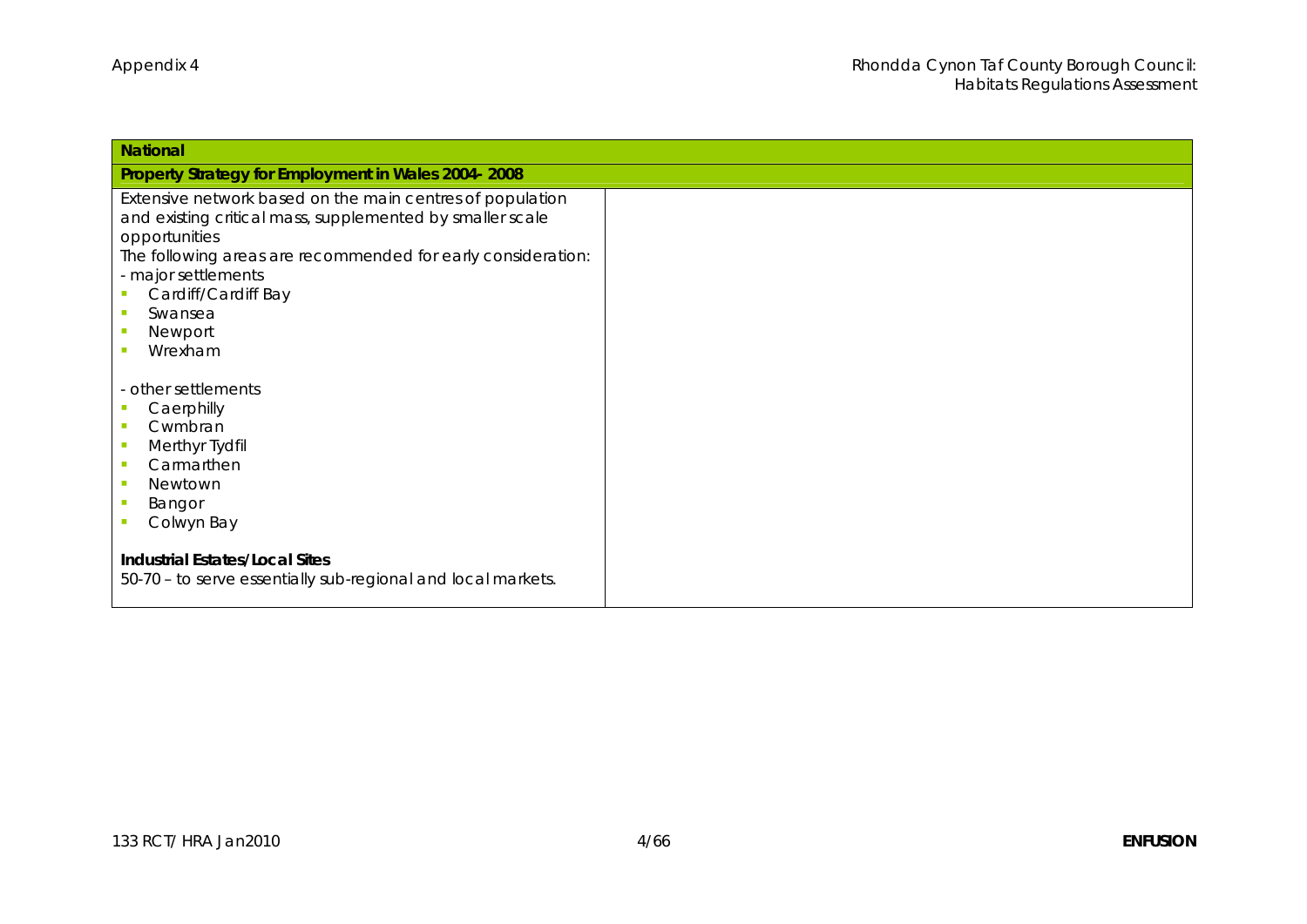| National | |
|---|---|
| **Property Strategy for Employment in Wales 2004- 2008** | |
| Extensive network based on the main centres of population and existing critical mass, supplemented by smaller scale opportunities<br>The following areas are recommended for early consideration:<br>- major settlements<br>▪ Cardiff/Cardiff Bay<br>▪ Swansea<br>▪ Newport<br>▪ Wrexham<br><br>- other settlements<br>▪ Caerphilly<br>▪ Cwmbran<br>▪ Merthyr Tydfil<br>▪ Carmarthen<br>▪ Newtown<br>▪ Bangor<br>▪ Colwyn Bay<br><br>**Industrial Estates/Local Sites**<br>50-70 – to serve essentially sub-regional and local markets. | |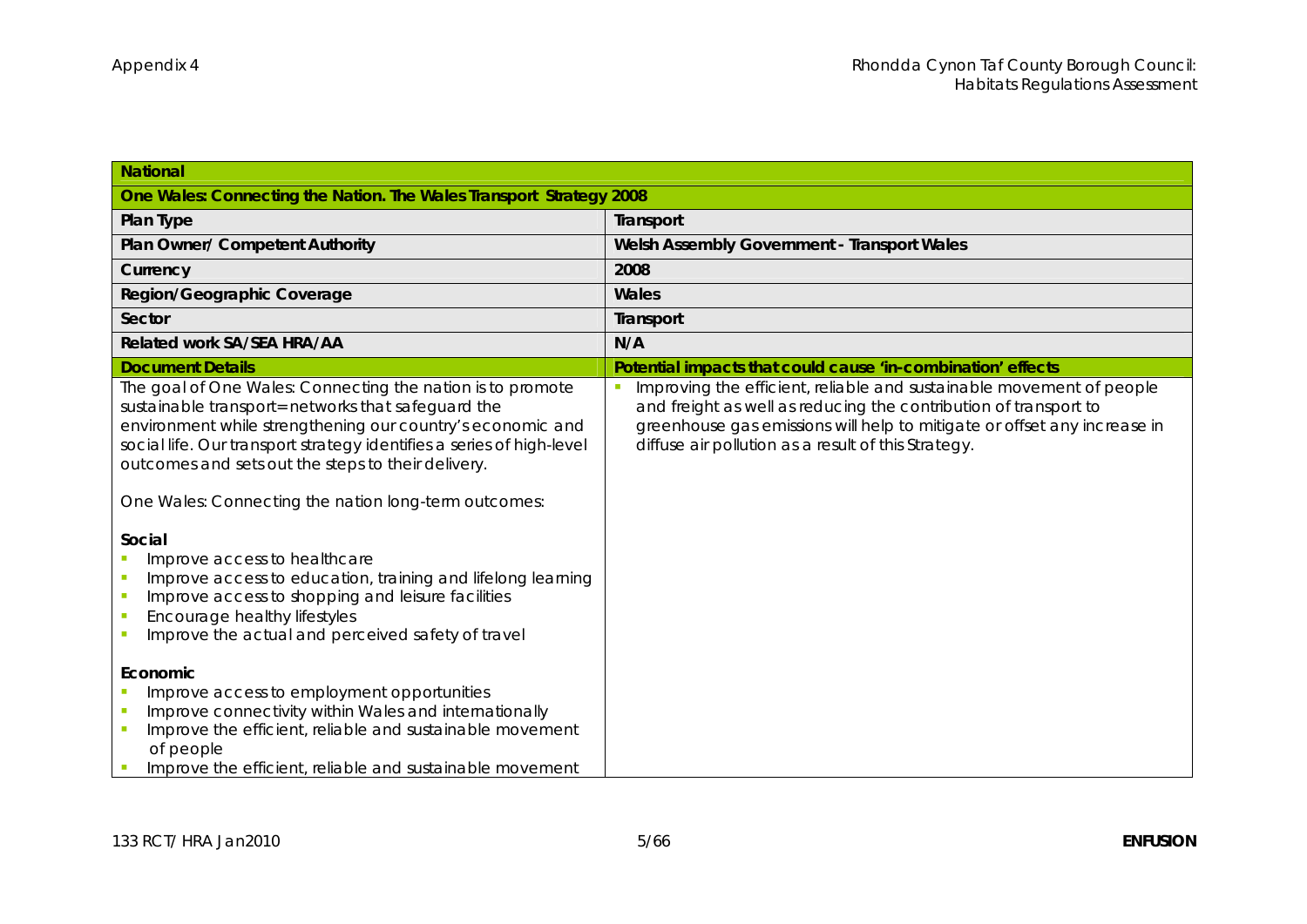| National | |
|---|---|
| **One Wales: Connecting the Nation. The Wales Transport Strategy 2008** | |
| **Plan Type** | **Transport** |
| **Plan Owner/ Competent Authority** | **Welsh Assembly Government - Transport Wales** |
| **Currency** | **2008** |
| **Region/Geographic Coverage** | **Wales** |
| **Sector** | **Transport** |
| **Related work SA/SEA HRA/AA** | **N/A** |
| **Document Details** | **Potential impacts that could cause 'in-combination' effects** |
| The goal of One Wales: Connecting the nation is to promote sustainable transport=networks that safeguard the environment while strengthening our country's economic and social life. Our transport strategy identifies a series of high-level outcomes and sets out the steps to their delivery.<br><br>One Wales: Connecting the nation long-term outcomes:<br><br>**Social**<br>▪ Improve access to healthcare<br>▪ Improve access to education, training and lifelong learning<br>▪ Improve access to shopping and leisure facilities<br>▪ Encourage healthy lifestyles<br>▪ Improve the actual and perceived safety of travel<br><br>**Economic**<br>▪ Improve access to employment opportunities<br>▪ Improve connectivity within Wales and internationally<br>▪ Improve the efficient, reliable and sustainable movement of people<br>▪ Improve the efficient, reliable and sustainable movement | ▪ Improving the efficient, reliable and sustainable movement of people and freight as well as reducing the contribution of transport to greenhouse gas emissions will help to mitigate or offset any increase in diffuse air pollution as a result of this Strategy. |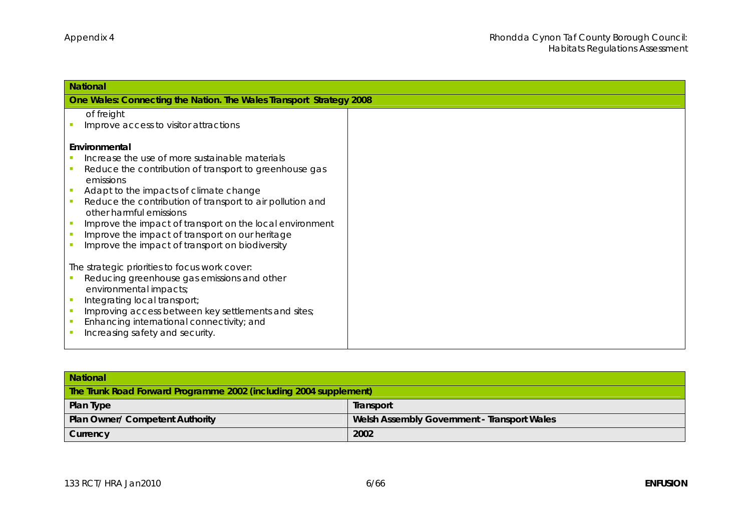| National | |
|---|---|
| **One Wales: Connecting the Nation. The Wales Transport Strategy 2008** | |
| of freight<br>▪ Improve access to visitor attractions<br><br>**Environmental**<br>▪ Increase the use of more sustainable materials<br>▪ Reduce the contribution of transport to greenhouse gas emissions<br>▪ Adapt to the impacts of climate change<br>▪ Reduce the contribution of transport to air pollution and other harmful emissions<br>▪ Improve the impact of transport on the local environment<br>▪ Improve the impact of transport on our heritage<br>▪ Improve the impact of transport on biodiversity<br><br>The strategic priorities to focus work cover:<br>▪ Reducing greenhouse gas emissions and other environmental impacts;<br>▪ Integrating local transport;<br>▪ Improving access between key settlements and sites;<br>▪ Enhancing international connectivity; and<br>▪ Increasing safety and security. | |

| National | |
|---|---|
| **The Trunk Road Forward Programme 2002 (including 2004 supplement)** | |
| **Plan Type** | **Transport** |
| **Plan Owner/ Competent Authority** | **Welsh Assembly Government - Transport Wales** |
| **Currency** | **2002** |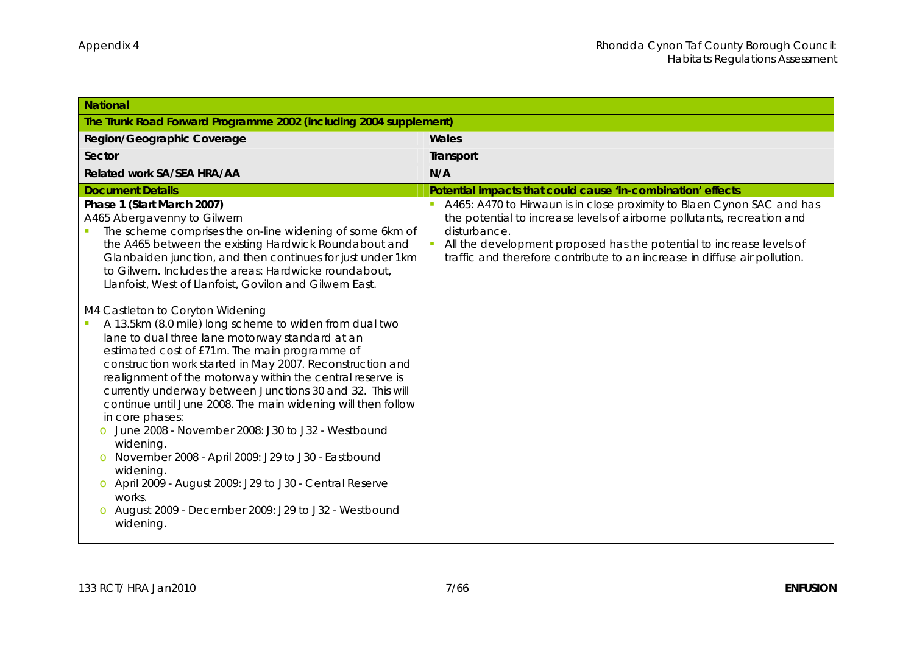| National | |
|---|---|
| **The Trunk Road Forward Programme 2002 (including 2004 supplement)** | |
| **Region/Geographic Coverage** | **Wales** |
| **Sector** | **Transport** |
| **Related work SA/SEA HRA/AA** | **N/A** |
| **Document Details** | **Potential impacts that could cause 'in-combination' effects** |
| **Phase 1 (Start March 2007)**<br>A465 Abergavenny to Gilwern<br>- The scheme comprises the on-line widening of some 6km of the A465 between the existing Hardwick Roundabout and Glanbaiden junction, and then continues for just under 1km to Gilwern. Includes the areas: Hardwicke roundabout, Llanfoist, West of Llanfoist, Govilon and Gilwern East.<br><br>M4 Castleton to Coryton Widening<br>- A 13.5km (8.0 mile) long scheme to widen from dual two lane to dual three lane motorway standard at an estimated cost of £71m. The main programme of construction work started in May 2007. Reconstruction and realignment of the motorway within the central reserve is currently underway between Junctions 30 and 32. This will continue until June 2008. The main widening will then follow in core phases:<br>  - June 2008 - November 2008: J30 to J32 - Westbound widening.<br>  - November 2008 - April 2009: J29 to J30 - Eastbound widening.<br>  - April 2009 - August 2009: J29 to J30 - Central Reserve works.<br>  - August 2009 - December 2009: J29 to J32 - Westbound widening. | - A465: A470 to Hirwaun is in close proximity to Blaen Cynon SAC and has the potential to increase levels of airborne pollutants, recreation and disturbance.<br>- All the development proposed has the potential to increase levels of traffic and therefore contribute to an increase in diffuse air pollution. |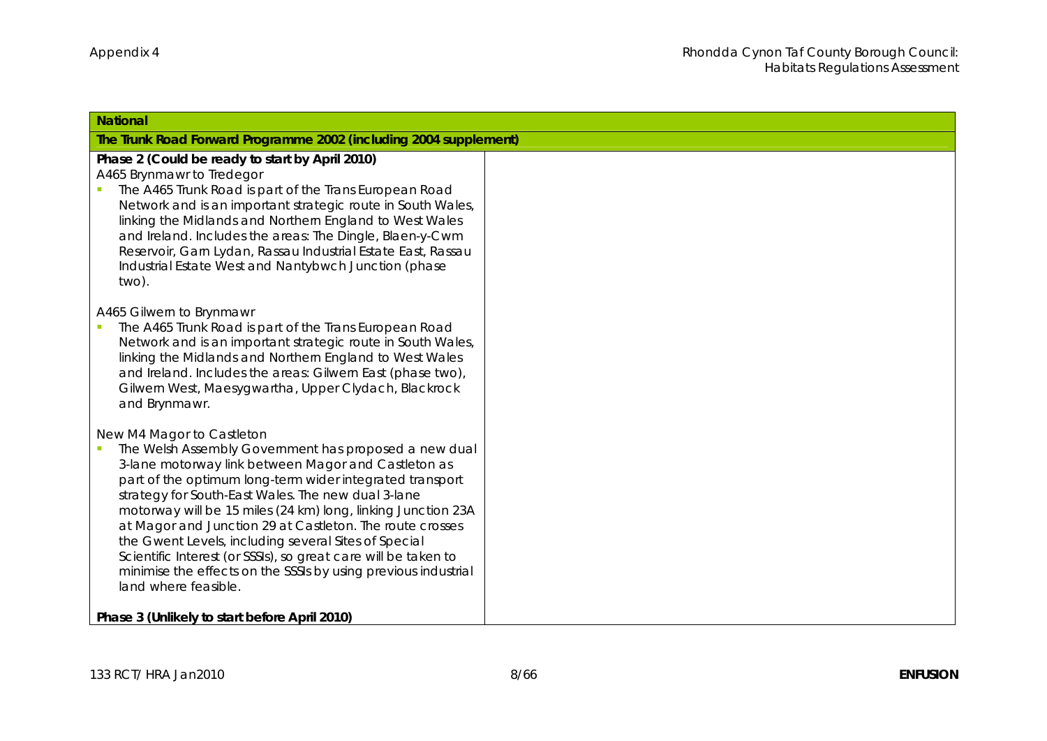| National | |
|---|---|
| **The Trunk Road Forward Programme 2002 (including 2004 supplement)** | |
| **Phase 2 (Could be ready to start by April 2010)**<br>A465 Brynmawr to Tredegor<br>- The A465 Trunk Road is part of the Trans European Road Network and is an important strategic route in South Wales, linking the Midlands and Northern England to West Wales and Ireland. Includes the areas: The Dingle, Blaen-y-Cwm Reservoir, Garn Lydan, Rassau Industrial Estate East, Rassau Industrial Estate West and Nantybwch Junction (phase two).<br><br>A465 Gilwern to Brynmawr<br>- The A465 Trunk Road is part of the Trans European Road Network and is an important strategic route in South Wales, linking the Midlands and Northern England to West Wales and Ireland. Includes the areas: Gilwern East (phase two), Gilwern West, Maesygwartha, Upper Clydach, Blackrock and Brynmawr.<br><br>New M4 Magor to Castleton<br>- The Welsh Assembly Government has proposed a new dual 3-lane motorway link between Magor and Castleton as part of the optimum long-term wider integrated transport strategy for South-East Wales. The new dual 3-lane motorway will be 15 miles (24 km) long, linking Junction 23A at Magor and Junction 29 at Castleton. The route crosses the Gwent Levels, including several Sites of Special Scientific Interest (or SSSIs), so great care will be taken to minimise the effects on the SSSIs by using previous industrial land where feasible.<br><br>**Phase 3 (Unlikely to start before April 2010)** | |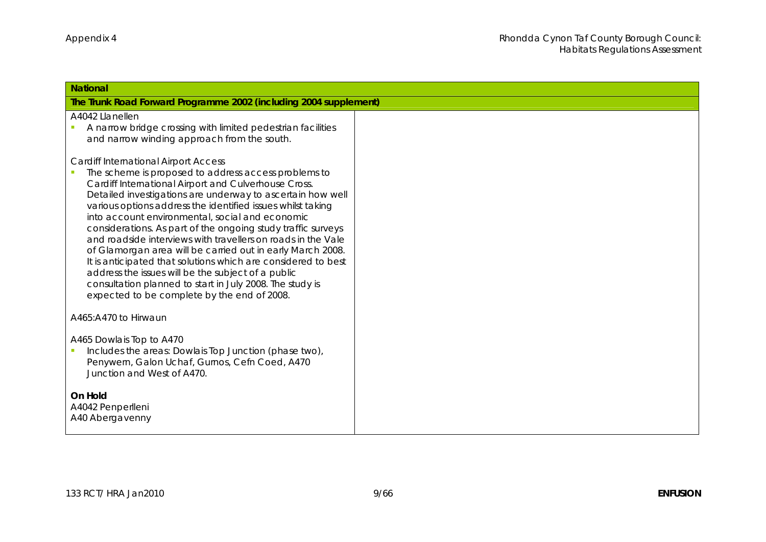| National | |
|---|---|
| **The Trunk Road Forward Programme 2002 (including 2004 supplement)** | |
| A4042 Llanellen<br>▪ A narrow bridge crossing with limited pedestrian facilities and narrow winding approach from the south.<br><br>Cardiff International Airport Access<br>▪ The scheme is proposed to address access problems to Cardiff International Airport and Culverhouse Cross. Detailed investigations are underway to ascertain how well various options address the identified issues whilst taking into account environmental, social and economic considerations. As part of the ongoing study traffic surveys and roadside interviews with travellers on roads in the Vale of Glamorgan area will be carried out in early March 2008. It is anticipated that solutions which are considered to best address the issues will be the subject of a public consultation planned to start in July 2008. The study is expected to be complete by the end of 2008.<br><br>A465:A470 to Hirwaun<br><br>A465 Dowlais Top to A470<br>▪ Includes the areas: Dowlais Top Junction (phase two), Penywern, Galon Uchaf, Gurnos, Cefn Coed, A470 Junction and West of A470.<br><br>**On Hold**<br>A4042 Penperlleni<br>A40 Abergavenny | |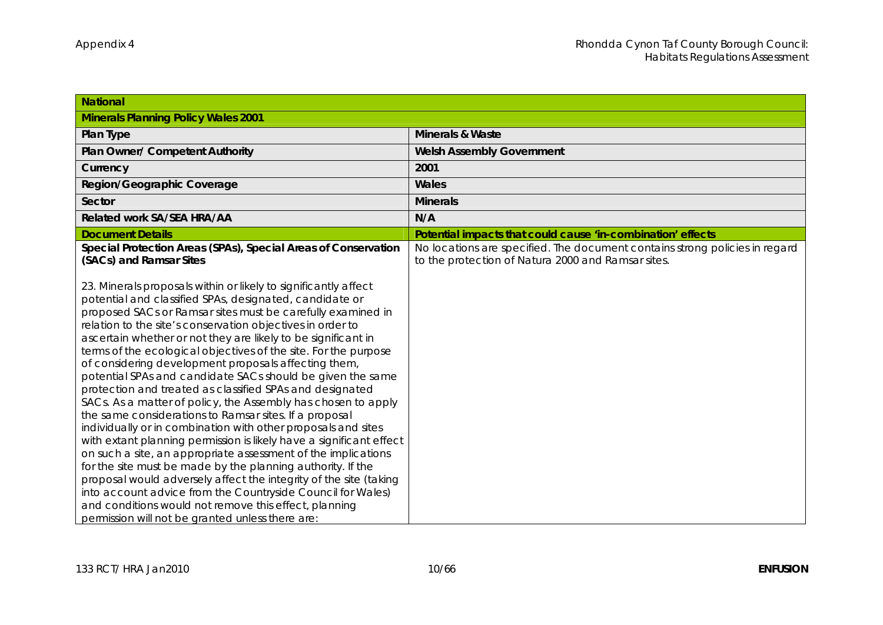| National | |
|---|---|
| **Minerals Planning Policy Wales 2001** | |
| **Plan Type** | **Minerals & Waste** |
| **Plan Owner/ Competent Authority** | **Welsh Assembly Government** |
| **Currency** | **2001** |
| **Region/Geographic Coverage** | **Wales** |
| **Sector** | **Minerals** |
| **Related work SA/SEA HRA/AA** | **N/A** |
| **Document Details** | **Potential impacts that could cause 'in-combination' effects** |
| **Special Protection Areas (SPAs), Special Areas of Conservation (SACs) and Ramsar Sites**<br><br>23. Minerals proposals within or likely to significantly affect potential and classified SPAs, designated, candidate or proposed SACs or Ramsar sites must be carefully examined in relation to the site's conservation objectives in order to ascertain whether or not they are likely to be significant in terms of the ecological objectives of the site. For the purpose of considering development proposals affecting them, potential SPAs and candidate SACs should be given the same protection and treated as classified SPAs and designated SACs. As a matter of policy, the Assembly has chosen to apply the same considerations to Ramsar sites. If a proposal individually or in combination with other proposals and sites with extant planning permission is likely have a significant effect on such a site, an appropriate assessment of the implications for the site must be made by the planning authority. If the proposal would adversely affect the integrity of the site (taking into account advice from the Countryside Council for Wales) and conditions would not remove this effect, planning permission will not be granted unless there are: | No locations are specified. The document contains strong policies in regard to the protection of Natura 2000 and Ramsar sites. |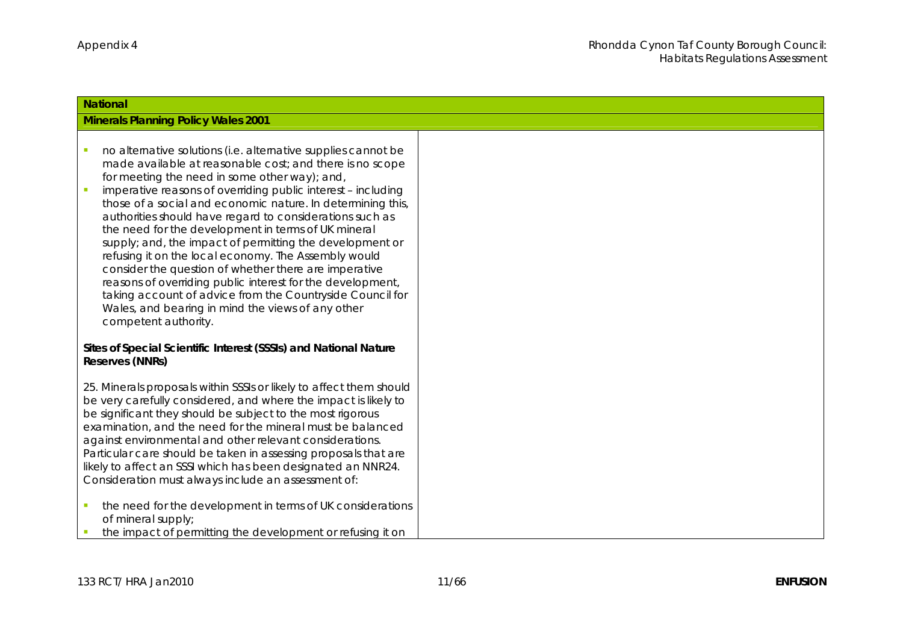| National | |
|---|---|
| **Minerals Planning Policy Wales 2001** | |
| - no alternative solutions (i.e. alternative supplies cannot be made available at reasonable cost; and there is no scope for meeting the need in some other way); and,<br>- imperative reasons of overriding public interest – including those of a social and economic nature. In determining this, authorities should have regard to considerations such as the need for the development in terms of UK mineral supply; and, the impact of permitting the development or refusing it on the local economy. The Assembly would consider the question of whether there are imperative reasons of overriding public interest for the development, taking account of advice from the Countryside Council for Wales, and bearing in mind the views of any other competent authority.<br><br>**Sites of Special Scientific Interest (SSSIs) and National Nature Reserves (NNRs)**<br><br>25. Minerals proposals within SSSIs or likely to affect them should be very carefully considered, and where the impact is likely to be significant they should be subject to the most rigorous examination, and the need for the mineral must be balanced against environmental and other relevant considerations. Particular care should be taken in assessing proposals that are likely to affect an SSSI which has been designated an NNR24. Consideration must always include an assessment of:<br><br>- the need for the development in terms of UK considerations of mineral supply;<br>- the impact of permitting the development or refusing it on | |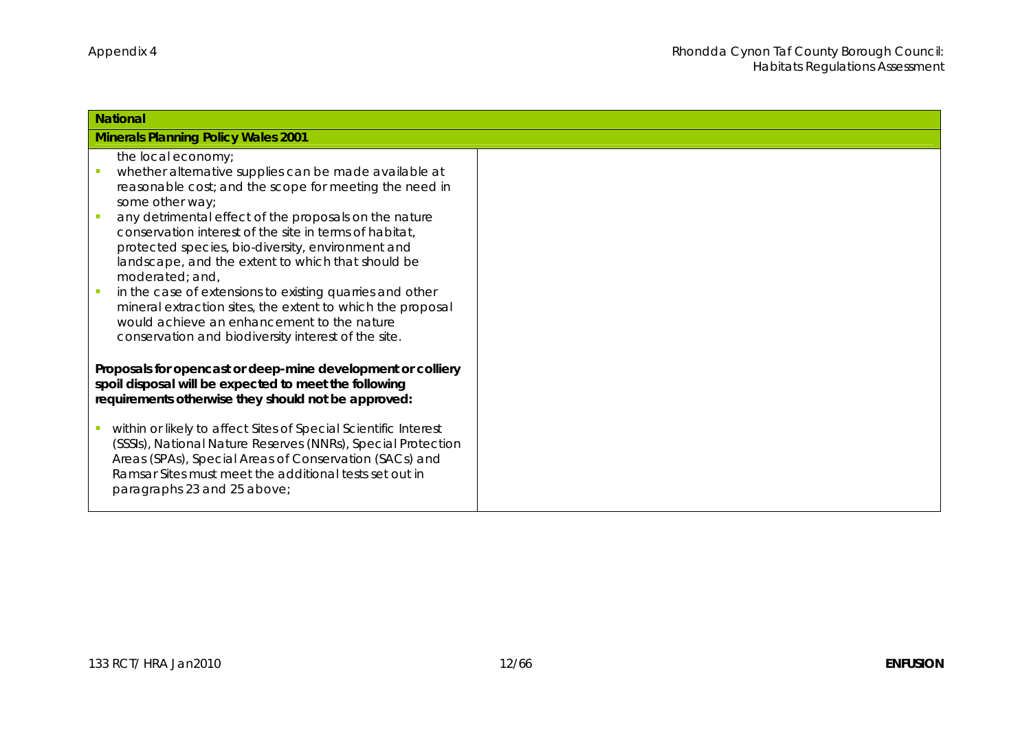| National | |
|---|---|
| **Minerals Planning Policy Wales 2001** | |
| the local economy;<br>- whether alternative supplies can be made available at reasonable cost; and the scope for meeting the need in some other way;<br>- any detrimental effect of the proposals on the nature conservation interest of the site in terms of habitat, protected species, bio-diversity, environment and landscape, and the extent to which that should be moderated; and,<br>- in the case of extensions to existing quarries and other mineral extraction sites, the extent to which the proposal would achieve an enhancement to the nature conservation and biodiversity interest of the site.<br><br>**Proposals for opencast or deep-mine development or colliery spoil disposal will be expected to meet the following requirements otherwise they should not be approved:**<br><br>- within or likely to affect Sites of Special Scientific Interest (SSSIs), National Nature Reserves (NNRs), Special Protection Areas (SPAs), Special Areas of Conservation (SACs) and Ramsar Sites must meet the additional tests set out in paragraphs 23 and 25 above; | |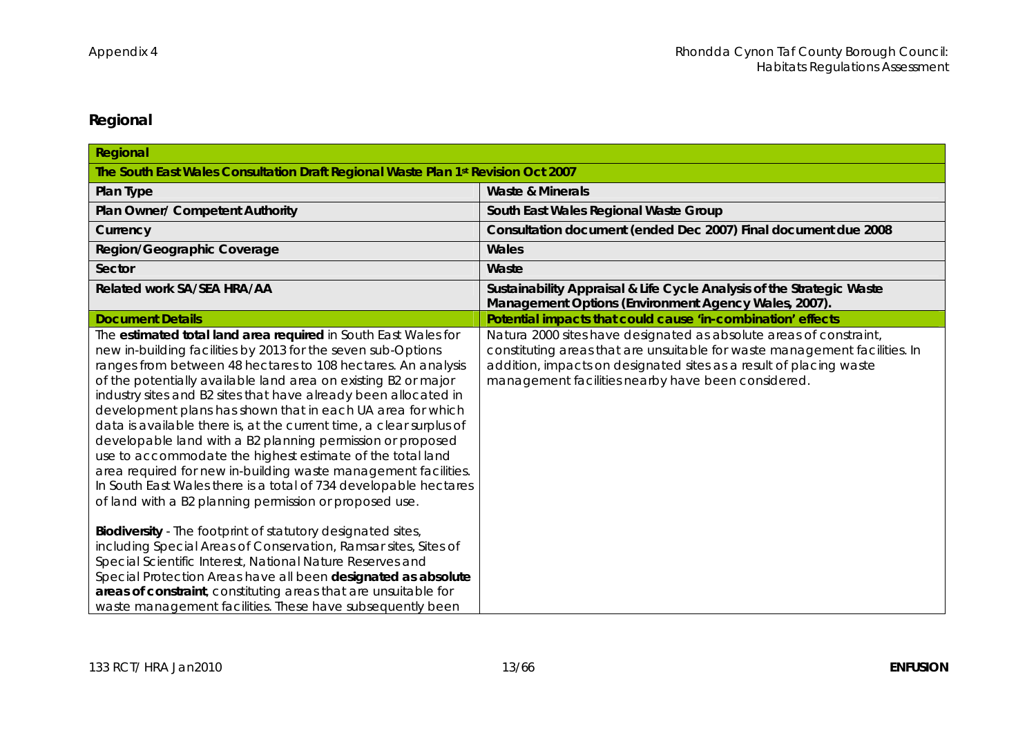## Regional

| Regional | |
|---|---|
| **The South East Wales Consultation Draft Regional Waste Plan 1st Revision Oct 2007** | |
| **Plan Type** | **Waste & Minerals** |
| **Plan Owner/ Competent Authority** | **South East Wales Regional Waste Group** |
| **Currency** | **Consultation document (ended Dec 2007) Final document due 2008** |
| **Region/Geographic Coverage** | **Wales** |
| **Sector** | **Waste** |
| **Related work SA/SEA HRA/AA** | **Sustainability Appraisal & Life Cycle Analysis of the Strategic Waste Management Options (Environment Agency Wales, 2007).** |
| **Document Details** | **Potential impacts that could cause 'in-combination' effects** |
| The **estimated total land area required** in South East Wales for new in-building facilities by 2013 for the seven sub-Options ranges from between 48 hectares to 108 hectares. An analysis of the potentially available land area on existing B2 or major industry sites and B2 sites that have already been allocated in development plans has shown that in each UA area for which data is available there is, at the current time, a clear surplus of developable land with a B2 planning permission or proposed use to accommodate the highest estimate of the total land area required for new in-building waste management facilities. In South East Wales there is a total of 734 developable hectares of land with a B2 planning permission or proposed use.<br><br>**Biodiversity** - The footprint of statutory designated sites, including Special Areas of Conservation, Ramsar sites, Sites of Special Scientific Interest, National Nature Reserves and Special Protection Areas have all been **designated as absolute areas of constraint**, constituting areas that are unsuitable for waste management facilities. These have subsequently been | Natura 2000 sites have designated as absolute areas of constraint, constituting areas that are unsuitable for waste management facilities. In addition, impacts on designated sites as a result of placing waste management facilities nearby have been considered. |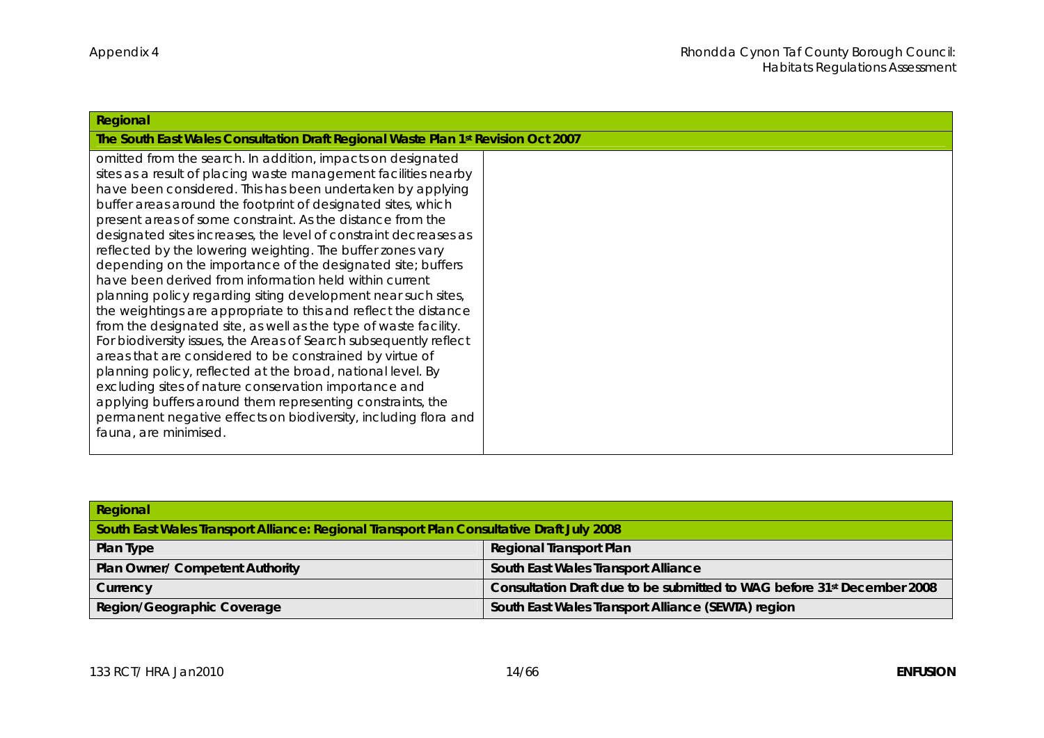| Regional | |
|---|---|
| **The South East Wales Consultation Draft Regional Waste Plan 1st Revision Oct 2007** | |
| omitted from the search. In addition, impacts on designated sites as a result of placing waste management facilities nearby have been considered. This has been undertaken by applying buffer areas around the footprint of designated sites, which present areas of some constraint. As the distance from the designated sites increases, the level of constraint decreases as reflected by the lowering weighting. The buffer zones vary depending on the importance of the designated site; buffers have been derived from information held within current planning policy regarding siting development near such sites, the weightings are appropriate to this and reflect the distance from the designated site, as well as the type of waste facility. For biodiversity issues, the Areas of Search subsequently reflect areas that are considered to be constrained by virtue of planning policy, reflected at the broad, national level. By excluding sites of nature conservation importance and applying buffers around them representing constraints, the permanent negative effects on biodiversity, including flora and fauna, are minimised. | |

| Regional | |
|---|---|
| **South East Wales Transport Alliance: Regional Transport Plan Consultative Draft July 2008** | |
| **Plan Type** | **Regional Transport Plan** |
| **Plan Owner/ Competent Authority** | **South East Wales Transport Alliance** |
| **Currency** | **Consultation Draft due to be submitted to WAG before 31st December 2008** |
| **Region/Geographic Coverage** | **South East Wales Transport Alliance (SEWTA) region** |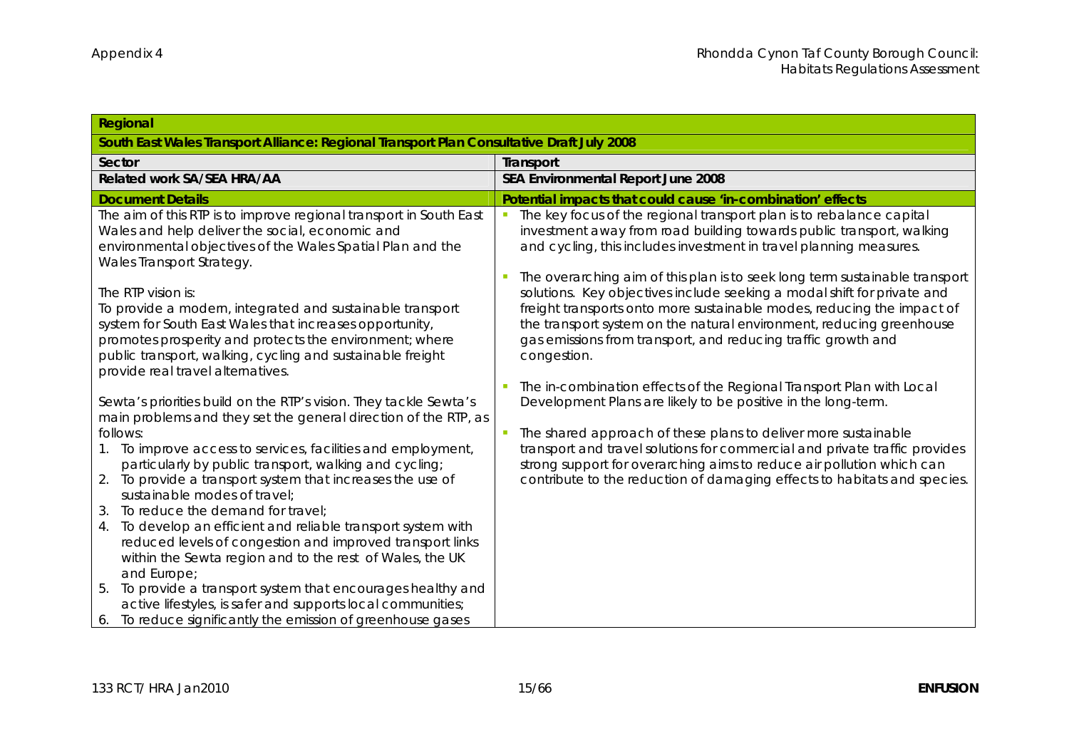| Regional | |
|---|---|
| **South East Wales Transport Alliance: Regional Transport Plan Consultative Draft July 2008** | |
| **Sector** | **Transport** |
| **Related work SA/SEA HRA/AA** | **SEA Environmental Report June 2008** |
| **Document Details** | **Potential impacts that could cause 'in-combination' effects** |
| The aim of this RTP is to improve regional transport in South East Wales and help deliver the social, economic and environmental objectives of the Wales Spatial Plan and the Wales Transport Strategy.<br><br>The RTP vision is:<br>To provide a modern, integrated and sustainable transport system for South East Wales that increases opportunity, promotes prosperity and protects the environment; where public transport, walking, cycling and sustainable freight provide real travel alternatives.<br><br>Sewta's priorities build on the RTP's vision. They tackle Sewta's main problems and they set the general direction of the RTP, as follows:<br>1. To improve access to services, facilities and employment, particularly by public transport, walking and cycling;<br>2. To provide a transport system that increases the use of sustainable modes of travel;<br>3. To reduce the demand for travel;<br>4. To develop an efficient and reliable transport system with reduced levels of congestion and improved transport links within the Sewta region and to the rest of Wales, the UK and Europe;<br>5. To provide a transport system that encourages healthy and active lifestyles, is safer and supports local communities;<br>6. To reduce significantly the emission of greenhouse gases | ▪ The key focus of the regional transport plan is to rebalance capital investment away from road building towards public transport, walking and cycling, this includes investment in travel planning measures.<br><br>▪ The overarching aim of this plan is to seek long term sustainable transport solutions. Key objectives include seeking a modal shift for private and freight transports onto more sustainable modes, reducing the impact of the transport system on the natural environment, reducing greenhouse gas emissions from transport, and reducing traffic growth and congestion.<br><br>▪ The in-combination effects of the Regional Transport Plan with Local Development Plans are likely to be positive in the long-term.<br><br>▪ The shared approach of these plans to deliver more sustainable transport and travel solutions for commercial and private traffic provides strong support for overarching aims to reduce air pollution which can contribute to the reduction of damaging effects to habitats and species. |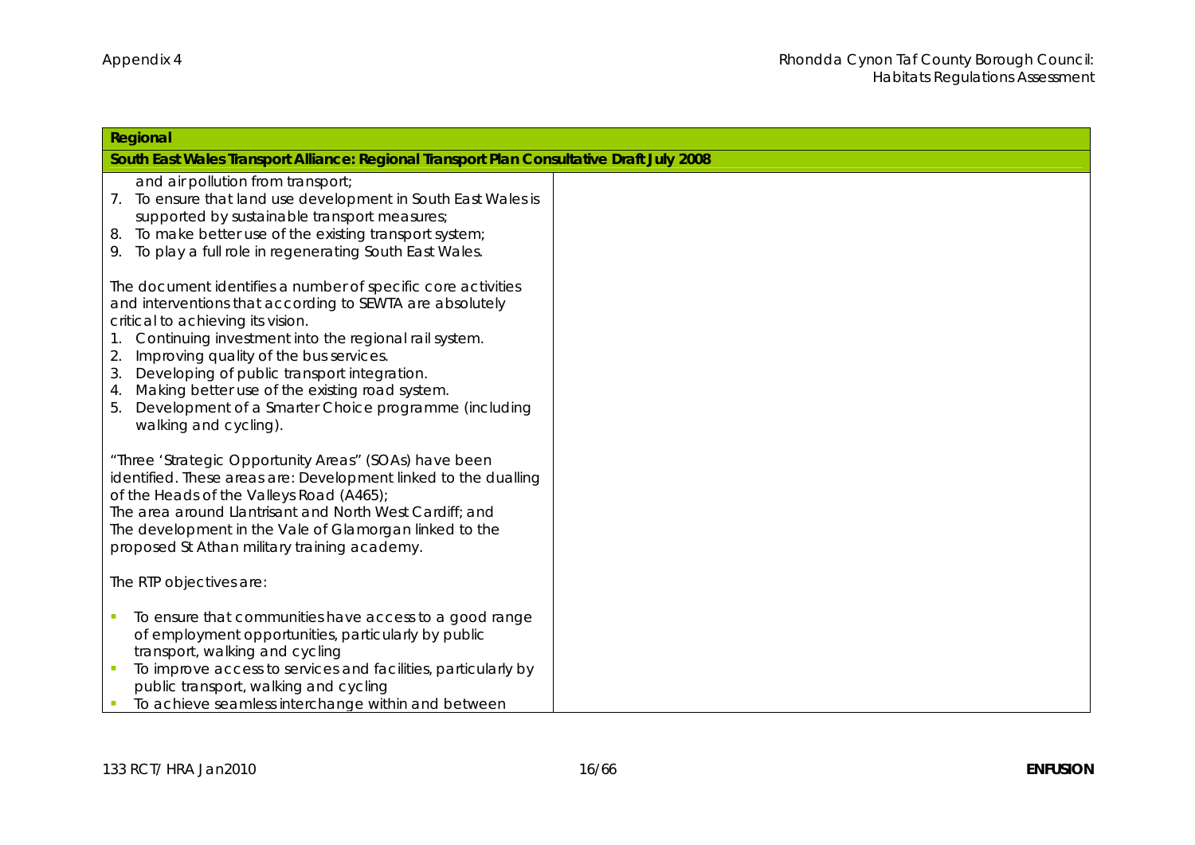| Regional | |
| --- | --- |
| **South East Wales Transport Alliance: Regional Transport Plan Consultative Draft July 2008** | |
| and air pollution from transport;<br>7. To ensure that land use development in South East Wales is supported by sustainable transport measures;<br>8. To make better use of the existing transport system;<br>9. To play a full role in regenerating South East Wales.<br><br>The document identifies a number of specific core activities and interventions that according to SEWTA are absolutely critical to achieving its vision.<br>1. Continuing investment into the regional rail system.<br>2. Improving quality of the bus services.<br>3. Developing of public transport integration.<br>4. Making better use of the existing road system.<br>5. Development of a Smarter Choice programme (including walking and cycling).<br><br>"Three 'Strategic Opportunity Areas" (SOAs) have been identified. These areas are: Development linked to the dualling of the Heads of the Valleys Road (A465);<br>The area around Llantrisant and North West Cardiff; and<br>The development in the Vale of Glamorgan linked to the proposed St Athan military training academy.<br><br>The RTP objectives are:<br><br>- To ensure that communities have access to a good range of employment opportunities, particularly by public transport, walking and cycling<br>- To improve access to services and facilities, particularly by public transport, walking and cycling<br>- To achieve seamless interchange within and between | |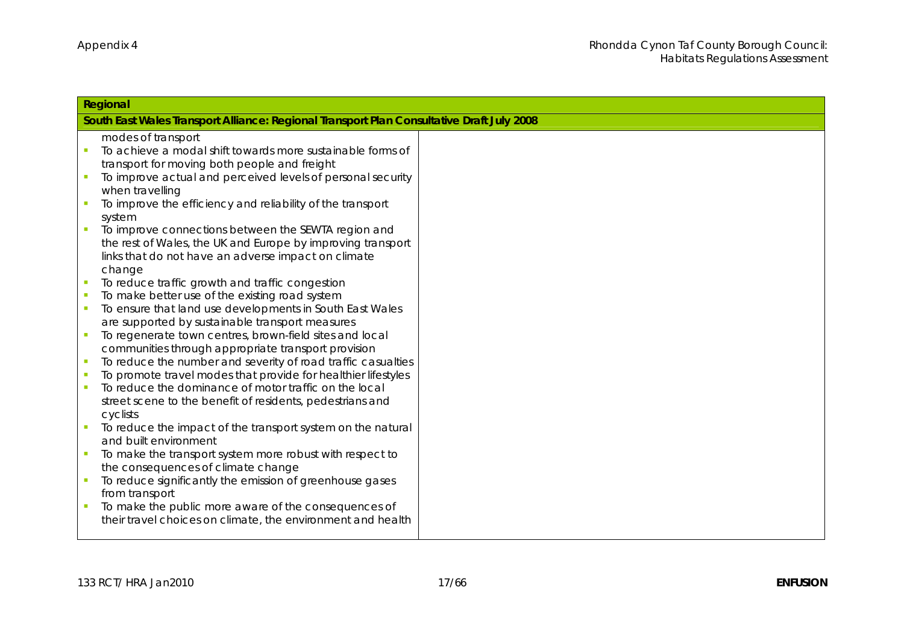| Regional | |
|---|---|
| **South East Wales Transport Alliance: Regional Transport Plan Consultative Draft July 2008** | |
| modes of transport<br>▪ To achieve a modal shift towards more sustainable forms of transport for moving both people and freight<br>▪ To improve actual and perceived levels of personal security when travelling<br>▪ To improve the efficiency and reliability of the transport system<br>▪ To improve connections between the SEWTA region and the rest of Wales, the UK and Europe by improving transport links that do not have an adverse impact on climate change<br>▪ To reduce traffic growth and traffic congestion<br>▪ To make better use of the existing road system<br>▪ To ensure that land use developments in South East Wales are supported by sustainable transport measures<br>▪ To regenerate town centres, brown-field sites and local communities through appropriate transport provision<br>▪ To reduce the number and severity of road traffic casualties<br>▪ To promote travel modes that provide for healthier lifestyles<br>▪ To reduce the dominance of motor traffic on the local street scene to the benefit of residents, pedestrians and cyclists<br>▪ To reduce the impact of the transport system on the natural and built environment<br>▪ To make the transport system more robust with respect to the consequences of climate change<br>▪ To reduce significantly the emission of greenhouse gases from transport<br>▪ To make the public more aware of the consequences of their travel choices on climate, the environment and health | |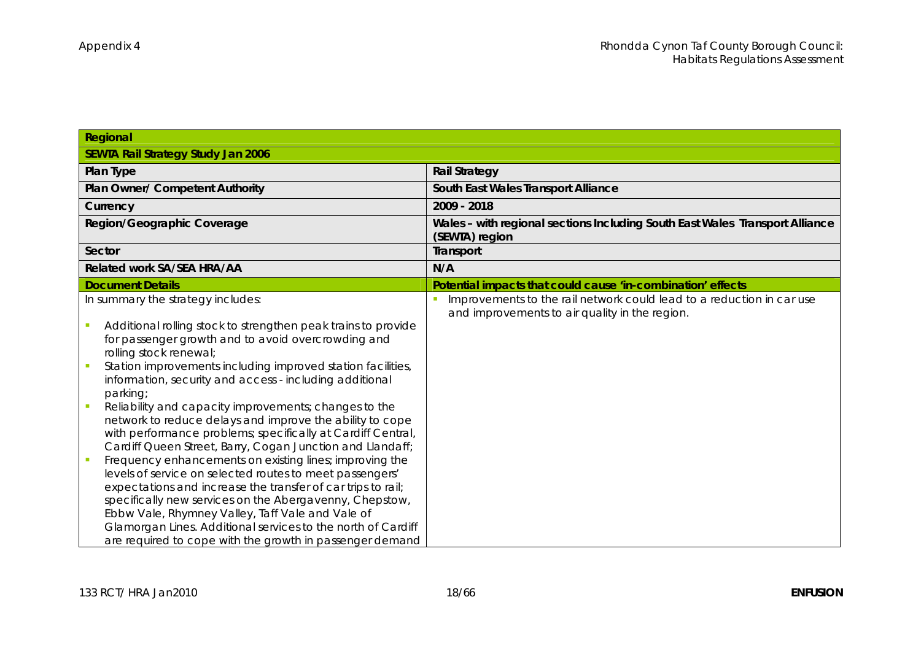| | |
|---|---|
| **Regional** | |
| **SEWTA Rail Strategy Study Jan 2006** | |
| **Plan Type** | **Rail Strategy** |
| **Plan Owner/ Competent Authority** | **South East Wales Transport Alliance** |
| **Currency** | **2009 - 2018** |
| **Region/Geographic Coverage** | **Wales – with regional sections Including South East Wales Transport Alliance (SEWTA) region** |
| **Sector** | **Transport** |
| **Related work SA/SEA HRA/AA** | **N/A** |
| **Document Details** | **Potential impacts that could cause 'in-combination' effects** |
| In summary the strategy includes:<br><br>- Additional rolling stock to strengthen peak trains to provide for passenger growth and to avoid overcrowding and rolling stock renewal;<br>- Station improvements including improved station facilities, information, security and access - including additional parking;<br>- Reliability and capacity improvements; changes to the network to reduce delays and improve the ability to cope with performance problems; specifically at Cardiff Central, Cardiff Queen Street, Barry, Cogan Junction and Llandaff;<br>- Frequency enhancements on existing lines; improving the levels of service on selected routes to meet passengers' expectations and increase the transfer of car trips to rail; specifically new services on the Abergavenny, Chepstow, Ebbw Vale, Rhymney Valley, Taff Vale and Vale of Glamorgan Lines. Additional services to the north of Cardiff are required to cope with the growth in passenger demand | - Improvements to the rail network could lead to a reduction in car use and improvements to air quality in the region. |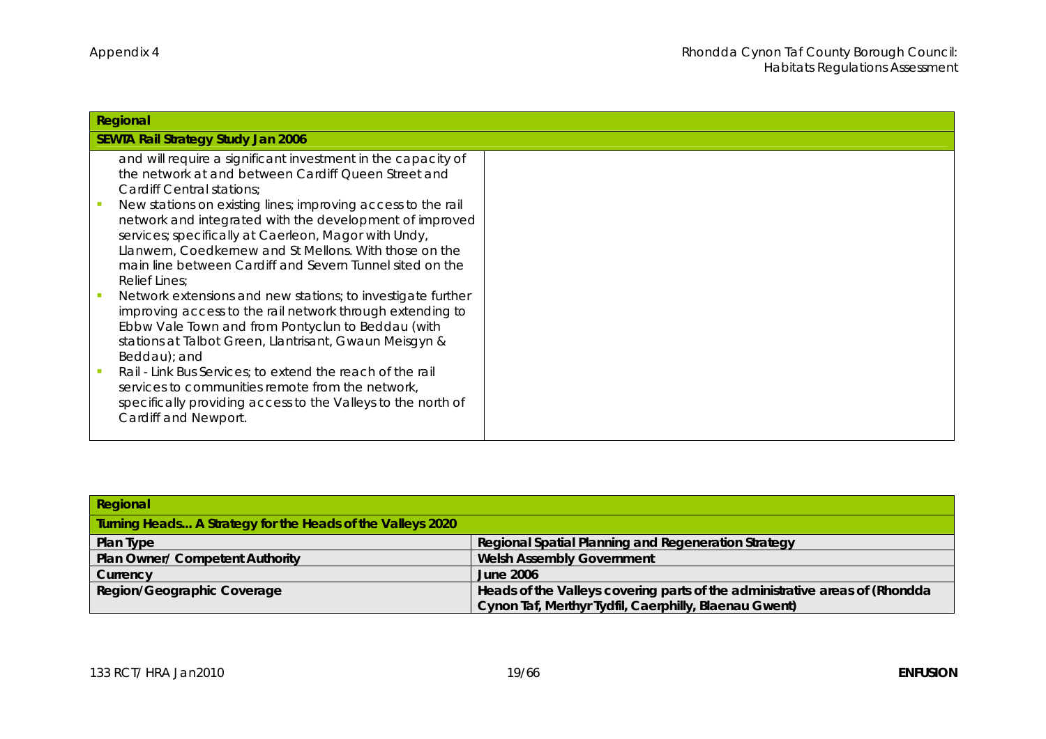| Regional | |
|---|---|
| **SEWTA Rail Strategy Study Jan 2006** | |
| and will require a significant investment in the capacity of the network at and between Cardiff Queen Street and Cardiff Central stations;<br>- New stations on existing lines; improving access to the rail network and integrated with the development of improved services; specifically at Caerleon, Magor with Undy, Llanwern, Coedkernew and St Mellons. With those on the main line between Cardiff and Severn Tunnel sited on the Relief Lines;<br>- Network extensions and new stations; to investigate further improving access to the rail network through extending to Ebbw Vale Town and from Pontyclun to Beddau (with stations at Talbot Green, Llantrisant, Gwaun Meisgyn & Beddau); and<br>- Rail - Link Bus Services; to extend the reach of the rail services to communities remote from the network, specifically providing access to the Valleys to the north of Cardiff and Newport. | |

| Regional | |
|---|---|
| **Turning Heads... A Strategy for the Heads of the Valleys 2020** | |
| **Plan Type** | **Regional Spatial Planning and Regeneration Strategy** |
| **Plan Owner/ Competent Authority** | **Welsh Assembly Government** |
| **Currency** | **June 2006** |
| **Region/Geographic Coverage** | **Heads of the Valleys covering parts of the administrative areas of (Rhondda Cynon Taf, Merthyr Tydfil, Caerphilly, Blaenau Gwent)** |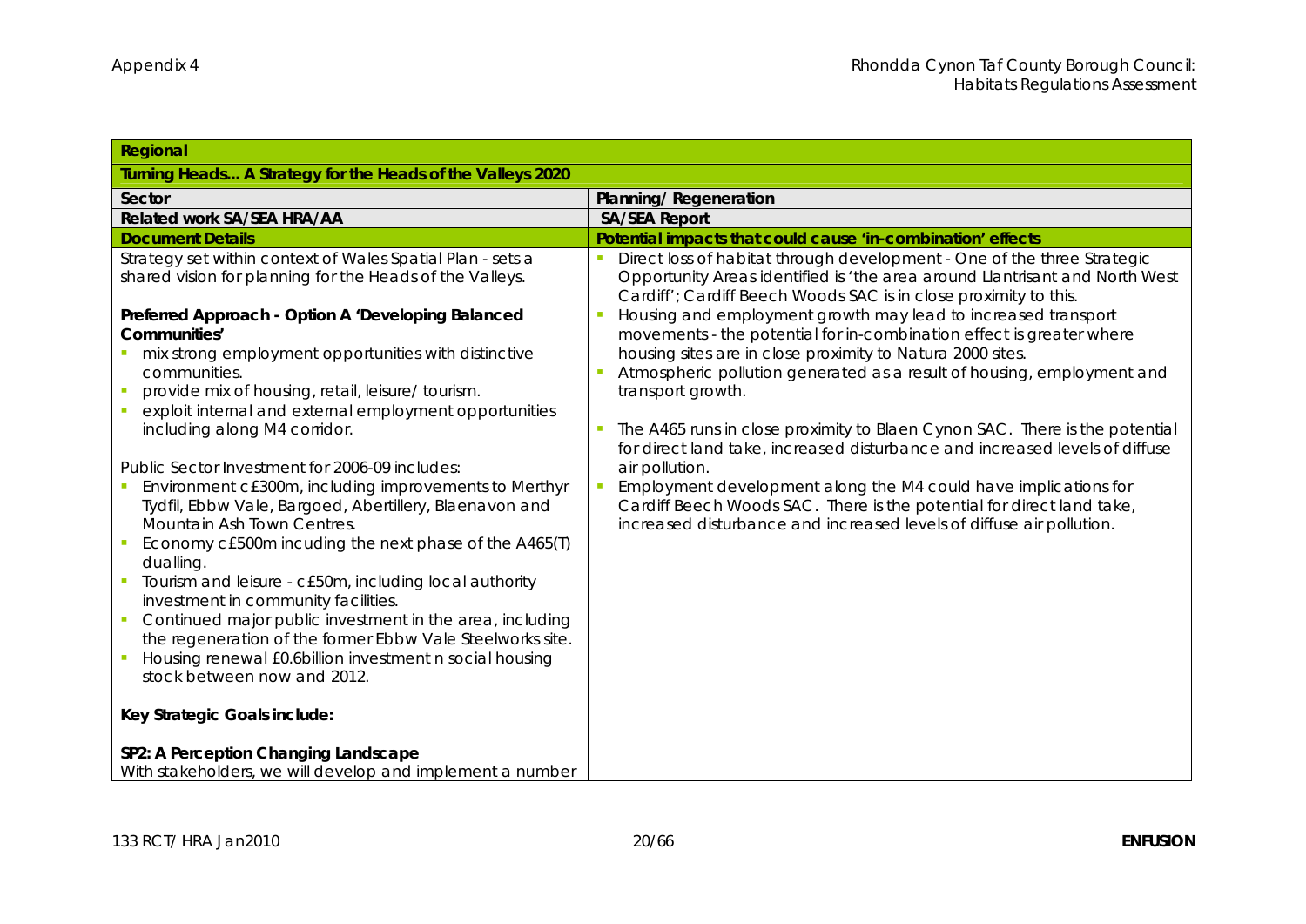| Regional | |
|---|---|
| **Turning Heads... A Strategy for the Heads of the Valleys 2020** | |
| **Sector** | **Planning/ Regeneration** |
| **Related work SA/SEA HRA/AA** | **SA/SEA Report** |
| **Document Details** | **Potential impacts that could cause 'in-combination' effects** |
| Strategy set within context of Wales Spatial Plan - sets a shared vision for planning for the Heads of the Valleys.<br><br>**Preferred Approach - Option A 'Developing Balanced Communities'**<br>▪ mix strong employment opportunities with distinctive communities.<br>▪ provide mix of housing, retail, leisure/ tourism.<br>▪ exploit internal and external employment opportunities including along M4 corridor.<br><br>Public Sector Investment for 2006-09 includes:<br>▪ Environment c£300m, including improvements to Merthyr Tydfil, Ebbw Vale, Bargoed, Abertillery, Blaenavon and Mountain Ash Town Centres.<br>▪ Economy c£500m incuding the next phase of the A465(T) dualling.<br>▪ Tourism and leisure - c£50m, including local authority investment in community facilities.<br>▪ Continued major public investment in the area, including the regeneration of the former Ebbw Vale Steelworks site.<br>▪ Housing renewal £0.6billion investment n social housing stock between now and 2012.<br><br>**Key Strategic Goals include:**<br><br>**SP2: A Perception Changing Landscape**<br>With stakeholders, we will develop and implement a number | ▪ Direct loss of habitat through development - One of the three Strategic Opportunity Areas identified is 'the area around Llantrisant and North West Cardiff'; Cardiff Beech Woods SAC is in close proximity to this.<br>▪ Housing and employment growth may lead to increased transport movements - the potential for in-combination effect is greater where housing sites are in close proximity to Natura 2000 sites.<br>▪ Atmospheric pollution generated as a result of housing, employment and transport growth.<br><br>▪ The A465 runs in close proximity to Blaen Cynon SAC. There is the potential for direct land take, increased disturbance and increased levels of diffuse air pollution.<br>▪ Employment development along the M4 could have implications for Cardiff Beech Woods SAC. There is the potential for direct land take, increased disturbance and increased levels of diffuse air pollution. |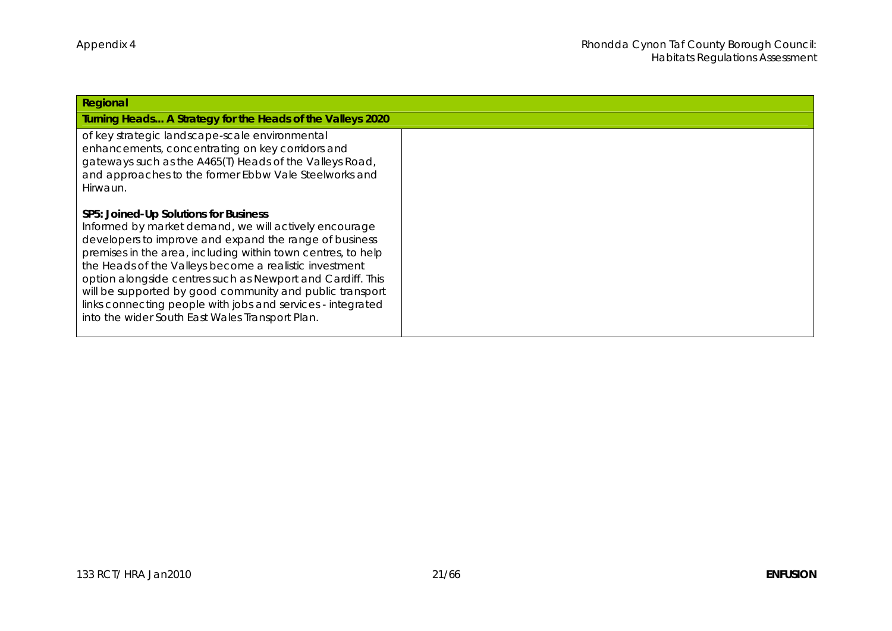| Regional | |
|---|---|
| **Turning Heads... A Strategy for the Heads of the Valleys 2020** | |
| of key strategic landscape-scale environmental enhancements, concentrating on key corridors and gateways such as the A465(T) Heads of the Valleys Road, and approaches to the former Ebbw Vale Steelworks and Hirwaun.<br><br>**SP5: Joined-Up Solutions for Business**<br>Informed by market demand, we will actively encourage developers to improve and expand the range of business premises in the area, including within town centres, to help the Heads of the Valleys become a realistic investment option alongside centres such as Newport and Cardiff. This will be supported by good community and public transport links connecting people with jobs and services - integrated into the wider South East Wales Transport Plan. | |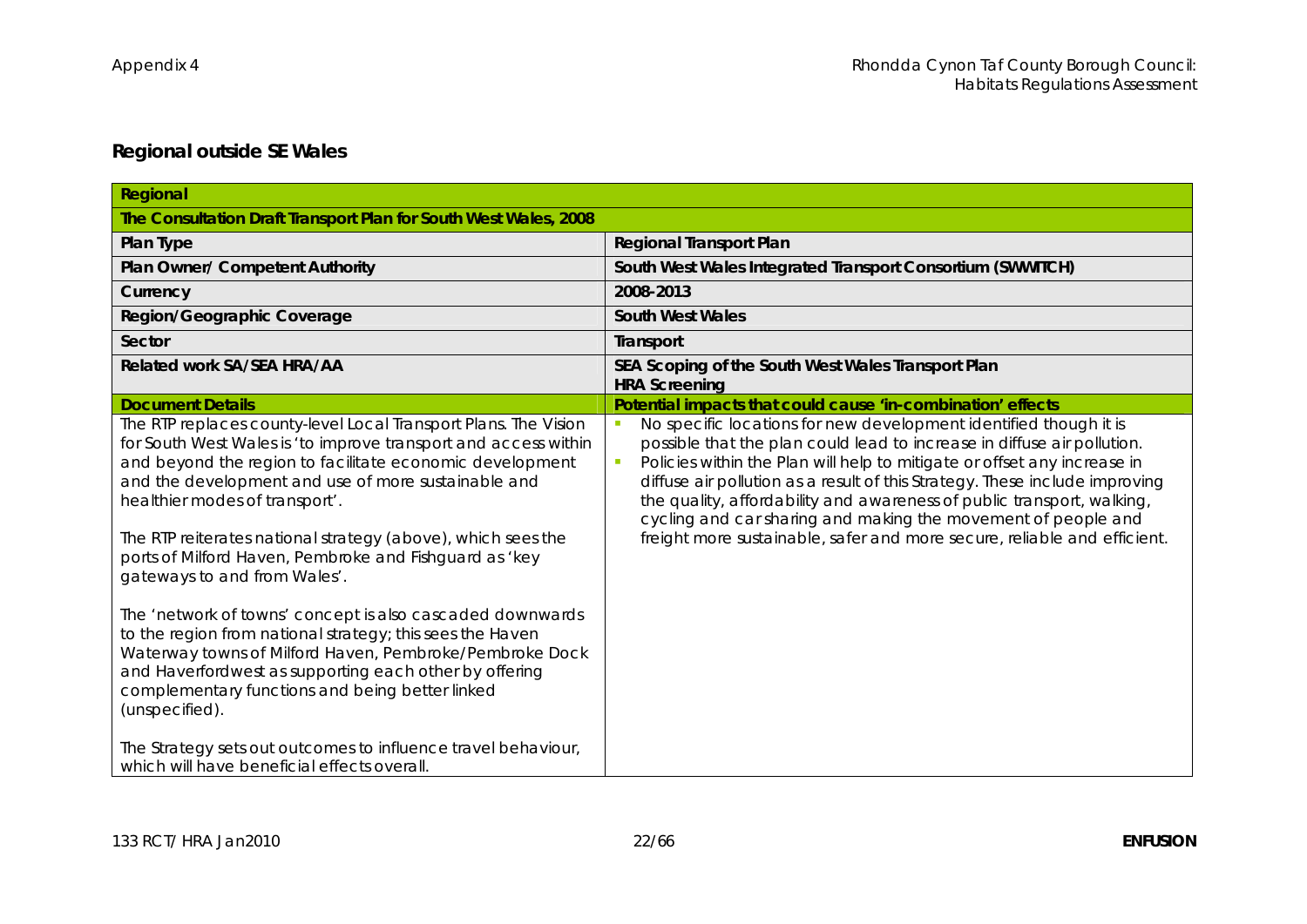## Regional outside SE Wales

| Regional | |
|---|---|
| **The Consultation Draft Transport Plan for South West Wales, 2008** | |
| **Plan Type** | **Regional Transport Plan** |
| **Plan Owner/ Competent Authority** | **South West Wales Integrated Transport Consortium (SWWITCH)** |
| **Currency** | **2008-2013** |
| **Region/Geographic Coverage** | **South West Wales** |
| **Sector** | **Transport** |
| **Related work SA/SEA HRA/AA** | **SEA Scoping of the South West Wales Transport Plan**<br>**HRA Screening** |
| **Document Details** | **Potential impacts that could cause 'in-combination' effects** |
| The RTP replaces county-level Local Transport Plans. The Vision for South West Wales is 'to improve transport and access within and beyond the region to facilitate economic development and the development and use of more sustainable and healthier modes of transport'.<br><br>The RTP reiterates national strategy (above), which sees the ports of Milford Haven, Pembroke and Fishguard as 'key gateways to and from Wales'.<br><br>The 'network of towns' concept is also cascaded downwards to the region from national strategy; this sees the Haven Waterway towns of Milford Haven, Pembroke/Pembroke Dock and Haverfordwest as supporting each other by offering complementary functions and being better linked (unspecified).<br><br>The Strategy sets out outcomes to influence travel behaviour, which will have beneficial effects overall. | ▪ No specific locations for new development identified though it is possible that the plan could lead to increase in diffuse air pollution.<br>▪ Policies within the Plan will help to mitigate or offset any increase in diffuse air pollution as a result of this Strategy. These include improving the quality, affordability and awareness of public transport, walking, cycling and car sharing and making the movement of people and freight more sustainable, safer and more secure, reliable and efficient. |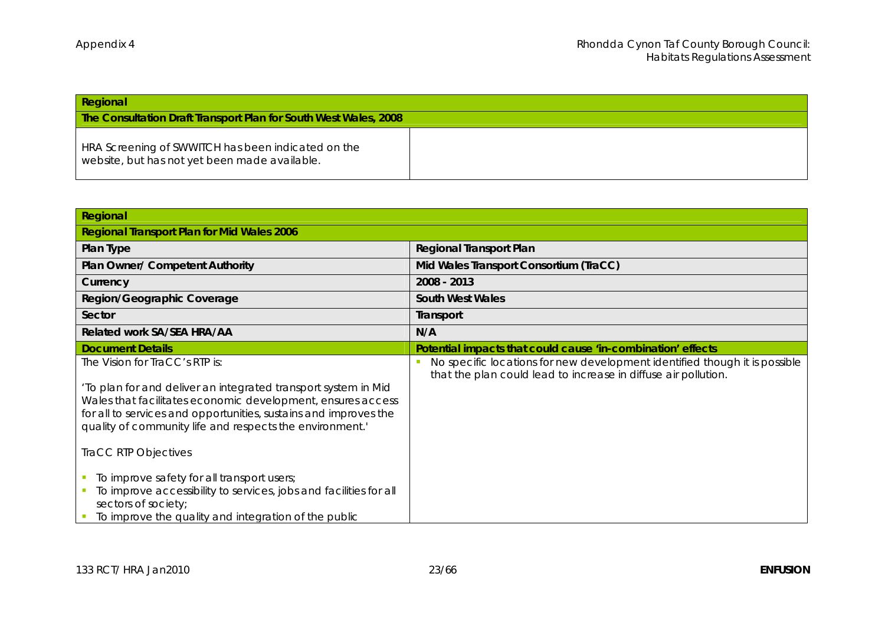| Regional | |
|---|---|
| **The Consultation Draft Transport Plan for South West Wales, 2008** | |
| HRA Screening of SWWITCH has been indicated on the website, but has not yet been made available. | |

| Regional | |
|---|---|
| **Regional Transport Plan for Mid Wales 2006** | |
| **Plan Type** | **Regional Transport Plan** |
| **Plan Owner/ Competent Authority** | **Mid Wales Transport Consortium (TraCC)** |
| **Currency** | **2008 - 2013** |
| **Region/Geographic Coverage** | **South West Wales** |
| **Sector** | **Transport** |
| **Related work SA/SEA HRA/AA** | **N/A** |
| **Document Details** | ***Potential impacts that could cause 'in-combination' effects*** |
| *The Vision for TraCC's RTP is:*<br><br>*'To plan for and deliver an integrated transport system in Mid Wales that facilitates economic development, ensures access for all to services and opportunities, sustains and improves the quality of community life and respects the environment.'*<br><br>*TraCC RTP Objectives*<br><br>- *To improve safety for all transport users;*<br>- *To improve accessibility to services, jobs and facilities for all sectors of society;*<br>- *To improve the quality and integration of the public* | - *No specific locations for new development identified though it is possible that the plan could lead to increase in diffuse air pollution.* |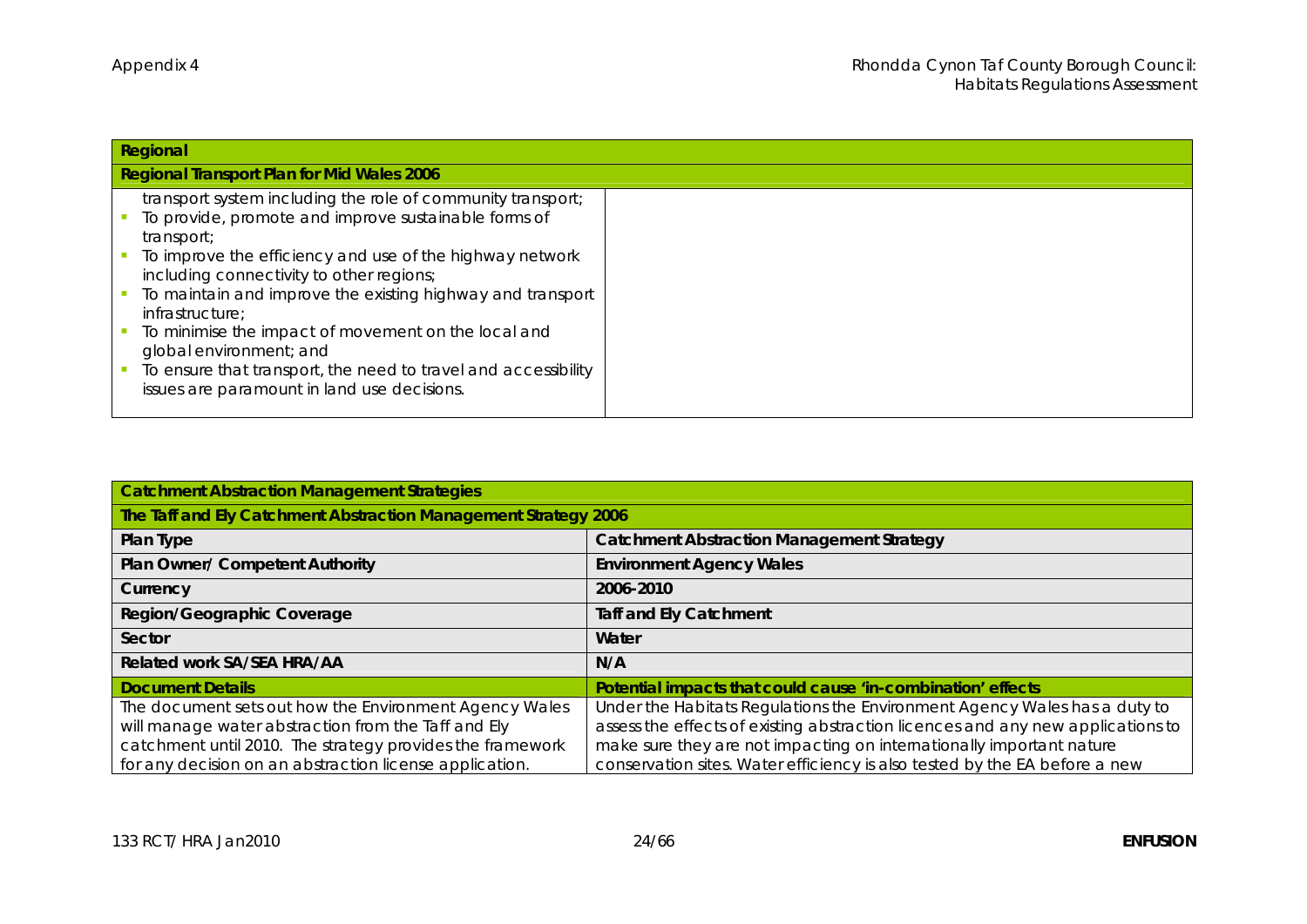| Regional | |
|---|---|
| **Regional Transport Plan for Mid Wales 2006** | |
| transport system including the role of community transport;<br>▪ To provide, promote and improve sustainable forms of transport;<br>▪ To improve the efficiency and use of the highway network including connectivity to other regions;<br>▪ To maintain and improve the existing highway and transport infrastructure;<br>▪ To minimise the impact of movement on the local and global environment; and<br>▪ To ensure that transport, the need to travel and accessibility issues are paramount in land use decisions. | |

| Catchment Abstraction Management Strategies | |
|---|---|
| **The Taff and Ely Catchment Abstraction Management Strategy 2006** | |
| **Plan Type** | **Catchment Abstraction Management Strategy** |
| **Plan Owner/ Competent Authority** | **Environment Agency Wales** |
| **Currency** | **2006-2010** |
| **Region/Geographic Coverage** | **Taff and Ely Catchment** |
| **Sector** | **Water** |
| **Related work SA/SEA HRA/AA** | **N/A** |
| **Document Details** | ***Potential impacts that could cause 'in-combination' effects*** |
| The document sets out how the Environment Agency Wales will manage water abstraction from the Taff and Ely catchment until 2010. The strategy provides the framework for any decision on an abstraction license application. | Under the Habitats Regulations the Environment Agency Wales has a duty to assess the effects of existing abstraction licences and any new applications to make sure they are not impacting on internationally important nature conservation sites. Water efficiency is also tested by the EA before a new |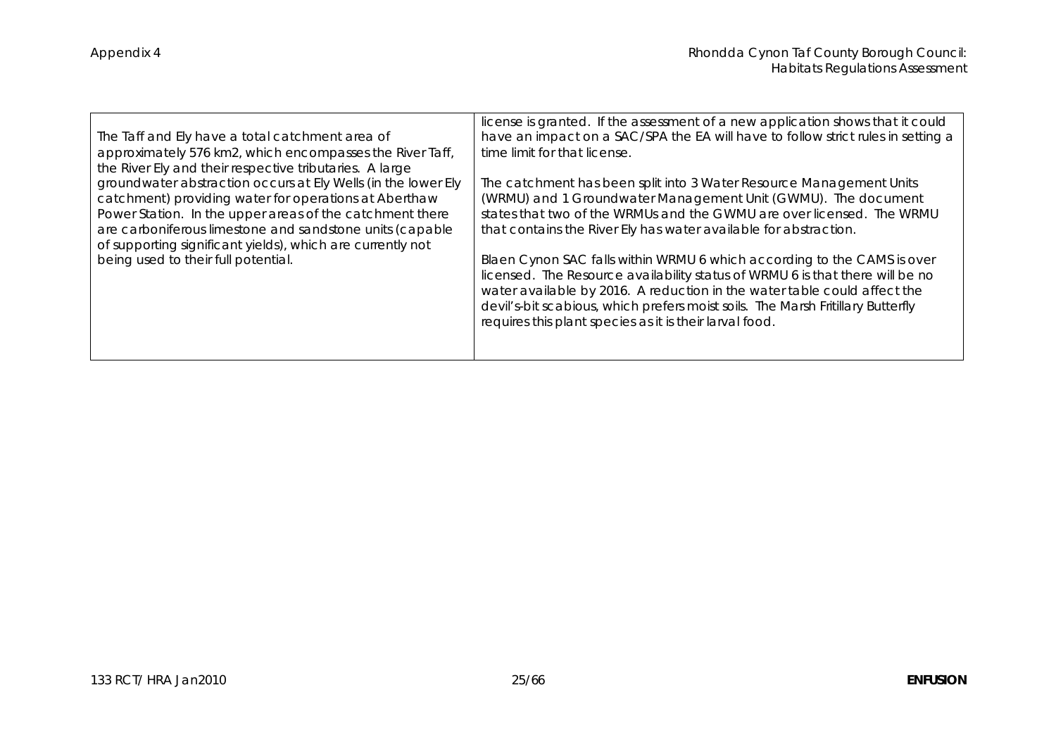| | |
|---|---|
| The Taff and Ely have a total catchment area of approximately 576 km2, which encompasses the River Taff, the River Ely and their respective tributaries. A large groundwater abstraction occurs at Ely Wells (in the lower Ely catchment) providing water for operations at Aberthaw Power Station. In the upper areas of the catchment there are carboniferous limestone and sandstone units (capable of supporting significant yields), which are currently not being used to their full potential. | license is granted. If the assessment of a new application shows that it could have an impact on a SAC/SPA the EA will have to follow strict rules in setting a time limit for that license.<br><br>The catchment has been split into 3 Water Resource Management Units (WRMU) and 1 Groundwater Management Unit (GWMU). The document states that two of the WRMUs and the GWMU are over licensed. The WRMU that contains the River Ely has water available for abstraction.<br><br>Blaen Cynon SAC falls within WRMU 6 which according to the CAMS is over licensed. The Resource availability status of WRMU 6 is that there will be no water available by 2016. A reduction in the water table could affect the devil's-bit scabious, which prefers moist soils. The Marsh Fritillary Butterfly requires this plant species as it is their larval food. |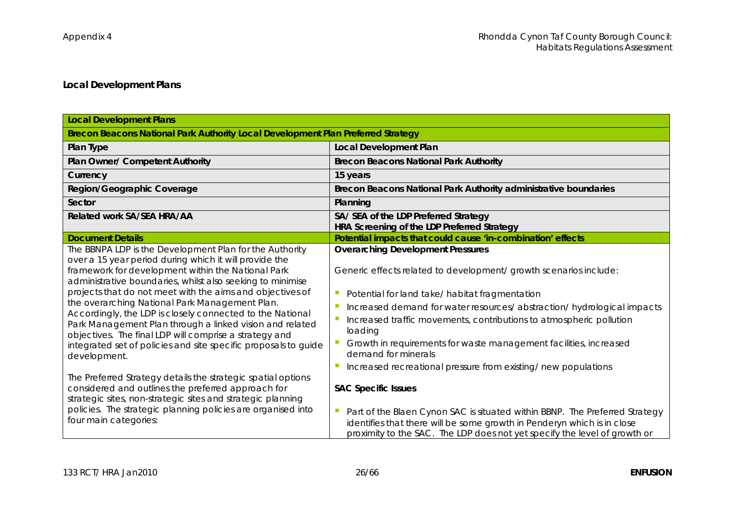## Local Development Plans

| Local Development Plans | |
|---|---|
| **Brecon Beacons National Park Authority Local Development Plan Preferred Strategy** | |
| **Plan Type** | **Local Development Plan** |
| **Plan Owner/ Competent Authority** | **Brecon Beacons National Park Authority** |
| **Currency** | **15 years** |
| **Region/Geographic Coverage** | **Brecon Beacons National Park Authority administrative boundaries** |
| **Sector** | **Planning** |
| **Related work SA/SEA HRA/AA** | **SA/ SEA of the LDP Preferred Strategy**<br>**HRA Screening of the LDP Preferred Strategy** |
| **Document Details** | **Potential impacts that could cause 'in-combination' effects** |
| The BBNPA LDP is the Development Plan for the Authority over a 15 year period during which it will provide the framework for development within the National Park administrative boundaries, whilst also seeking to minimise projects that do not meet with the aims and objectives of the overarching National Park Management Plan. Accordingly, the LDP is closely connected to the National Park Management Plan through a linked vision and related objectives. The final LDP will comprise a strategy and integrated set of policies and site specific proposals to guide development.<br><br>The Preferred Strategy details the strategic spatial options considered and outlines the preferred approach for strategic sites, non-strategic sites and strategic planning policies. The strategic planning policies are organised into four main categories: | **Overarching Development Pressures**<br><br>Generic effects related to development/ growth scenarios include:<br><br>▪ Potential for land take/ habitat fragmentation<br>▪ Increased demand for water resources/ abstraction/ hydrological impacts<br>▪ Increased traffic movements, contributions to atmospheric pollution loading<br>▪ Growth in requirements for waste management facilities, increased demand for minerals<br>▪ Increased recreational pressure from existing/ new populations<br><br>**SAC Specific Issues**<br><br>▪ Part of the Blaen Cynon SAC is situated within BBNP. The Preferred Strategy identifies that there will be some growth in Penderyn which is in close proximity to the SAC. The LDP does not yet specify the level of growth or |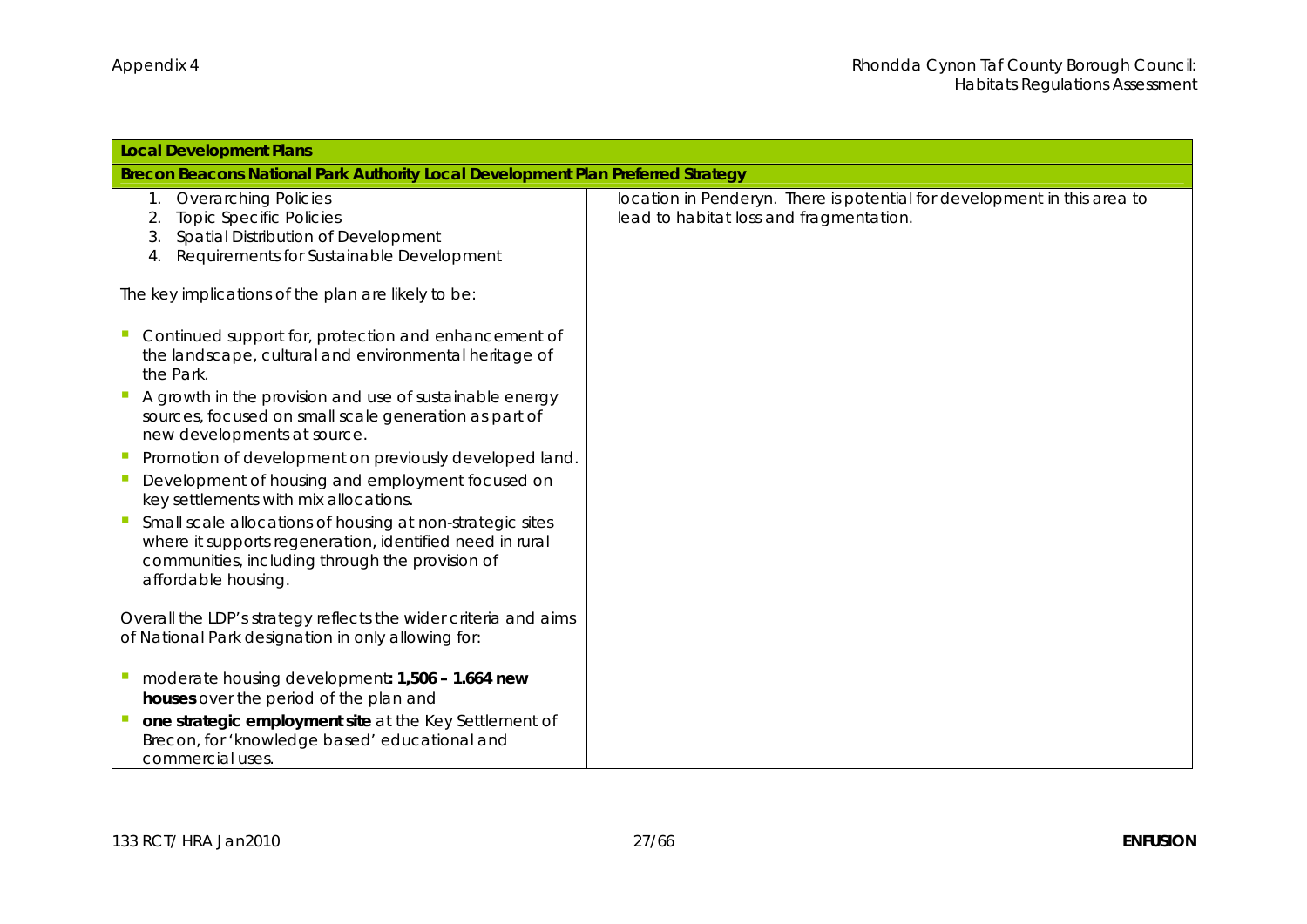| Local Development Plans | |
|---|---|
| **Brecon Beacons National Park Authority Local Development Plan Preferred Strategy** | |
| 1. Overarching Policies<br>2. Topic Specific Policies<br>3. Spatial Distribution of Development<br>4. Requirements for Sustainable Development<br><br>The key implications of the plan are likely to be:<br><br>- Continued support for, protection and enhancement of the landscape, cultural and environmental heritage of the Park.<br>- A growth in the provision and use of sustainable energy sources, focused on small scale generation as part of new developments at source.<br>- Promotion of development on previously developed land.<br>- Development of housing and employment focused on key settlements with mix allocations.<br>- Small scale allocations of housing at non-strategic sites where it supports regeneration, identified need in rural communities, including through the provision of affordable housing.<br><br>Overall the LDP's strategy reflects the wider criteria and aims of National Park designation in only allowing for:<br><br>- moderate housing development**: 1,506 – 1.664 new houses** over the period of the plan and<br>- **one strategic employment site** at the Key Settlement of Brecon, for 'knowledge based' educational and commercial uses. | location in Penderyn. There is potential for development in this area to lead to habitat loss and fragmentation. |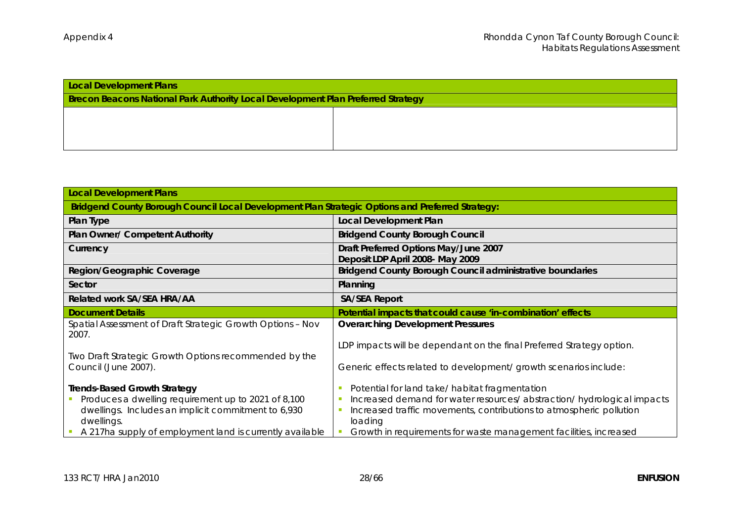| Local Development Plans | |
|---|---|
| **Brecon Beacons National Park Authority Local Development Plan Preferred Strategy** | |
| | |

| Local Development Plans | |
|---|---|
| **Bridgend County Borough Council Local Development Plan Strategic Options and Preferred Strategy:** | |
| **Plan Type** | **Local Development Plan** |
| **Plan Owner/ Competent Authority** | **Bridgend County Borough Council** |
| **Currency** | **Draft Preferred Options May/June 2007**<br>**Deposit LDP April 2008- May 2009** |
| **Region/Geographic Coverage** | **Bridgend County Borough Council administrative boundaries** |
| **Sector** | **Planning** |
| **Related work SA/SEA HRA/AA** | **SA/SEA Report** |
| **Document Details** | **Potential impacts that could cause 'in-combination' effects** |
| Spatial Assessment of Draft Strategic Growth Options – Nov 2007.<br><br>Two Draft Strategic Growth Options recommended by the Council (June 2007).<br><br>**Trends-Based Growth Strategy**<br>- Produces a dwelling requirement up to 2021 of 8,100 dwellings. Includes an implicit commitment to 6,930 dwellings.<br>- A 217ha supply of employment land is currently available | **Overarching Development Pressures**<br><br>LDP impacts will be dependant on the final Preferred Strategy option.<br><br>Generic effects related to development/ growth scenarios include:<br><br>- Potential for land take/ habitat fragmentation<br>- Increased demand for water resources/ abstraction/ hydrological impacts<br>- Increased traffic movements, contributions to atmospheric pollution loading<br>- Growth in requirements for waste management facilities, increased |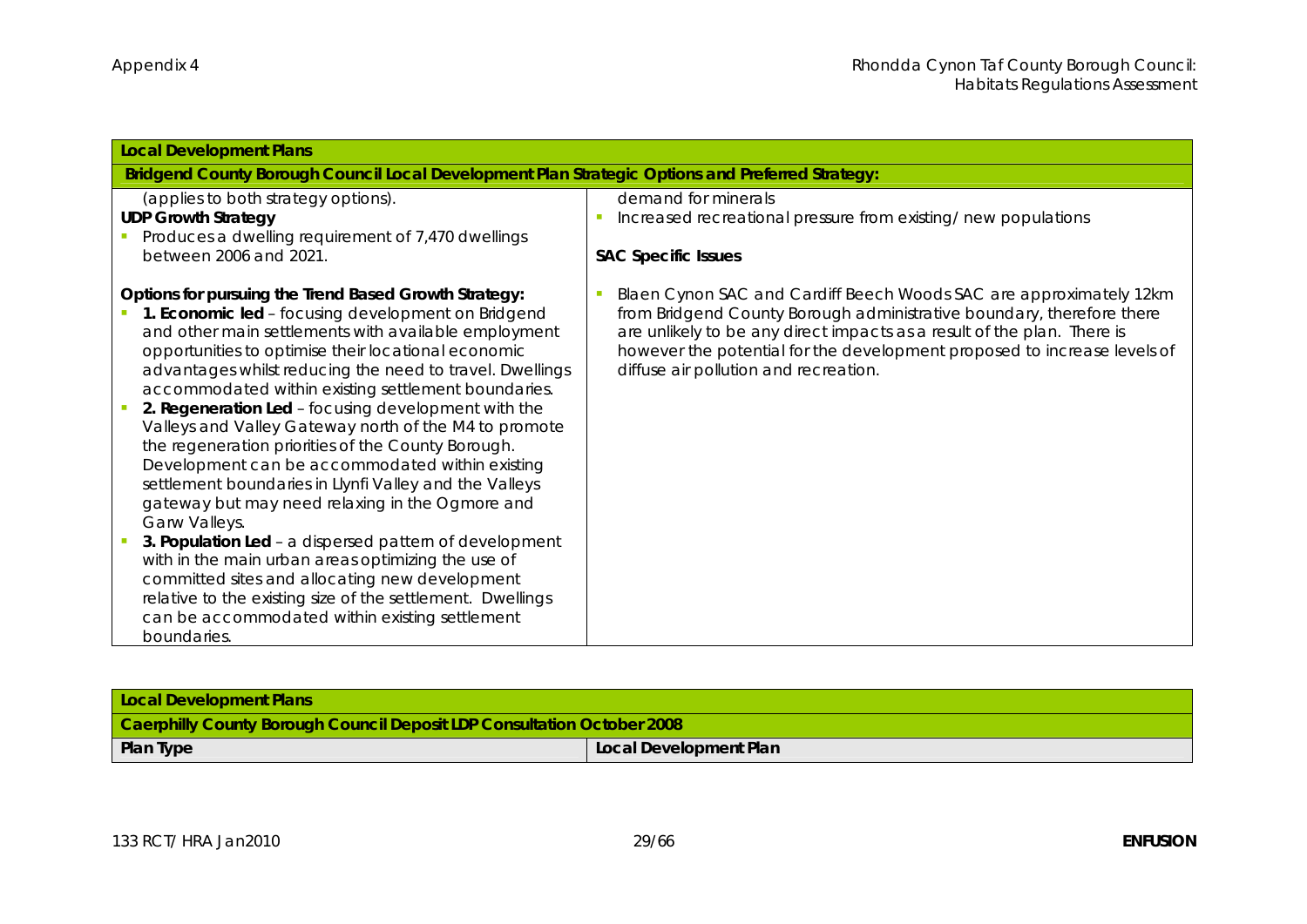| Local Development Plans | |
|---|---|
| **Bridgend County Borough Council Local Development Plan Strategic Options and Preferred Strategy:** | |
| (applies to both strategy options).<br>**UDP Growth Strategy**<br>- Produces a dwelling requirement of 7,470 dwellings between 2006 and 2021.<br><br>**Options for pursuing the Trend Based Growth Strategy:**<br>- **1. Economic led** – focusing development on Bridgend and other main settlements with available employment opportunities to optimise their locational economic advantages whilst reducing the need to travel. Dwellings accommodated within existing settlement boundaries.<br>- **2. Regeneration Led** – focusing development with the Valleys and Valley Gateway north of the M4 to promote the regeneration priorities of the County Borough. Development can be accommodated within existing settlement boundaries in Llynfi Valley and the Valleys gateway but may need relaxing in the Ogmore and Garw Valleys.<br>- **3. Population Led** – a dispersed pattern of development with in the main urban areas optimizing the use of committed sites and allocating new development relative to the existing size of the settlement. Dwellings can be accommodated within existing settlement boundaries. | demand for minerals<br>- Increased recreational pressure from existing/ new populations<br><br>**SAC Specific Issues**<br><br>- Blaen Cynon SAC and Cardiff Beech Woods SAC are approximately 12km from Bridgend County Borough administrative boundary, therefore there are unlikely to be any direct impacts as a result of the plan. There is however the potential for the development proposed to increase levels of diffuse air pollution and recreation. |

| Local Development Plans | |
|---|---|
| **Caerphilly County Borough Council Deposit LDP Consultation October 2008** | |
| **Plan Type** | **Local Development Plan** |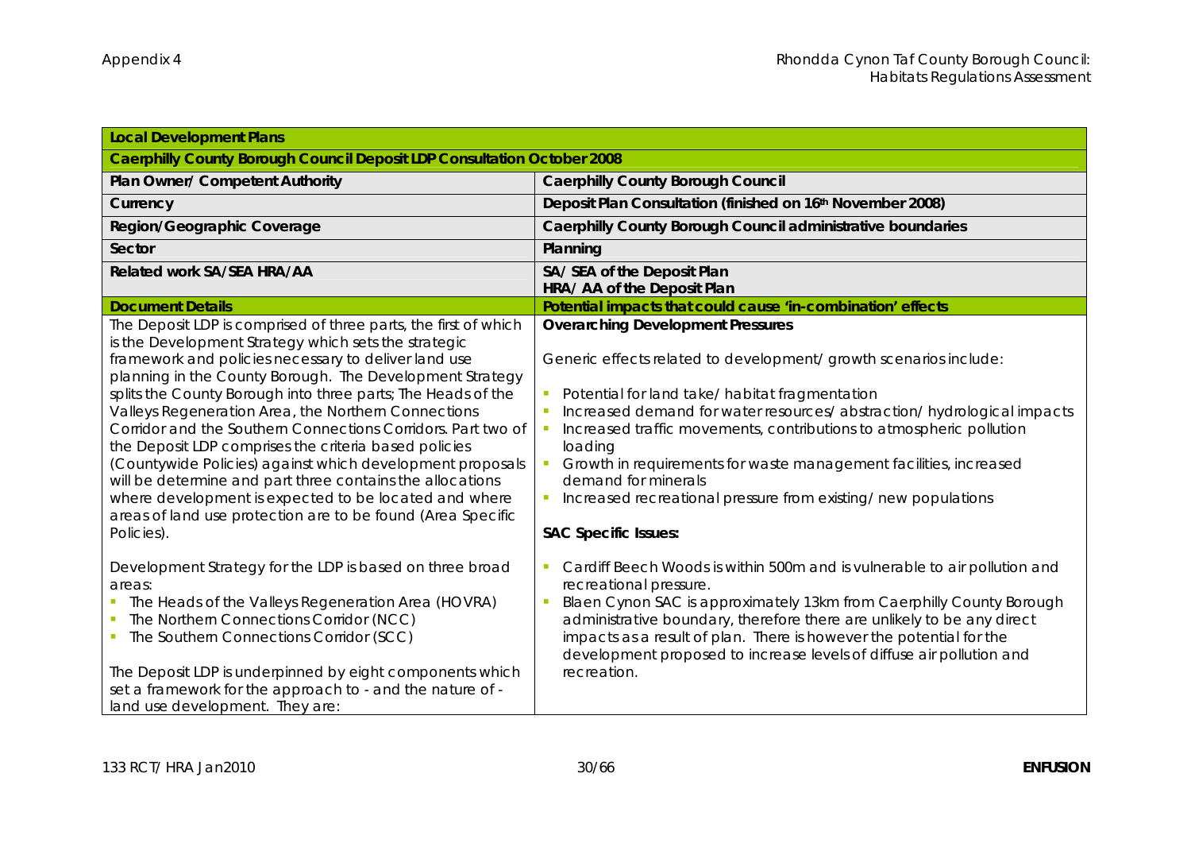| Local Development Plans | |
|---|---|
| **Caerphilly County Borough Council Deposit LDP Consultation October 2008** | |
| **Plan Owner/ Competent Authority** | **Caerphilly County Borough Council** |
| **Currency** | **Deposit Plan Consultation (finished on 16th November 2008)** |
| **Region/Geographic Coverage** | **Caerphilly County Borough Council administrative boundaries** |
| **Sector** | **Planning** |
| **Related work SA/SEA HRA/AA** | **SA/ SEA of the Deposit Plan**<br>**HRA/ AA of the Deposit Plan** |
| **Document Details** | **Potential impacts that could cause 'in-combination' effects** |
| The Deposit LDP is comprised of three parts, the first of which is the Development Strategy which sets the strategic framework and policies necessary to deliver land use planning in the County Borough. The Development Strategy splits the County Borough into three parts; The Heads of the Valleys Regeneration Area, the Northern Connections Corridor and the Southern Connections Corridors. Part two of the Deposit LDP comprises the criteria based policies (Countywide Policies) against which development proposals will be determine and part three contains the allocations where development is expected to be located and where areas of land use protection are to be found (Area Specific Policies).<br><br>Development Strategy for the LDP is based on three broad areas:<br>• The Heads of the Valleys Regeneration Area (HOVRA)<br>• The Northern Connections Corridor (NCC)<br>• The Southern Connections Corridor (SCC)<br><br>The Deposit LDP is underpinned by eight components which set a framework for the approach to - and the nature of - land use development. They are: | **Overarching Development Pressures**<br><br>Generic effects related to development/ growth scenarios include:<br><br>• Potential for land take/ habitat fragmentation<br>• Increased demand for water resources/ abstraction/ hydrological impacts<br>• Increased traffic movements, contributions to atmospheric pollution loading<br>• Growth in requirements for waste management facilities, increased demand for minerals<br>• Increased recreational pressure from existing/ new populations<br><br>**SAC Specific Issues:**<br><br>• Cardiff Beech Woods is within 500m and is vulnerable to air pollution and recreational pressure.<br>• Blaen Cynon SAC is approximately 13km from Caerphilly County Borough administrative boundary, therefore there are unlikely to be any direct impacts as a result of plan. There is however the potential for the development proposed to increase levels of diffuse air pollution and recreation. |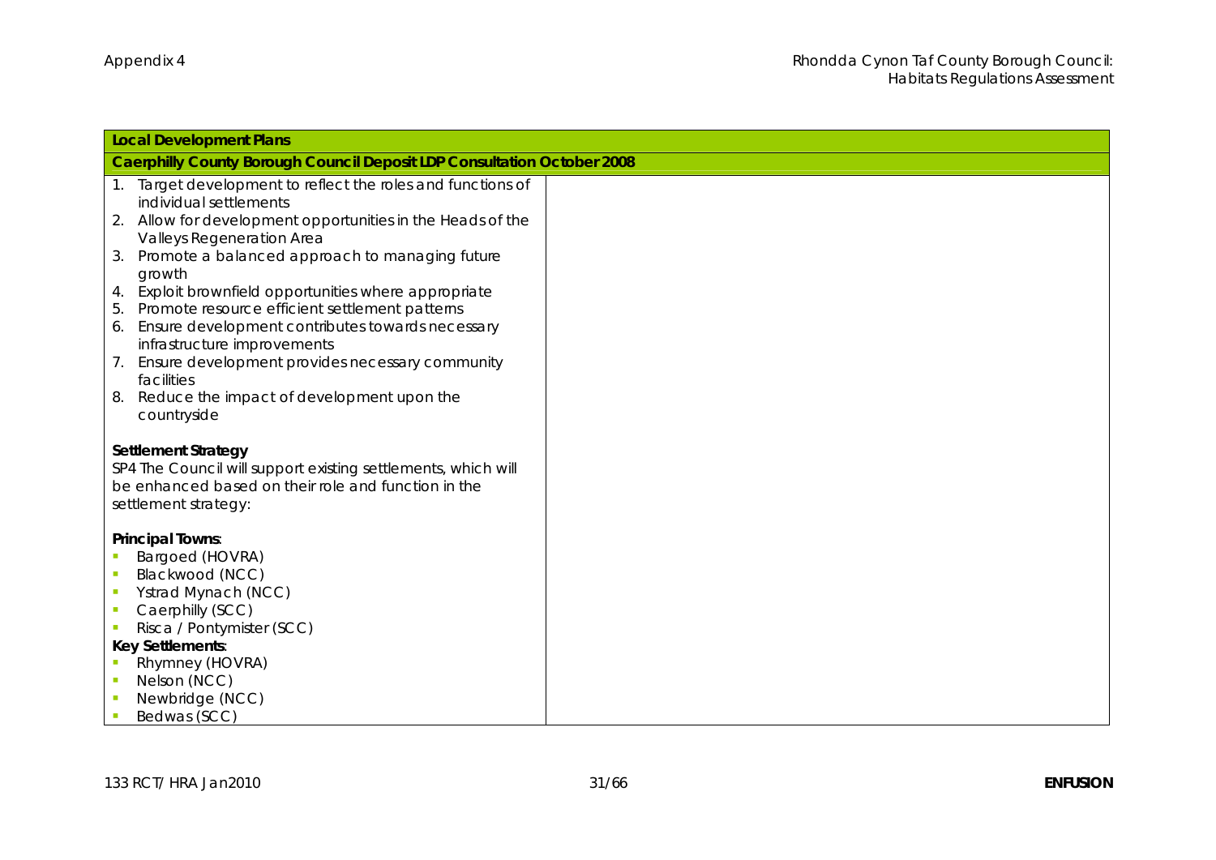| Local Development Plans | |
|---|---|
| **Caerphilly County Borough Council Deposit LDP Consultation October 2008** | |
| 1. Target development to reflect the roles and functions of individual settlements<br>2. Allow for development opportunities in the Heads of the Valleys Regeneration Area<br>3. Promote a balanced approach to managing future growth<br>4. Exploit brownfield opportunities where appropriate<br>5. Promote resource efficient settlement patterns<br>6. Ensure development contributes towards necessary infrastructure improvements<br>7. Ensure development provides necessary community facilities<br>8. Reduce the impact of development upon the countryside<br><br>**Settlement Strategy**<br>SP4 The Council will support existing settlements, which will be enhanced based on their role and function in the settlement strategy:<br><br>**Principal Towns**:<br>▪ Bargoed (HOVRA)<br>▪ Blackwood (NCC)<br>▪ Ystrad Mynach (NCC)<br>▪ Caerphilly (SCC)<br>▪ Risca / Pontymister (SCC)<br>**Key Settlements**:<br>▪ Rhymney (HOVRA)<br>▪ Nelson (NCC)<br>▪ Newbridge (NCC)<br>▪ Bedwas (SCC) | |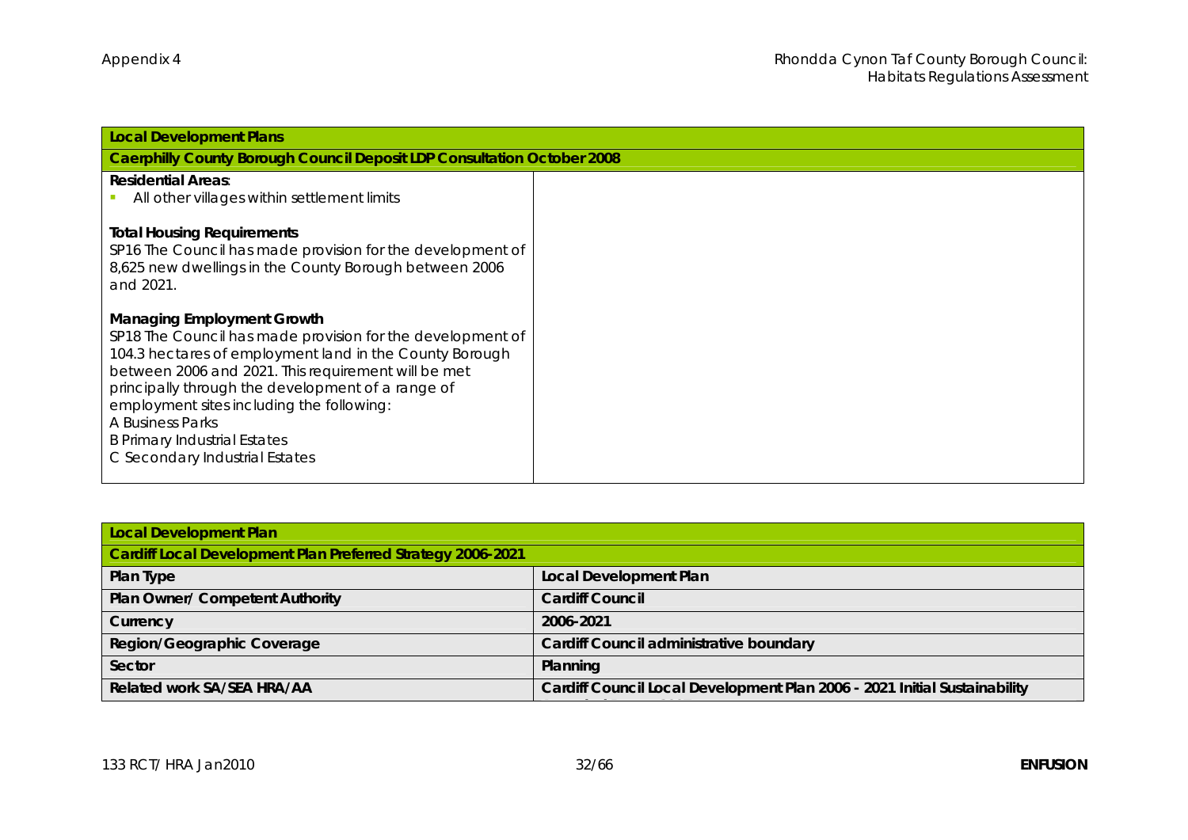| Local Development Plans | |
|---|---|
| Caerphilly County Borough Council Deposit LDP Consultation October 2008 | |
| **Residential Areas**:<br>▪ All other villages within settlement limits<br><br>**Total Housing Requirements**<br>SP16 The Council has made provision for the development of 8,625 new dwellings in the County Borough between 2006 and 2021.<br><br>**Managing Employment Growth**<br>SP18 The Council has made provision for the development of 104.3 hectares of employment land in the County Borough between 2006 and 2021. This requirement will be met principally through the development of a range of employment sites including the following:<br>A Business Parks<br>B Primary Industrial Estates<br>C Secondary Industrial Estates | |

| Local Development Plan | |
|---|---|
| Cardiff Local Development Plan Preferred Strategy 2006-2021 | |
| Plan Type | Local Development Plan |
| Plan Owner/ Competent Authority | Cardiff Council |
| Currency | 2006-2021 |
| Region/Geographic Coverage | Cardiff Council administrative boundary |
| Sector | Planning |
| Related work SA/SEA HRA/AA | Cardiff Council Local Development Plan 2006 - 2021 Initial Sustainability |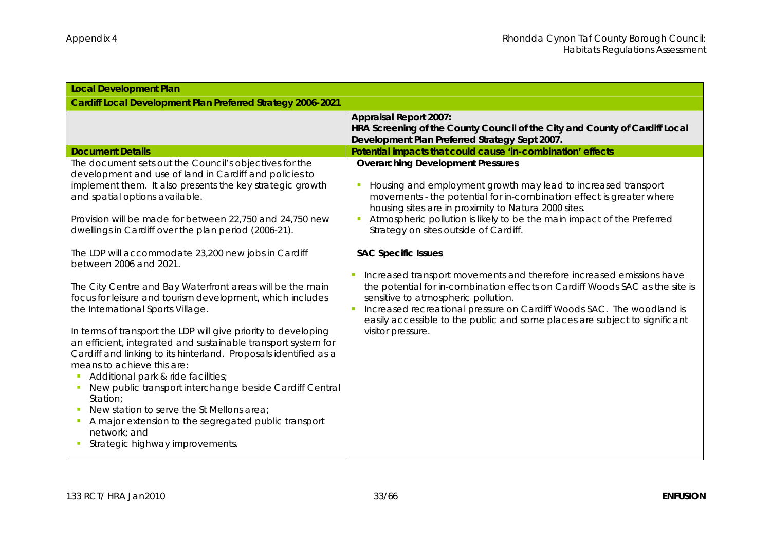| Local Development Plan | |
|---|---|
| **Cardiff Local Development Plan Preferred Strategy 2006-2021** | |
| | **Appraisal Report 2007:** **HRA Screening of the County Council of the City and County of Cardiff Local Development Plan Preferred Strategy Sept 2007.** |
| **Document Details** | **Potential impacts that could cause 'in-combination' effects** |
| The document sets out the Council's objectives for the development and use of land in Cardiff and policies to implement them. It also presents the key strategic growth and spatial options available.<br><br>Provision will be made for between 22,750 and 24,750 new dwellings in Cardiff over the plan period (2006-21).<br><br>The LDP will accommodate 23,200 new jobs in Cardiff between 2006 and 2021.<br><br>The City Centre and Bay Waterfront areas will be the main focus for leisure and tourism development, which includes the International Sports Village.<br><br>In terms of transport the LDP will give priority to developing an efficient, integrated and sustainable transport system for Cardiff and linking to its hinterland. Proposals identified as a means to achieve this are:<br>▪ Additional park & ride facilities;<br>▪ New public transport interchange beside Cardiff Central Station;<br>▪ New station to serve the St Mellons area;<br>▪ A major extension to the segregated public transport network; and<br>▪ Strategic highway improvements. | **Overarching Development Pressures**<br><br>▪ Housing and employment growth may lead to increased transport movements - the potential for in-combination effect is greater where housing sites are in proximity to Natura 2000 sites.<br>▪ Atmospheric pollution is likely to be the main impact of the Preferred Strategy on sites outside of Cardiff.<br><br>**SAC Specific Issues**<br><br>▪ Increased transport movements and therefore increased emissions have the potential for in-combination effects on Cardiff Woods SAC as the site is sensitive to atmospheric pollution.<br>▪ Increased recreational pressure on Cardiff Woods SAC. The woodland is easily accessible to the public and some places are subject to significant visitor pressure. |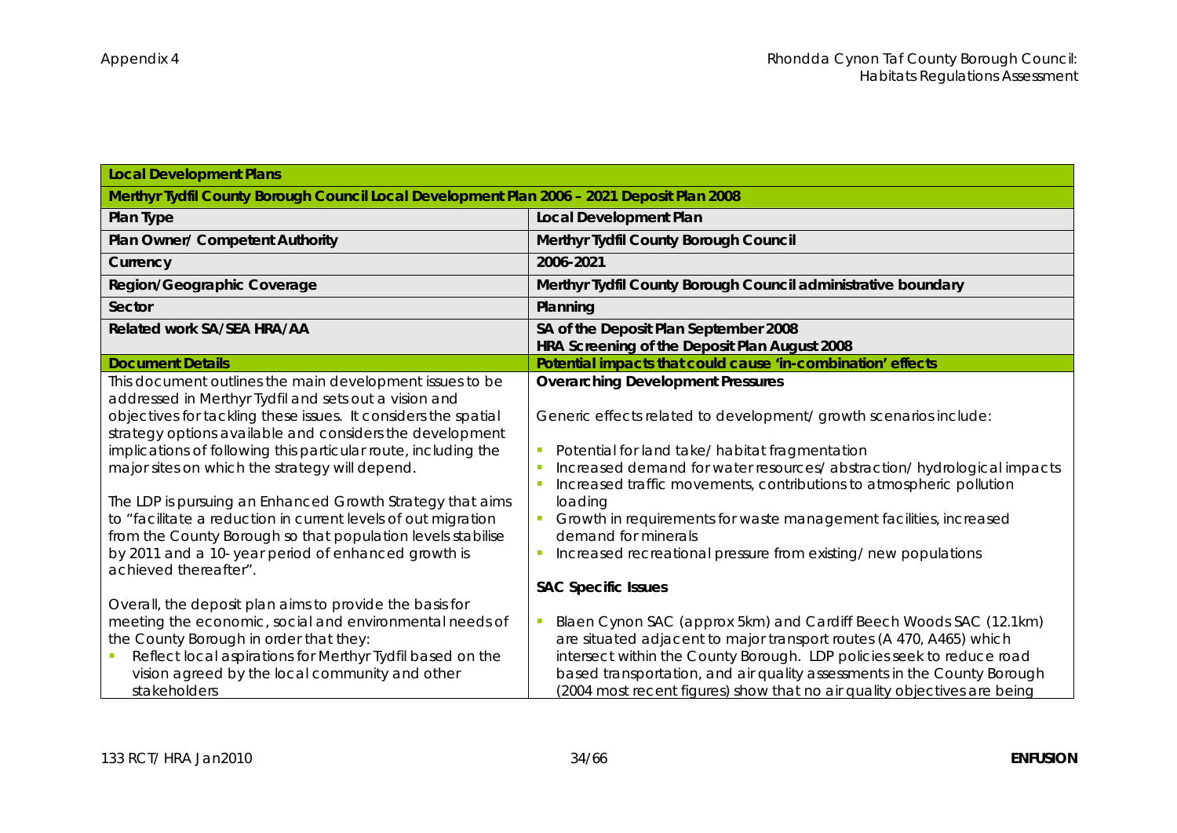| Local Development Plans | |
|---|---|
| Merthyr Tydfil County Borough Council Local Development Plan 2006 – 2021 Deposit Plan 2008 | |
| **Plan Type** | **Local Development Plan** |
| **Plan Owner/ Competent Authority** | **Merthyr Tydfil County Borough Council** |
| **Currency** | **2006-2021** |
| **Region/Geographic Coverage** | **Merthyr Tydfil County Borough Council administrative boundary** |
| **Sector** | **Planning** |
| **Related work SA/SEA HRA/AA** | **SA of the Deposit Plan September 2008**<br>**HRA Screening of the Deposit Plan August 2008** |
| **Document Details** | **Potential impacts that could cause 'in-combination' effects** |
| This document outlines the main development issues to be addressed in Merthyr Tydfil and sets out a vision and objectives for tackling these issues. It considers the spatial strategy options available and considers the development implications of following this particular route, including the major sites on which the strategy will depend.<br><br>The LDP is pursuing an Enhanced Growth Strategy that aims to "facilitate a reduction in current levels of out migration from the County Borough so that population levels stabilise by 2011 and a 10- year period of enhanced growth is achieved thereafter".<br><br>Overall, the deposit plan aims to provide the basis for meeting the economic, social and environmental needs of the County Borough in order that they:<br>▪ Reflect local aspirations for Merthyr Tydfil based on the vision agreed by the local community and other stakeholders | **Overarching Development Pressures**<br><br>Generic effects related to development/ growth scenarios include:<br><br>▪ Potential for land take/ habitat fragmentation<br>▪ Increased demand for water resources/ abstraction/ hydrological impacts<br>▪ Increased traffic movements, contributions to atmospheric pollution loading<br>▪ Growth in requirements for waste management facilities, increased demand for minerals<br>▪ Increased recreational pressure from existing/ new populations<br><br>**SAC Specific Issues**<br><br>▪ Blaen Cynon SAC (approx 5km) and Cardiff Beech Woods SAC (12.1km) are situated adjacent to major transport routes (A 470, A465) which intersect within the County Borough. LDP policies seek to reduce road based transportation, and air quality assessments in the County Borough (2004 most recent figures) show that no air quality objectives are being |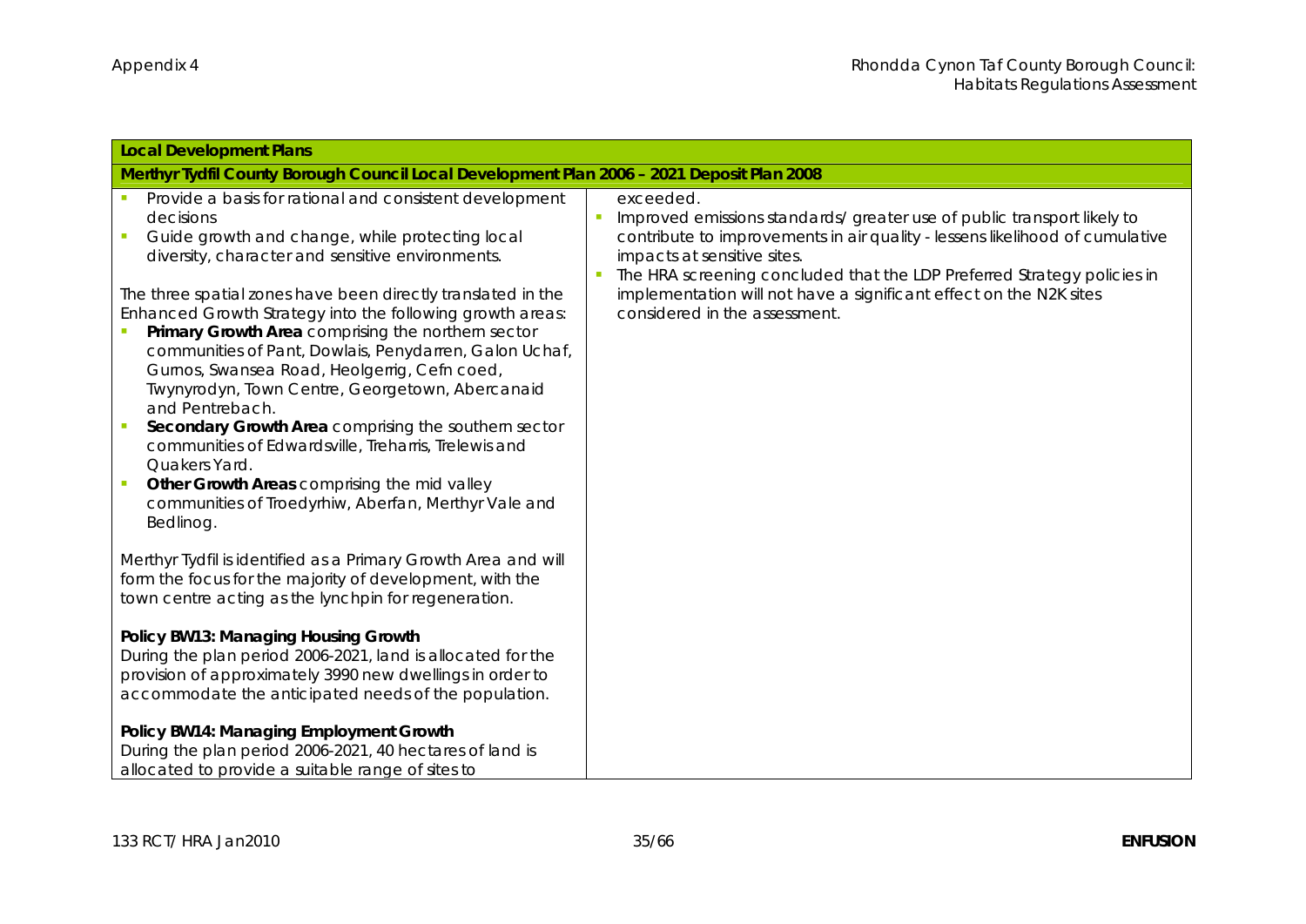| Local Development Plans | |
|---|---|
| **Merthyr Tydfil County Borough Council Local Development Plan 2006 – 2021 Deposit Plan 2008** | |
| ▪ Provide a basis for rational and consistent development decisions<br>▪ Guide growth and change, while protecting local diversity, character and sensitive environments.<br><br>The three spatial zones have been directly translated in the Enhanced Growth Strategy into the following growth areas:<br>▪ **Primary Growth Area** comprising the northern sector communities of Pant, Dowlais, Penydarren, Galon Uchaf, Gurnos, Swansea Road, Heolgerrig, Cefn coed, Twynyrodyn, Town Centre, Georgetown, Abercanaid and Pentrebach.<br>▪ **Secondary Growth Area** comprising the southern sector communities of Edwardsville, Treharris, Trelewis and Quakers Yard.<br>▪ **Other Growth Areas** comprising the mid valley communities of Troedyrhiw, Aberfan, Merthyr Vale and Bedlinog.<br><br>Merthyr Tydfil is identified as a Primary Growth Area and will form the focus for the majority of development, with the town centre acting as the lynchpin for regeneration.<br><br>**Policy BW13: Managing Housing Growth**<br>During the plan period 2006-2021, land is allocated for the provision of approximately 3990 new dwellings in order to accommodate the anticipated needs of the population.<br><br>**Policy BW14: Managing Employment Growth**<br>During the plan period 2006-2021, 40 hectares of land is allocated to provide a suitable range of sites to | exceeded.<br>▪ Improved emissions standards/ greater use of public transport likely to contribute to improvements in air quality - lessens likelihood of cumulative impacts at sensitive sites.<br>▪ The HRA screening concluded that the LDP Preferred Strategy policies in implementation will not have a significant effect on the N2K sites considered in the assessment. |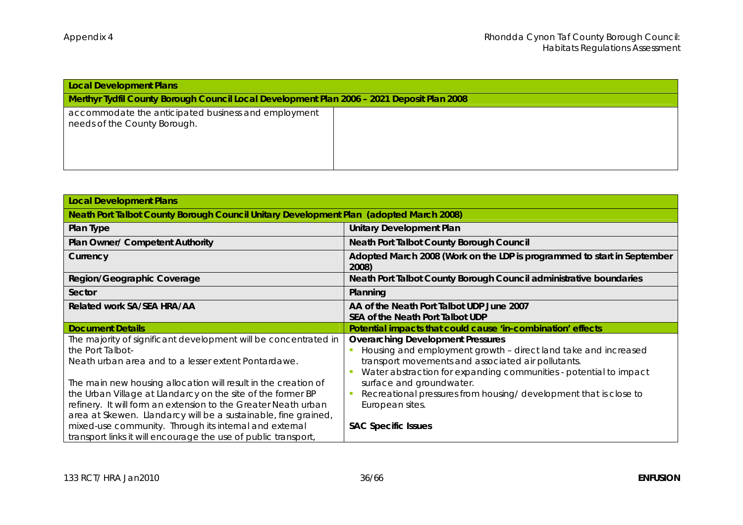| Local Development Plans | |
|---|---|
| Merthyr Tydfil County Borough Council Local Development Plan 2006 – 2021 Deposit Plan 2008 | |
| accommodate the anticipated business and employment needs of the County Borough. | |

| Local Development Plans | |
|---|---|
| Neath Port Talbot County Borough Council Unitary Development Plan (adopted March 2008) | |
| **Plan Type** | **Unitary Development Plan** |
| **Plan Owner/ Competent Authority** | **Neath Port Talbot County Borough Council** |
| **Currency** | **Adopted March 2008 (Work on the LDP is programmed to start in September 2008)** |
| **Region/Geographic Coverage** | **Neath Port Talbot County Borough Council administrative boundaries** |
| **Sector** | **Planning** |
| **Related work SA/SEA HRA/AA** | **AA of the Neath Port Talbot UDP June 2007**<br>**SEA of the Neath Port Talbot UDP** |
| **Document Details** | **Potential impacts that could cause 'in-combination' effects** |
| The majority of significant development will be concentrated in the Port Talbot-<br>Neath urban area and to a lesser extent Pontardawe.<br><br>The main new housing allocation will result in the creation of the Urban Village at Llandarcy on the site of the former BP refinery. It will form an extension to the Greater Neath urban area at Skewen. Llandarcy will be a sustainable, fine grained, mixed-use community. Through its internal and external transport links it will encourage the use of public transport, | **Overarching Development Pressures**<br>• Housing and employment growth – direct land take and increased transport movements and associated air pollutants.<br>• Water abstraction for expanding communities - potential to impact surface and groundwater.<br>• Recreational pressures from housing/ development that is close to European sites.<br><br>**SAC Specific Issues** |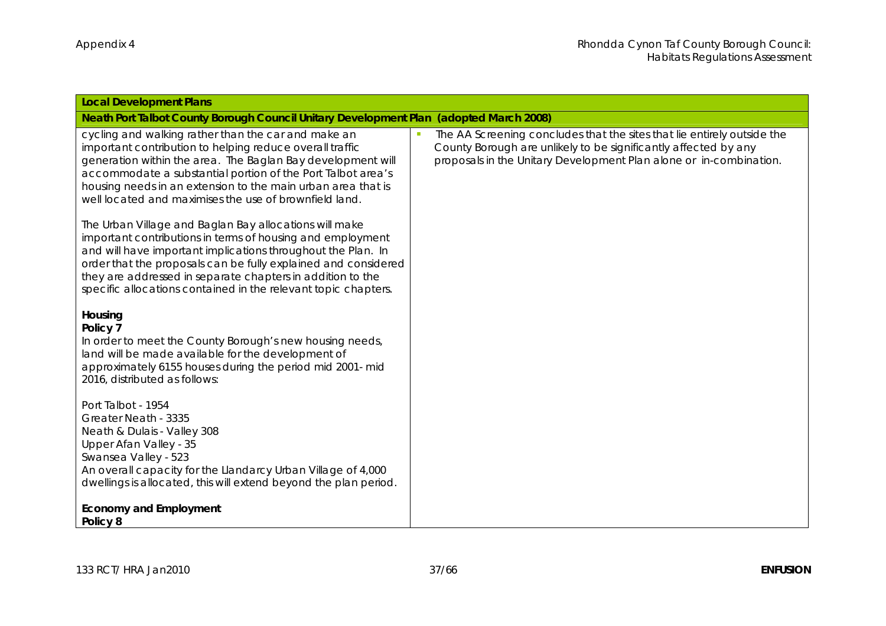| Local Development Plans | |
|---|---|
| **Neath Port Talbot County Borough Council Unitary Development Plan (adopted March 2008)** | |
| cycling and walking rather than the car and make an important contribution to helping reduce overall traffic generation within the area. The Baglan Bay development will accommodate a substantial portion of the Port Talbot area's housing needs in an extension to the main urban area that is well located and maximises the use of brownfield land.<br><br>The Urban Village and Baglan Bay allocations will make important contributions in terms of housing and employment and will have important implications throughout the Plan. In order that the proposals can be fully explained and considered they are addressed in separate chapters in addition to the specific allocations contained in the relevant topic chapters.<br><br>**Housing**<br>**Policy 7**<br>In order to meet the County Borough's new housing needs, land will be made available for the development of approximately 6155 houses during the period mid 2001- mid 2016, distributed as follows:<br><br>Port Talbot - 1954<br>Greater Neath - 3335<br>Neath & Dulais - Valley 308<br>Upper Afan Valley - 35<br>Swansea Valley - 523<br>An overall capacity for the Llandarcy Urban Village of 4,000 dwellings is allocated, this will extend beyond the plan period.<br><br>**Economy and Employment**<br>**Policy 8** | - The AA Screening concludes that the sites that lie entirely outside the County Borough are unlikely to be significantly affected by any proposals in the Unitary Development Plan alone or in-combination. |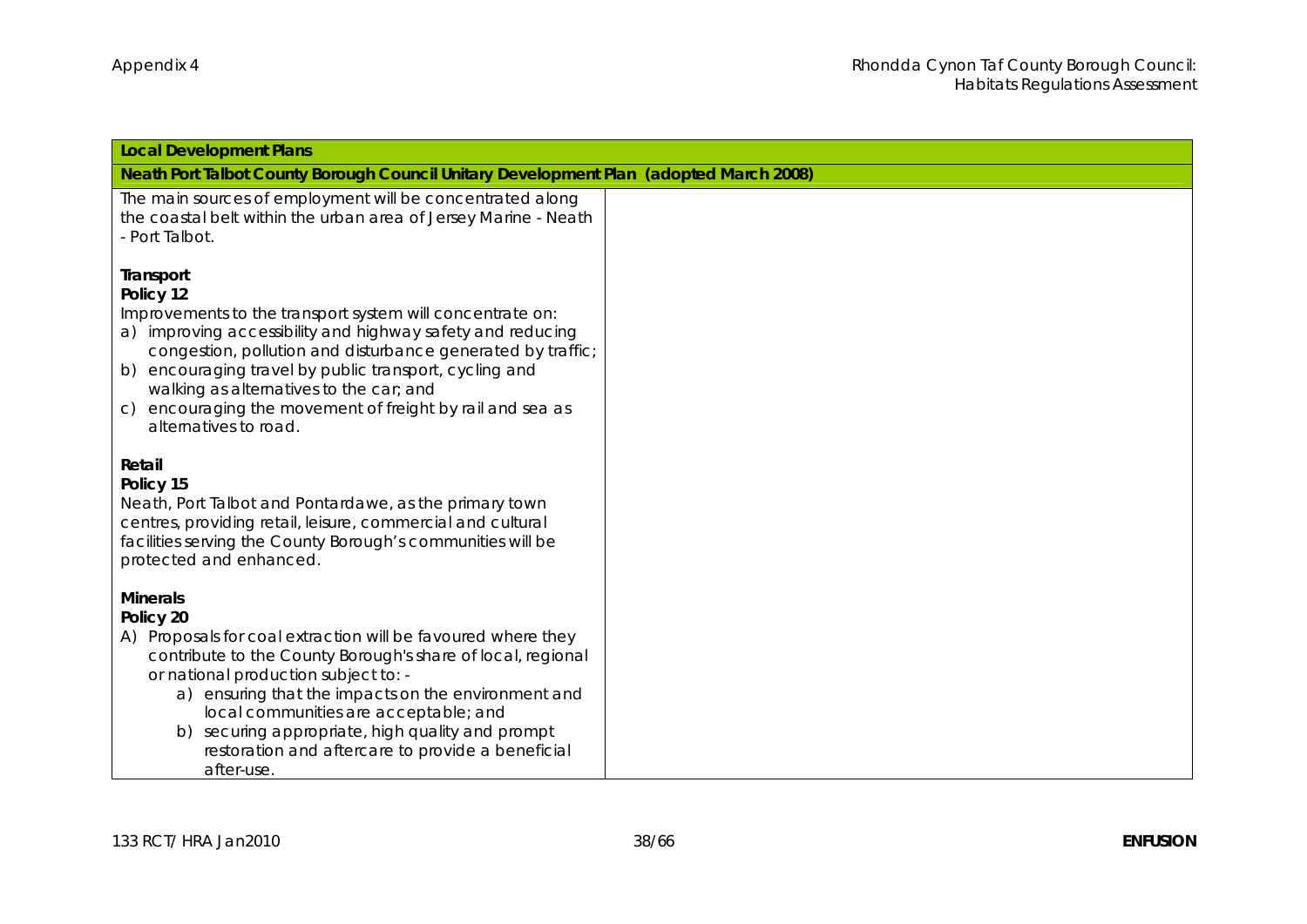| Local Development Plans | |
|---|---|
| **Neath Port Talbot County Borough Council Unitary Development Plan (adopted March 2008)** | |
| The main sources of employment will be concentrated along the coastal belt within the urban area of Jersey Marine - Neath - Port Talbot.<br><br>**Transport**<br>**Policy 12**<br>Improvements to the transport system will concentrate on:<br>a) improving accessibility and highway safety and reducing congestion, pollution and disturbance generated by traffic;<br>b) encouraging travel by public transport, cycling and walking as alternatives to the car; and<br>c) encouraging the movement of freight by rail and sea as alternatives to road.<br><br>**Retail**<br>**Policy 15**<br>Neath, Port Talbot and Pontardawe, as the primary town centres, providing retail, leisure, commercial and cultural facilities serving the County Borough's communities will be protected and enhanced.<br><br>**Minerals**<br>**Policy 20**<br>A) Proposals for coal extraction will be favoured where they contribute to the County Borough's share of local, regional or national production subject to: -<br>a) ensuring that the impacts on the environment and local communities are acceptable; and<br>b) securing appropriate, high quality and prompt restoration and aftercare to provide a beneficial after-use. | |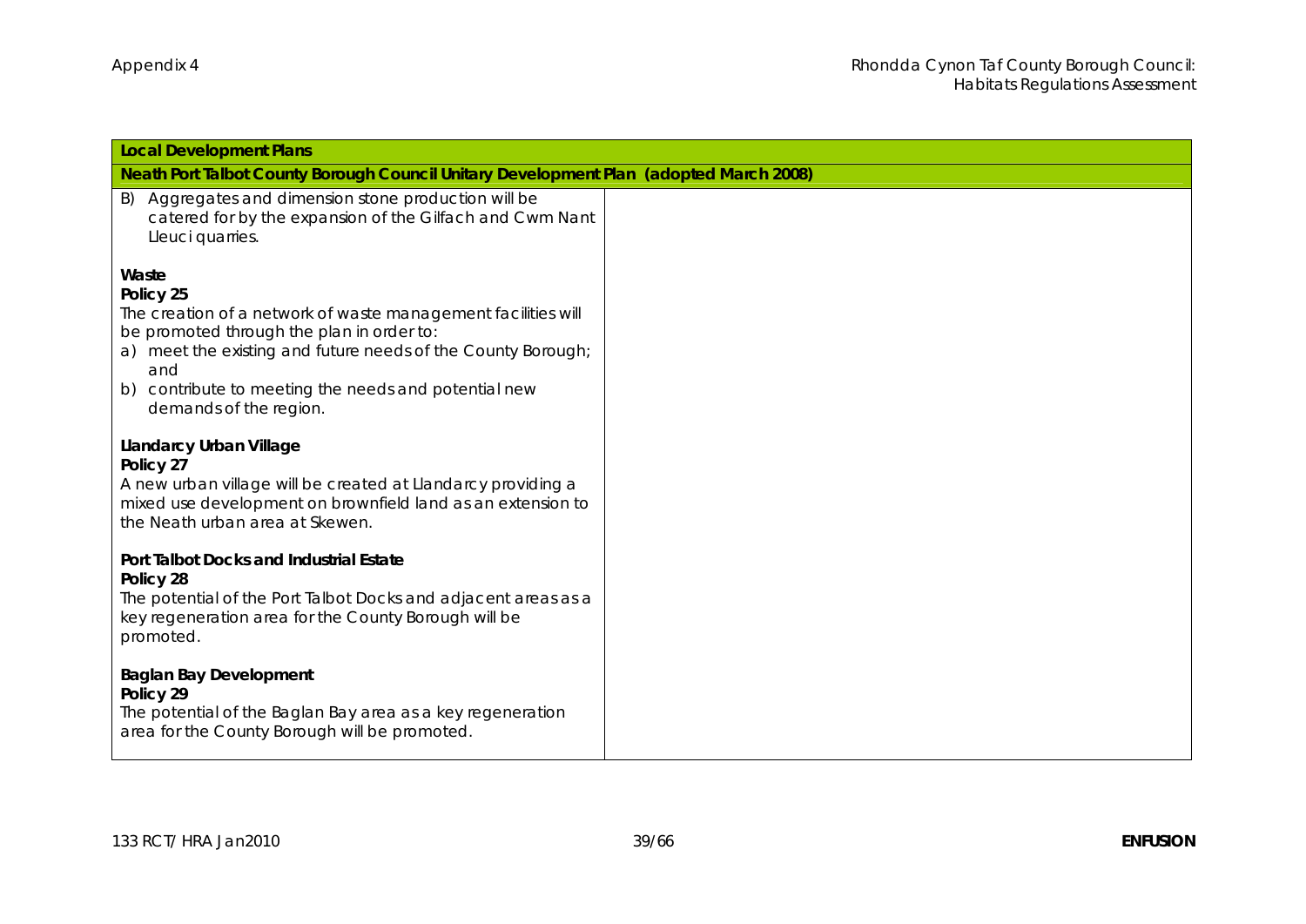| Local Development Plans | |
|---|---|
| **Neath Port Talbot County Borough Council Unitary Development Plan (adopted March 2008)** | |
| B) Aggregates and dimension stone production will be catered for by the expansion of the Gilfach and Cwm Nant Lleuci quarries.<br><br>**Waste**<br>**Policy 25**<br>The creation of a network of waste management facilities will be promoted through the plan in order to:<br>a) meet the existing and future needs of the County Borough; and<br>b) contribute to meeting the needs and potential new demands of the region.<br><br>**Llandarcy Urban Village**<br>**Policy 27**<br>A new urban village will be created at Llandarcy providing a mixed use development on brownfield land as an extension to the Neath urban area at Skewen.<br><br>**Port Talbot Docks and Industrial Estate**<br>**Policy 28**<br>The potential of the Port Talbot Docks and adjacent areas as a key regeneration area for the County Borough will be promoted.<br><br>**Baglan Bay Development**<br>**Policy 29**<br>The potential of the Baglan Bay area as a key regeneration area for the County Borough will be promoted. | |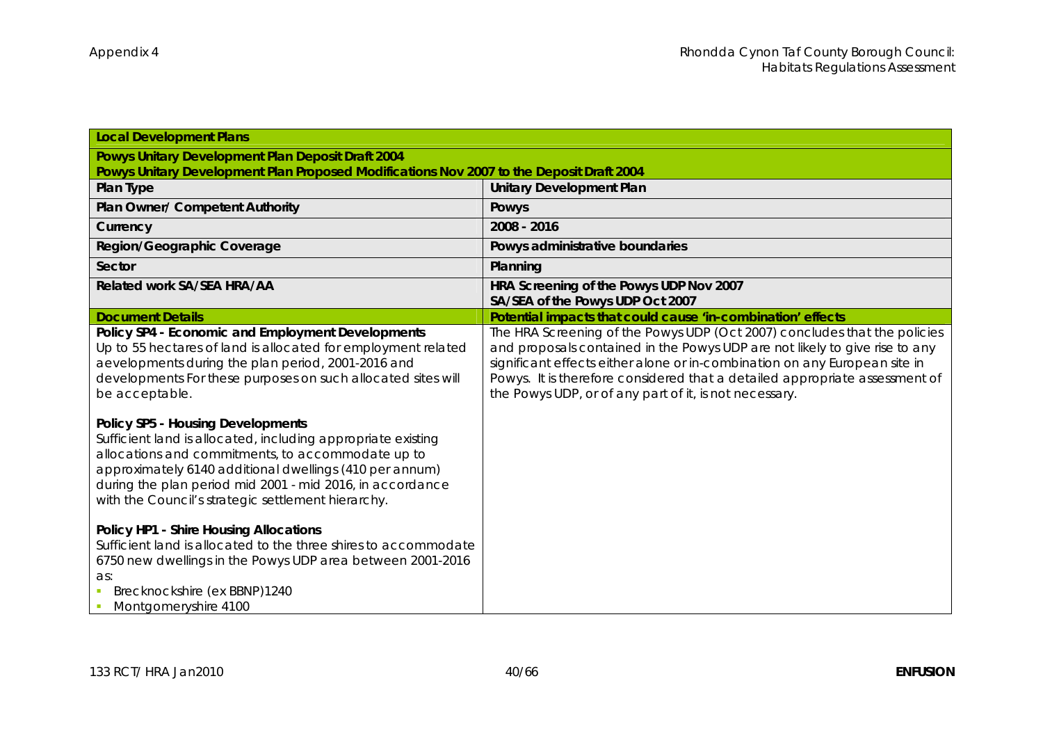| Local Development Plans | |
|---|---|
| **Powys Unitary Development Plan Deposit Draft 2004**<br>**Powys Unitary Development Plan Proposed Modifications Nov 2007 to the Deposit Draft 2004** | |
| **Plan Type** | **Unitary Development Plan** |
| **Plan Owner/ Competent Authority** | **Powys** |
| **Currency** | **2008 - 2016** |
| **Region/Geographic Coverage** | **Powys administrative boundaries** |
| **Sector** | **Planning** |
| **Related work SA/SEA HRA/AA** | **HRA Screening of the Powys UDP Nov 2007**<br>**SA/SEA of the Powys UDP Oct 2007** |
| **Document Details** | **Potential impacts that could cause 'in-combination' effects** |
| **Policy SP4 - Economic and Employment Developments**<br>Up to 55 hectares of land is allocated for employment related aevelopments during the plan period, 2001-2016 and developments For these purposes on such allocated sites will be acceptable.<br><br>**Policy SP5 - Housing Developments**<br>Sufficient land is allocated, including appropriate existing allocations and commitments, to accommodate up to approximately 6140 additional dwellings (410 per annum) during the plan period mid 2001 - mid 2016, in accordance with the Council's strategic settlement hierarchy.<br><br>**Policy HP1 - Shire Housing Allocations**<br>Sufficient land is allocated to the three shires to accommodate 6750 new dwellings in the Powys UDP area between 2001-2016 as:<br>- Brecknockshire (ex BBNP)1240<br>- Montgomeryshire 4100 | The HRA Screening of the Powys UDP (Oct 2007) concludes that the policies and proposals contained in the Powys UDP are not likely to give rise to any significant effects either alone or in-combination on any European site in Powys. It is therefore considered that a detailed appropriate assessment of the Powys UDP, or of any part of it, is not necessary. |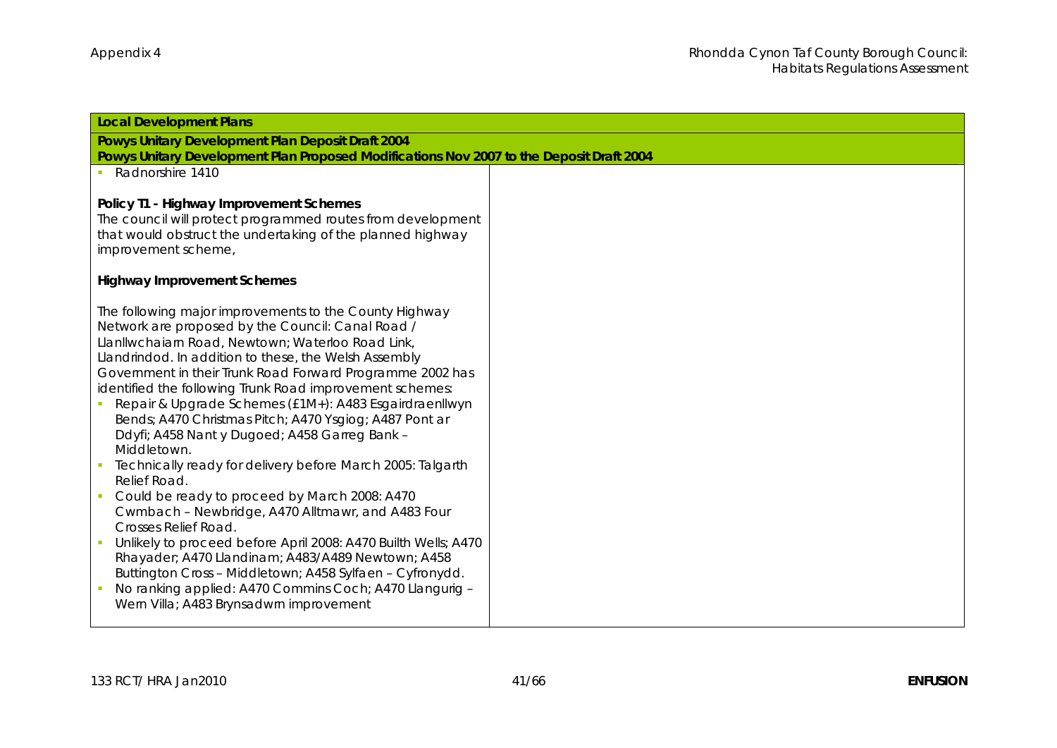| Local Development Plans | |
|---|---|
| **Powys Unitary Development Plan Deposit Draft 2004**<br>**Powys Unitary Development Plan Proposed Modifications Nov 2007 to the Deposit Draft 2004** | |
| - Radnorshire 1410<br><br>**Policy T1 - Highway Improvement Schemes**<br>The council will protect programmed routes from development that would obstruct the undertaking of the planned highway improvement scheme,<br><br>**Highway Improvement Schemes**<br><br>The following major improvements to the County Highway Network are proposed by the Council: Canal Road / Llanllwchaiarn Road, Newtown; Waterloo Road Link, Llandrindod. In addition to these, the Welsh Assembly Government in their Trunk Road Forward Programme 2002 has identified the following Trunk Road improvement schemes:<br>- Repair & Upgrade Schemes (£1M+): A483 Esgairdraenllwyn Bends; A470 Christmas Pitch; A470 Ysgiog; A487 Pont ar Ddyfi; A458 Nant y Dugoed; A458 Garreg Bank – Middletown.<br>- Technically ready for delivery before March 2005: Talgarth Relief Road.<br>- Could be ready to proceed by March 2008: A470 Cwmbach – Newbridge, A470 Alltmawr, and A483 Four Crosses Relief Road.<br>- Unlikely to proceed before April 2008: A470 Builth Wells; A470 Rhayader; A470 Llandinam; A483/A489 Newtown; A458 Buttington Cross – Middletown; A458 Sylfaen – Cyfronydd.<br>- No ranking applied: A470 Commins Coch; A470 Llangurig – Wern Villa; A483 Brynsadwrn improvement | |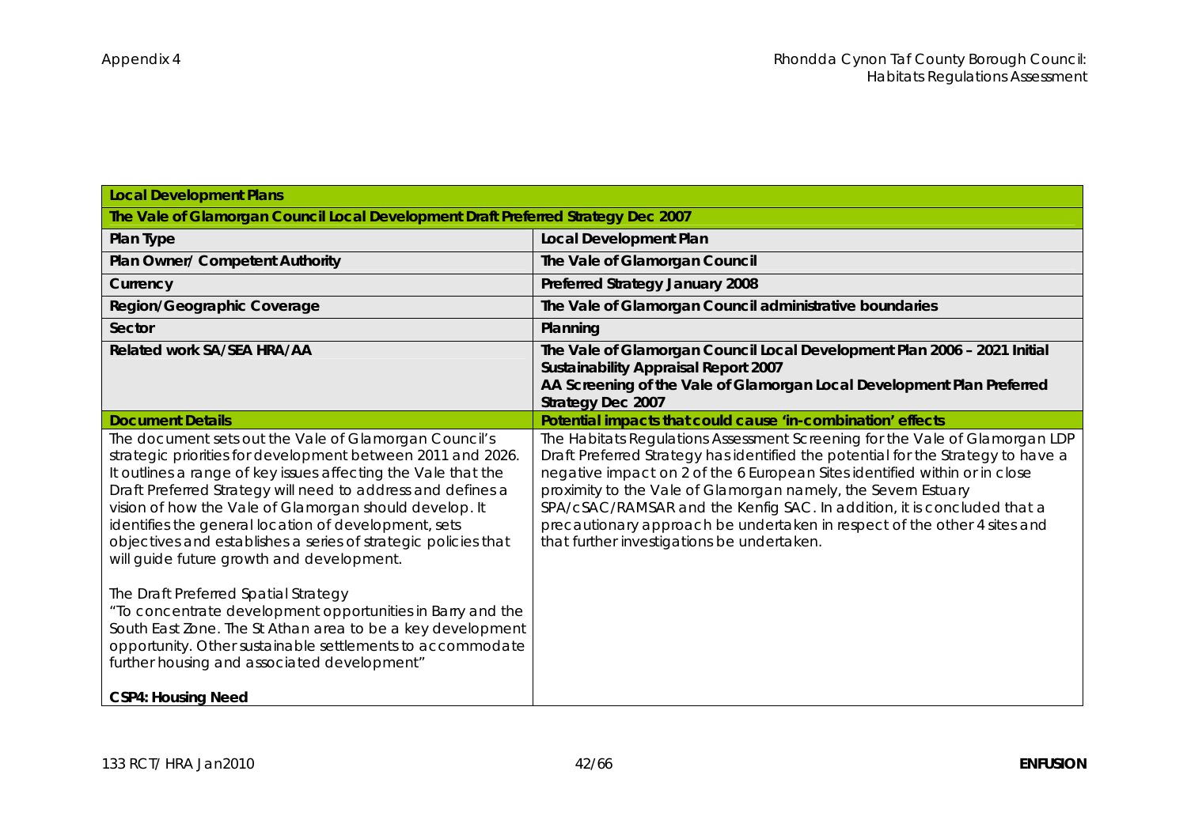| **Local Development Plans** | |
|---|---|
| **The Vale of Glamorgan Council Local Development Draft Preferred Strategy Dec 2007** | |
| **Plan Type** | **Local Development Plan** |
| **Plan Owner/ Competent Authority** | **The Vale of Glamorgan Council** |
| **Currency** | **Preferred Strategy January 2008** |
| **Region/Geographic Coverage** | **The Vale of Glamorgan Council administrative boundaries** |
| **Sector** | **Planning** |
| **Related work SA/SEA HRA/AA** | **The Vale of Glamorgan Council Local Development Plan 2006 – 2021 Initial Sustainability Appraisal Report 2007**<br>**AA Screening of the Vale of Glamorgan Local Development Plan Preferred Strategy Dec 2007** |
| **Document Details** | **Potential impacts that could cause 'in-combination' effects** |
| The document sets out the Vale of Glamorgan Council's strategic priorities for development between 2011 and 2026. It outlines a range of key issues affecting the Vale that the Draft Preferred Strategy will need to address and defines a vision of how the Vale of Glamorgan should develop. It identifies the general location of development, sets objectives and establishes a series of strategic policies that will guide future growth and development.<br><br>The Draft Preferred Spatial Strategy<br>"To concentrate development opportunities in Barry and the South East Zone. The St Athan area to be a key development opportunity. Other sustainable settlements to accommodate further housing and associated development"<br><br>**CSP4: Housing Need** | The Habitats Regulations Assessment Screening for the Vale of Glamorgan LDP Draft Preferred Strategy has identified the potential for the Strategy to have a negative impact on 2 of the 6 European Sites identified within or in close proximity to the Vale of Glamorgan namely, the Severn Estuary SPA/cSAC/RAMSAR and the Kenfig SAC. In addition, it is concluded that a precautionary approach be undertaken in respect of the other 4 sites and that further investigations be undertaken. |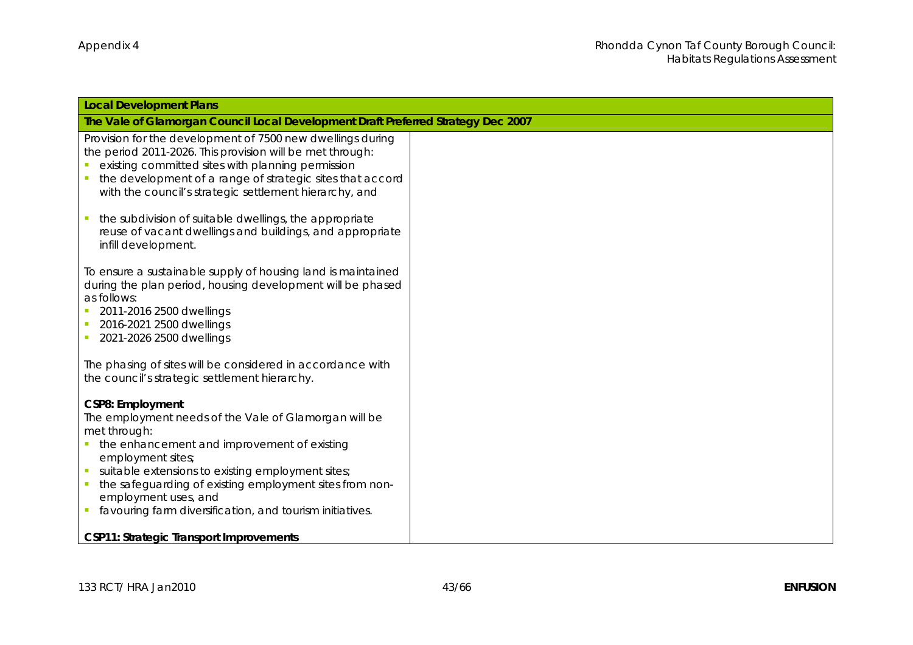| Local Development Plans | |
|---|---|
| **The Vale of Glamorgan Council Local Development Draft Preferred Strategy Dec 2007** | |
| Provision for the development of 7500 new dwellings during the period 2011-2026. This provision will be met through:<br>▪ existing committed sites with planning permission<br>▪ the development of a range of strategic sites that accord with the council's strategic settlement hierarchy, and<br>▪ the subdivision of suitable dwellings, the appropriate reuse of vacant dwellings and buildings, and appropriate infill development.<br><br>To ensure a sustainable supply of housing land is maintained during the plan period, housing development will be phased as follows:<br>▪ 2011-2016 2500 dwellings<br>▪ 2016-2021 2500 dwellings<br>▪ 2021-2026 2500 dwellings<br><br>The phasing of sites will be considered in accordance with the council's strategic settlement hierarchy.<br><br>**CSP8: Employment**<br>The employment needs of the Vale of Glamorgan will be met through:<br>▪ the enhancement and improvement of existing employment sites;<br>▪ suitable extensions to existing employment sites;<br>▪ the safeguarding of existing employment sites from non-employment uses, and<br>▪ favouring farm diversification, and tourism initiatives.<br><br>**CSP11: Strategic Transport Improvements** | |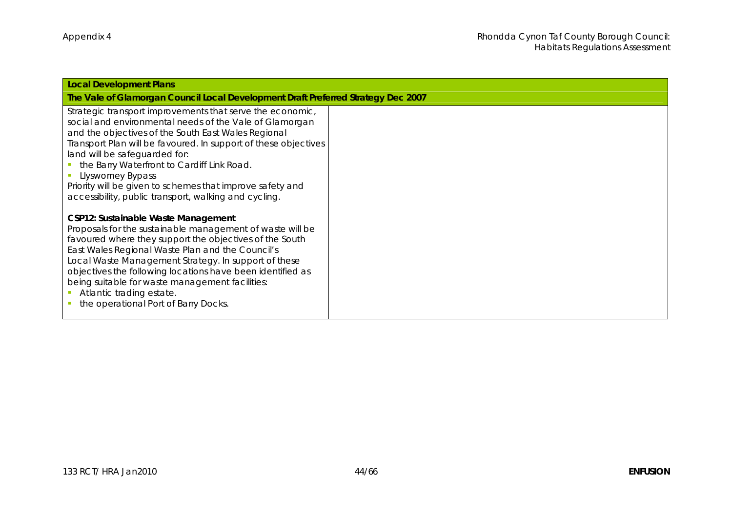| Local Development Plans | |
|---|---|
| **The Vale of Glamorgan Council Local Development Draft Preferred Strategy Dec 2007** | |
| Strategic transport improvements that serve the economic, social and environmental needs of the Vale of Glamorgan and the objectives of the South East Wales Regional Transport Plan will be favoured. In support of these objectives land will be safeguarded for:<br>▪ the Barry Waterfront to Cardiff Link Road.<br>▪ Llysworney Bypass<br>Priority will be given to schemes that improve safety and accessibility, public transport, walking and cycling.<br><br>**CSP12: Sustainable Waste Management**<br>Proposals for the sustainable management of waste will be favoured where they support the objectives of the South East Wales Regional Waste Plan and the Council's Local Waste Management Strategy. In support of these objectives the following locations have been identified as being suitable for waste management facilities:<br>▪ Atlantic trading estate.<br>▪ the operational Port of Barry Docks. | |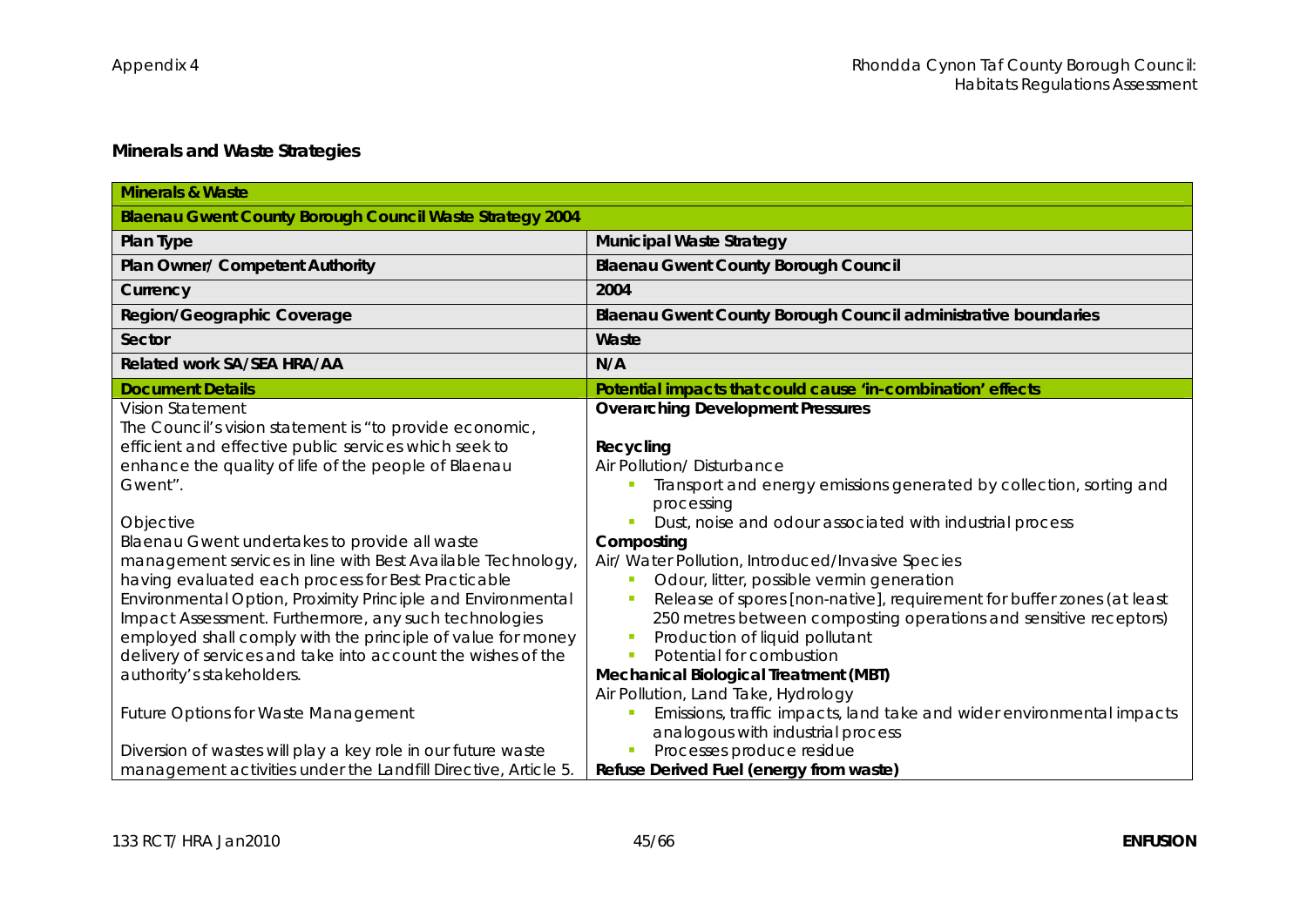## Minerals and Waste Strategies

| Minerals & Waste | |
|---|---|
| **Blaenau Gwent County Borough Council Waste Strategy 2004** | |
| **Plan Type** | **Municipal Waste Strategy** |
| **Plan Owner/ Competent Authority** | **Blaenau Gwent County Borough Council** |
| **Currency** | **2004** |
| **Region/Geographic Coverage** | **Blaenau Gwent County Borough Council administrative boundaries** |
| **Sector** | **Waste** |
| **Related work SA/SEA HRA/AA** | **N/A** |
| **Document Details** | **Potential impacts that could cause 'in-combination' effects** |
| Vision Statement<br>The Council's vision statement is "to provide economic, efficient and effective public services which seek to enhance the quality of life of the people of Blaenau Gwent".<br><br>Objective<br>Blaenau Gwent undertakes to provide all waste management services in line with Best Available Technology, having evaluated each process for Best Practicable Environmental Option, Proximity Principle and Environmental Impact Assessment. Furthermore, any such technologies employed shall comply with the principle of value for money delivery of services and take into account the wishes of the authority's stakeholders.<br><br>Future Options for Waste Management<br><br>Diversion of wastes will play a key role in our future waste management activities under the Landfill Directive, Article 5. | **Overarching Development Pressures**<br><br>**Recycling**<br>Air Pollution/ Disturbance<br>- Transport and energy emissions generated by collection, sorting and processing<br>- Dust, noise and odour associated with industrial process<br>**Composting**<br>Air/ Water Pollution, Introduced/Invasive Species<br>- Odour, litter, possible vermin generation<br>- Release of spores [non-native], requirement for buffer zones (at least 250 metres between composting operations and sensitive receptors)<br>- Production of liquid pollutant<br>- Potential for combustion<br>**Mechanical Biological Treatment (MBT)**<br>Air Pollution, Land Take, Hydrology<br>- Emissions, traffic impacts, land take and wider environmental impacts analogous with industrial process<br>- Processes produce residue<br>**Refuse Derived Fuel (energy from waste)** |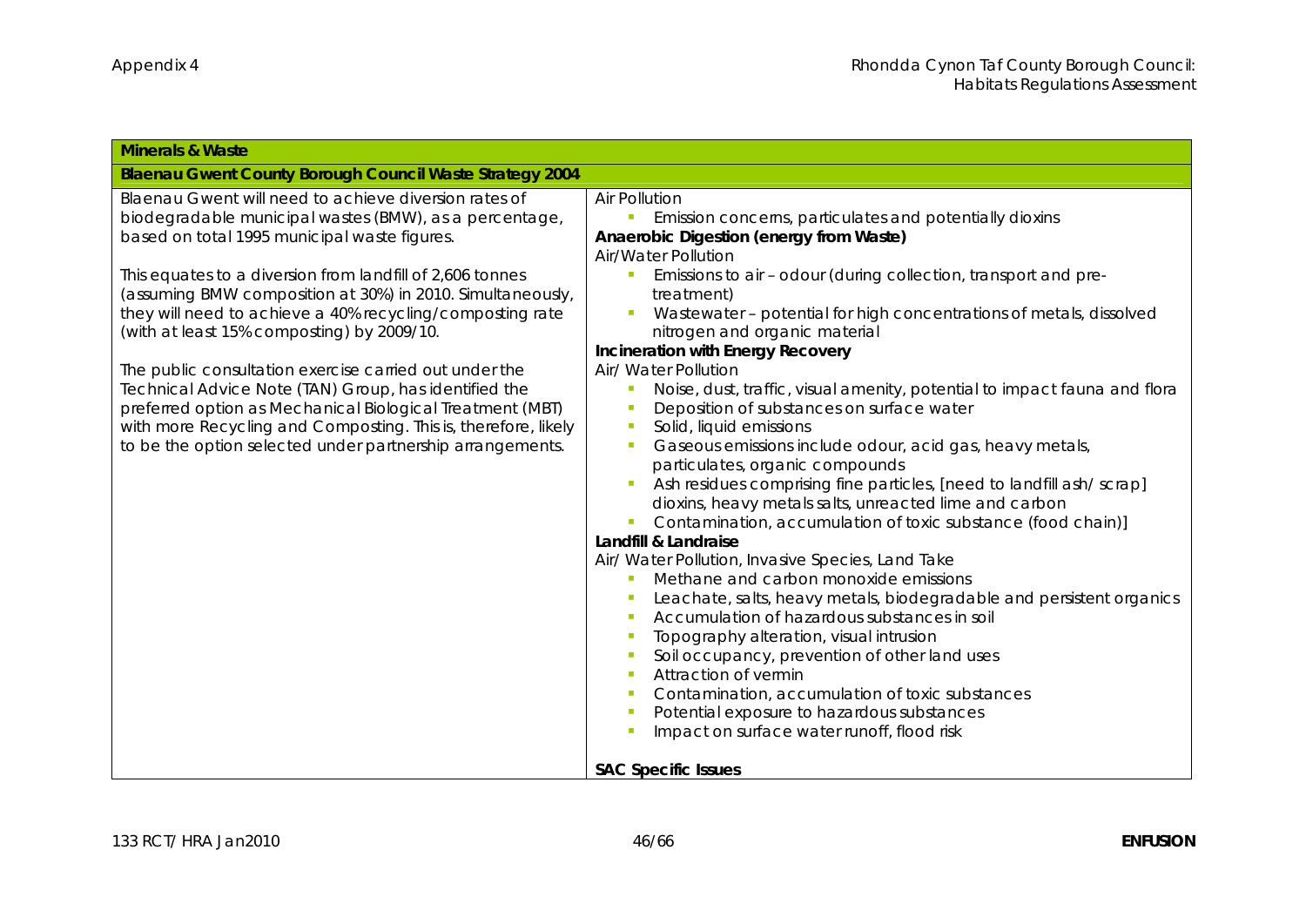| Minerals & Waste | |
|---|---|
| **Blaenau Gwent County Borough Council Waste Strategy 2004** | |
| Blaenau Gwent will need to achieve diversion rates of biodegradable municipal wastes (BMW), as a percentage, based on total 1995 municipal waste figures.<br><br>This equates to a diversion from landfill of 2,606 tonnes (assuming BMW composition at 30%) in 2010. Simultaneously, they will need to achieve a 40% recycling/composting rate (with at least 15% composting) by 2009/10.<br><br>The public consultation exercise carried out under the Technical Advice Note (TAN) Group, has identified the preferred option as Mechanical Biological Treatment (MBT) with more Recycling and Composting. This is, therefore, likely to be the option selected under partnership arrangements. | Air Pollution<br>• Emission concerns, particulates and potentially dioxins<br>**Anaerobic Digestion (energy from Waste)**<br>Air/Water Pollution<br>• Emissions to air – odour (during collection, transport and pre-treatment)<br>• Wastewater – potential for high concentrations of metals, dissolved nitrogen and organic material<br>**Incineration with Energy Recovery**<br>Air/ Water Pollution<br>• Noise, dust, traffic, visual amenity, potential to impact fauna and flora<br>• Deposition of substances on surface water<br>• Solid, liquid emissions<br>• Gaseous emissions include odour, acid gas, heavy metals, particulates, organic compounds<br>• Ash residues comprising fine particles, [need to landfill ash/ scrap] dioxins, heavy metals salts, unreacted lime and carbon<br>• Contamination, accumulation of toxic substance (food chain)]<br>**Landfill & Landraise**<br>Air/ Water Pollution, Invasive Species, Land Take<br>• Methane and carbon monoxide emissions<br>• Leachate, salts, heavy metals, biodegradable and persistent organics<br>• Accumulation of hazardous substances in soil<br>• Topography alteration, visual intrusion<br>• Soil occupancy, prevention of other land uses<br>• Attraction of vermin<br>• Contamination, accumulation of toxic substances<br>• Potential exposure to hazardous substances<br>• Impact on surface water runoff, flood risk<br><br>**SAC Specific Issues** |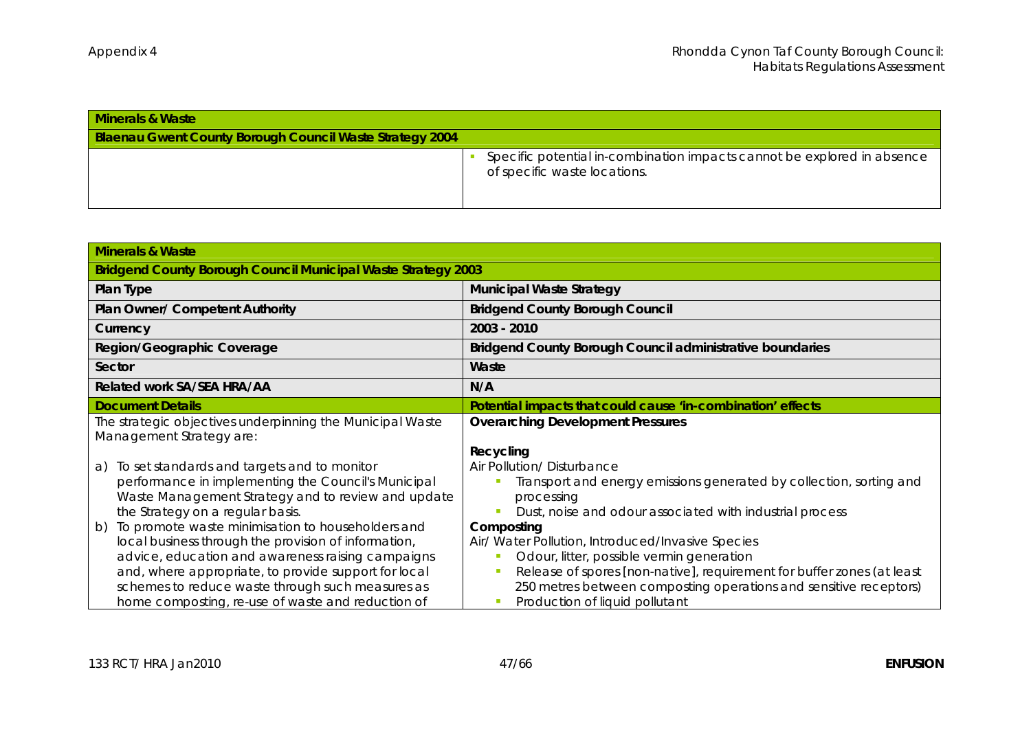| Minerals & Waste | |
|---|---|
| **Blaenau Gwent County Borough Council Waste Strategy 2004** | |
| | ▪ Specific potential in-combination impacts cannot be explored in absence of specific waste locations. |

| Minerals & Waste | |
|---|---|
| **Bridgend County Borough Council Municipal Waste Strategy 2003** | |
| **Plan Type** | **Municipal Waste Strategy** |
| **Plan Owner/ Competent Authority** | **Bridgend County Borough Council** |
| **Currency** | **2003 - 2010** |
| **Region/Geographic Coverage** | **Bridgend County Borough Council administrative boundaries** |
| **Sector** | **Waste** |
| **Related work SA/SEA HRA/AA** | **N/A** |
| **Document Details** | **Potential impacts that could cause 'in-combination' effects** |
| The strategic objectives underpinning the Municipal Waste Management Strategy are:<br><br>a) To set standards and targets and to monitor performance in implementing the Council's Municipal Waste Management Strategy and to review and update the Strategy on a regular basis.<br>b) To promote waste minimisation to householders and local business through the provision of information, advice, education and awareness raising campaigns and, where appropriate, to provide support for local schemes to reduce waste through such measures as home composting, re-use of waste and reduction of | **Overarching Development Pressures**<br><br>**Recycling**<br>Air Pollution/ Disturbance<br>▪ Transport and energy emissions generated by collection, sorting and processing<br>▪ Dust, noise and odour associated with industrial process<br>**Composting**<br>Air/ Water Pollution, Introduced/Invasive Species<br>▪ Odour, litter, possible vermin generation<br>▪ Release of spores [non-native], requirement for buffer zones (at least 250 metres between composting operations and sensitive receptors)<br>▪ Production of liquid pollutant |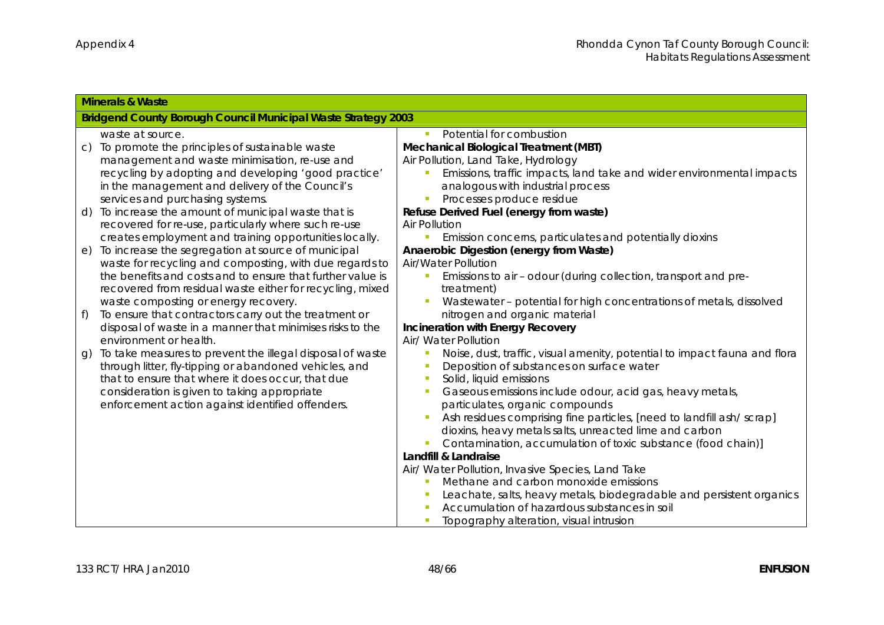| Minerals & Waste | |
|---|---|
| **Bridgend County Borough Council Municipal Waste Strategy 2003** | |
| waste at source.<br>c) To promote the principles of sustainable waste management and waste minimisation, re-use and recycling by adopting and developing 'good practice' in the management and delivery of the Council's services and purchasing systems.<br>d) To increase the amount of municipal waste that is recovered for re-use, particularly where such re-use creates employment and training opportunities locally.<br>e) To increase the segregation at source of municipal waste for recycling and composting, with due regards to the benefits and costs and to ensure that further value is recovered from residual waste either for recycling, mixed waste composting or energy recovery.<br>f) To ensure that contractors carry out the treatment or disposal of waste in a manner that minimises risks to the environment or health.<br>g) To take measures to prevent the illegal disposal of waste through litter, fly-tipping or abandoned vehicles, and that to ensure that where it does occur, that due consideration is given to taking appropriate enforcement action against identified offenders. | ▪ Potential for combustion<br>**Mechanical Biological Treatment (MBT)**<br>Air Pollution, Land Take, Hydrology<br>▪ Emissions, traffic impacts, land take and wider environmental impacts analogous with industrial process<br>▪ Processes produce residue<br>**Refuse Derived Fuel (energy from waste)**<br>Air Pollution<br>▪ Emission concerns, particulates and potentially dioxins<br>**Anaerobic Digestion (energy from Waste)**<br>Air/Water Pollution<br>▪ Emissions to air – odour (during collection, transport and pre-treatment)<br>▪ Wastewater – potential for high concentrations of metals, dissolved nitrogen and organic material<br>**Incineration with Energy Recovery**<br>Air/ Water Pollution<br>▪ Noise, dust, traffic, visual amenity, potential to impact fauna and flora<br>▪ Deposition of substances on surface water<br>▪ Solid, liquid emissions<br>▪ Gaseous emissions include odour, acid gas, heavy metals, particulates, organic compounds<br>▪ Ash residues comprising fine particles, [need to landfill ash/ scrap] dioxins, heavy metals salts, unreacted lime and carbon<br>▪ Contamination, accumulation of toxic substance (food chain)]<br>**Landfill & Landraise**<br>Air/ Water Pollution, Invasive Species, Land Take<br>▪ Methane and carbon monoxide emissions<br>▪ Leachate, salts, heavy metals, biodegradable and persistent organics<br>▪ Accumulation of hazardous substances in soil<br>▪ Topography alteration, visual intrusion |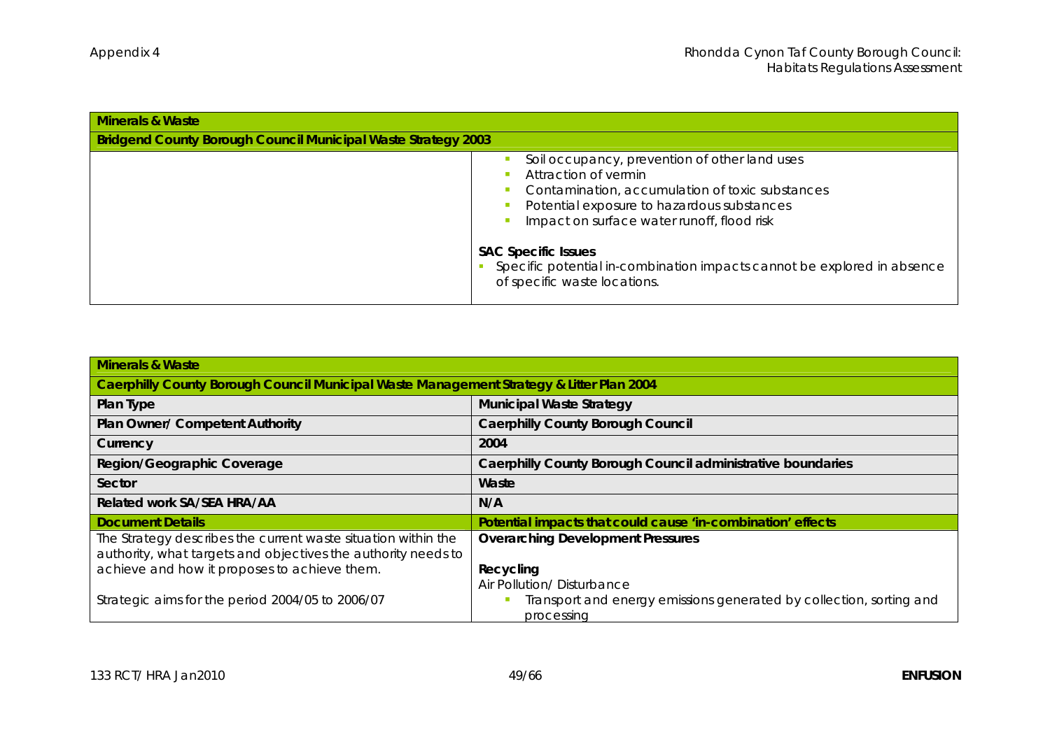| Minerals & Waste | |
|---|---|
| **Bridgend County Borough Council Municipal Waste Strategy 2003** | |
| | - Soil occupancy, prevention of other land uses<br>- Attraction of vermin<br>- Contamination, accumulation of toxic substances<br>- Potential exposure to hazardous substances<br>- Impact on surface water runoff, flood risk<br><br>**SAC Specific Issues**<br>- Specific potential in-combination impacts cannot be explored in absence of specific waste locations. |

| Minerals & Waste | |
|---|---|
| **Caerphilly County Borough Council Municipal Waste Management Strategy & Litter Plan 2004** | |
| **Plan Type** | **Municipal Waste Strategy** |
| **Plan Owner/ Competent Authority** | **Caerphilly County Borough Council** |
| **Currency** | **2004** |
| **Region/Geographic Coverage** | **Caerphilly County Borough Council administrative boundaries** |
| **Sector** | **Waste** |
| **Related work SA/SEA HRA/AA** | **N/A** |
| **Document Details** | **Potential impacts that could cause 'in-combination' effects** |
| The Strategy describes the current waste situation within the authority, what targets and objectives the authority needs to achieve and how it proposes to achieve them.<br><br>Strategic aims for the period 2004/05 to 2006/07 | **Overarching Development Pressures**<br><br>**Recycling**<br>Air Pollution/ Disturbance<br>- Transport and energy emissions generated by collection, sorting and processing |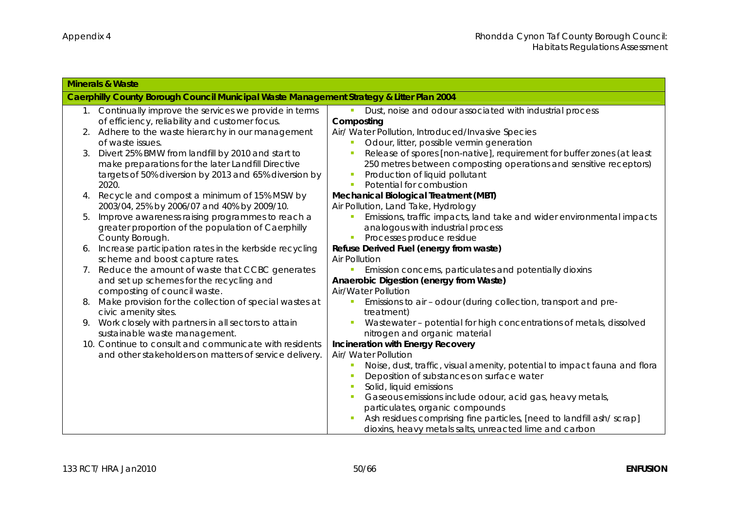| Minerals & Waste | |
|---|---|
| **Caerphilly County Borough Council Municipal Waste Management Strategy & Litter Plan 2004** | |
| 1. Continually improve the services we provide in terms of efficiency, reliability and customer focus.<br>2. Adhere to the waste hierarchy in our management of waste issues.<br>3. Divert 25% BMW from landfill by 2010 and start to make preparations for the later Landfill Directive targets of 50% diversion by 2013 and 65% diversion by 2020.<br>4. Recycle and compost a minimum of 15% MSW by 2003/04, 25% by 2006/07 and 40% by 2009/10.<br>5. Improve awareness raising programmes to reach a greater proportion of the population of Caerphilly County Borough.<br>6. Increase participation rates in the kerbside recycling scheme and boost capture rates.<br>7. Reduce the amount of waste that CCBC generates and set up schemes for the recycling and composting of council waste.<br>8. Make provision for the collection of special wastes at civic amenity sites.<br>9. Work closely with partners in all sectors to attain sustainable waste management.<br>10. Continue to consult and communicate with residents and other stakeholders on matters of service delivery. | ▪ Dust, noise and odour associated with industrial process<br>**Composting**<br>Air/ Water Pollution, Introduced/Invasive Species<br>▪ Odour, litter, possible vermin generation<br>▪ Release of spores [non-native], requirement for buffer zones (at least 250 metres between composting operations and sensitive receptors)<br>▪ Production of liquid pollutant<br>▪ Potential for combustion<br>**Mechanical Biological Treatment (MBT)**<br>Air Pollution, Land Take, Hydrology<br>▪ Emissions, traffic impacts, land take and wider environmental impacts analogous with industrial process<br>▪ Processes produce residue<br>**Refuse Derived Fuel (energy from waste)**<br>Air Pollution<br>▪ Emission concerns, particulates and potentially dioxins<br>**Anaerobic Digestion (energy from Waste)**<br>Air/Water Pollution<br>▪ Emissions to air – odour (during collection, transport and pre-treatment)<br>▪ Wastewater – potential for high concentrations of metals, dissolved nitrogen and organic material<br>**Incineration with Energy Recovery**<br>Air/ Water Pollution<br>▪ Noise, dust, traffic, visual amenity, potential to impact fauna and flora<br>▪ Deposition of substances on surface water<br>▪ Solid, liquid emissions<br>▪ Gaseous emissions include odour, acid gas, heavy metals, particulates, organic compounds<br>▪ Ash residues comprising fine particles, [need to landfill ash/ scrap] dioxins, heavy metals salts, unreacted lime and carbon |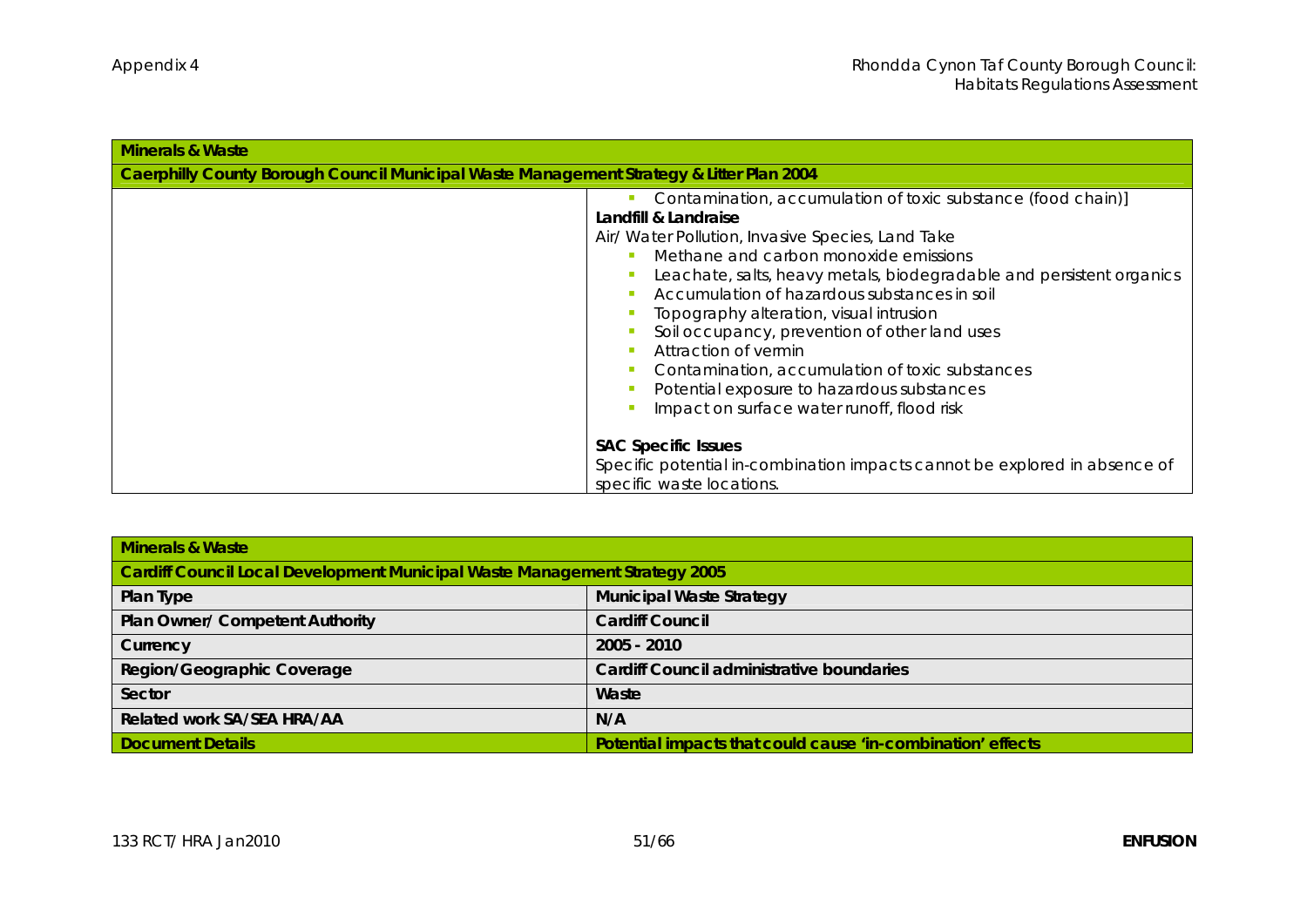| Minerals & Waste | |
|---|---|
| **Caerphilly County Borough Council Municipal Waste Management Strategy & Litter Plan 2004** | |
| | ▪ Contamination, accumulation of toxic substance (food chain)]<br>**Landfill & Landraise**<br>Air/ Water Pollution, Invasive Species, Land Take<br>▪ Methane and carbon monoxide emissions<br>▪ Leachate, salts, heavy metals, biodegradable and persistent organics<br>▪ Accumulation of hazardous substances in soil<br>▪ Topography alteration, visual intrusion<br>▪ Soil occupancy, prevention of other land uses<br>▪ Attraction of vermin<br>▪ Contamination, accumulation of toxic substances<br>▪ Potential exposure to hazardous substances<br>▪ Impact on surface water runoff, flood risk<br><br>**SAC Specific Issues**<br>Specific potential in-combination impacts cannot be explored in absence of specific waste locations. |

| Minerals & Waste | |
|---|---|
| **Cardiff Council Local Development Municipal Waste Management Strategy 2005** | |
| **Plan Type** | **Municipal Waste Strategy** |
| **Plan Owner/ Competent Authority** | **Cardiff Council** |
| **Currency** | **2005 - 2010** |
| **Region/Geographic Coverage** | **Cardiff Council administrative boundaries** |
| **Sector** | **Waste** |
| **Related work SA/SEA HRA/AA** | **N/A** |
| **Document Details** | **Potential impacts that could cause 'in-combination' effects** |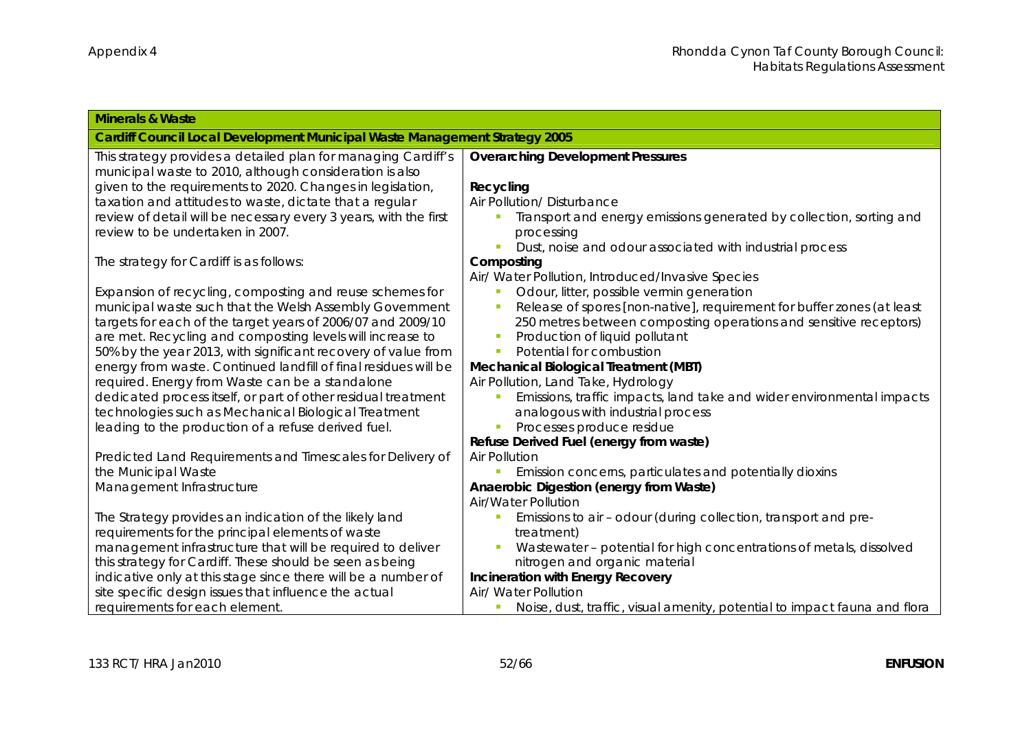| Minerals & Waste | |
|---|---|
| **Cardiff Council Local Development Municipal Waste Management Strategy 2005** | |
| This strategy provides a detailed plan for managing Cardiff's municipal waste to 2010, although consideration is also given to the requirements to 2020. Changes in legislation, taxation and attitudes to waste, dictate that a regular review of detail will be necessary every 3 years, with the first review to be undertaken in 2007.<br><br>The strategy for Cardiff is as follows:<br><br>Expansion of recycling, composting and reuse schemes for municipal waste such that the Welsh Assembly Government targets for each of the target years of 2006/07 and 2009/10 are met. Recycling and composting levels will increase to 50% by the year 2013, with significant recovery of value from energy from waste. Continued landfill of final residues will be required. Energy from Waste can be a standalone dedicated process itself, or part of other residual treatment technologies such as Mechanical Biological Treatment leading to the production of a refuse derived fuel.<br><br>Predicted Land Requirements and Timescales for Delivery of the Municipal Waste Management Infrastructure<br><br>The Strategy provides an indication of the likely land requirements for the principal elements of waste management infrastructure that will be required to deliver this strategy for Cardiff. These should be seen as being indicative only at this stage since there will be a number of site specific design issues that influence the actual requirements for each element. | **Overarching Development Pressures**<br><br>**Recycling**<br>Air Pollution/ Disturbance<br>• Transport and energy emissions generated by collection, sorting and processing<br>• Dust, noise and odour associated with industrial process<br>**Composting**<br>Air/ Water Pollution, Introduced/Invasive Species<br>• Odour, litter, possible vermin generation<br>• Release of spores [non-native], requirement for buffer zones (at least 250 metres between composting operations and sensitive receptors)<br>• Production of liquid pollutant<br>• Potential for combustion<br>**Mechanical Biological Treatment (MBT)**<br>Air Pollution, Land Take, Hydrology<br>• Emissions, traffic impacts, land take and wider environmental impacts analogous with industrial process<br>• Processes produce residue<br>**Refuse Derived Fuel (energy from waste)**<br>Air Pollution<br>• Emission concerns, particulates and potentially dioxins<br>**Anaerobic Digestion (energy from Waste)**<br>Air/Water Pollution<br>• Emissions to air – odour (during collection, transport and pre-treatment)<br>• Wastewater – potential for high concentrations of metals, dissolved nitrogen and organic material<br>**Incineration with Energy Recovery**<br>Air/ Water Pollution<br>• Noise, dust, traffic, visual amenity, potential to impact fauna and flora |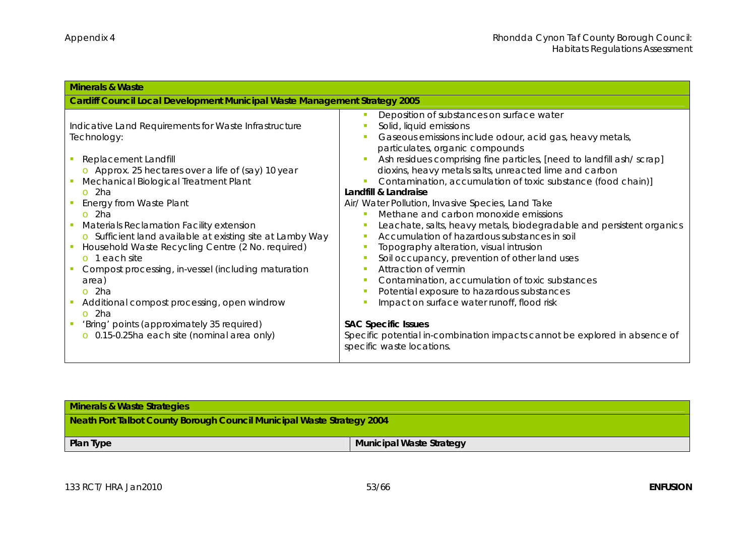| **Minerals & Waste** | |
|---|---|
| **Cardiff Council Local Development Municipal Waste Management Strategy 2005** | |
| Indicative Land Requirements for Waste Infrastructure Technology:<br><br>- Replacement Landfill<br>  - Approx. 25 hectares over a life of (say) 10 year<br>- Mechanical Biological Treatment Plant<br>  - 2ha<br>- Energy from Waste Plant<br>  - 2ha<br>- Materials Reclamation Facility extension<br>  - Sufficient land available at existing site at Lamby Way<br>- Household Waste Recycling Centre (2 No. required)<br>  - 1 each site<br>- Compost processing, in-vessel (including maturation area)<br>  - 2ha<br>- Additional compost processing, open windrow<br>  - 2ha<br>- 'Bring' points (approximately 35 required)<br>  - 0.15-0.25ha each site (nominal area only) | - Deposition of substances on surface water<br>- Solid, liquid emissions<br>- Gaseous emissions include odour, acid gas, heavy metals, particulates, organic compounds<br>- Ash residues comprising fine particles, [need to landfill ash/ scrap] dioxins, heavy metals salts, unreacted lime and carbon<br>- Contamination, accumulation of toxic substance (food chain)]<br><br>**Landfill & Landraise**<br>Air/ Water Pollution, Invasive Species, Land Take<br>- Methane and carbon monoxide emissions<br>- Leachate, salts, heavy metals, biodegradable and persistent organics<br>- Accumulation of hazardous substances in soil<br>- Topography alteration, visual intrusion<br>- Soil occupancy, prevention of other land uses<br>- Attraction of vermin<br>- Contamination, accumulation of toxic substances<br>- Potential exposure to hazardous substances<br>- Impact on surface water runoff, flood risk<br><br>**SAC Specific Issues**<br>Specific potential in-combination impacts cannot be explored in absence of specific waste locations. |

| **Minerals & Waste Strategies** | |
|---|---|
| **Neath Port Talbot County Borough Council Municipal Waste Strategy 2004** | |
| **Plan Type** | **Municipal Waste Strategy** |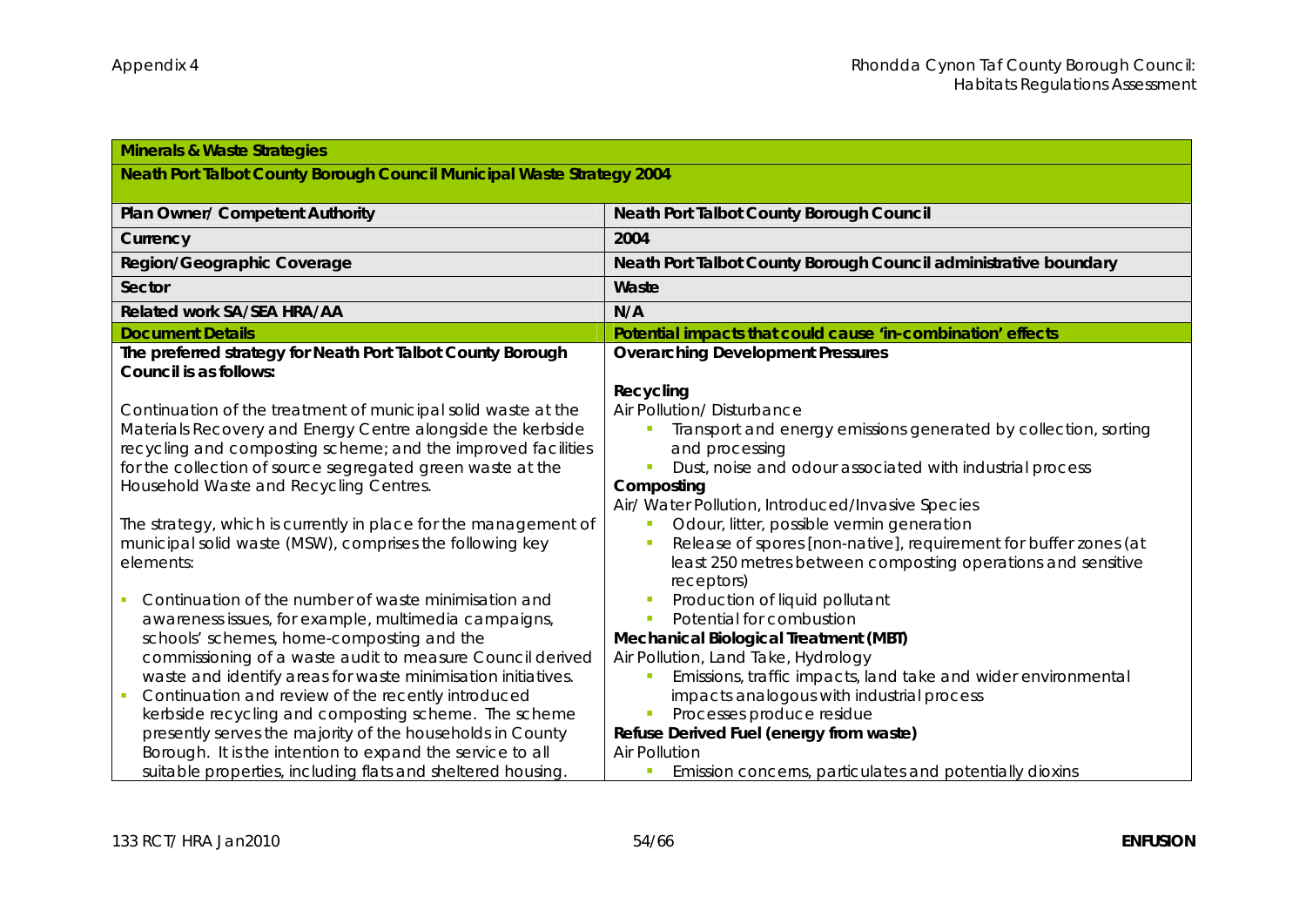| Minerals & Waste Strategies | |
|---|---|
| **Neath Port Talbot County Borough Council Municipal Waste Strategy 2004** | |
| **Plan Owner/ Competent Authority** | **Neath Port Talbot County Borough Council** |
| **Currency** | **2004** |
| **Region/Geographic Coverage** | **Neath Port Talbot County Borough Council administrative boundary** |
| **Sector** | **Waste** |
| **Related work SA/SEA HRA/AA** | **N/A** |
| **Document Details** | **Potential impacts that could cause 'in-combination' effects** |
| **The preferred strategy for Neath Port Talbot County Borough Council is as follows:**<br><br>Continuation of the treatment of municipal solid waste at the Materials Recovery and Energy Centre alongside the kerbside recycling and composting scheme; and the improved facilities for the collection of source segregated green waste at the Household Waste and Recycling Centres.<br><br>The strategy, which is currently in place for the management of municipal solid waste (MSW), comprises the following key elements:<br><br>• Continuation of the number of waste minimisation and awareness issues, for example, multimedia campaigns, schools' schemes, home-composting and the commissioning of a waste audit to measure Council derived waste and identify areas for waste minimisation initiatives.<br>• Continuation and review of the recently introduced kerbside recycling and composting scheme. The scheme presently serves the majority of the households in County Borough. It is the intention to expand the service to all suitable properties, including flats and sheltered housing. | **Overarching Development Pressures**<br><br>**Recycling**<br>Air Pollution/ Disturbance<br>• Transport and energy emissions generated by collection, sorting and processing<br>• Dust, noise and odour associated with industrial process<br>**Composting**<br>Air/ Water Pollution, Introduced/Invasive Species<br>• Odour, litter, possible vermin generation<br>• Release of spores [non-native], requirement for buffer zones (at least 250 metres between composting operations and sensitive receptors)<br>• Production of liquid pollutant<br>• Potential for combustion<br>**Mechanical Biological Treatment (MBT)**<br>Air Pollution, Land Take, Hydrology<br>• Emissions, traffic impacts, land take and wider environmental impacts analogous with industrial process<br>• Processes produce residue<br>**Refuse Derived Fuel (energy from waste)**<br>Air Pollution<br>• Emission concerns, particulates and potentially dioxins |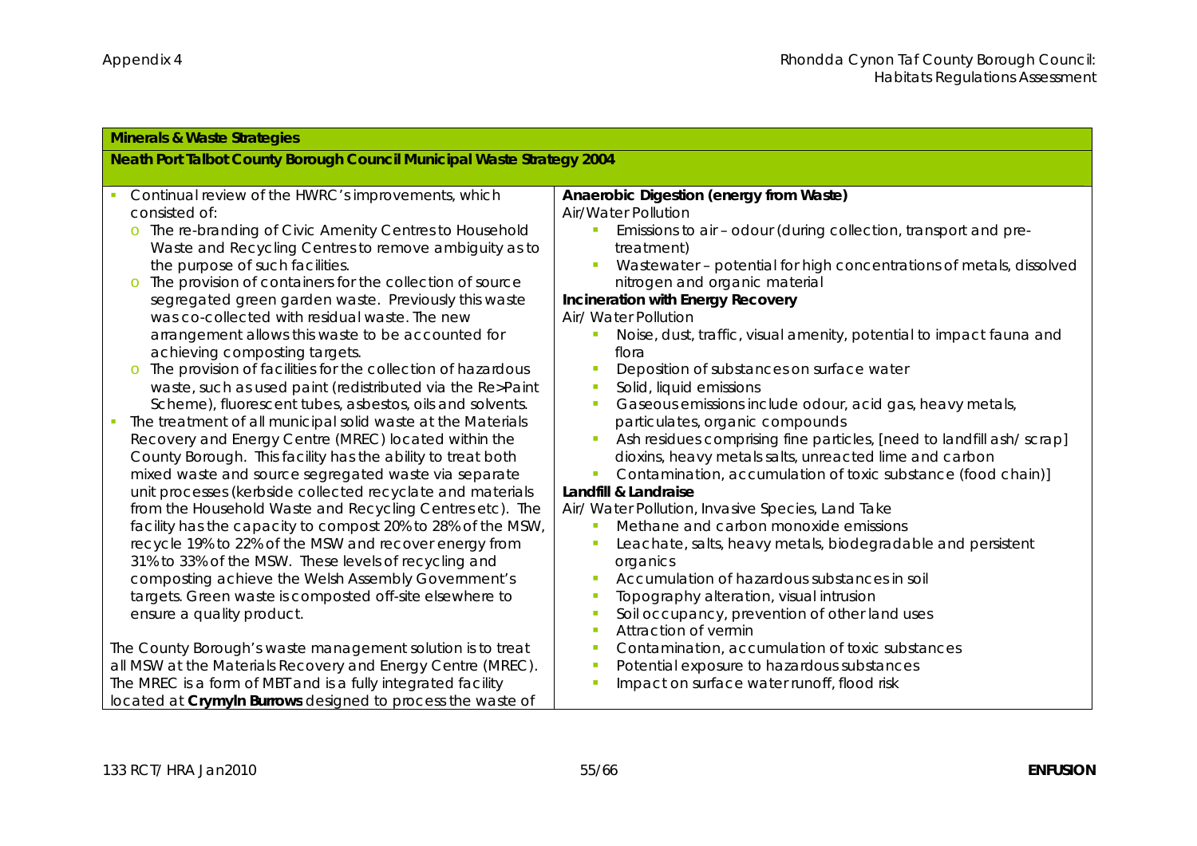| **Minerals & Waste Strategies** | |
|---|---|
| **Neath Port Talbot County Borough Council Municipal Waste Strategy 2004** | |
| - Continual review of the HWRC's improvements, which consisted of:<br>  - The re-branding of Civic Amenity Centres to Household Waste and Recycling Centres to remove ambiguity as to the purpose of such facilities.<br>  - The provision of containers for the collection of source segregated green garden waste. Previously this waste was co-collected with residual waste. The new arrangement allows this waste to be accounted for achieving composting targets.<br>  - The provision of facilities for the collection of hazardous waste, such as used paint (redistributed via the Re>Paint Scheme), fluorescent tubes, asbestos, oils and solvents.<br>- The treatment of all municipal solid waste at the Materials Recovery and Energy Centre (MREC) located within the County Borough. This facility has the ability to treat both mixed waste and source segregated waste via separate unit processes (kerbside collected recyclate and materials from the Household Waste and Recycling Centres etc). The facility has the capacity to compost 20% to 28% of the MSW, recycle 19% to 22% of the MSW and recover energy from 31% to 33% of the MSW. These levels of recycling and composting achieve the Welsh Assembly Government's targets. Green waste is composted off-site elsewhere to ensure a quality product.<br><br>The County Borough's waste management solution is to treat all MSW at the Materials Recovery and Energy Centre (MREC). The MREC is a form of MBT and is a fully integrated facility located at **Crymlyn Burrows** designed to process the waste of | **Anaerobic Digestion (energy from Waste)**<br>Air/Water Pollution<br>- Emissions to air – odour (during collection, transport and pre-treatment)<br>- Wastewater – potential for high concentrations of metals, dissolved nitrogen and organic material<br><br>**Incineration with Energy Recovery**<br>Air/ Water Pollution<br>- Noise, dust, traffic, visual amenity, potential to impact fauna and flora<br>- Deposition of substances on surface water<br>- Solid, liquid emissions<br>- Gaseous emissions include odour, acid gas, heavy metals, particulates, organic compounds<br>- Ash residues comprising fine particles, [need to landfill ash/ scrap] dioxins, heavy metals salts, unreacted lime and carbon<br>- Contamination, accumulation of toxic substance (food chain)]<br><br>**Landfill & Landraise**<br>Air/ Water Pollution, Invasive Species, Land Take<br>- Methane and carbon monoxide emissions<br>- Leachate, salts, heavy metals, biodegradable and persistent organics<br>- Accumulation of hazardous substances in soil<br>- Topography alteration, visual intrusion<br>- Soil occupancy, prevention of other land uses<br>- Attraction of vermin<br>- Contamination, accumulation of toxic substances<br>- Potential exposure to hazardous substances<br>- Impact on surface water runoff, flood risk |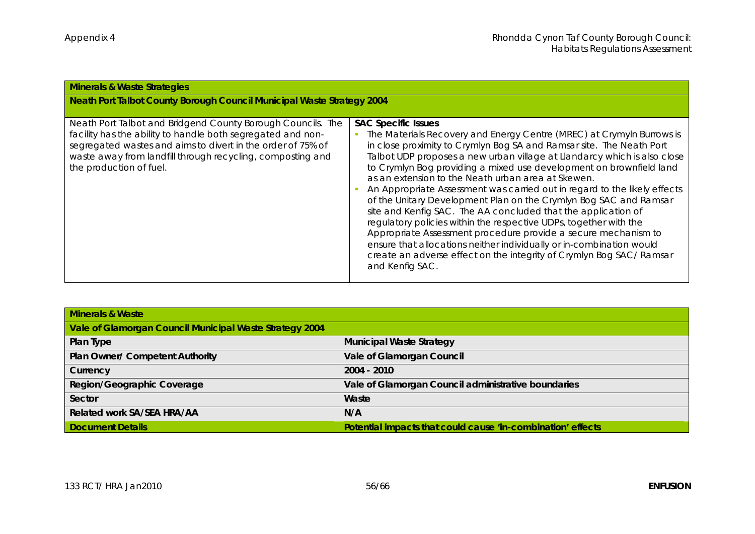| **Minerals & Waste Strategies** | |
|---|---|
| **Neath Port Talbot County Borough Council Municipal Waste Strategy 2004** | |
| Neath Port Talbot and Bridgend County Borough Councils. The facility has the ability to handle both segregated and non-segregated wastes and aims to divert in the order of 75% of waste away from landfill through recycling, composting and the production of fuel. | **SAC Specific Issues**<br>▪ The Materials Recovery and Energy Centre (MREC) at Crymyln Burrows is in close proximity to Crymlyn Bog SA and Ramsar site. The Neath Port Talbot UDP proposes a new urban village at Llandarcy which is also close to Crymlyn Bog providing a mixed use development on brownfield land as an extension to the Neath urban area at Skewen.<br>▪ An Appropriate Assessment was carried out in regard to the likely effects of the Unitary Development Plan on the Crymlyn Bog SAC and Ramsar site and Kenfig SAC. The AA concluded that the application of regulatory policies within the respective UDPs, together with the Appropriate Assessment procedure provide a secure mechanism to ensure that allocations neither individually or in-combination would create an adverse effect on the integrity of Crymlyn Bog SAC/ Ramsar and Kenfig SAC. |

| **Minerals & Waste** | |
|---|---|
| **Vale of Glamorgan Council Municipal Waste Strategy 2004** | |
| **Plan Type** | **Municipal Waste Strategy** |
| **Plan Owner/ Competent Authority** | **Vale of Glamorgan Council** |
| **Currency** | **2004 - 2010** |
| **Region/Geographic Coverage** | **Vale of Glamorgan Council administrative boundaries** |
| **Sector** | **Waste** |
| **Related work SA/SEA HRA/AA** | **N/A** |
| **Document Details** | **Potential impacts that could cause 'in-combination' effects** |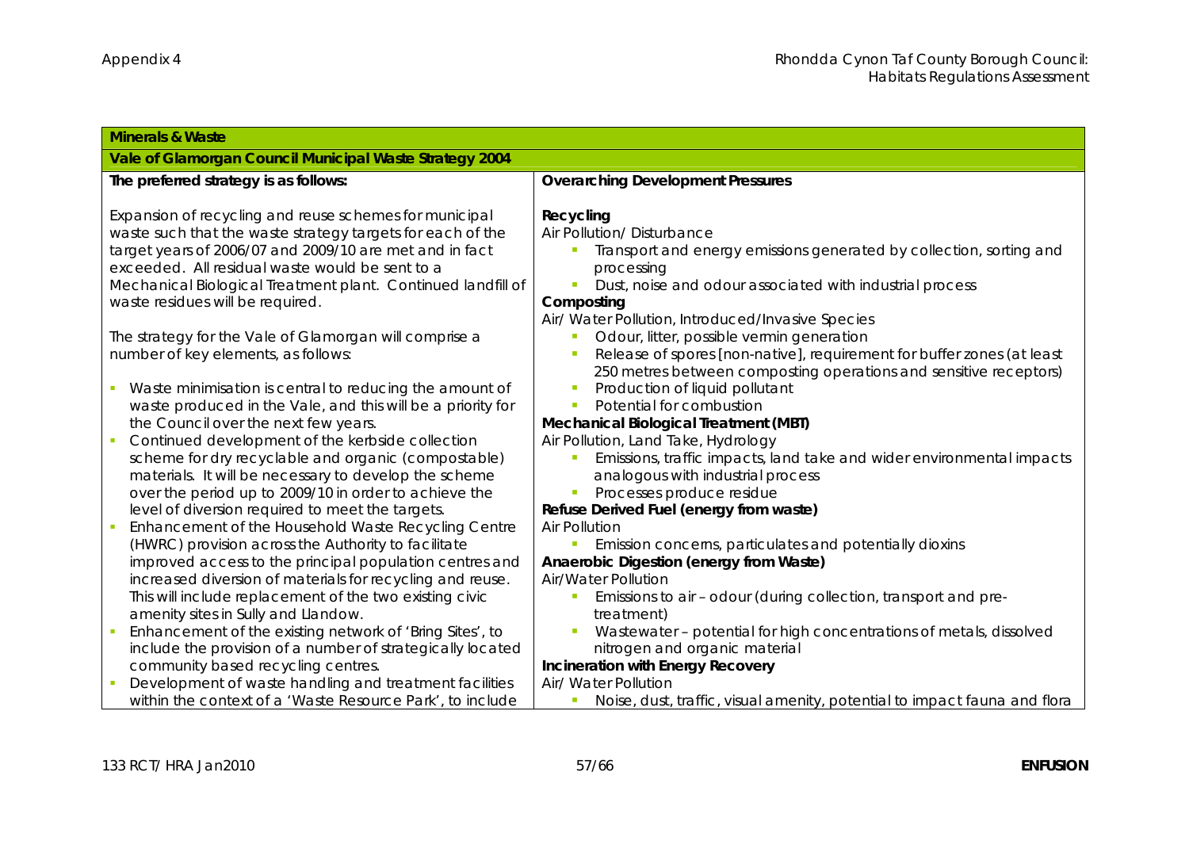| Minerals & Waste | |
|---|---|
| **Vale of Glamorgan Council Municipal Waste Strategy 2004** | |
| **The preferred strategy is as follows:**<br><br>Expansion of recycling and reuse schemes for municipal waste such that the waste strategy targets for each of the target years of 2006/07 and 2009/10 are met and in fact exceeded. All residual waste would be sent to a Mechanical Biological Treatment plant. Continued landfill of waste residues will be required.<br><br>The strategy for the Vale of Glamorgan will comprise a number of key elements, as follows:<br><br>▪ Waste minimisation is central to reducing the amount of waste produced in the Vale, and this will be a priority for the Council over the next few years.<br>▪ Continued development of the kerbside collection scheme for dry recyclable and organic (compostable) materials. It will be necessary to develop the scheme over the period up to 2009/10 in order to achieve the level of diversion required to meet the targets.<br>▪ Enhancement of the Household Waste Recycling Centre (HWRC) provision across the Authority to facilitate improved access to the principal population centres and increased diversion of materials for recycling and reuse. This will include replacement of the two existing civic amenity sites in Sully and Llandow.<br>▪ Enhancement of the existing network of 'Bring Sites', to include the provision of a number of strategically located community based recycling centres.<br>▪ Development of waste handling and treatment facilities within the context of a 'Waste Resource Park', to include | **Overarching Development Pressures**<br><br>**Recycling**<br>Air Pollution/ Disturbance<br>▪ Transport and energy emissions generated by collection, sorting and processing<br>▪ Dust, noise and odour associated with industrial process<br>**Composting**<br>Air/ Water Pollution, Introduced/Invasive Species<br>▪ Odour, litter, possible vermin generation<br>▪ Release of spores [non-native], requirement for buffer zones (at least 250 metres between composting operations and sensitive receptors)<br>▪ Production of liquid pollutant<br>▪ Potential for combustion<br>**Mechanical Biological Treatment (MBT)**<br>Air Pollution, Land Take, Hydrology<br>▪ Emissions, traffic impacts, land take and wider environmental impacts analogous with industrial process<br>▪ Processes produce residue<br>**Refuse Derived Fuel (energy from waste)**<br>Air Pollution<br>▪ Emission concerns, particulates and potentially dioxins<br>**Anaerobic Digestion (energy from Waste)**<br>Air/Water Pollution<br>▪ Emissions to air – odour (during collection, transport and pre-treatment)<br>▪ Wastewater – potential for high concentrations of metals, dissolved nitrogen and organic material<br>**Incineration with Energy Recovery**<br>Air/ Water Pollution<br>▪ Noise, dust, traffic, visual amenity, potential to impact fauna and flora |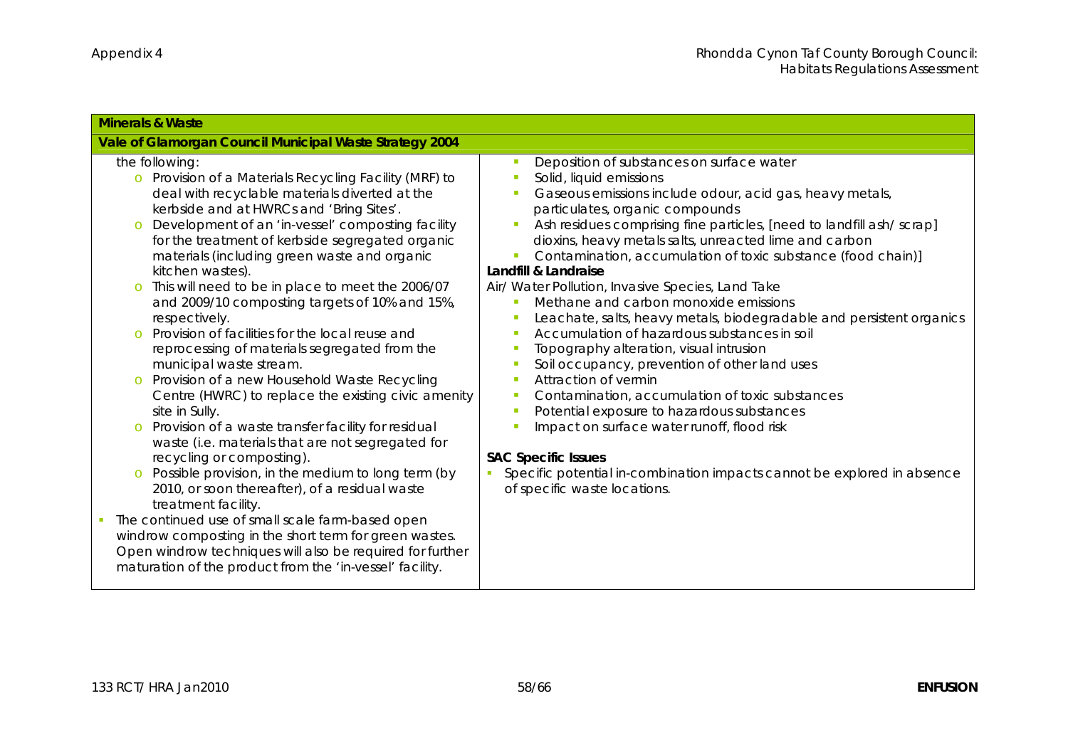| Minerals & Waste | |
|---|---|
| **Vale of Glamorgan Council Municipal Waste Strategy 2004** | |
| the following:<br>o Provision of a Materials Recycling Facility (MRF) to deal with recyclable materials diverted at the kerbside and at HWRCs and 'Bring Sites'.<br>o Development of an 'in-vessel' composting facility for the treatment of kerbside segregated organic materials (including green waste and organic kitchen wastes).<br>o This will need to be in place to meet the 2006/07 and 2009/10 composting targets of 10% and 15%, respectively.<br>o Provision of facilities for the local reuse and reprocessing of materials segregated from the municipal waste stream.<br>o Provision of a new Household Waste Recycling Centre (HWRC) to replace the existing civic amenity site in Sully.<br>o Provision of a waste transfer facility for residual waste (i.e. materials that are not segregated for recycling or composting).<br>o Possible provision, in the medium to long term (by 2010, or soon thereafter), of a residual waste treatment facility.<br>▪ The continued use of small scale farm-based open windrow composting in the short term for green wastes. Open windrow techniques will also be required for further maturation of the product from the 'in-vessel' facility. | ▪ Deposition of substances on surface water<br>▪ Solid, liquid emissions<br>▪ Gaseous emissions include odour, acid gas, heavy metals, particulates, organic compounds<br>▪ Ash residues comprising fine particles, [need to landfill ash/ scrap] dioxins, heavy metals salts, unreacted lime and carbon<br>▪ Contamination, accumulation of toxic substance (food chain)]<br>**Landfill & Landraise**<br>Air/ Water Pollution, Invasive Species, Land Take<br>▪ Methane and carbon monoxide emissions<br>▪ Leachate, salts, heavy metals, biodegradable and persistent organics<br>▪ Accumulation of hazardous substances in soil<br>▪ Topography alteration, visual intrusion<br>▪ Soil occupancy, prevention of other land uses<br>▪ Attraction of vermin<br>▪ Contamination, accumulation of toxic substances<br>▪ Potential exposure to hazardous substances<br>▪ Impact on surface water runoff, flood risk<br><br>**SAC Specific Issues**<br>▪ Specific potential in-combination impacts cannot be explored in absence of specific waste locations. |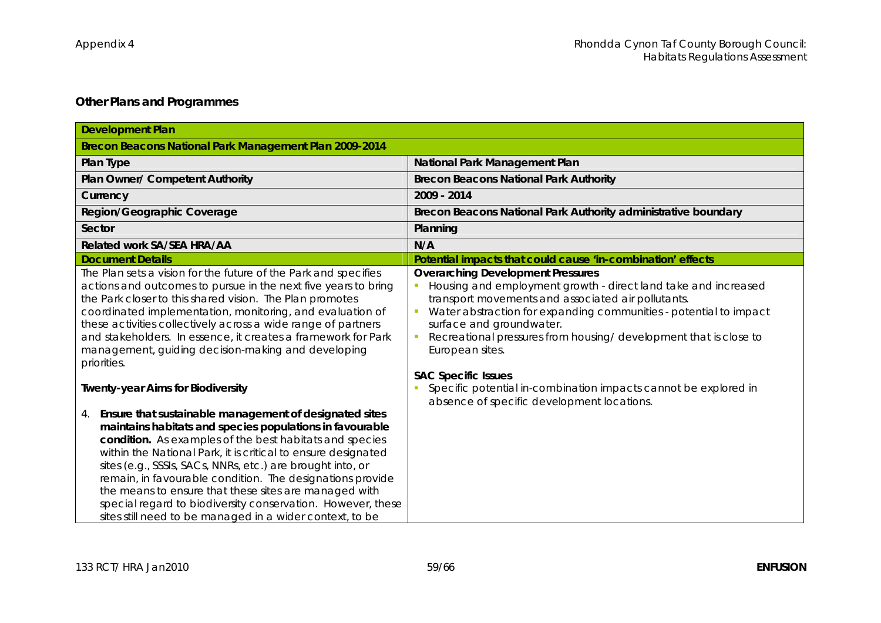## Other Plans and Programmes

| Development Plan | |
|---|---|
| **Brecon Beacons National Park Management Plan 2009-2014** | |
| **Plan Type** | **National Park Management Plan** |
| **Plan Owner/ Competent Authority** | **Brecon Beacons National Park Authority** |
| **Currency** | 2009 - 2014 |
| **Region/Geographic Coverage** | **Brecon Beacons National Park Authority administrative boundary** |
| **Sector** | **Planning** |
| **Related work SA/SEA HRA/AA** | **N/A** |
| **Document Details** | **Potential impacts that could cause 'in-combination' effects** |
| The Plan sets a vision for the future of the Park and specifies actions and outcomes to pursue in the next five years to bring the Park closer to this shared vision. The Plan promotes coordinated implementation, monitoring, and evaluation of these activities collectively across a wide range of partners and stakeholders. In essence, it creates a framework for Park management, guiding decision-making and developing priorities.<br><br>**Twenty-year Aims for Biodiversity**<br><br>4. **Ensure that sustainable management of designated sites maintains habitats and species populations in favourable condition.** As examples of the best habitats and species within the National Park, it is critical to ensure designated sites (e.g., SSSIs, SACs, NNRs, etc.) are brought into, or remain, in favourable condition. The designations provide the means to ensure that these sites are managed with special regard to biodiversity conservation. However, these sites still need to be managed in a wider context, to be | **Overarching Development Pressures**<br>- Housing and employment growth - direct land take and increased transport movements and associated air pollutants.<br>- Water abstraction for expanding communities - potential to impact surface and groundwater.<br>- Recreational pressures from housing/ development that is close to European sites.<br><br>**SAC Specific Issues**<br>- Specific potential in-combination impacts cannot be explored in absence of specific development locations. |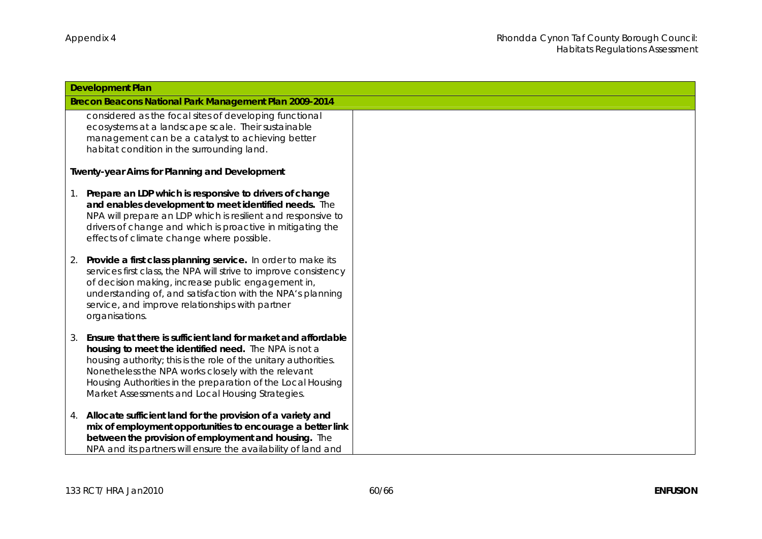| Development Plan | |
|---|---|
| **Brecon Beacons National Park Management Plan 2009-2014** | |
| considered as the focal sites of developing functional ecosystems at a landscape scale. Their sustainable management can be a catalyst to achieving better habitat condition in the surrounding land.<br><br>**Twenty-year Aims for Planning and Development**<br><br>1. **Prepare an LDP which is responsive to drivers of change and enables development to meet identified needs.** The NPA will prepare an LDP which is resilient and responsive to drivers of change and which is proactive in mitigating the effects of climate change where possible.<br><br>2. **Provide a first class planning service.** In order to make its services first class, the NPA will strive to improve consistency of decision making, increase public engagement in, understanding of, and satisfaction with the NPA's planning service, and improve relationships with partner organisations.<br><br>3. **Ensure that there is sufficient land for market and affordable housing to meet the identified need.** The NPA is not a housing authority; this is the role of the unitary authorities. Nonetheless the NPA works closely with the relevant Housing Authorities in the preparation of the Local Housing Market Assessments and Local Housing Strategies.<br><br>4. **Allocate sufficient land for the provision of a variety and mix of employment opportunities to encourage a better link between the provision of employment and housing.** The NPA and its partners will ensure the availability of land and | |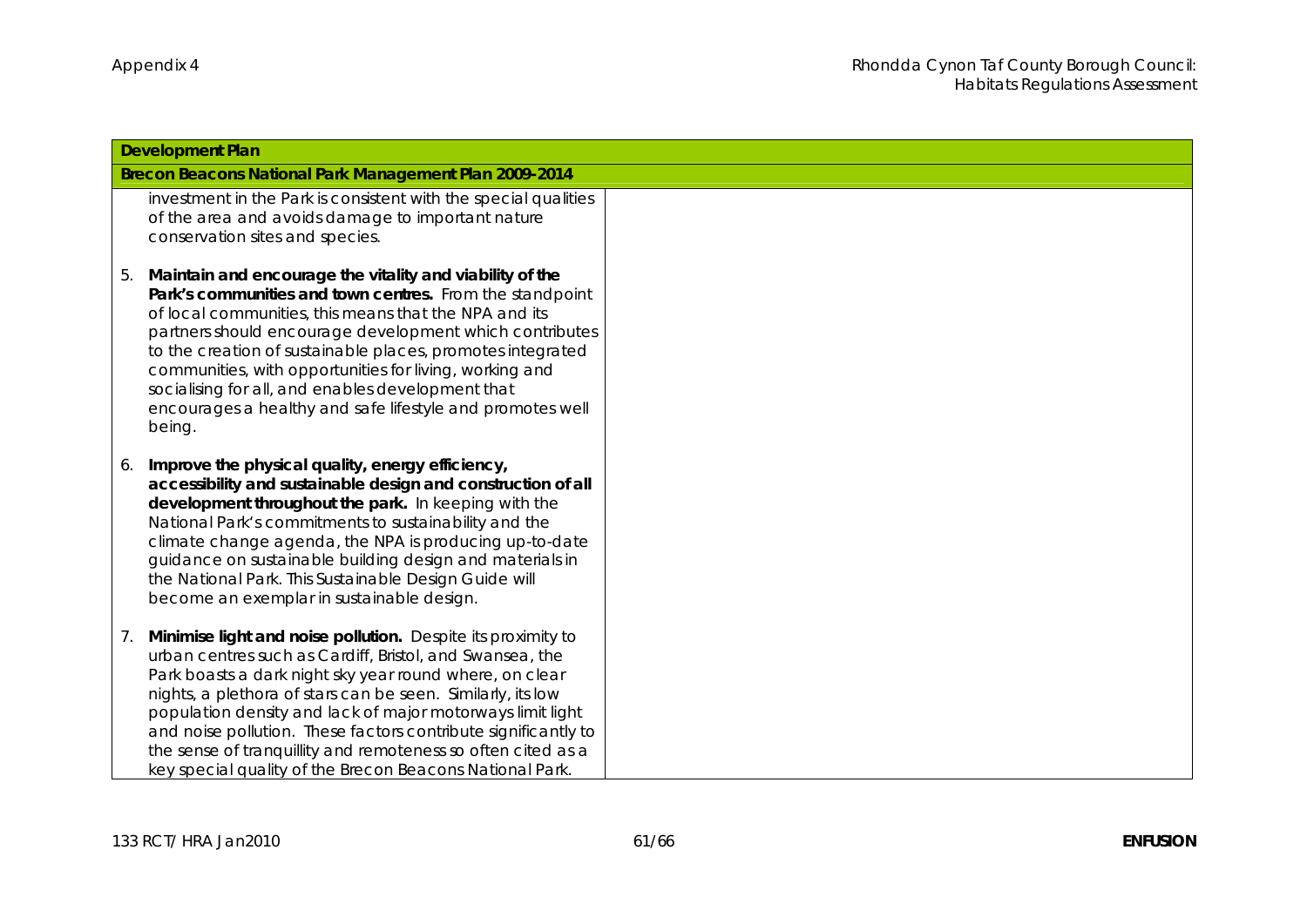| Development Plan | |
|---|---|
| **Brecon Beacons National Park Management Plan 2009-2014** | |
| investment in the Park is consistent with the special qualities of the area and avoids damage to important nature conservation sites and species.<br><br>5. **Maintain and encourage the vitality and viability of the Park's communities and town centres.** From the standpoint of local communities, this means that the NPA and its partners should encourage development which contributes to the creation of sustainable places, promotes integrated communities, with opportunities for living, working and socialising for all, and enables development that encourages a healthy and safe lifestyle and promotes well being.<br><br>6. **Improve the physical quality, energy efficiency, accessibility and sustainable design and construction of all development throughout the park.** In keeping with the National Park's commitments to sustainability and the climate change agenda, the NPA is producing up-to-date guidance on sustainable building design and materials in the National Park. This Sustainable Design Guide will become an exemplar in sustainable design.<br><br>7. **Minimise light and noise pollution.** Despite its proximity to urban centres such as Cardiff, Bristol, and Swansea, the Park boasts a dark night sky year round where, on clear nights, a plethora of stars can be seen. Similarly, its low population density and lack of major motorways limit light and noise pollution. These factors contribute significantly to the sense of tranquillity and remoteness so often cited as a key special quality of the Brecon Beacons National Park. | |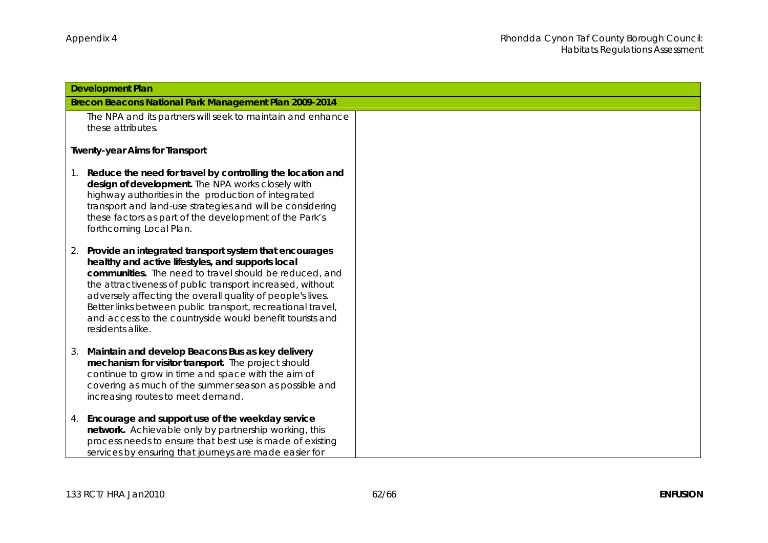| Development Plan | |
|---|---|
| **Brecon Beacons National Park Management Plan 2009-2014** | |
| The NPA and its partners will seek to maintain and enhance these attributes.<br><br>**Twenty-year Aims for Transport**<br><br>1. **Reduce the need for travel by controlling the location and design of development.** The NPA works closely with highway authorities in the production of integrated transport and land-use strategies and will be considering these factors as part of the development of the Park's forthcoming Local Plan.<br><br>2. **Provide an integrated transport system that encourages healthy and active lifestyles, and supports local communities.** The need to travel should be reduced, and the attractiveness of public transport increased, without adversely affecting the overall quality of people's lives. Better links between public transport, recreational travel, and access to the countryside would benefit tourists and residents alike.<br><br>3. **Maintain and develop Beacons Bus as key delivery mechanism for visitor transport.** The project should continue to grow in time and space with the aim of covering as much of the summer season as possible and increasing routes to meet demand.<br><br>4. **Encourage and support use of the weekday service network.** Achievable only by partnership working, this process needs to ensure that best use is made of existing services by ensuring that journeys are made easier for | |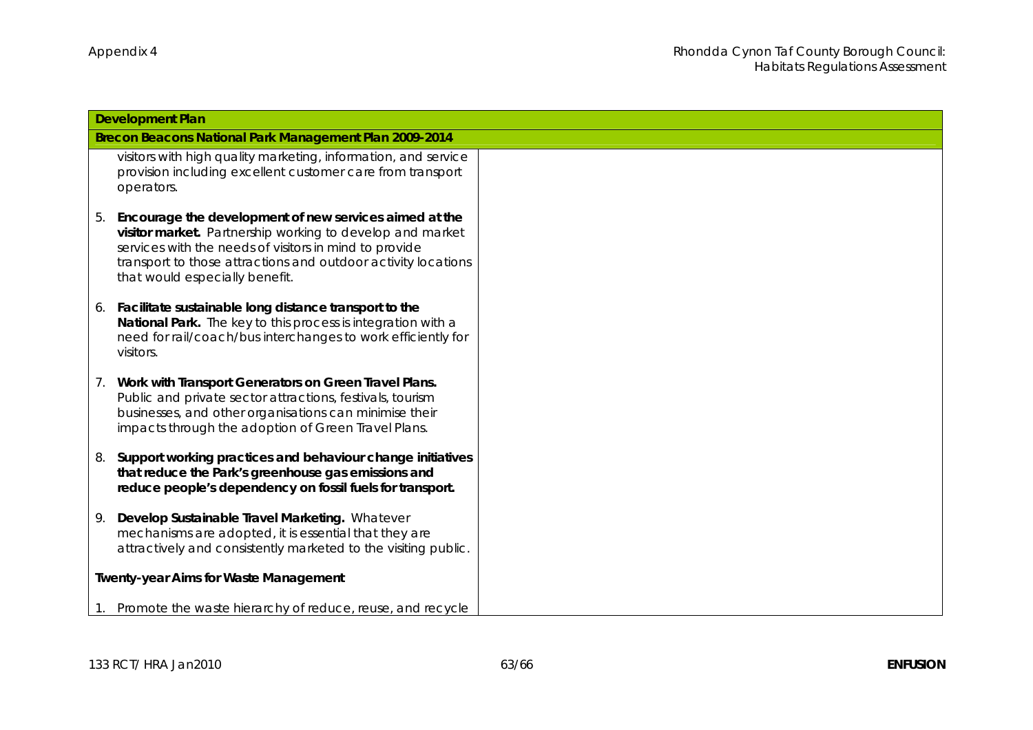| Development Plan | |
|---|---|
| **Brecon Beacons National Park Management Plan 2009-2014** | |
| visitors with high quality marketing, information, and service provision including excellent customer care from transport operators.<br><br>5. **Encourage the development of new services aimed at the visitor market.** Partnership working to develop and market services with the needs of visitors in mind to provide transport to those attractions and outdoor activity locations that would especially benefit.<br><br>6. **Facilitate sustainable long distance transport to the National Park.** The key to this process is integration with a need for rail/coach/bus interchanges to work efficiently for visitors.<br><br>7. **Work with Transport Generators on Green Travel Plans.** Public and private sector attractions, festivals, tourism businesses, and other organisations can minimise their impacts through the adoption of Green Travel Plans.<br><br>8. **Support working practices and behaviour change initiatives that reduce the Park's greenhouse gas emissions and reduce people's dependency on fossil fuels for transport.**<br><br>9. **Develop Sustainable Travel Marketing.** Whatever mechanisms are adopted, it is essential that they are attractively and consistently marketed to the visiting public.<br><br>**Twenty-year Aims for Waste Management**<br><br>1. Promote the waste hierarchy of reduce, reuse, and recycle | |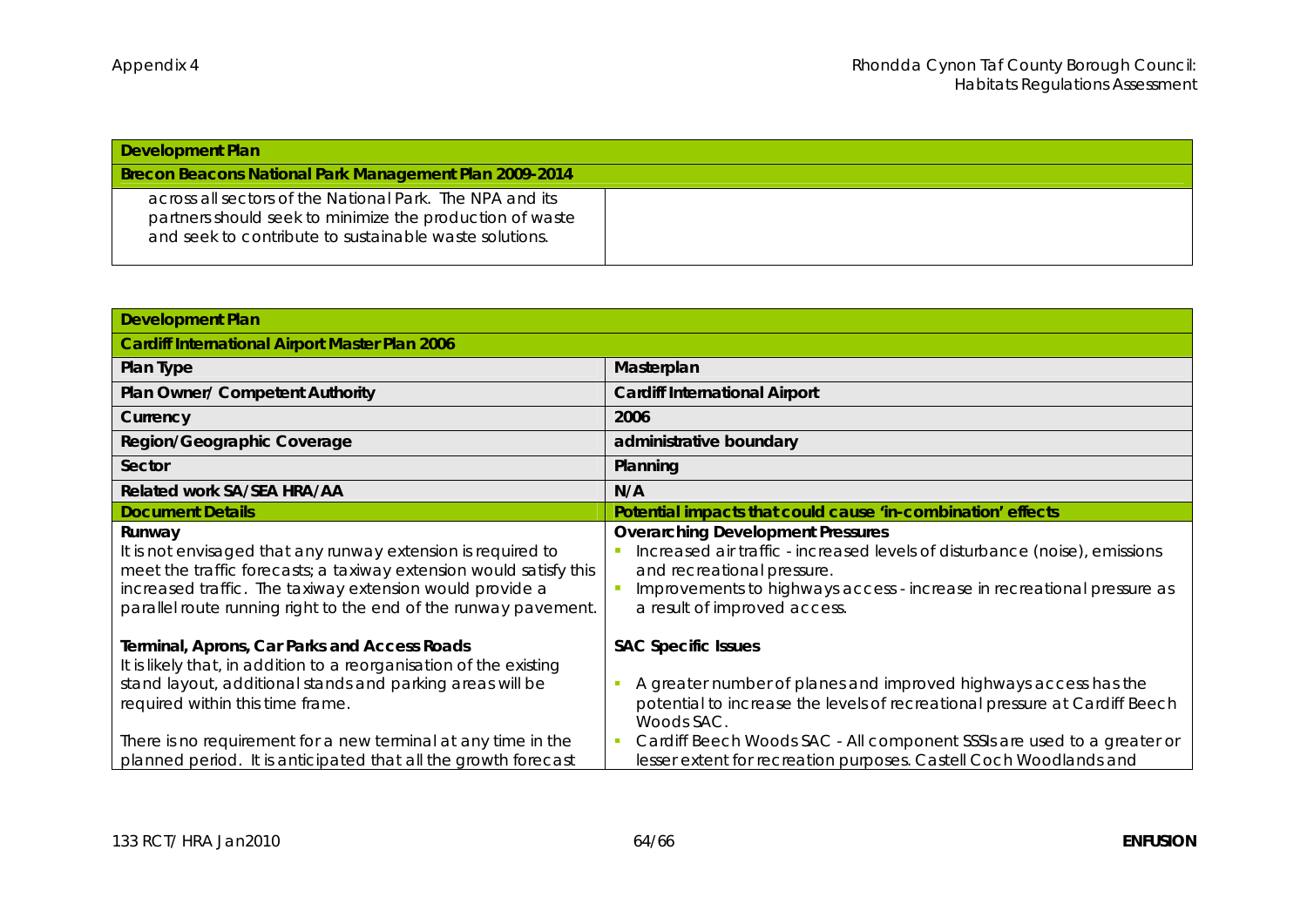| Development Plan | |
|---|---|
| **Brecon Beacons National Park Management Plan 2009-2014** | |
| across all sectors of the National Park. The NPA and its partners should seek to minimize the production of waste and seek to contribute to sustainable waste solutions. | |

| Development Plan | |
|---|---|
| **Cardiff International Airport Master Plan 2006** | |
| **Plan Type** | **Masterplan** |
| **Plan Owner/ Competent Authority** | **Cardiff International Airport** |
| **Currency** | **2006** |
| **Region/Geographic Coverage** | **administrative boundary** |
| **Sector** | **Planning** |
| **Related work SA/SEA HRA/AA** | **N/A** |
| **Document Details** | **Potential impacts that could cause 'in-combination' effects** |
| **Runway**<br>It is not envisaged that any runway extension is required to meet the traffic forecasts; a taxiway extension would satisfy this increased traffic. The taxiway extension would provide a parallel route running right to the end of the runway pavement.<br><br>**Terminal, Aprons, Car Parks and Access Roads**<br>It is likely that, in addition to a reorganisation of the existing stand layout, additional stands and parking areas will be required within this time frame.<br><br>There is no requirement for a new terminal at any time in the planned period. It is anticipated that all the growth forecast | **Overarching Development Pressures**<br>- Increased air traffic - increased levels of disturbance (noise), emissions and recreational pressure.<br>- Improvements to highways access - increase in recreational pressure as a result of improved access.<br><br>**SAC Specific Issues**<br><br>- A greater number of planes and improved highways access has the potential to increase the levels of recreational pressure at Cardiff Beech Woods SAC.<br>- Cardiff Beech Woods SAC - All component SSSIs are used to a greater or lesser extent for recreation purposes. Castell Coch Woodlands and |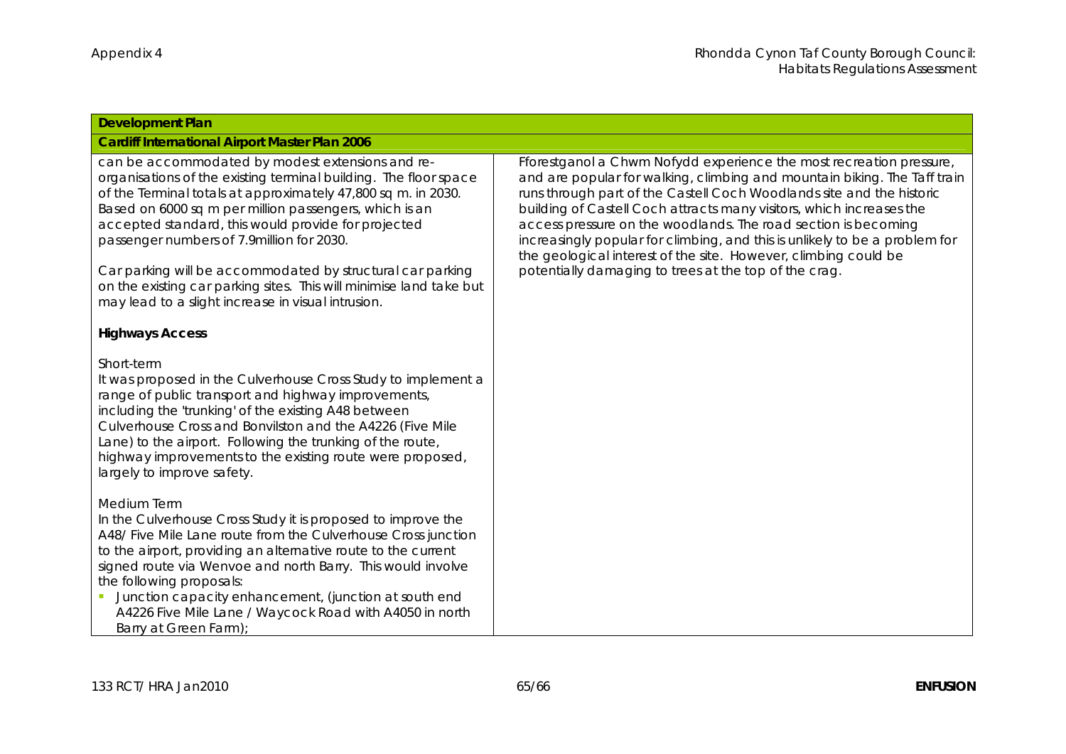| **Development Plan** | |
|---|---|
| **Cardiff International Airport Master Plan 2006** | |
| can be accommodated by modest extensions and re-organisations of the existing terminal building. The floor space of the Terminal totals at approximately 47,800 sq m. in 2030. Based on 6000 sq m per million passengers, which is an accepted standard, this would provide for projected passenger numbers of 7.9million for 2030.<br><br>Car parking will be accommodated by structural car parking on the existing car parking sites. This will minimise land take but may lead to a slight increase in visual intrusion.<br><br>**Highways Access**<br><br>Short-term<br>It was proposed in the Culverhouse Cross Study to implement a range of public transport and highway improvements, including the 'trunking' of the existing A48 between Culverhouse Cross and Bonvilston and the A4226 (Five Mile Lane) to the airport. Following the trunking of the route, highway improvements to the existing route were proposed, largely to improve safety.<br><br>Medium Term<br>In the Culverhouse Cross Study it is proposed to improve the A48/ Five Mile Lane route from the Culverhouse Cross junction to the airport, providing an alternative route to the current signed route via Wenvoe and north Barry. This would involve the following proposals:<br>- Junction capacity enhancement, (junction at south end A4226 Five Mile Lane / Waycock Road with A4050 in north Barry at Green Farm); | Fforestganol a Chwm Nofydd experience the most recreation pressure, and are popular for walking, climbing and mountain biking. The Taff train runs through part of the Castell Coch Woodlands site and the historic building of Castell Coch attracts many visitors, which increases the access pressure on the woodlands. The road section is becoming increasingly popular for climbing, and this is unlikely to be a problem for the geological interest of the site. However, climbing could be potentially damaging to trees at the top of the crag. |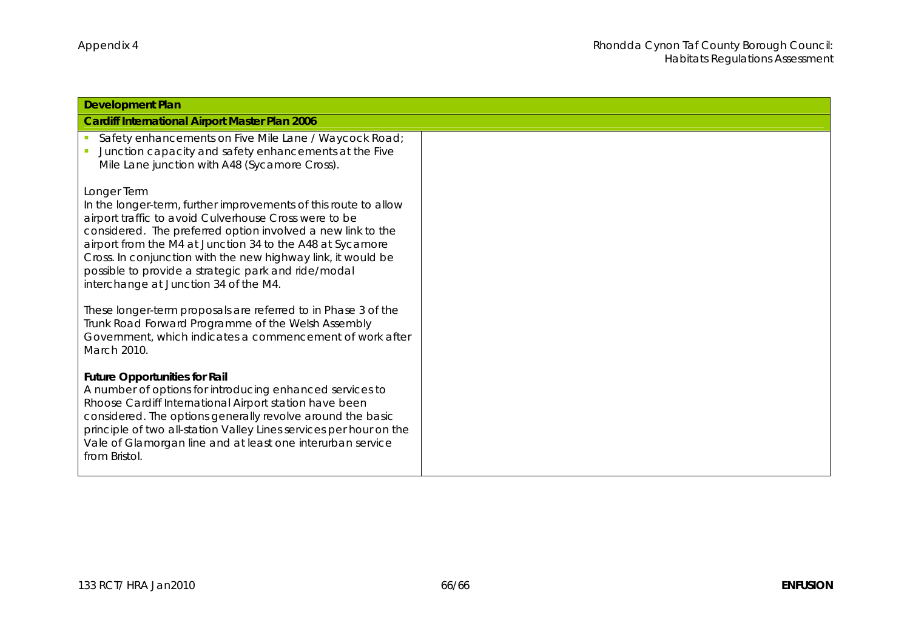| Development Plan | |
|---|---|
| **Cardiff International Airport Master Plan 2006** | |
| - Safety enhancements on Five Mile Lane / Waycock Road;<br>- Junction capacity and safety enhancements at the Five Mile Lane junction with A48 (Sycamore Cross).<br><br>Longer Term<br>In the longer-term, further improvements of this route to allow airport traffic to avoid Culverhouse Cross were to be considered. The preferred option involved a new link to the airport from the M4 at Junction 34 to the A48 at Sycamore Cross. In conjunction with the new highway link, it would be possible to provide a strategic park and ride/modal interchange at Junction 34 of the M4.<br><br>These longer-term proposals are referred to in Phase 3 of the Trunk Road Forward Programme of the Welsh Assembly Government, which indicates a commencement of work after March 2010.<br><br>**Future Opportunities for Rail**<br>A number of options for introducing enhanced services to Rhoose Cardiff International Airport station have been considered. The options generally revolve around the basic principle of two all-station Valley Lines services per hour on the Vale of Glamorgan line and at least one interurban service from Bristol. | |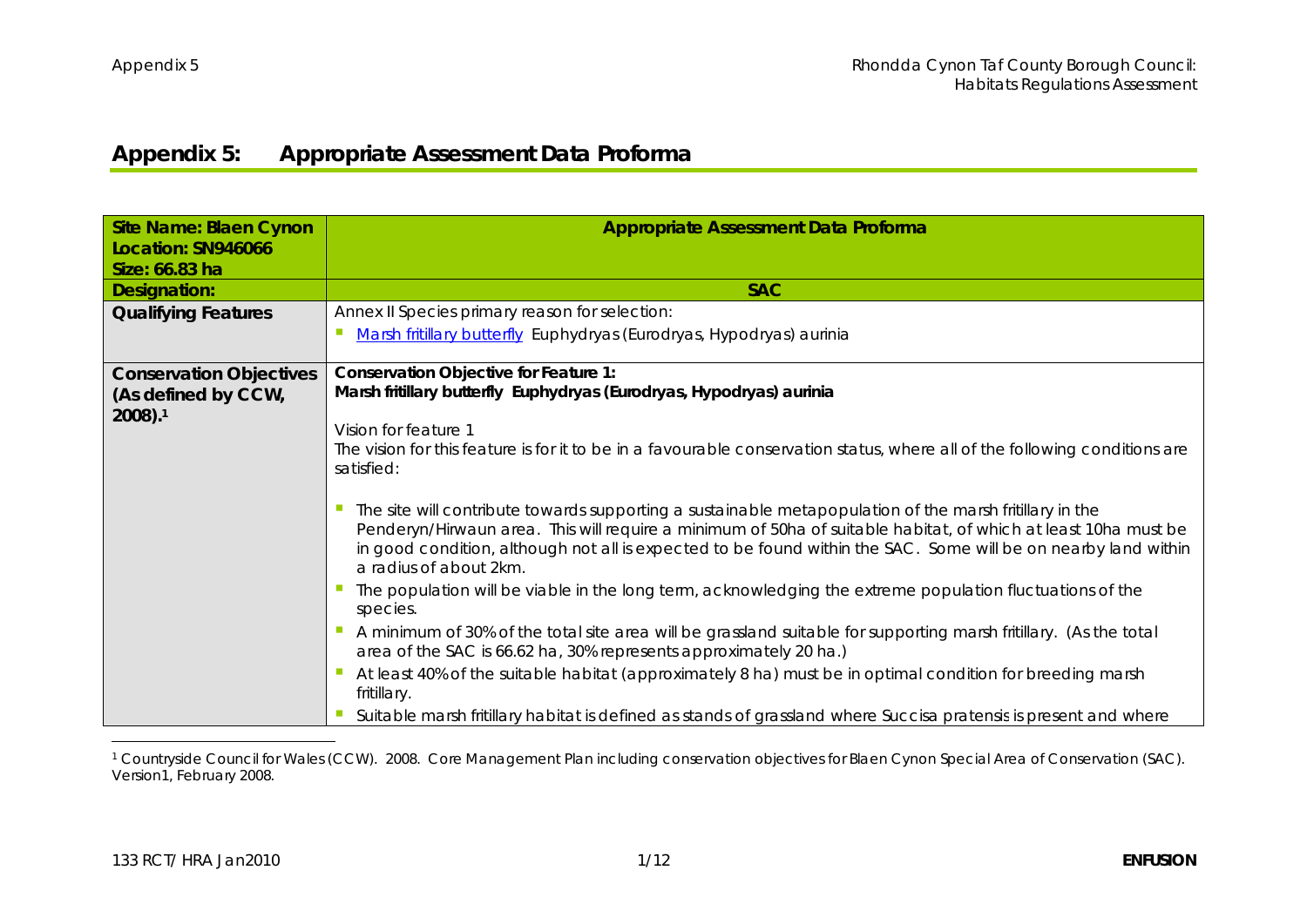## Appendix 5: Appropriate Assessment Data Proforma

| Site Name: Blaen Cynon<br>Location: SN946066<br>Size: 66.83 ha | Appropriate Assessment Data Proforma |
|---|---|
| **Designation:** | **SAC** |
| **Qualifying Features** | Annex II Species primary reason for selection:<br>- Marsh fritillary butterfly *Euphydryas (Eurodryas, Hypodryas) aurinia* |
| **Conservation Objectives (As defined by CCW, 2008).**[1] | **Conservation Objective for Feature 1:**<br>**Marsh fritillary butterfly *Euphydryas (Eurodryas, Hypodryas) aurinia***<br><br>Vision for feature 1<br>The vision for this feature is for it to be in a favourable conservation status, where all of the following conditions are satisfied:<br><br>- The site will contribute towards supporting a sustainable metapopulation of the marsh fritillary in the Penderyn/Hirwaun area. This will require a minimum of 50ha of suitable habitat, of which at least 10ha must be in good condition, although not all is expected to be found within the SAC. Some will be on nearby land within a radius of about 2km.<br>- The population will be viable in the long term, acknowledging the extreme population fluctuations of the species.<br>- A minimum of 30% of the total site area will be grassland suitable for supporting marsh fritillary. (As the total area of the SAC is 66.62 ha, 30% represents approximately 20 ha.)<br>- At least 40% of the suitable habitat (approximately 8 ha) must be in optimal condition for breeding marsh fritillary.<br>- Suitable marsh fritillary habitat is defined as stands of grassland where *Succisa pratensis* is present and where |

[1] Countryside Council for Wales (CCW). 2008. Core Management Plan including conservation objectives for Blaen Cynon Special Area of Conservation (SAC). Version1, February 2008.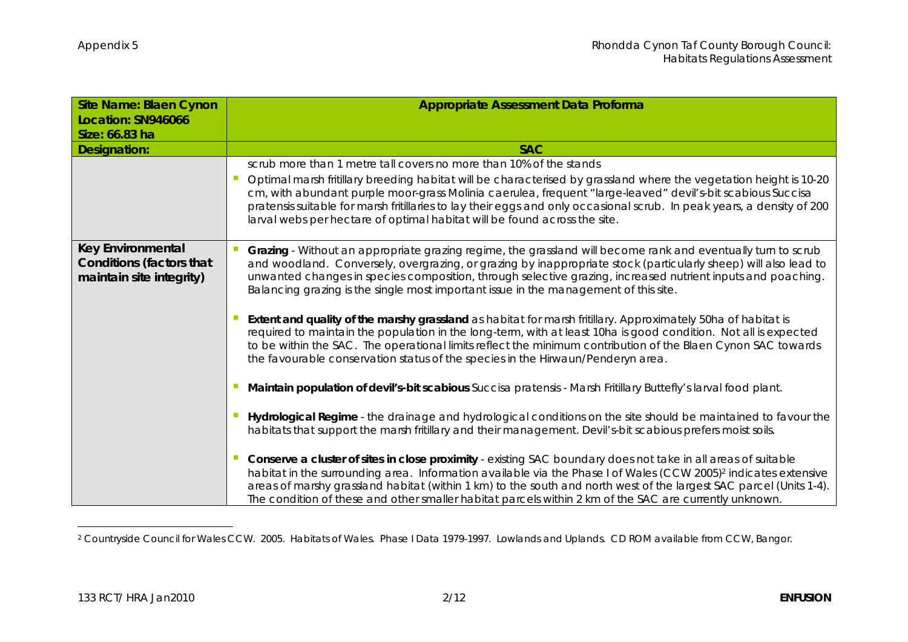| Site Name: Blaen Cynon<br>Location: SN946066<br>Size: 66.83 ha | Appropriate Assessment Data Proforma |
|---|---|
| **Designation:** | **SAC** |
| | scrub more than 1 metre tall covers no more than 10% of the stands<br>▪ Optimal marsh fritillary breeding habitat will be characterised by grassland where the vegetation height is 10-20 cm, with abundant purple moor-grass Molinia caerulea, frequent "large-leaved" devil's-bit scabious Succisa pratensis suitable for marsh fritillaries to lay their eggs and only occasional scrub. In peak years, a density of 200 larval webs per hectare of optimal habitat will be found across the site. |
| **Key Environmental Conditions (factors that maintain site integrity)** | ▪ **Grazing** - Without an appropriate grazing regime, the grassland will become rank and eventually turn to scrub and woodland. Conversely, overgrazing, or grazing by inappropriate stock (particularly sheep) will also lead to unwanted changes in species composition, through selective grazing, increased nutrient inputs and poaching. Balancing grazing is the single most important issue in the management of this site.<br>▪ **Extent and quality of the marshy grassland** as habitat for marsh fritillary. Approximately 50ha of habitat is required to maintain the population in the long-term, with at least 10ha is good condition. Not all is expected to be within the SAC. The operational limits reflect the minimum contribution of the Blaen Cynon SAC towards the favourable conservation status of the species in the Hirwaun/Penderyn area.<br>▪ **Maintain population of devil's-bit scabious** Succisa pratensis - Marsh Fritillary Buttefly's larval food plant.<br>▪ **Hydrological Regime** - the drainage and hydrological conditions on the site should be maintained to favour the habitats that support the marsh fritillary and their management. Devil's-bit scabious prefers moist soils.<br>▪ **Conserve a cluster of sites in close proximity** - existing SAC boundary does not take in all areas of suitable habitat in the surrounding area. Information available via the Phase I of Wales (CCW 2005)[2] indicates extensive areas of marshy grassland habitat (within 1 km) to the south and north west of the largest SAC parcel (Units 1-4). The condition of these and other smaller habitat parcels within 2 km of the SAC are currently unknown. |

[2] Countryside Council for Wales CCW. 2005. Habitats of Wales. Phase I Data 1979-1997. Lowlands and Uplands. CD ROM available from CCW, Bangor.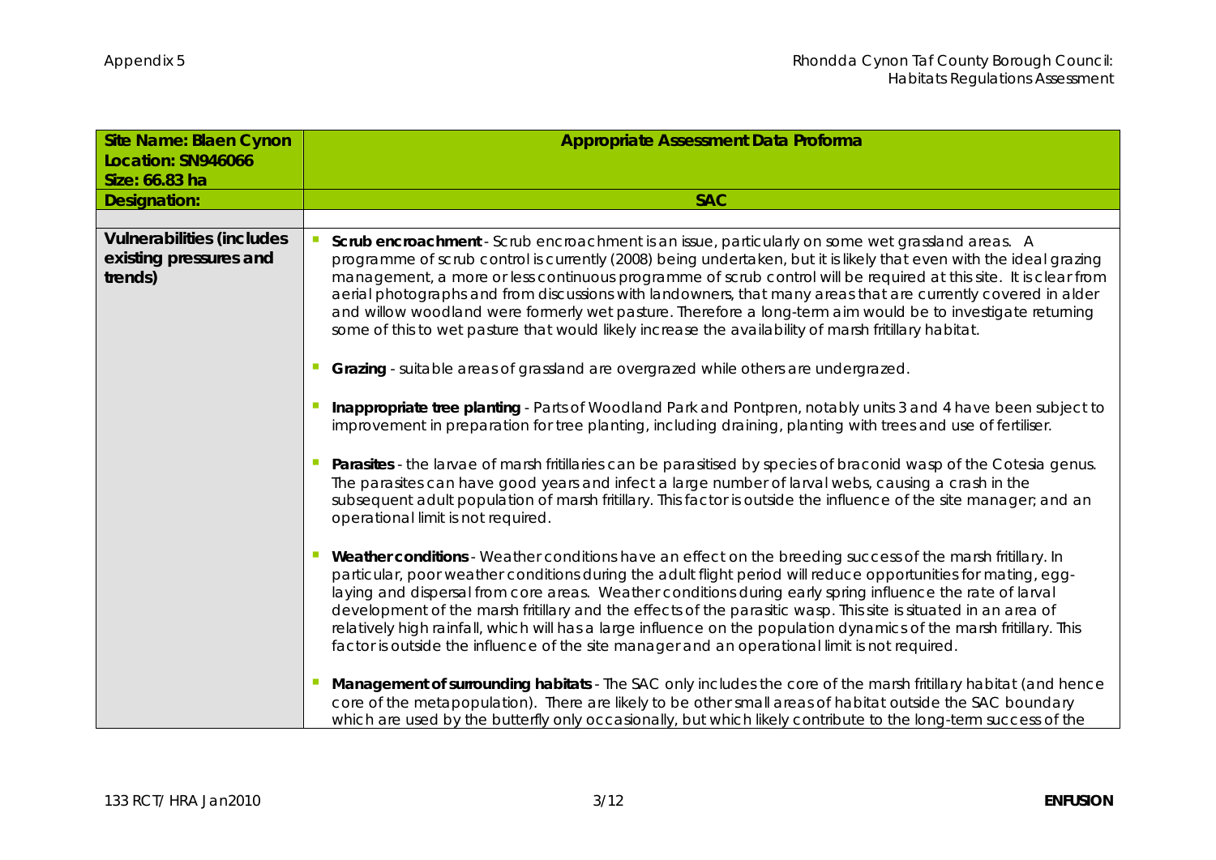| Site Name: Blaen Cynon<br>Location: SN946066<br>Size: 66.83 ha | Appropriate Assessment Data Proforma |
|---|---|
| **Designation:** | **SAC** |
| | |
| **Vulnerabilities (includes existing pressures and trends)** | ▪ **Scrub encroachment** - Scrub encroachment is an issue, particularly on some wet grassland areas. A programme of scrub control is currently (2008) being undertaken, but it is likely that even with the ideal grazing management, a more or less continuous programme of scrub control will be required at this site. It is clear from aerial photographs and from discussions with landowners, that many areas that are currently covered in alder and willow woodland were formerly wet pasture. Therefore a long-term aim would be to investigate returning some of this to wet pasture that would likely increase the availability of marsh fritillary habitat.<br><br>▪ **Grazing** - suitable areas of grassland are overgrazed while others are undergrazed.<br><br>▪ **Inappropriate tree planting** - Parts of Woodland Park and Pontpren, notably units 3 and 4 have been subject to improvement in preparation for tree planting, including draining, planting with trees and use of fertiliser.<br><br>▪ **Parasites** - the larvae of marsh fritillaries can be parasitised by species of braconid wasp of the Cotesia genus. The parasites can have good years and infect a large number of larval webs, causing a crash in the subsequent adult population of marsh fritillary. This factor is outside the influence of the site manager; and an operational limit is not required.<br><br>▪ **Weather conditions** - Weather conditions have an effect on the breeding success of the marsh fritillary. In particular, poor weather conditions during the adult flight period will reduce opportunities for mating, egg-laying and dispersal from core areas. Weather conditions during early spring influence the rate of larval development of the marsh fritillary and the effects of the parasitic wasp. This site is situated in an area of relatively high rainfall, which will has a large influence on the population dynamics of the marsh fritillary. This factor is outside the influence of the site manager and an operational limit is not required.<br><br>▪ **Management of surrounding habitats** - The SAC only includes the core of the marsh fritillary habitat (and hence core of the metapopulation). There are likely to be other small areas of habitat outside the SAC boundary which are used by the butterfly only occasionally, but which likely contribute to the long-term success of the |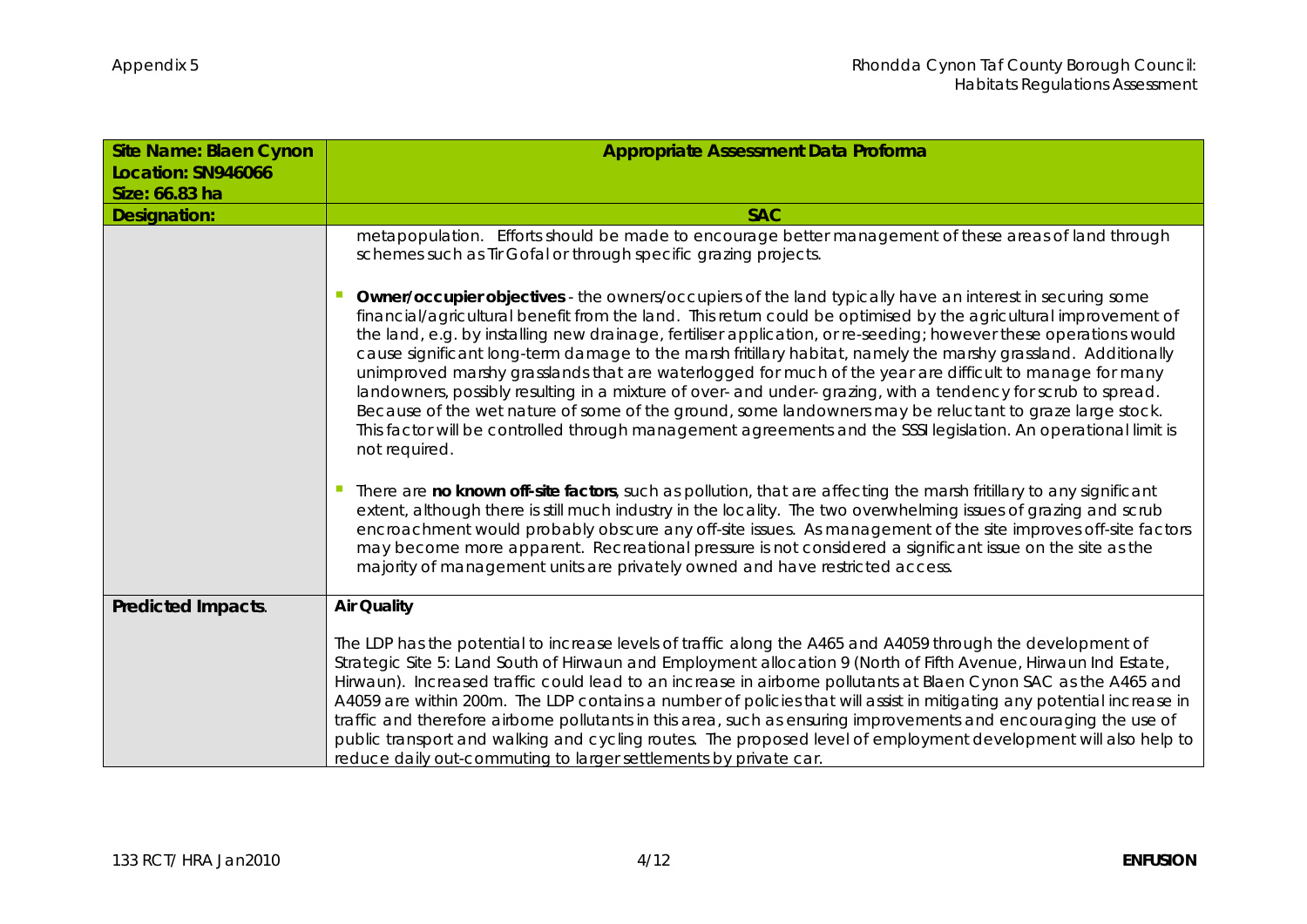| Site Name: Blaen Cynon<br>Location: SN946066<br>Size: 66.83 ha | Appropriate Assessment Data Proforma |
|---|---|
| **Designation:** | **SAC** |
| | metapopulation. Efforts should be made to encourage better management of these areas of land through schemes such as Tir Gofal or through specific grazing projects.<br><br>▪ **Owner/occupier objectives** - the owners/occupiers of the land typically have an interest in securing some financial/agricultural benefit from the land. This return could be optimised by the agricultural improvement of the land, e.g. by installing new drainage, fertiliser application, or re-seeding; however these operations would cause significant long-term damage to the marsh fritillary habitat, namely the marshy grassland. Additionally unimproved marshy grasslands that are waterlogged for much of the year are difficult to manage for many landowners, possibly resulting in a mixture of over- and under- grazing, with a tendency for scrub to spread. Because of the wet nature of some of the ground, some landowners may be reluctant to graze large stock. This factor will be controlled through management agreements and the SSSI legislation. An operational limit is not required.<br><br>▪ There are **no known off-site factors**, such as pollution, that are affecting the marsh fritillary to any significant extent, although there is still much industry in the locality. The two overwhelming issues of grazing and scrub encroachment would probably obscure any off-site issues. As management of the site improves off-site factors may become more apparent. Recreational pressure is not considered a significant issue on the site as the majority of management units are privately owned and have restricted access. |
| **Predicted Impacts**. | **Air Quality**<br><br>The LDP has the potential to increase levels of traffic along the A465 and A4059 through the development of Strategic Site 5: Land South of Hirwaun and Employment allocation 9 (North of Fifth Avenue, Hirwaun Ind Estate, Hirwaun). Increased traffic could lead to an increase in airborne pollutants at Blaen Cynon SAC as the A465 and A4059 are within 200m. The LDP contains a number of policies that will assist in mitigating any potential increase in traffic and therefore airborne pollutants in this area, such as ensuring improvements and encouraging the use of public transport and walking and cycling routes. The proposed level of employment development will also help to reduce daily out-commuting to larger settlements by private car. |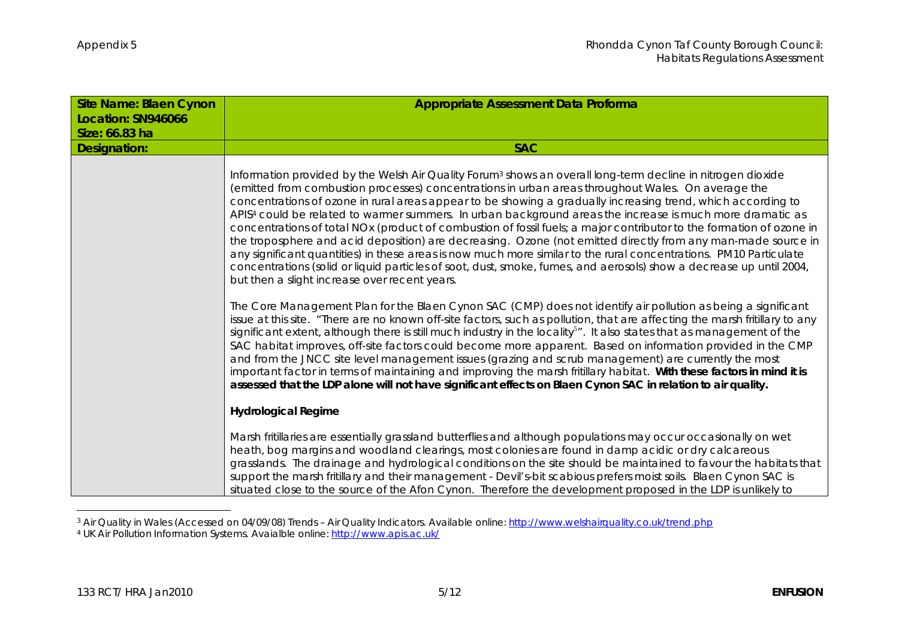| Site Name: Blaen Cynon<br>Location: SN946066<br>Size: 66.83 ha | Appropriate Assessment Data Proforma |
|---|---|
| **Designation:** | **SAC** |
| | Information provided by the Welsh Air Quality Forum[3] shows an overall long-term decline in nitrogen dioxide (emitted from combustion processes) concentrations in urban areas throughout Wales. On average the concentrations of ozone in rural areas appear to be showing a gradually increasing trend, which according to APIS[4] could be related to warmer summers. In urban background areas the increase is much more dramatic as concentrations of total NOx (product of combustion of fossil fuels; a major contributor to the formation of ozone in the troposphere and acid deposition) are decreasing. Ozone (not emitted directly from any man-made source in any significant quantities) in these areas is now much more similar to the rural concentrations. PM10 Particulate concentrations (solid or liquid particles of soot, dust, smoke, fumes, and aerosols) show a decrease up until 2004, but then a slight increase over recent years.<br><br>The Core Management Plan for the Blaen Cynon SAC (CMP) does not identify air pollution as being a significant issue at this site. "There are no known off-site factors, such as pollution, that are affecting the marsh fritillary to any significant extent, although there is still much industry in the locality[5]". It also states that as management of the SAC habitat improves, off-site factors could become more apparent. Based on information provided in the CMP and from the JNCC site level management issues (grazing and scrub management) are currently the most important factor in terms of maintaining and improving the marsh fritillary habitat. **With these factors in mind it is assessed that the LDP alone will not have significant effects on Blaen Cynon SAC in relation to air quality.**<br><br>**Hydrological Regime**<br><br>Marsh fritillaries are essentially grassland butterflies and although populations may occur occasionally on wet heath, bog margins and woodland clearings, most colonies are found in damp acidic or dry calcareous grasslands. The drainage and hydrological conditions on the site should be maintained to favour the habitats that support the marsh fritillary and their management - Devil's-bit scabious prefers moist soils. Blaen Cynon SAC is situated close to the source of the Afon Cynon. Therefore the development proposed in the LDP is unlikely to |

[3] Air Quality in Wales (Accessed on 04/09/08) Trends – Air Quality Indicators. Available online: http://www.welshairquality.co.uk/trend.php

[4] UK Air Pollution Information Systems. Avaialble online: http://www.apis.ac.uk/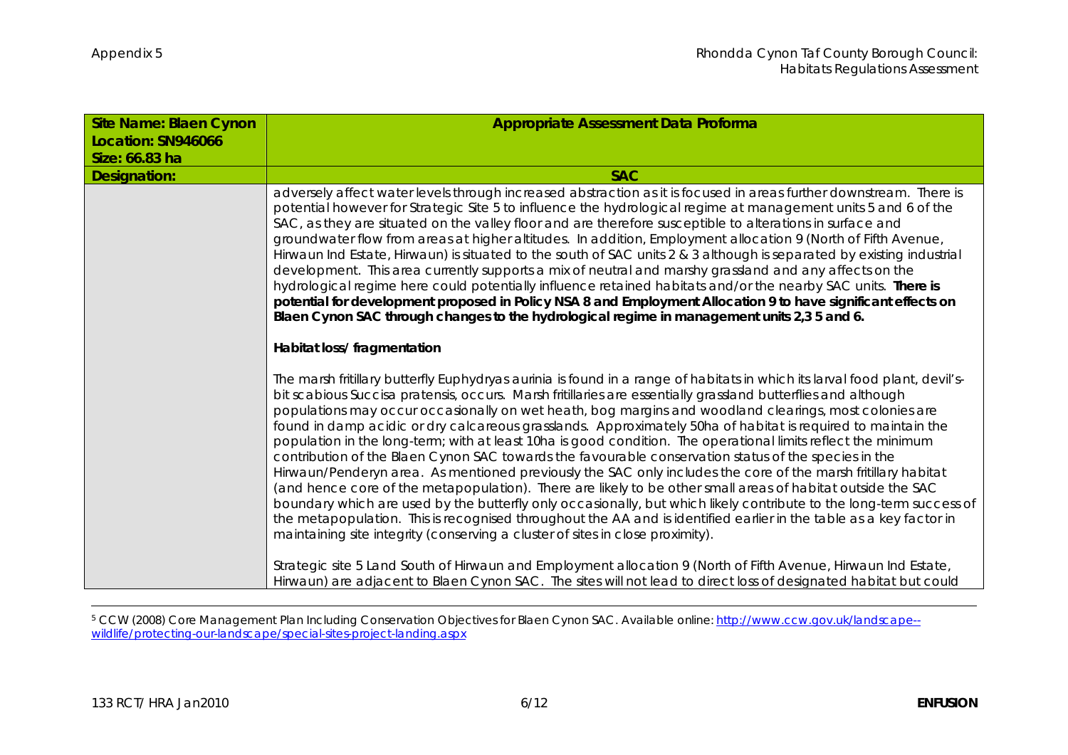| Site Name: Blaen Cynon<br>Location: SN946066<br>Size: 66.83 ha | Appropriate Assessment Data Proforma |
|---|---|
| **Designation:** | **SAC** |
| | adversely affect water levels through increased abstraction as it is focused in areas further downstream. There is potential however for Strategic Site 5 to influence the hydrological regime at management units 5 and 6 of the SAC, as they are situated on the valley floor and are therefore susceptible to alterations in surface and groundwater flow from areas at higher altitudes. In addition, Employment allocation 9 (North of Fifth Avenue, Hirwaun Ind Estate, Hirwaun) is situated to the south of SAC units 2 & 3 although is separated by existing industrial development. This area currently supports a mix of neutral and marshy grassland and any affects on the hydrological regime here could potentially influence retained habitats and/or the nearby SAC units. **There is potential for development proposed in Policy NSA 8 and Employment Allocation 9 to have significant effects on Blaen Cynon SAC through changes to the hydrological regime in management units 2,3 5 and 6.**<br><br>**Habitat loss/ fragmentation**<br><br>The marsh fritillary butterfly *Euphydryas aurinia* is found in a range of habitats in which its larval food plant, devil's-bit scabious *Succisa pratensis*, occurs. Marsh fritillaries are essentially grassland butterflies and although populations may occur occasionally on wet heath, bog margins and woodland clearings, most colonies are found in damp acidic or dry calcareous grasslands. Approximately 50ha of habitat is required to maintain the population in the long-term; with at least 10ha is good condition. The operational limits reflect the minimum contribution of the Blaen Cynon SAC towards the favourable conservation status of the species in the Hirwaun/Penderyn area. As mentioned previously the SAC only includes the core of the marsh fritillary habitat (and hence core of the metapopulation). There are likely to be other small areas of habitat outside the SAC boundary which are used by the butterfly only occasionally, but which likely contribute to the long-term success of the metapopulation. This is recognised throughout the AA and is identified earlier in the table as a key factor in maintaining site integrity (conserving a cluster of sites in close proximity).<br><br>Strategic site 5 Land South of Hirwaun and Employment allocation 9 (North of Fifth Avenue, Hirwaun Ind Estate, Hirwaun) are adjacent to Blaen Cynon SAC. The sites will not lead to direct loss of designated habitat but could |

[5] CCW (2008) Core Management Plan Including Conservation Objectives for Blaen Cynon SAC. Available online: http://www.ccw.gov.uk/landscape--wildlife/protecting-our-landscape/special-sites-project-landing.aspx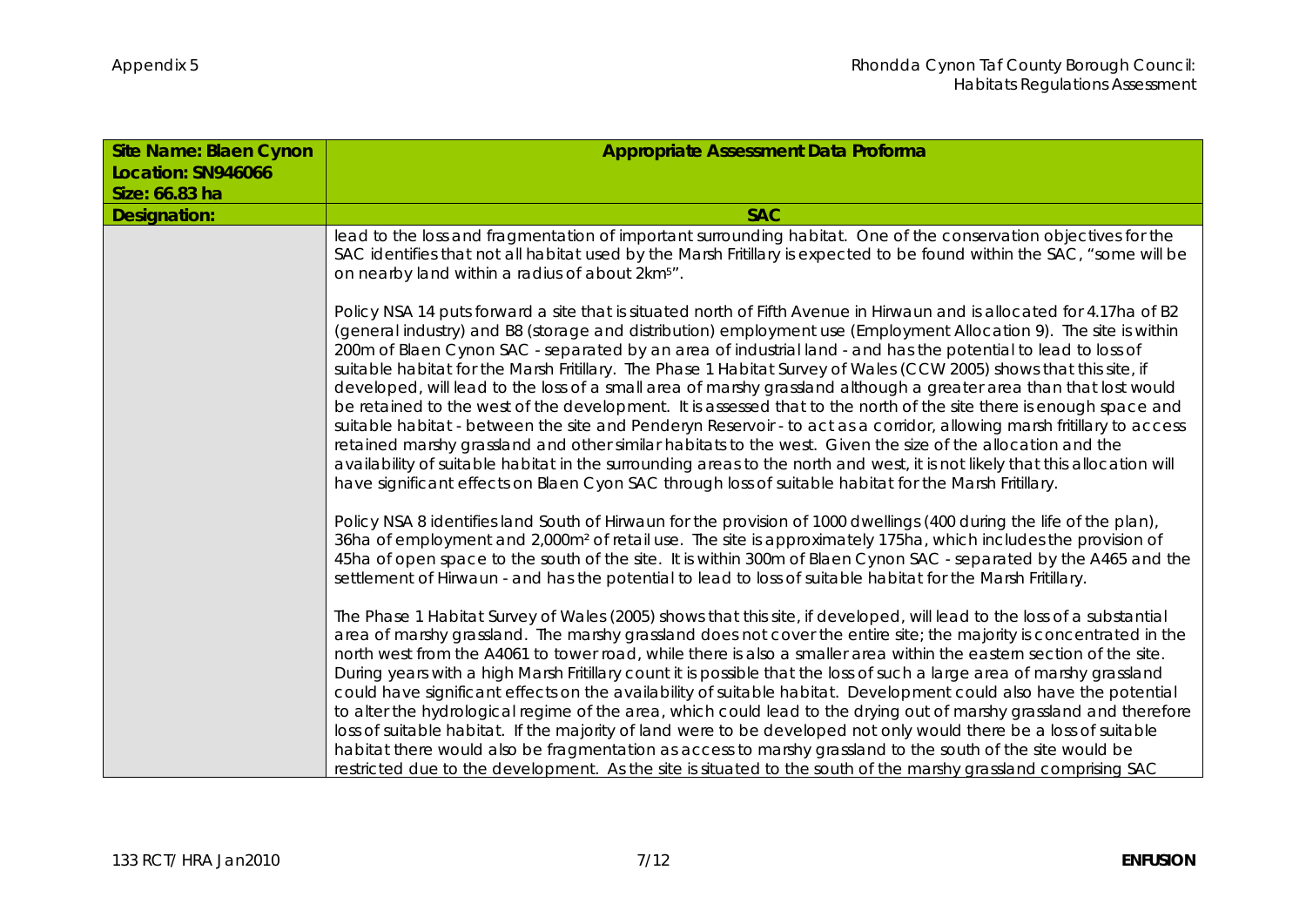| Site Name: Blaen Cynon<br>Location: SN946066<br>Size: 66.83 ha | Appropriate Assessment Data Proforma |
|---|---|
| **Designation:** | **SAC** |
| | lead to the loss and fragmentation of important surrounding habitat. One of the conservation objectives for the SAC identifies that not all habitat used by the Marsh Fritillary is expected to be found within the SAC, "some will be on nearby land within a radius of about 2km[5]".<br><br>Policy NSA 14 puts forward a site that is situated north of Fifth Avenue in Hirwaun and is allocated for 4.17ha of B2 (general industry) and B8 (storage and distribution) employment use (Employment Allocation 9). The site is within 200m of Blaen Cynon SAC - separated by an area of industrial land - and has the potential to lead to loss of suitable habitat for the Marsh Fritillary. The Phase 1 Habitat Survey of Wales (CCW 2005) shows that this site, if developed, will lead to the loss of a small area of marshy grassland although a greater area than that lost would be retained to the west of the development. It is assessed that to the north of the site there is enough space and suitable habitat - between the site and Penderyn Reservoir - to act as a corridor, allowing marsh fritillary to access retained marshy grassland and other similar habitats to the west. Given the size of the allocation and the availability of suitable habitat in the surrounding areas to the north and west, it is not likely that this allocation will have significant effects on Blaen Cyon SAC through loss of suitable habitat for the Marsh Fritillary.<br><br>Policy NSA 8 identifies land South of Hirwaun for the provision of 1000 dwellings (400 during the life of the plan), 36ha of employment and 2,000m² of retail use. The site is approximately 175ha, which includes the provision of 45ha of open space to the south of the site. It is within 300m of Blaen Cynon SAC - separated by the A465 and the settlement of Hirwaun - and has the potential to lead to loss of suitable habitat for the Marsh Fritillary.<br><br>The Phase 1 Habitat Survey of Wales (2005) shows that this site, if developed, will lead to the loss of a substantial area of marshy grassland. The marshy grassland does not cover the entire site; the majority is concentrated in the north west from the A4061 to tower road, while there is also a smaller area within the eastern section of the site. During years with a high Marsh Fritillary count it is possible that the loss of such a large area of marshy grassland could have significant effects on the availability of suitable habitat. Development could also have the potential to alter the hydrological regime of the area, which could lead to the drying out of marshy grassland and therefore loss of suitable habitat. If the majority of land were to be developed not only would there be a loss of suitable habitat there would also be fragmentation as access to marshy grassland to the south of the site would be restricted due to the development. As the site is situated to the south of the marshy grassland comprising SAC |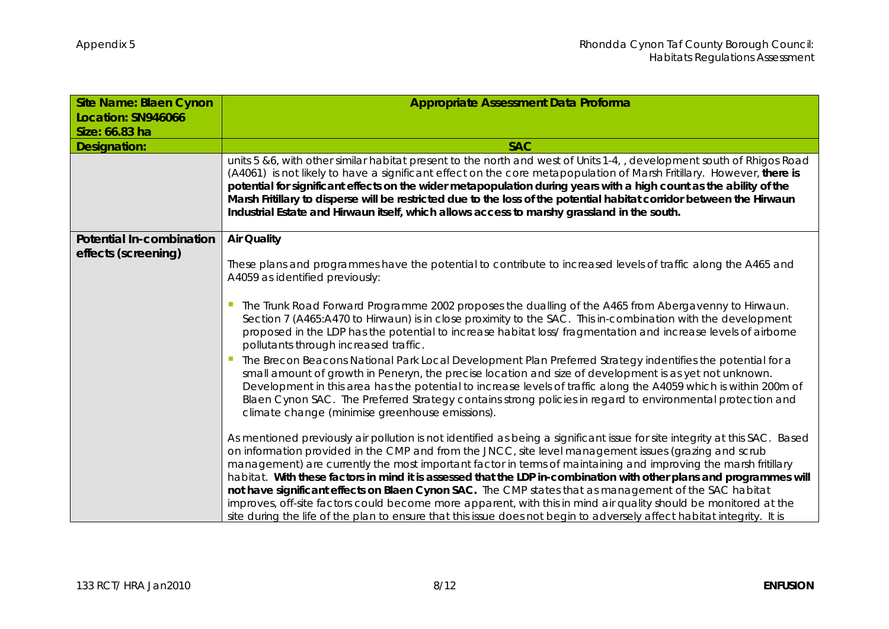| Site Name: Blaen Cynon<br>Location: SN946066<br>Size: 66.83 ha | Appropriate Assessment Data Proforma |
|---|---|
| **Designation:** | **SAC** |
| | units 5 &6, with other similar habitat present to the north and west of Units 1-4, , development south of Rhigos Road (A4061) is not likely to have a significant effect on the core metapopulation of Marsh Fritillary. However, **there is potential for significant effects on the wider metapopulation during years with a high count as the ability of the Marsh Fritillary to disperse will be restricted due to the loss of the potential habitat corridor between the Hirwaun Industrial Estate and Hirwaun itself, which allows access to marshy grassland in the south.** |
| **Potential In-combination effects (screening)** | **Air Quality**<br><br>These plans and programmes have the potential to contribute to increased levels of traffic along the A465 and A4059 as identified previously:<br><br>- The Trunk Road Forward Programme 2002 proposes the dualling of the A465 from Abergavenny to Hirwaun. Section 7 (A465:A470 to Hirwaun) is in close proximity to the SAC. This in-combination with the development proposed in the LDP has the potential to increase habitat loss/ fragmentation and increase levels of airborne pollutants through increased traffic.<br>- The Brecon Beacons National Park Local Development Plan Preferred Strategy indentifies the potential for a small amount of growth in Peneryn, the precise location and size of development is as yet not unknown. Development in this area has the potential to increase levels of traffic along the A4059 which is within 200m of Blaen Cynon SAC. The Preferred Strategy contains strong policies in regard to environmental protection and climate change (minimise greenhouse emissions).<br><br>As mentioned previously air pollution is not identified as being a significant issue for site integrity at this SAC. Based on information provided in the CMP and from the JNCC, site level management issues (grazing and scrub management) are currently the most important factor in terms of maintaining and improving the marsh fritillary habitat. **With these factors in mind it is assessed that the LDP in-combination with other plans and programmes will not have significant effects on Blaen Cynon SAC.** The CMP states that as management of the SAC habitat improves, off-site factors could become more apparent, with this in mind air quality should be monitored at the site during the life of the plan to ensure that this issue does not begin to adversely affect habitat integrity. It is |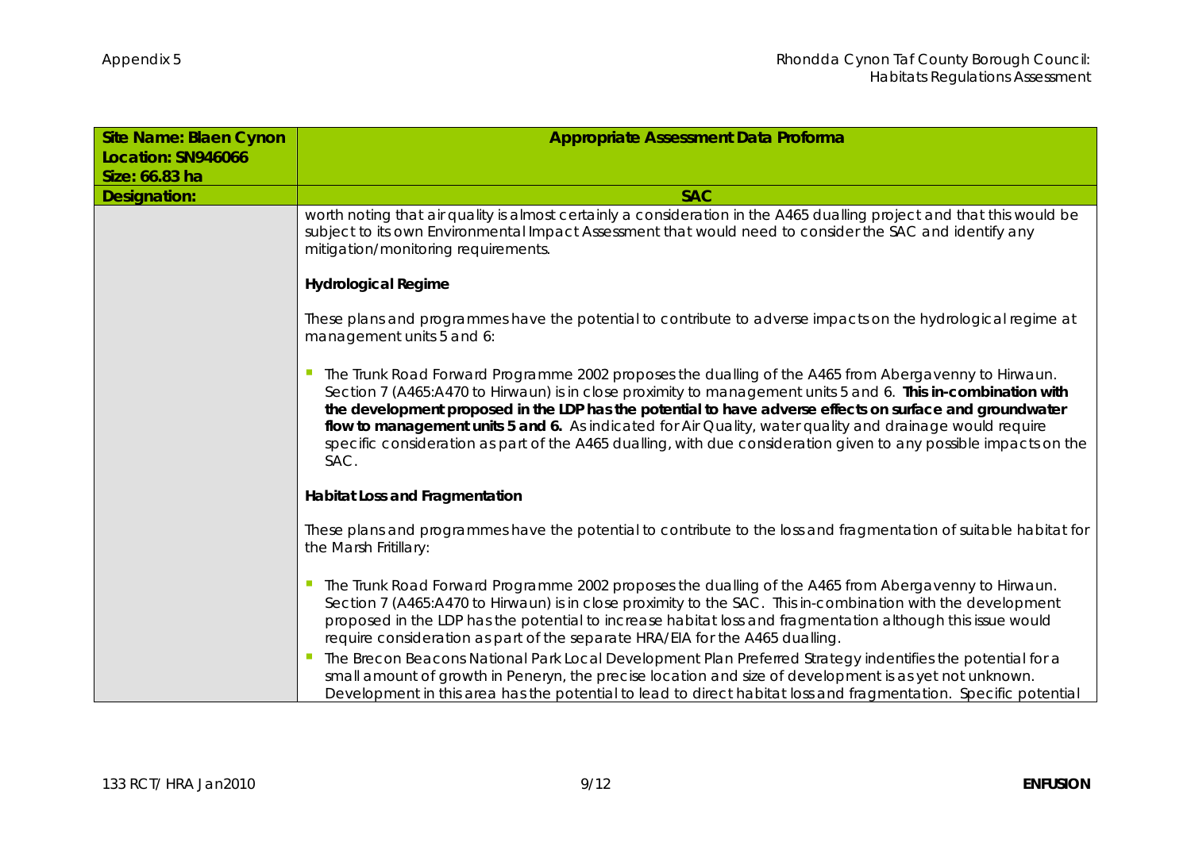| Site Name: Blaen Cynon<br>Location: SN946066<br>Size: 66.83 ha | Appropriate Assessment Data Proforma |
|---|---|
| **Designation:** | **SAC** |
| | worth noting that air quality is almost certainly a consideration in the A465 dualling project and that this would be subject to its own Environmental Impact Assessment that would need to consider the SAC and identify any mitigation/monitoring requirements.<br><br>**Hydrological Regime**<br><br>These plans and programmes have the potential to contribute to adverse impacts on the hydrological regime at management units 5 and 6:<br><br>▪ The Trunk Road Forward Programme 2002 proposes the dualling of the A465 from Abergavenny to Hirwaun. Section 7 (A465:A470 to Hirwaun) is in close proximity to management units 5 and 6. **This in-combination with the development proposed in the LDP has the potential to have adverse effects on surface and groundwater flow to management units 5 and 6.** As indicated for Air Quality, water quality and drainage would require specific consideration as part of the A465 dualling, with due consideration given to any possible impacts on the SAC.<br><br>**Habitat Loss and Fragmentation**<br><br>These plans and programmes have the potential to contribute to the loss and fragmentation of suitable habitat for the Marsh Fritillary:<br><br>▪ The Trunk Road Forward Programme 2002 proposes the dualling of the A465 from Abergavenny to Hirwaun. Section 7 (A465:A470 to Hirwaun) is in close proximity to the SAC. This in-combination with the development proposed in the LDP has the potential to increase habitat loss and fragmentation although this issue would require consideration as part of the separate HRA/EIA for the A465 dualling.<br>▪ The Brecon Beacons National Park Local Development Plan Preferred Strategy indentifies the potential for a small amount of growth in Peneryn, the precise location and size of development is as yet not unknown. Development in this area has the potential to lead to direct habitat loss and fragmentation. Specific potential |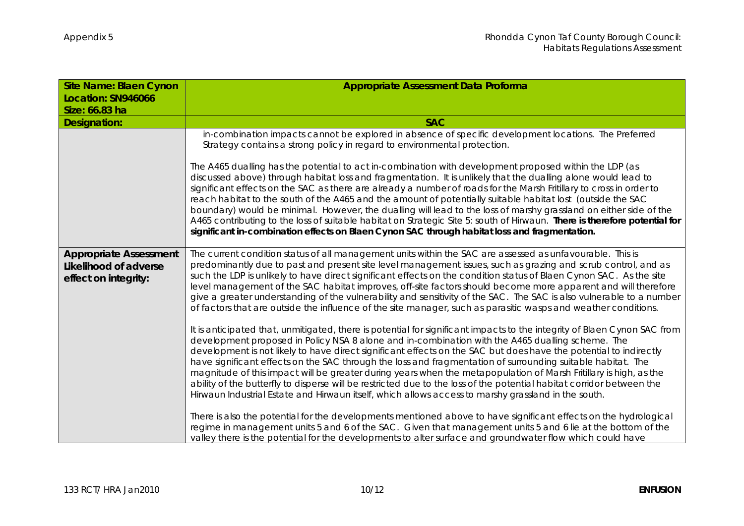| Site Name: Blaen Cynon<br>Location: SN946066<br>Size: 66.83 ha | Appropriate Assessment Data Proforma |
|---|---|
| **Designation:** | **SAC** |
| | in-combination impacts cannot be explored in absence of specific development locations. The Preferred Strategy contains a strong policy in regard to environmental protection.<br><br>The A465 dualling has the potential to act in-combination with development proposed within the LDP (as discussed above) through habitat loss and fragmentation. It is unlikely that the dualling alone would lead to significant effects on the SAC as there are already a number of roads for the Marsh Fritillary to cross in order to reach habitat to the south of the A465 and the amount of potentially suitable habitat lost (outside the SAC boundary) would be minimal. However, the dualling will lead to the loss of marshy grassland on either side of the A465 contributing to the loss of suitable habitat on Strategic Site 5: south of Hirwaun. **There is therefore potential for significant in-combination effects on Blaen Cynon SAC through habitat loss and fragmentation.** |
| **Appropriate Assessment Likelihood of adverse effect on integrity:** | The current condition status of all management units within the SAC are assessed as unfavourable. This is predominantly due to past and present site level management issues, such as grazing and scrub control, and as such the LDP is unlikely to have direct significant effects on the condition status of Blaen Cynon SAC. As the site level management of the SAC habitat improves, off-site factors should become more apparent and will therefore give a greater understanding of the vulnerability and sensitivity of the SAC. The SAC is also vulnerable to a number of factors that are outside the influence of the site manager, such as parasitic wasps and weather conditions.<br><br>It is anticipated that, unmitigated, there is potential for significant impacts to the integrity of Blaen Cynon SAC from development proposed in Policy NSA 8 alone and in-combination with the A465 dualling scheme. The development is not likely to have direct significant effects on the SAC but does have the potential to indirectly have significant effects on the SAC through the loss and fragmentation of surrounding suitable habitat. The magnitude of this impact will be greater during years when the metapopulation of Marsh Fritillary is high, as the ability of the butterfly to disperse will be restricted due to the loss of the potential habitat corridor between the Hirwaun Industrial Estate and Hirwaun itself, which allows access to marshy grassland in the south.<br><br>There is also the potential for the developments mentioned above to have significant effects on the hydrological regime in management units 5 and 6 of the SAC. Given that management units 5 and 6 lie at the bottom of the valley there is the potential for the developments to alter surface and groundwater flow which could have |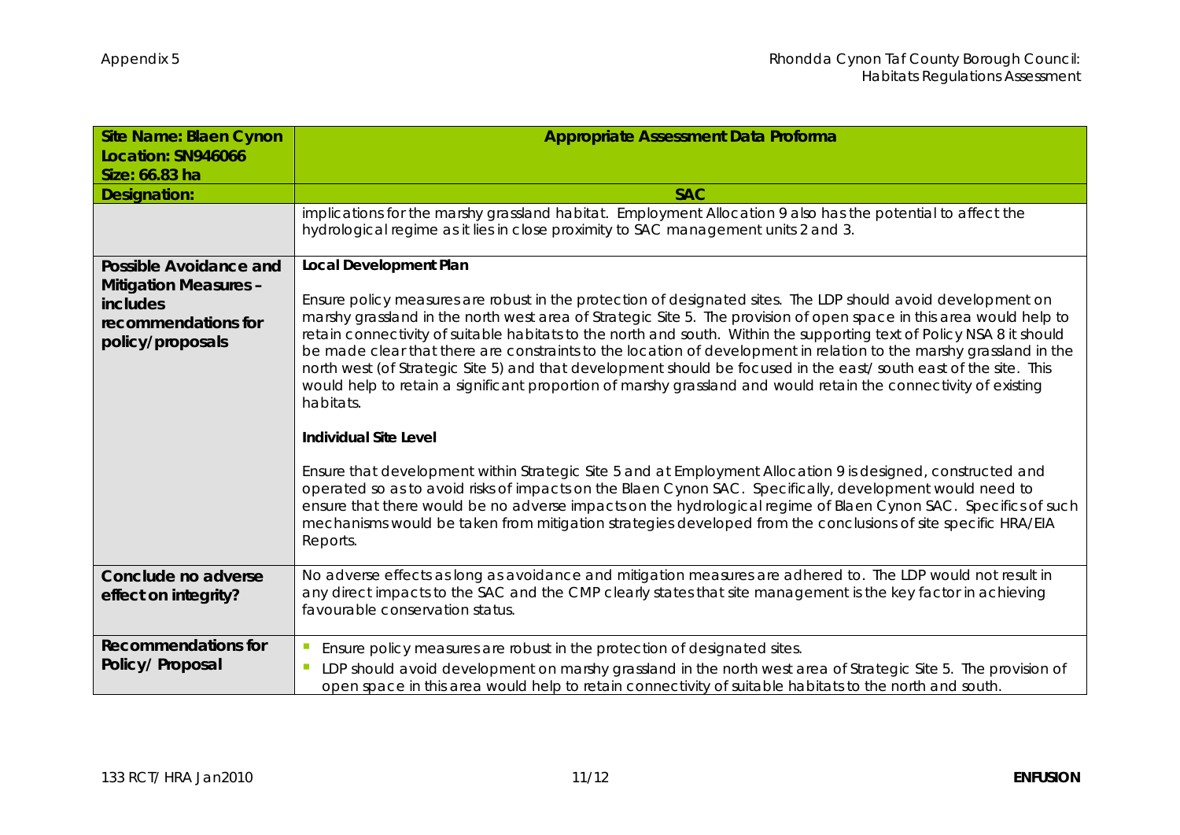| Site Name: Blaen Cynon<br>Location: SN946066<br>Size: 66.83 ha | Appropriate Assessment Data Proforma |
|---|---|
| **Designation:** | **SAC** |
| | implications for the marshy grassland habitat. Employment Allocation 9 also has the potential to affect the hydrological regime as it lies in close proximity to SAC management units 2 and 3. |
| **Possible Avoidance and Mitigation Measures – includes recommendations for policy/proposals** | **Local Development Plan**<br><br>Ensure policy measures are robust in the protection of designated sites. The LDP should avoid development on marshy grassland in the north west area of Strategic Site 5. The provision of open space in this area would help to retain connectivity of suitable habitats to the north and south. Within the supporting text of Policy NSA 8 it should be made clear that there are constraints to the location of development in relation to the marshy grassland in the north west (of Strategic Site 5) and that development should be focused in the east/ south east of the site. This would help to retain a significant proportion of marshy grassland and would retain the connectivity of existing habitats.<br><br>**Individual Site Level**<br><br>Ensure that development within Strategic Site 5 and at Employment Allocation 9 is designed, constructed and operated so as to avoid risks of impacts on the Blaen Cynon SAC. Specifically, development would need to ensure that there would be no adverse impacts on the hydrological regime of Blaen Cynon SAC. Specifics of such mechanisms would be taken from mitigation strategies developed from the conclusions of site specific HRA/EIA Reports. |
| **Conclude no adverse effect on integrity?** | No adverse effects as long as avoidance and mitigation measures are adhered to. The LDP would not result in any direct impacts to the SAC and the CMP clearly states that site management is the key factor in achieving favourable conservation status. |
| **Recommendations for Policy/ Proposal** | - Ensure policy measures are robust in the protection of designated sites.<br>- LDP should avoid development on marshy grassland in the north west area of Strategic Site 5. The provision of open space in this area would help to retain connectivity of suitable habitats to the north and south. |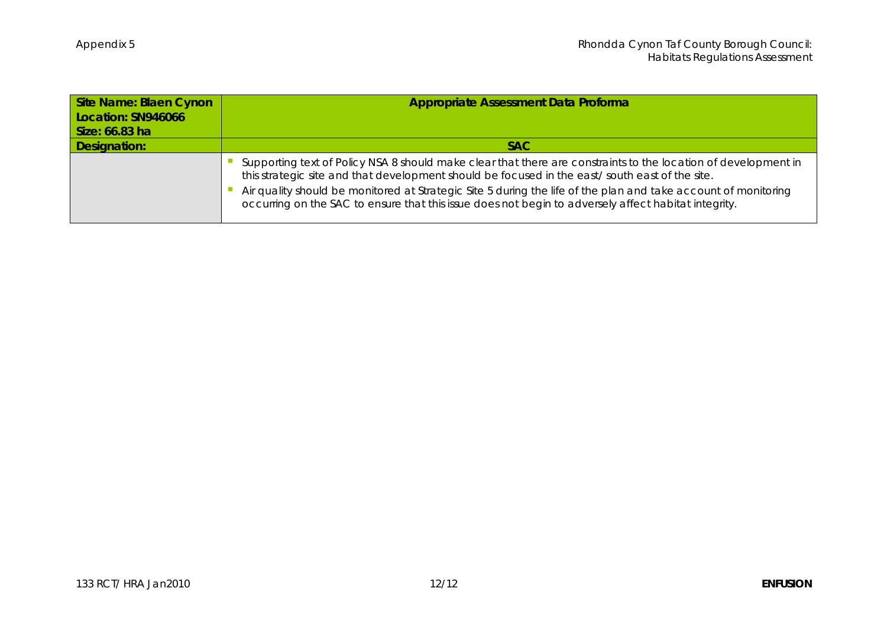| Site Name: Blaen Cynon<br>Location: SN946066<br>Size: 66.83 ha | Appropriate Assessment Data Proforma |
| --- | --- |
| **Designation:** | **SAC** |
| | ▪ Supporting text of Policy NSA 8 should make clear that there are constraints to the location of development in this strategic site and that development should be focused in the east/ south east of the site.<br>▪ Air quality should be monitored at Strategic Site 5 during the life of the plan and take account of monitoring occurring on the SAC to ensure that this issue does not begin to adversely affect habitat integrity. |